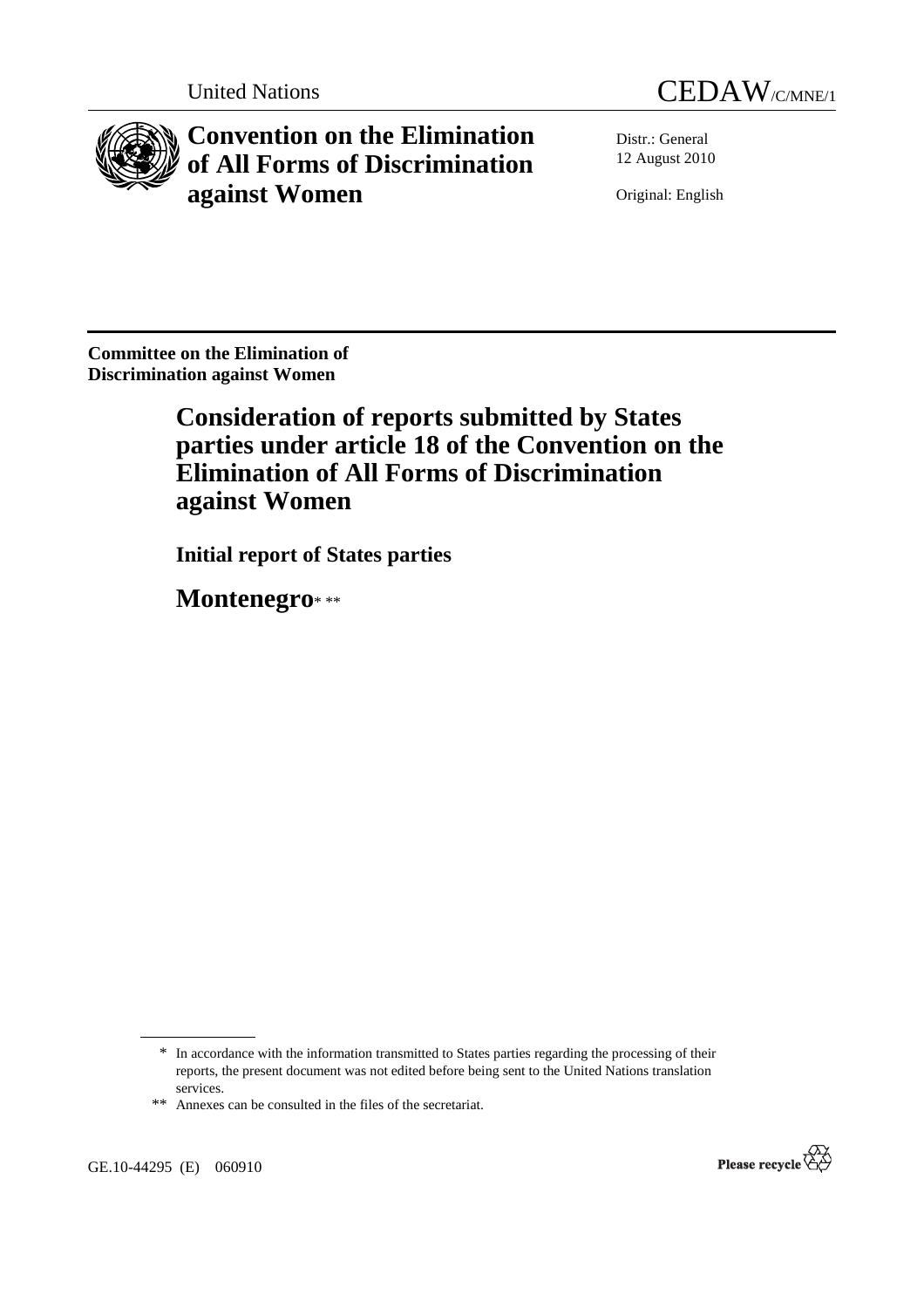United Nations CEDAW/C/MNE/1

# Convention on the Elimination of All Forms of Discrimination against Women

Distr.: General
12 August 2010

Original: English

**Committee on the Elimination of Discrimination against Women**

## Consideration of reports submitted by States parties under article 18 of the Convention on the Elimination of All Forms of Discrimination against Women

### Initial report of States parties

## Montenegro* **

\* In accordance with the information transmitted to States parties regarding the processing of their reports, the present document was not edited before being sent to the United Nations translation services.

\*\* Annexes can be consulted in the files of the secretariat.

GE.10-44295 (E) 060910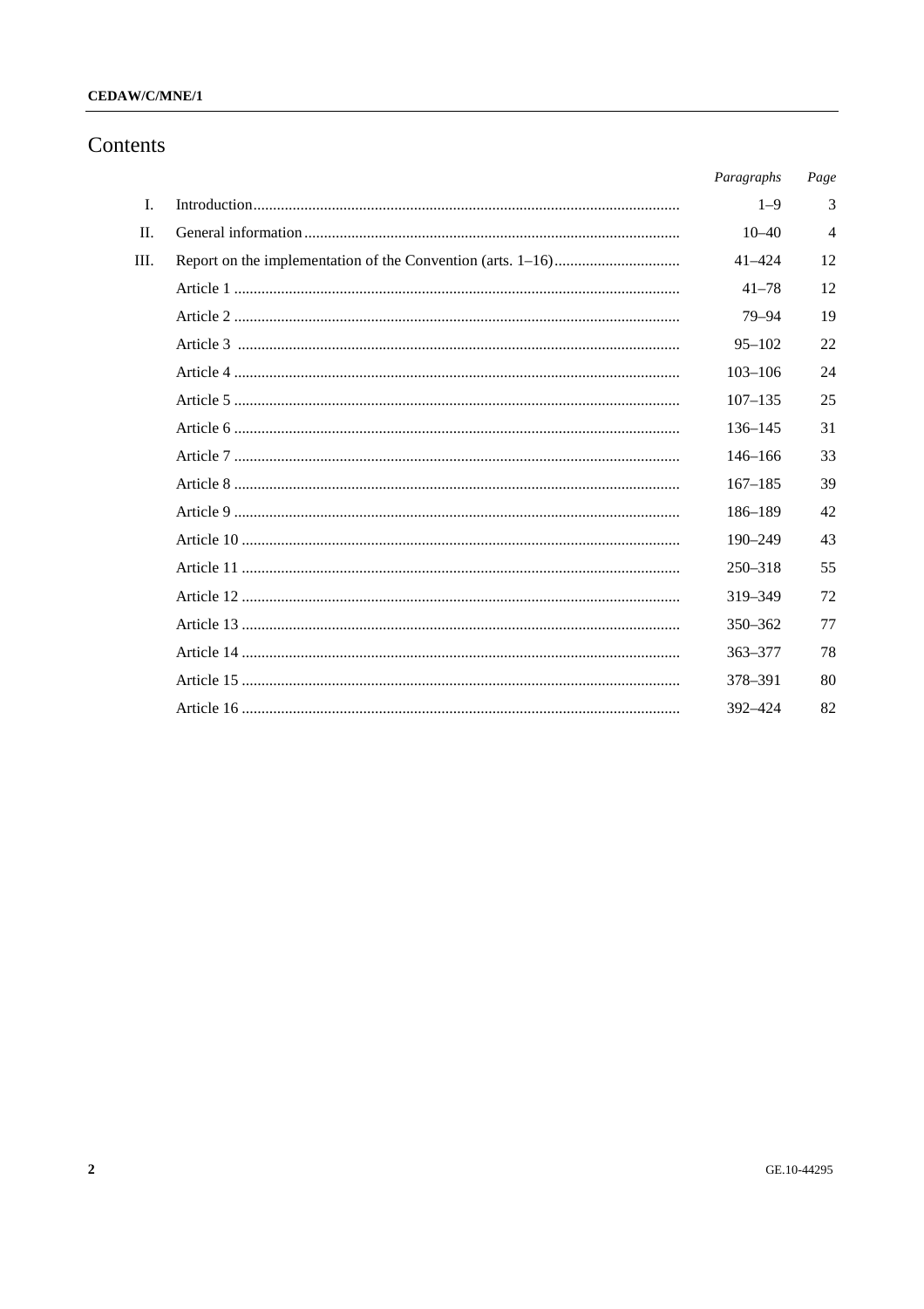# Contents

| | | *Paragraphs* | *Page* |
|---|---|---|---|
| I. | Introduction | 1–9 | 3 |
| II. | General information | 10–40 | 4 |
| III. | Report on the implementation of the Convention (arts. 1–16) | 41–424 | 12 |
| | Article 1 | 41–78 | 12 |
| | Article 2 | 79–94 | 19 |
| | Article 3 | 95–102 | 22 |
| | Article 4 | 103–106 | 24 |
| | Article 5 | 107–135 | 25 |
| | Article 6 | 136–145 | 31 |
| | Article 7 | 146–166 | 33 |
| | Article 8 | 167–185 | 39 |
| | Article 9 | 186–189 | 42 |
| | Article 10 | 190–249 | 43 |
| | Article 11 | 250–318 | 55 |
| | Article 12 | 319–349 | 72 |
| | Article 13 | 350–362 | 77 |
| | Article 14 | 363–377 | 78 |
| | Article 15 | 378–391 | 80 |
| | Article 16 | 392–424 | 82 |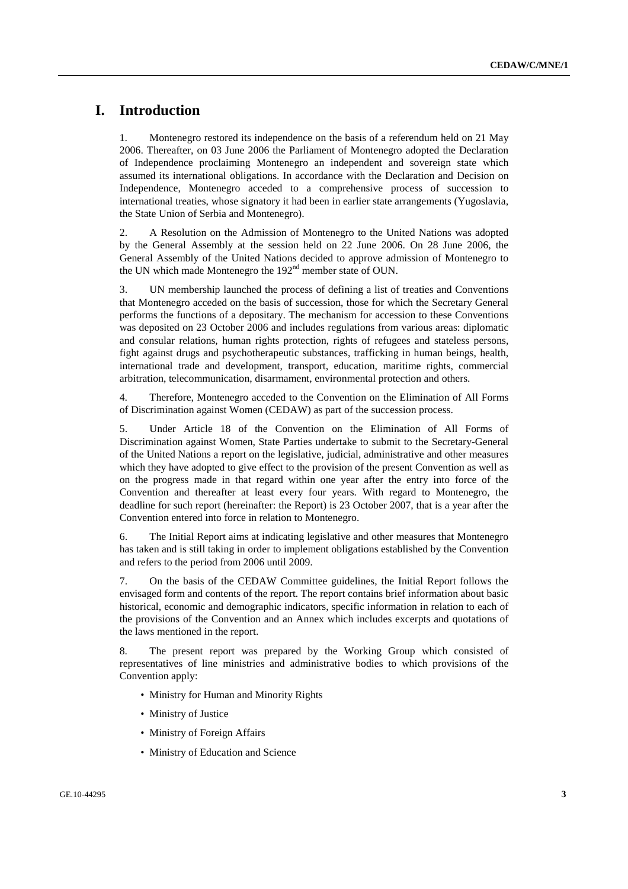# I. Introduction

1. Montenegro restored its independence on the basis of a referendum held on 21 May 2006. Thereafter, on 03 June 2006 the Parliament of Montenegro adopted the Declaration of Independence proclaiming Montenegro an independent and sovereign state which assumed its international obligations. In accordance with the Declaration and Decision on Independence, Montenegro acceded to a comprehensive process of succession to international treaties, whose signatory it had been in earlier state arrangements (Yugoslavia, the State Union of Serbia and Montenegro).

2. A Resolution on the Admission of Montenegro to the United Nations was adopted by the General Assembly at the session held on 22 June 2006. On 28 June 2006, the General Assembly of the United Nations decided to approve admission of Montenegro to the UN which made Montenegro the 192nd member state of OUN.

3. UN membership launched the process of defining a list of treaties and Conventions that Montenegro acceded on the basis of succession, those for which the Secretary General performs the functions of a depositary. The mechanism for accession to these Conventions was deposited on 23 October 2006 and includes regulations from various areas: diplomatic and consular relations, human rights protection, rights of refugees and stateless persons, fight against drugs and psychotherapeutic substances, trafficking in human beings, health, international trade and development, transport, education, maritime rights, commercial arbitration, telecommunication, disarmament, environmental protection and others.

4. Therefore, Montenegro acceded to the Convention on the Elimination of All Forms of Discrimination against Women (CEDAW) as part of the succession process.

5. Under Article 18 of the Convention on the Elimination of All Forms of Discrimination against Women, State Parties undertake to submit to the Secretary-General of the United Nations a report on the legislative, judicial, administrative and other measures which they have adopted to give effect to the provision of the present Convention as well as on the progress made in that regard within one year after the entry into force of the Convention and thereafter at least every four years. With regard to Montenegro, the deadline for such report (hereinafter: the Report) is 23 October 2007, that is a year after the Convention entered into force in relation to Montenegro.

6. The Initial Report aims at indicating legislative and other measures that Montenegro has taken and is still taking in order to implement obligations established by the Convention and refers to the period from 2006 until 2009.

7. On the basis of the CEDAW Committee guidelines, the Initial Report follows the envisaged form and contents of the report. The report contains brief information about basic historical, economic and demographic indicators, specific information in relation to each of the provisions of the Convention and an Annex which includes excerpts and quotations of the laws mentioned in the report.

8. The present report was prepared by the Working Group which consisted of representatives of line ministries and administrative bodies to which provisions of the Convention apply:

- Ministry for Human and Minority Rights
- Ministry of Justice
- Ministry of Foreign Affairs
- Ministry of Education and Science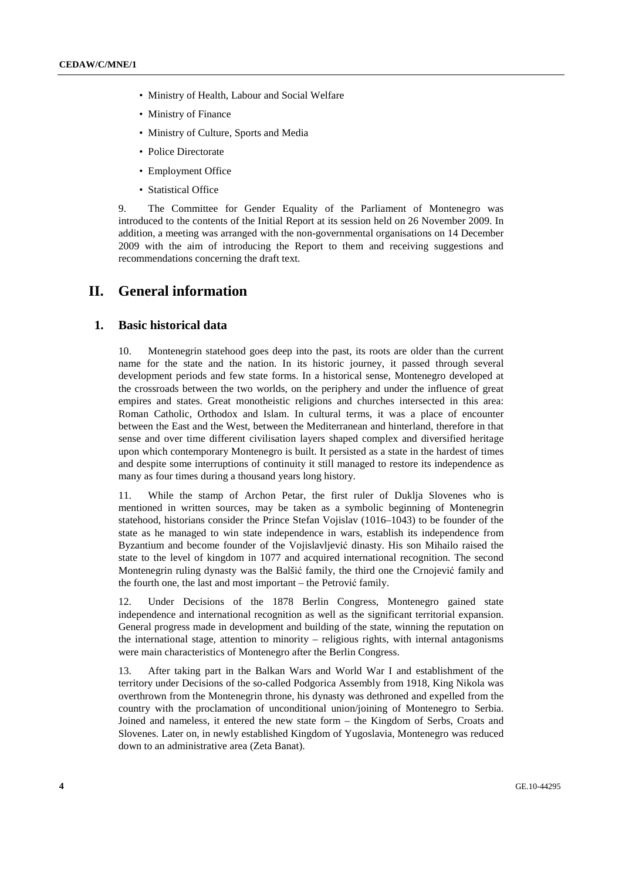- Ministry of Health, Labour and Social Welfare
- Ministry of Finance
- Ministry of Culture, Sports and Media
- Police Directorate
- Employment Office
- Statistical Office

9. The Committee for Gender Equality of the Parliament of Montenegro was introduced to the contents of the Initial Report at its session held on 26 November 2009. In addition, a meeting was arranged with the non-governmental organisations on 14 December 2009 with the aim of introducing the Report to them and receiving suggestions and recommendations concerning the draft text.

# II. General information

## 1. Basic historical data

10. Montenegrin statehood goes deep into the past, its roots are older than the current name for the state and the nation. In its historic journey, it passed through several development periods and few state forms. In a historical sense, Montenegro developed at the crossroads between the two worlds, on the periphery and under the influence of great empires and states. Great monotheistic religions and churches intersected in this area: Roman Catholic, Orthodox and Islam. In cultural terms, it was a place of encounter between the East and the West, between the Mediterranean and hinterland, therefore in that sense and over time different civilisation layers shaped complex and diversified heritage upon which contemporary Montenegro is built. It persisted as a state in the hardest of times and despite some interruptions of continuity it still managed to restore its independence as many as four times during a thousand years long history.

11. While the stamp of Archon Petar, the first ruler of Duklja Slovenes who is mentioned in written sources, may be taken as a symbolic beginning of Montenegrin statehood, historians consider the Prince Stefan Vojislav (1016–1043) to be founder of the state as he managed to win state independence in wars, establish its independence from Byzantium and become founder of the Vojislavljević dinasty. His son Mihailo raised the state to the level of kingdom in 1077 and acquired international recognition. The second Montenegrin ruling dynasty was the Balšić family, the third one the Crnojević family and the fourth one, the last and most important – the Petrović family.

12. Under Decisions of the 1878 Berlin Congress, Montenegro gained state independence and international recognition as well as the significant territorial expansion. General progress made in development and building of the state, winning the reputation on the international stage, attention to minority – religious rights, with internal antagonisms were main characteristics of Montenegro after the Berlin Congress.

13. After taking part in the Balkan Wars and World War I and establishment of the territory under Decisions of the so-called Podgorica Assembly from 1918, King Nikola was overthrown from the Montenegrin throne, his dynasty was dethroned and expelled from the country with the proclamation of unconditional union/joining of Montenegro to Serbia. Joined and nameless, it entered the new state form – the Kingdom of Serbs, Croats and Slovenes. Later on, in newly established Kingdom of Yugoslavia, Montenegro was reduced down to an administrative area (Zeta Banat).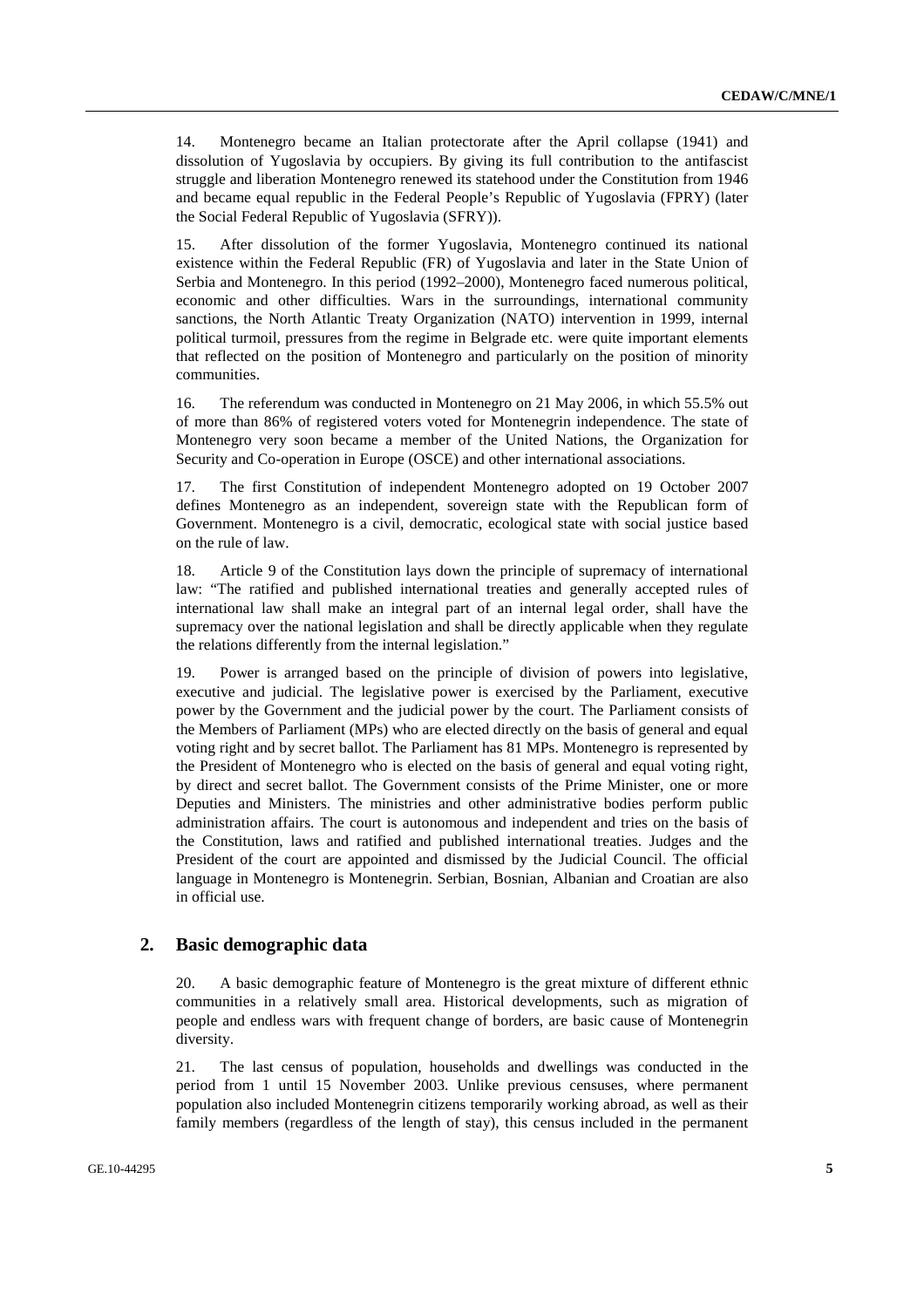14. Montenegro became an Italian protectorate after the April collapse (1941) and dissolution of Yugoslavia by occupiers. By giving its full contribution to the antifascist struggle and liberation Montenegro renewed its statehood under the Constitution from 1946 and became equal republic in the Federal People's Republic of Yugoslavia (FPRY) (later the Social Federal Republic of Yugoslavia (SFRY)).

15. After dissolution of the former Yugoslavia, Montenegro continued its national existence within the Federal Republic (FR) of Yugoslavia and later in the State Union of Serbia and Montenegro. In this period (1992–2000), Montenegro faced numerous political, economic and other difficulties. Wars in the surroundings, international community sanctions, the North Atlantic Treaty Organization (NATO) intervention in 1999, internal political turmoil, pressures from the regime in Belgrade etc. were quite important elements that reflected on the position of Montenegro and particularly on the position of minority communities.

16. The referendum was conducted in Montenegro on 21 May 2006, in which 55.5% out of more than 86% of registered voters voted for Montenegrin independence. The state of Montenegro very soon became a member of the United Nations, the Organization for Security and Co-operation in Europe (OSCE) and other international associations.

17. The first Constitution of independent Montenegro adopted on 19 October 2007 defines Montenegro as an independent, sovereign state with the Republican form of Government. Montenegro is a civil, democratic, ecological state with social justice based on the rule of law.

18. Article 9 of the Constitution lays down the principle of supremacy of international law: "The ratified and published international treaties and generally accepted rules of international law shall make an integral part of an internal legal order, shall have the supremacy over the national legislation and shall be directly applicable when they regulate the relations differently from the internal legislation."

19. Power is arranged based on the principle of division of powers into legislative, executive and judicial. The legislative power is exercised by the Parliament, executive power by the Government and the judicial power by the court. The Parliament consists of the Members of Parliament (MPs) who are elected directly on the basis of general and equal voting right and by secret ballot. The Parliament has 81 MPs. Montenegro is represented by the President of Montenegro who is elected on the basis of general and equal voting right, by direct and secret ballot. The Government consists of the Prime Minister, one or more Deputies and Ministers. The ministries and other administrative bodies perform public administration affairs. The court is autonomous and independent and tries on the basis of the Constitution, laws and ratified and published international treaties. Judges and the President of the court are appointed and dismissed by the Judicial Council. The official language in Montenegro is Montenegrin. Serbian, Bosnian, Albanian and Croatian are also in official use.

## 2. Basic demographic data

20. A basic demographic feature of Montenegro is the great mixture of different ethnic communities in a relatively small area. Historical developments, such as migration of people and endless wars with frequent change of borders, are basic cause of Montenegrin diversity.

21. The last census of population, households and dwellings was conducted in the period from 1 until 15 November 2003. Unlike previous censuses, where permanent population also included Montenegrin citizens temporarily working abroad, as well as their family members (regardless of the length of stay), this census included in the permanent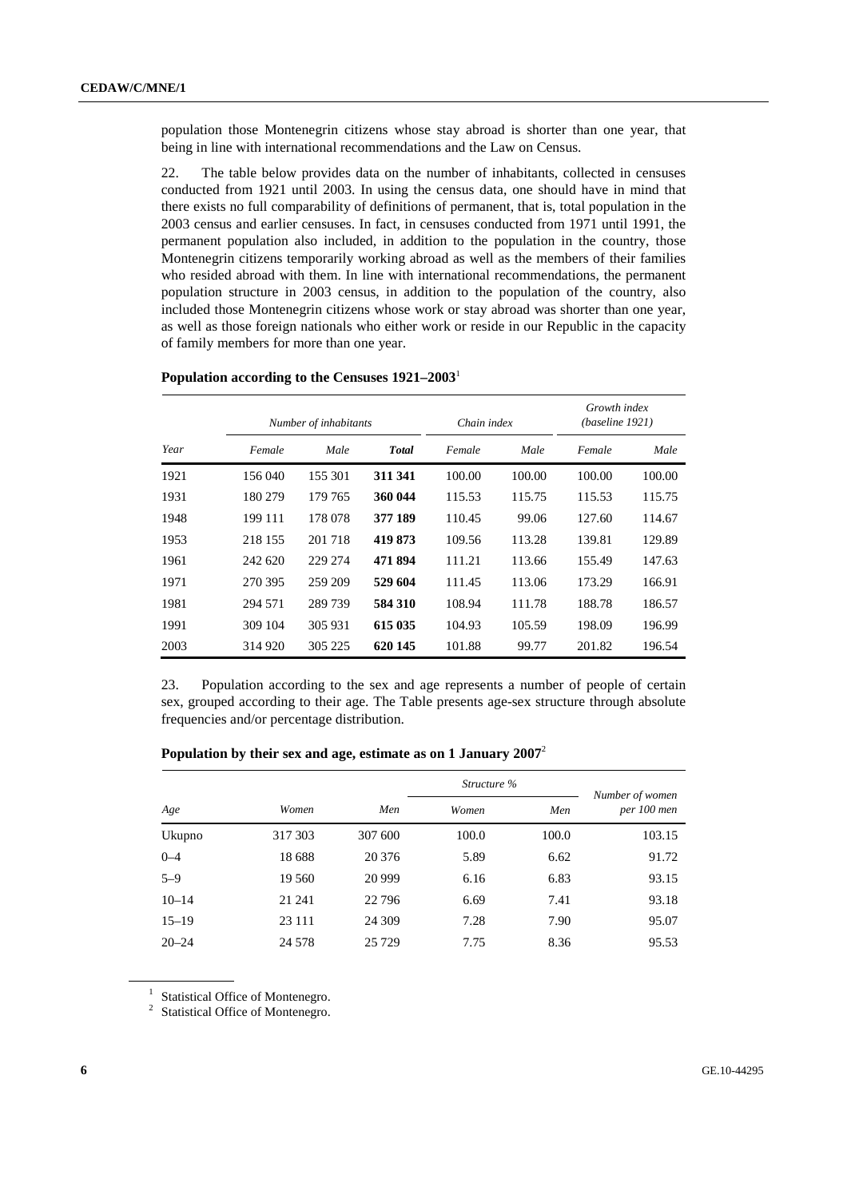population those Montenegrin citizens whose stay abroad is shorter than one year, that being in line with international recommendations and the Law on Census.

22. The table below provides data on the number of inhabitants, collected in censuses conducted from 1921 until 2003. In using the census data, one should have in mind that there exists no full comparability of definitions of permanent, that is, total population in the 2003 census and earlier censuses. In fact, in censuses conducted from 1971 until 1991, the permanent population also included, in addition to the population in the country, those Montenegrin citizens temporarily working abroad as well as the members of their families who resided abroad with them. In line with international recommendations, the permanent population structure in 2003 census, in addition to the population of the country, also included those Montenegrin citizens whose work or stay abroad was shorter than one year, as well as those foreign nationals who either work or reside in our Republic in the capacity of family members for more than one year.

**Population according to the Censuses 1921–2003**[1]

| | *Number of inhabitants* | | | *Chain index* | | *Growth index (baseline 1921)* | |
|---|---|---|---|---|---|---|---|
| *Year* | *Female* | *Male* | ***Total*** | *Female* | *Male* | *Female* | *Male* |
| 1921 | 156 040 | 155 301 | **311 341** | 100.00 | 100.00 | 100.00 | 100.00 |
| 1931 | 180 279 | 179 765 | **360 044** | 115.53 | 115.75 | 115.53 | 115.75 |
| 1948 | 199 111 | 178 078 | **377 189** | 110.45 | 99.06 | 127.60 | 114.67 |
| 1953 | 218 155 | 201 718 | **419 873** | 109.56 | 113.28 | 139.81 | 129.89 |
| 1961 | 242 620 | 229 274 | **471 894** | 111.21 | 113.66 | 155.49 | 147.63 |
| 1971 | 270 395 | 259 209 | **529 604** | 111.45 | 113.06 | 173.29 | 166.91 |
| 1981 | 294 571 | 289 739 | **584 310** | 108.94 | 111.78 | 188.78 | 186.57 |
| 1991 | 309 104 | 305 931 | **615 035** | 104.93 | 105.59 | 198.09 | 196.99 |
| 2003 | 314 920 | 305 225 | **620 145** | 101.88 | 99.77 | 201.82 | 196.54 |

23. Population according to the sex and age represents a number of people of certain sex, grouped according to their age. The Table presents age-sex structure through absolute frequencies and/or percentage distribution.

**Population by their sex and age, estimate as on 1 January 2007**[2]

| | | | *Structure %* | | |
|---|---|---|---|---|---|
| *Age* | *Women* | *Men* | *Women* | *Men* | *Number of women per 100 men* |
| Ukupno | 317 303 | 307 600 | 100.0 | 100.0 | 103.15 |
| 0–4 | 18 688 | 20 376 | 5.89 | 6.62 | 91.72 |
| 5–9 | 19 560 | 20 999 | 6.16 | 6.83 | 93.15 |
| 10–14 | 21 241 | 22 796 | 6.69 | 7.41 | 93.18 |
| 15–19 | 23 111 | 24 309 | 7.28 | 7.90 | 95.07 |
| 20–24 | 24 578 | 25 729 | 7.75 | 8.36 | 95.53 |

[1] Statistical Office of Montenegro.

[2] Statistical Office of Montenegro.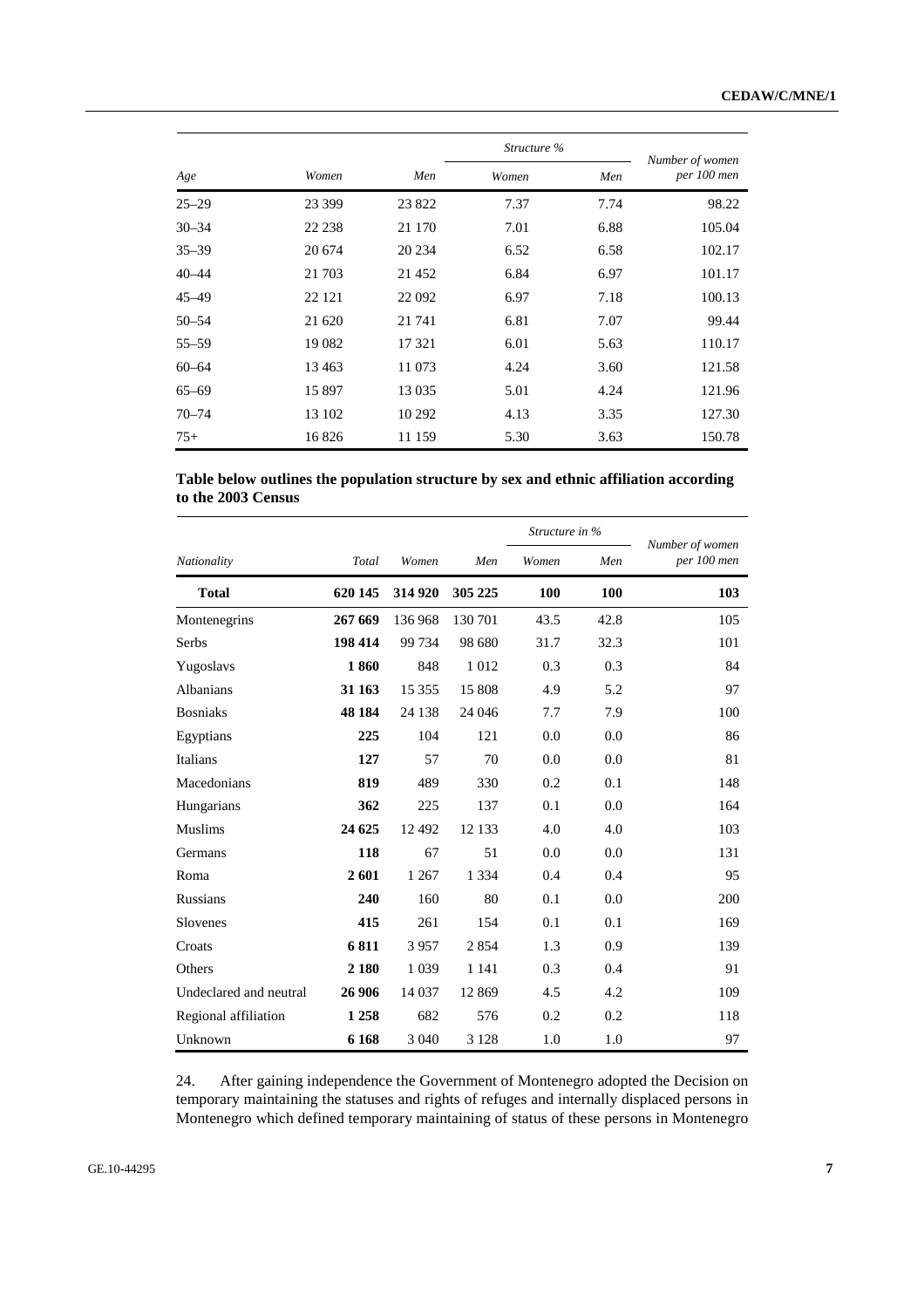| Age | Women | Men | Structure % | | Number of women per 100 men |
|---|---|---|---|---|---|
| | | | Women | Men | |
| 25–29 | 23 399 | 23 822 | 7.37 | 7.74 | 98.22 |
| 30–34 | 22 238 | 21 170 | 7.01 | 6.88 | 105.04 |
| 35–39 | 20 674 | 20 234 | 6.52 | 6.58 | 102.17 |
| 40–44 | 21 703 | 21 452 | 6.84 | 6.97 | 101.17 |
| 45–49 | 22 121 | 22 092 | 6.97 | 7.18 | 100.13 |
| 50–54 | 21 620 | 21 741 | 6.81 | 7.07 | 99.44 |
| 55–59 | 19 082 | 17 321 | 6.01 | 5.63 | 110.17 |
| 60–64 | 13 463 | 11 073 | 4.24 | 3.60 | 121.58 |
| 65–69 | 15 897 | 13 035 | 5.01 | 4.24 | 121.96 |
| 70–74 | 13 102 | 10 292 | 4.13 | 3.35 | 127.30 |
| 75+ | 16 826 | 11 159 | 5.30 | 3.63 | 150.78 |

**Table below outlines the population structure by sex and ethnic affiliation according to the 2003 Census**

| Nationality | Total | Women | Men | Structure in % | | Number of women per 100 men |
|---|---|---|---|---|---|---|
| | | | | Women | Men | |
| **Total** | **620 145** | **314 920** | **305 225** | **100** | **100** | **103** |
| Montenegrins | **267 669** | 136 968 | 130 701 | 43.5 | 42.8 | 105 |
| Serbs | **198 414** | 99 734 | 98 680 | 31.7 | 32.3 | 101 |
| Yugoslavs | **1 860** | 848 | 1 012 | 0.3 | 0.3 | 84 |
| Albanians | **31 163** | 15 355 | 15 808 | 4.9 | 5.2 | 97 |
| Bosniaks | **48 184** | 24 138 | 24 046 | 7.7 | 7.9 | 100 |
| Egyptians | **225** | 104 | 121 | 0.0 | 0.0 | 86 |
| Italians | **127** | 57 | 70 | 0.0 | 0.0 | 81 |
| Macedonians | **819** | 489 | 330 | 0.2 | 0.1 | 148 |
| Hungarians | **362** | 225 | 137 | 0.1 | 0.0 | 164 |
| Muslims | **24 625** | 12 492 | 12 133 | 4.0 | 4.0 | 103 |
| Germans | **118** | 67 | 51 | 0.0 | 0.0 | 131 |
| Roma | **2 601** | 1 267 | 1 334 | 0.4 | 0.4 | 95 |
| Russians | **240** | 160 | 80 | 0.1 | 0.0 | 200 |
| Slovenes | **415** | 261 | 154 | 0.1 | 0.1 | 169 |
| Croats | **6 811** | 3 957 | 2 854 | 1.3 | 0.9 | 139 |
| Others | **2 180** | 1 039 | 1 141 | 0.3 | 0.4 | 91 |
| Undeclared and neutral | **26 906** | 14 037 | 12 869 | 4.5 | 4.2 | 109 |
| Regional affiliation | **1 258** | 682 | 576 | 0.2 | 0.2 | 118 |
| Unknown | **6 168** | 3 040 | 3 128 | 1.0 | 1.0 | 97 |

24. After gaining independence the Government of Montenegro adopted the Decision on temporary maintaining the statuses and rights of refuges and internally displaced persons in Montenegro which defined temporary maintaining of status of these persons in Montenegro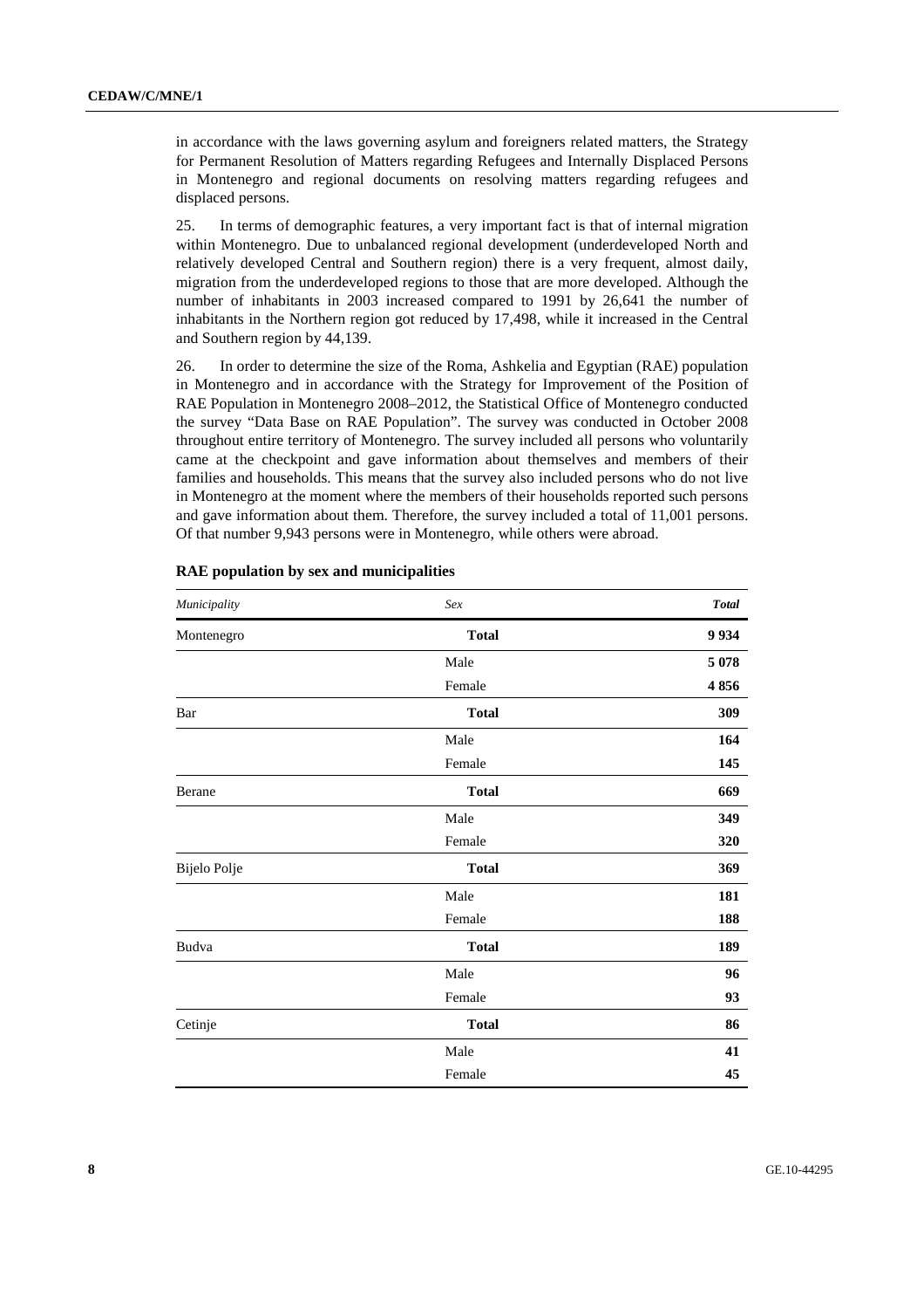in accordance with the laws governing asylum and foreigners related matters, the Strategy for Permanent Resolution of Matters regarding Refugees and Internally Displaced Persons in Montenegro and regional documents on resolving matters regarding refugees and displaced persons.

25. In terms of demographic features, a very important fact is that of internal migration within Montenegro. Due to unbalanced regional development (underdeveloped North and relatively developed Central and Southern region) there is a very frequent, almost daily, migration from the underdeveloped regions to those that are more developed. Although the number of inhabitants in 2003 increased compared to 1991 by 26,641 the number of inhabitants in the Northern region got reduced by 17,498, while it increased in the Central and Southern region by 44,139.

26. In order to determine the size of the Roma, Ashkelia and Egyptian (RAE) population in Montenegro and in accordance with the Strategy for Improvement of the Position of RAE Population in Montenegro 2008–2012, the Statistical Office of Montenegro conducted the survey "Data Base on RAE Population". The survey was conducted in October 2008 throughout entire territory of Montenegro. The survey included all persons who voluntarily came at the checkpoint and gave information about themselves and members of their families and households. This means that the survey also included persons who do not live in Montenegro at the moment where the members of their households reported such persons and gave information about them. Therefore, the survey included a total of 11,001 persons. Of that number 9,943 persons were in Montenegro, while others were abroad.

**RAE population by sex and municipalities**

| *Municipality* | *Sex* | ***Total*** |
|---|---|---|
| Montenegro | **Total** | **9 934** |
| | Male | **5 078** |
| | Female | **4 856** |
| Bar | **Total** | **309** |
| | Male | **164** |
| | Female | **145** |
| Berane | **Total** | **669** |
| | Male | **349** |
| | Female | **320** |
| Bijelo Polje | **Total** | **369** |
| | Male | **181** |
| | Female | **188** |
| Budva | **Total** | **189** |
| | Male | **96** |
| | Female | **93** |
| Cetinje | **Total** | **86** |
| | Male | **41** |
| | Female | **45** |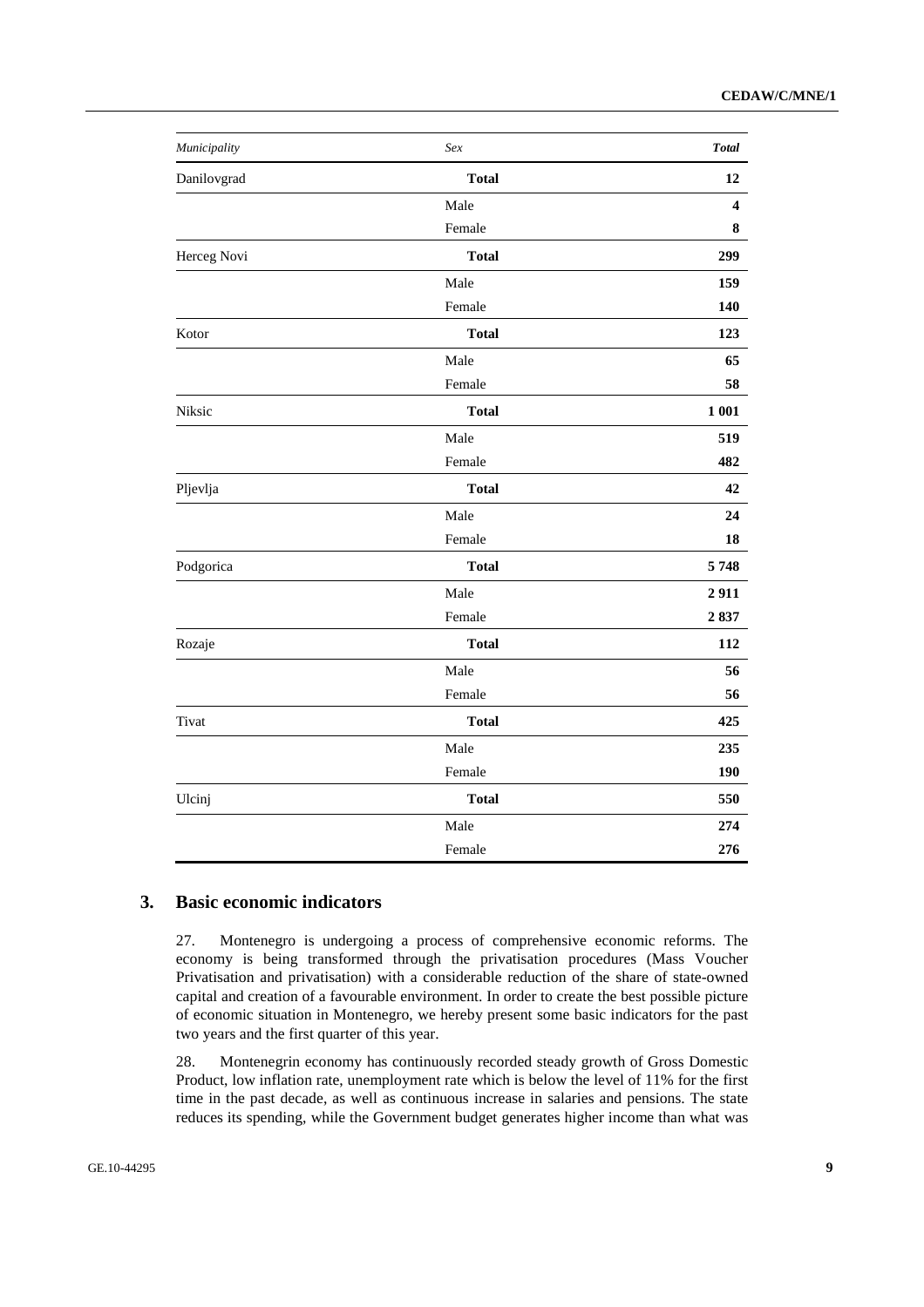| *Municipality* | *Sex* | ***Total*** |
|---|---|---|
| Danilovgrad | **Total** | **12** |
| | Male | **4** |
| | Female | **8** |
| Herceg Novi | **Total** | **299** |
| | Male | **159** |
| | Female | **140** |
| Kotor | **Total** | **123** |
| | Male | **65** |
| | Female | **58** |
| Niksic | **Total** | **1 001** |
| | Male | **519** |
| | Female | **482** |
| Pljevlja | **Total** | **42** |
| | Male | **24** |
| | Female | **18** |
| Podgorica | **Total** | **5 748** |
| | Male | **2 911** |
| | Female | **2 837** |
| Rozaje | **Total** | **112** |
| | Male | **56** |
| | Female | **56** |
| Tivat | **Total** | **425** |
| | Male | **235** |
| | Female | **190** |
| Ulcinj | **Total** | **550** |
| | Male | **274** |
| | Female | **276** |

## 3. Basic economic indicators

27. Montenegro is undergoing a process of comprehensive economic reforms. The economy is being transformed through the privatisation procedures (Mass Voucher Privatisation and privatisation) with a considerable reduction of the share of state-owned capital and creation of a favourable environment. In order to create the best possible picture of economic situation in Montenegro, we hereby present some basic indicators for the past two years and the first quarter of this year.

28. Montenegrin economy has continuously recorded steady growth of Gross Domestic Product, low inflation rate, unemployment rate which is below the level of 11% for the first time in the past decade, as well as continuous increase in salaries and pensions. The state reduces its spending, while the Government budget generates higher income than what was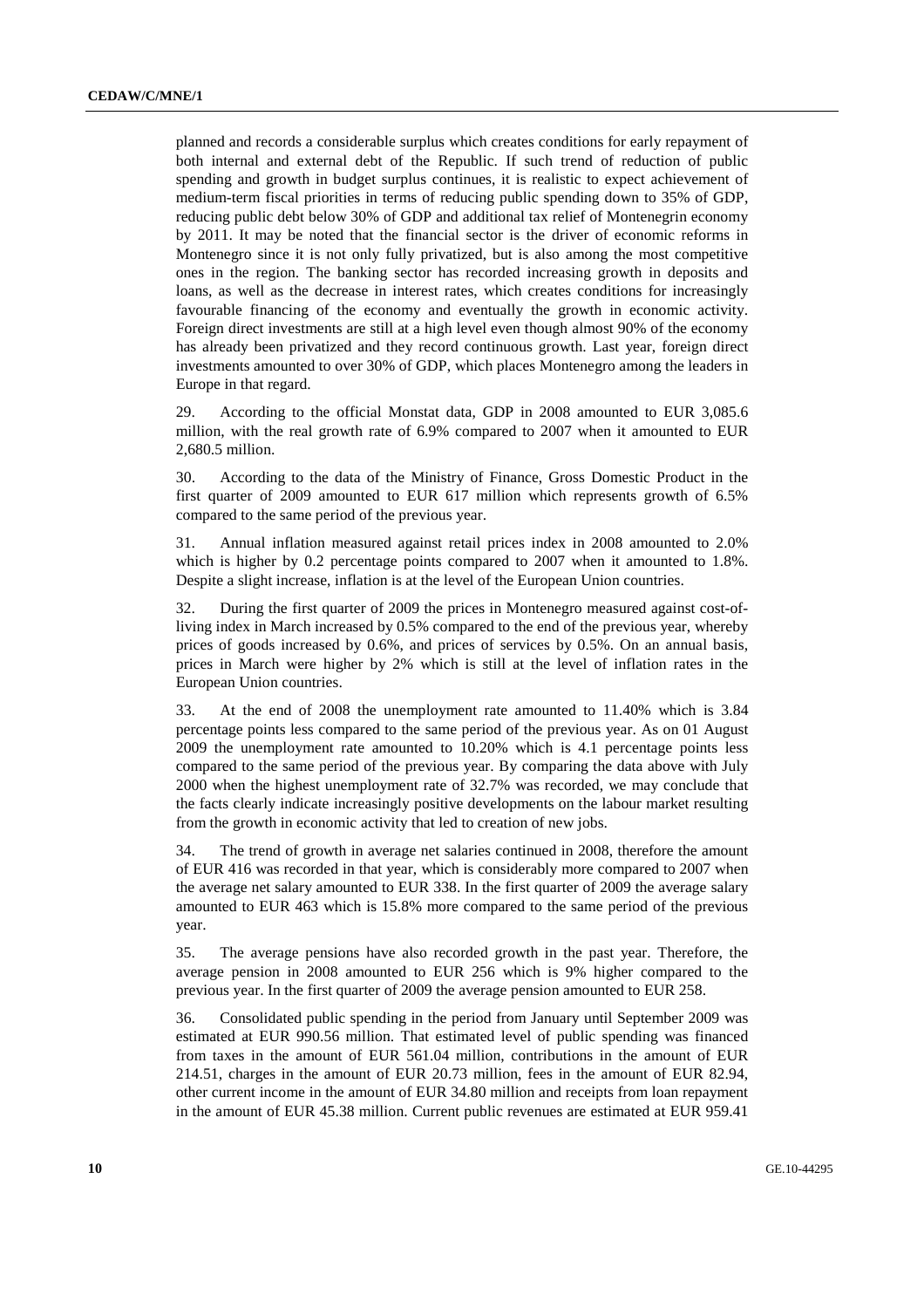planned and records a considerable surplus which creates conditions for early repayment of both internal and external debt of the Republic. If such trend of reduction of public spending and growth in budget surplus continues, it is realistic to expect achievement of medium-term fiscal priorities in terms of reducing public spending down to 35% of GDP, reducing public debt below 30% of GDP and additional tax relief of Montenegrin economy by 2011. It may be noted that the financial sector is the driver of economic reforms in Montenegro since it is not only fully privatized, but is also among the most competitive ones in the region. The banking sector has recorded increasing growth in deposits and loans, as well as the decrease in interest rates, which creates conditions for increasingly favourable financing of the economy and eventually the growth in economic activity. Foreign direct investments are still at a high level even though almost 90% of the economy has already been privatized and they record continuous growth. Last year, foreign direct investments amounted to over 30% of GDP, which places Montenegro among the leaders in Europe in that regard.

29. According to the official Monstat data, GDP in 2008 amounted to EUR 3,085.6 million, with the real growth rate of 6.9% compared to 2007 when it amounted to EUR 2,680.5 million.

30. According to the data of the Ministry of Finance, Gross Domestic Product in the first quarter of 2009 amounted to EUR 617 million which represents growth of 6.5% compared to the same period of the previous year.

31. Annual inflation measured against retail prices index in 2008 amounted to 2.0% which is higher by 0.2 percentage points compared to 2007 when it amounted to 1.8%. Despite a slight increase, inflation is at the level of the European Union countries.

32. During the first quarter of 2009 the prices in Montenegro measured against cost-of-living index in March increased by 0.5% compared to the end of the previous year, whereby prices of goods increased by 0.6%, and prices of services by 0.5%. On an annual basis, prices in March were higher by 2% which is still at the level of inflation rates in the European Union countries.

33. At the end of 2008 the unemployment rate amounted to 11.40% which is 3.84 percentage points less compared to the same period of the previous year. As on 01 August 2009 the unemployment rate amounted to 10.20% which is 4.1 percentage points less compared to the same period of the previous year. By comparing the data above with July 2000 when the highest unemployment rate of 32.7% was recorded, we may conclude that the facts clearly indicate increasingly positive developments on the labour market resulting from the growth in economic activity that led to creation of new jobs.

34. The trend of growth in average net salaries continued in 2008, therefore the amount of EUR 416 was recorded in that year, which is considerably more compared to 2007 when the average net salary amounted to EUR 338. In the first quarter of 2009 the average salary amounted to EUR 463 which is 15.8% more compared to the same period of the previous year.

35. The average pensions have also recorded growth in the past year. Therefore, the average pension in 2008 amounted to EUR 256 which is 9% higher compared to the previous year. In the first quarter of 2009 the average pension amounted to EUR 258.

36. Consolidated public spending in the period from January until September 2009 was estimated at EUR 990.56 million. That estimated level of public spending was financed from taxes in the amount of EUR 561.04 million, contributions in the amount of EUR 214.51, charges in the amount of EUR 20.73 million, fees in the amount of EUR 82.94, other current income in the amount of EUR 34.80 million and receipts from loan repayment in the amount of EUR 45.38 million. Current public revenues are estimated at EUR 959.41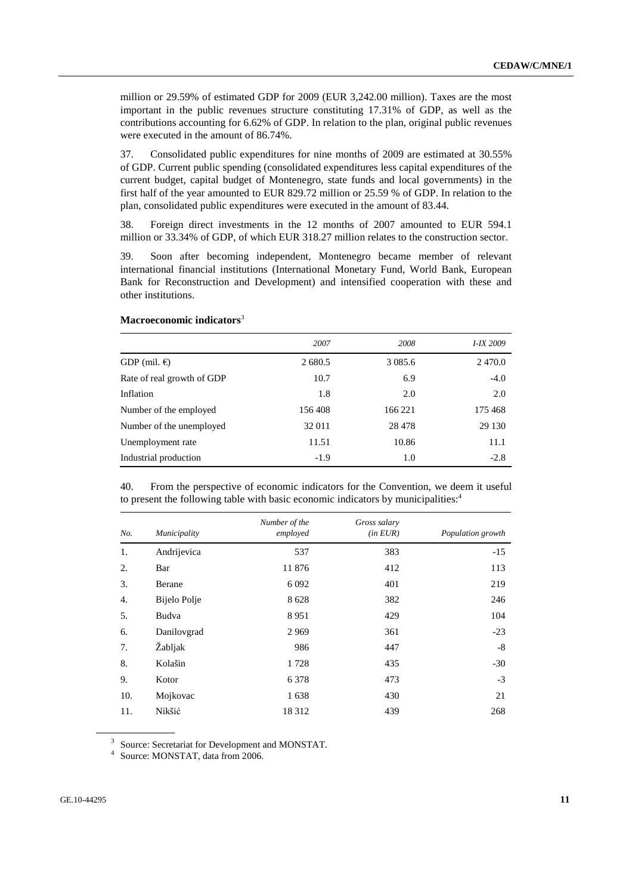million or 29.59% of estimated GDP for 2009 (EUR 3,242.00 million). Taxes are the most important in the public revenues structure constituting 17.31% of GDP, as well as the contributions accounting for 6.62% of GDP. In relation to the plan, original public revenues were executed in the amount of 86.74%.

37. Consolidated public expenditures for nine months of 2009 are estimated at 30.55% of GDP. Current public spending (consolidated expenditures less capital expenditures of the current budget, capital budget of Montenegro, state funds and local governments) in the first half of the year amounted to EUR 829.72 million or 25.59 % of GDP. In relation to the plan, consolidated public expenditures were executed in the amount of 83.44.

38. Foreign direct investments in the 12 months of 2007 amounted to EUR 594.1 million or 33.34% of GDP, of which EUR 318.27 million relates to the construction sector.

39. Soon after becoming independent, Montenegro became member of relevant international financial institutions (International Monetary Fund, World Bank, European Bank for Reconstruction and Development) and intensified cooperation with these and other institutions.

**Macroeconomic indicators**[3]

| | *2007* | *2008* | *I-IX 2009* |
|---|---|---|---|
| GDP (mil. €) | 2 680.5 | 3 085.6 | 2 470.0 |
| Rate of real growth of GDP | 10.7 | 6.9 | -4.0 |
| Inflation | 1.8 | 2.0 | 2.0 |
| Number of the employed | 156 408 | 166 221 | 175 468 |
| Number of the unemployed | 32 011 | 28 478 | 29 130 |
| Unemployment rate | 11.51 | 10.86 | 11.1 |
| Industrial production | -1.9 | 1.0 | -2.8 |

40. From the perspective of economic indicators for the Convention, we deem it useful to present the following table with basic economic indicators by municipalities:[4]

| *No.* | *Municipality* | *Number of the employed* | *Gross salary (in EUR)* | *Population growth* |
|---|---|---|---|---|
| 1. | Andrijevica | 537 | 383 | -15 |
| 2. | Bar | 11 876 | 412 | 113 |
| 3. | Berane | 6 092 | 401 | 219 |
| 4. | Bijelo Polje | 8 628 | 382 | 246 |
| 5. | Budva | 8 951 | 429 | 104 |
| 6. | Danilovgrad | 2 969 | 361 | -23 |
| 7. | Žabljak | 986 | 447 | -8 |
| 8. | Kolašin | 1 728 | 435 | -30 |
| 9. | Kotor | 6 378 | 473 | -3 |
| 10. | Mojkovac | 1 638 | 430 | 21 |
| 11. | Nikšić | 18 312 | 439 | 268 |

[3] Source: Secretariat for Development and MONSTAT.

[4] Source: MONSTAT, data from 2006.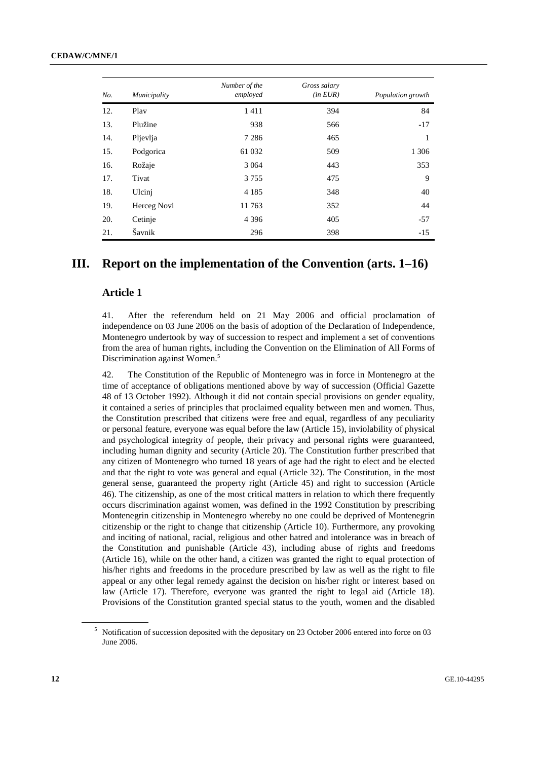| No. | Municipality | Number of the employed | Gross salary (in EUR) | Population growth |
|---|---|---|---|---|
| 12. | Plav | 1 411 | 394 | 84 |
| 13. | Plužine | 938 | 566 | -17 |
| 14. | Pljevlja | 7 286 | 465 | 1 |
| 15. | Podgorica | 61 032 | 509 | 1 306 |
| 16. | Rožaje | 3 064 | 443 | 353 |
| 17. | Tivat | 3 755 | 475 | 9 |
| 18. | Ulcinj | 4 185 | 348 | 40 |
| 19. | Herceg Novi | 11 763 | 352 | 44 |
| 20. | Cetinje | 4 396 | 405 | -57 |
| 21. | Šavnik | 296 | 398 | -15 |

# III. Report on the implementation of the Convention (arts. 1–16)

## Article 1

41. After the referendum held on 21 May 2006 and official proclamation of independence on 03 June 2006 on the basis of adoption of the Declaration of Independence, Montenegro undertook by way of succession to respect and implement a set of conventions from the area of human rights, including the Convention on the Elimination of All Forms of Discrimination against Women.[5]

42. The Constitution of the Republic of Montenegro was in force in Montenegro at the time of acceptance of obligations mentioned above by way of succession (Official Gazette 48 of 13 October 1992). Although it did not contain special provisions on gender equality, it contained a series of principles that proclaimed equality between men and women. Thus, the Constitution prescribed that citizens were free and equal, regardless of any peculiarity or personal feature, everyone was equal before the law (Article 15), inviolability of physical and psychological integrity of people, their privacy and personal rights were guaranteed, including human dignity and security (Article 20). The Constitution further prescribed that any citizen of Montenegro who turned 18 years of age had the right to elect and be elected and that the right to vote was general and equal (Article 32). The Constitution, in the most general sense, guaranteed the property right (Article 45) and right to succession (Article 46). The citizenship, as one of the most critical matters in relation to which there frequently occurs discrimination against women, was defined in the 1992 Constitution by prescribing Montenegrin citizenship in Montenegro whereby no one could be deprived of Montenegrin citizenship or the right to change that citizenship (Article 10). Furthermore, any provoking and inciting of national, racial, religious and other hatred and intolerance was in breach of the Constitution and punishable (Article 43), including abuse of rights and freedoms (Article 16), while on the other hand, a citizen was granted the right to equal protection of his/her rights and freedoms in the procedure prescribed by law as well as the right to file appeal or any other legal remedy against the decision on his/her right or interest based on law (Article 17). Therefore, everyone was granted the right to legal aid (Article 18). Provisions of the Constitution granted special status to the youth, women and the disabled

[5] Notification of succession deposited with the depositary on 23 October 2006 entered into force on 03 June 2006.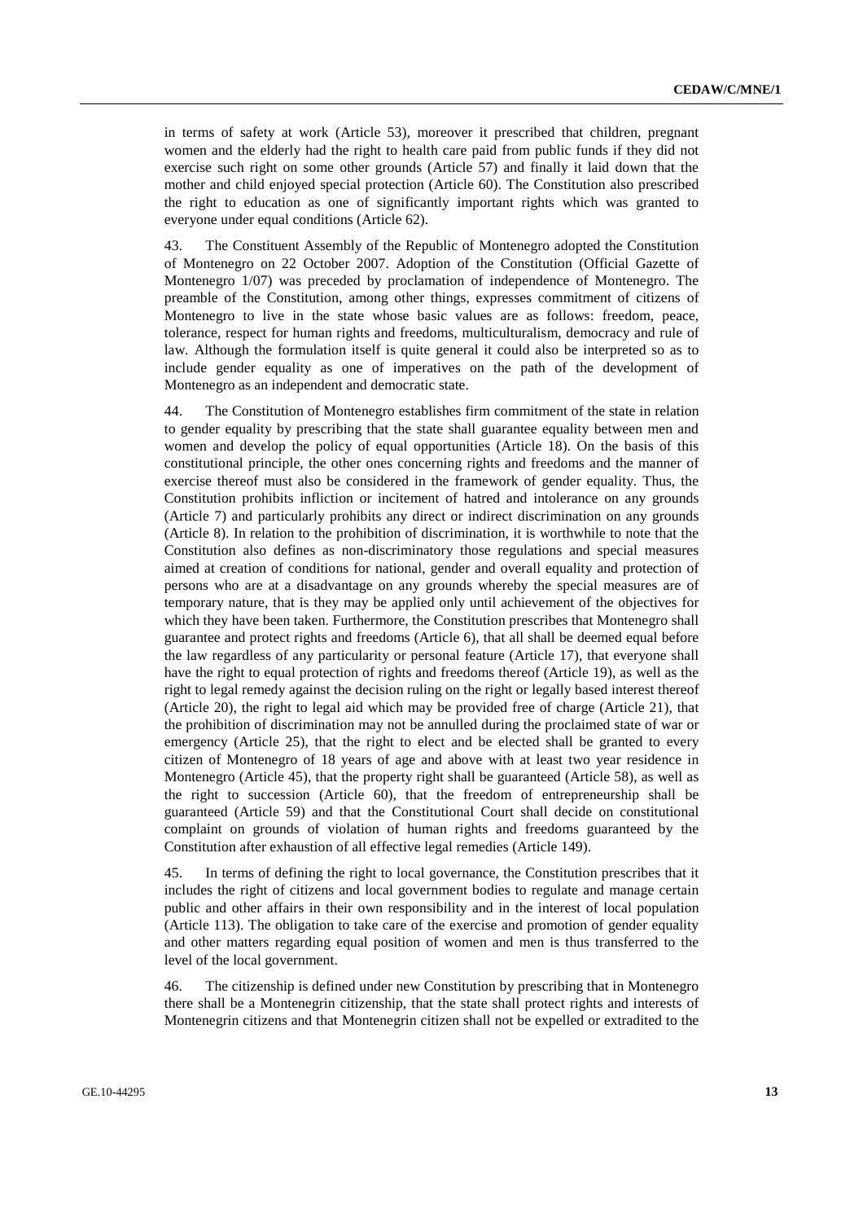in terms of safety at work (Article 53), moreover it prescribed that children, pregnant women and the elderly had the right to health care paid from public funds if they did not exercise such right on some other grounds (Article 57) and finally it laid down that the mother and child enjoyed special protection (Article 60). The Constitution also prescribed the right to education as one of significantly important rights which was granted to everyone under equal conditions (Article 62).

43. The Constituent Assembly of the Republic of Montenegro adopted the Constitution of Montenegro on 22 October 2007. Adoption of the Constitution (Official Gazette of Montenegro 1/07) was preceded by proclamation of independence of Montenegro. The preamble of the Constitution, among other things, expresses commitment of citizens of Montenegro to live in the state whose basic values are as follows: freedom, peace, tolerance, respect for human rights and freedoms, multiculturalism, democracy and rule of law. Although the formulation itself is quite general it could also be interpreted so as to include gender equality as one of imperatives on the path of the development of Montenegro as an independent and democratic state.

44. The Constitution of Montenegro establishes firm commitment of the state in relation to gender equality by prescribing that the state shall guarantee equality between men and women and develop the policy of equal opportunities (Article 18). On the basis of this constitutional principle, the other ones concerning rights and freedoms and the manner of exercise thereof must also be considered in the framework of gender equality. Thus, the Constitution prohibits infliction or incitement of hatred and intolerance on any grounds (Article 7) and particularly prohibits any direct or indirect discrimination on any grounds (Article 8). In relation to the prohibition of discrimination, it is worthwhile to note that the Constitution also defines as non-discriminatory those regulations and special measures aimed at creation of conditions for national, gender and overall equality and protection of persons who are at a disadvantage on any grounds whereby the special measures are of temporary nature, that is they may be applied only until achievement of the objectives for which they have been taken. Furthermore, the Constitution prescribes that Montenegro shall guarantee and protect rights and freedoms (Article 6), that all shall be deemed equal before the law regardless of any particularity or personal feature (Article 17), that everyone shall have the right to equal protection of rights and freedoms thereof (Article 19), as well as the right to legal remedy against the decision ruling on the right or legally based interest thereof (Article 20), the right to legal aid which may be provided free of charge (Article 21), that the prohibition of discrimination may not be annulled during the proclaimed state of war or emergency (Article 25), that the right to elect and be elected shall be granted to every citizen of Montenegro of 18 years of age and above with at least two year residence in Montenegro (Article 45), that the property right shall be guaranteed (Article 58), as well as the right to succession (Article 60), that the freedom of entrepreneurship shall be guaranteed (Article 59) and that the Constitutional Court shall decide on constitutional complaint on grounds of violation of human rights and freedoms guaranteed by the Constitution after exhaustion of all effective legal remedies (Article 149).

45. In terms of defining the right to local governance, the Constitution prescribes that it includes the right of citizens and local government bodies to regulate and manage certain public and other affairs in their own responsibility and in the interest of local population (Article 113). The obligation to take care of the exercise and promotion of gender equality and other matters regarding equal position of women and men is thus transferred to the level of the local government.

46. The citizenship is defined under new Constitution by prescribing that in Montenegro there shall be a Montenegrin citizenship, that the state shall protect rights and interests of Montenegrin citizens and that Montenegrin citizen shall not be expelled or extradited to the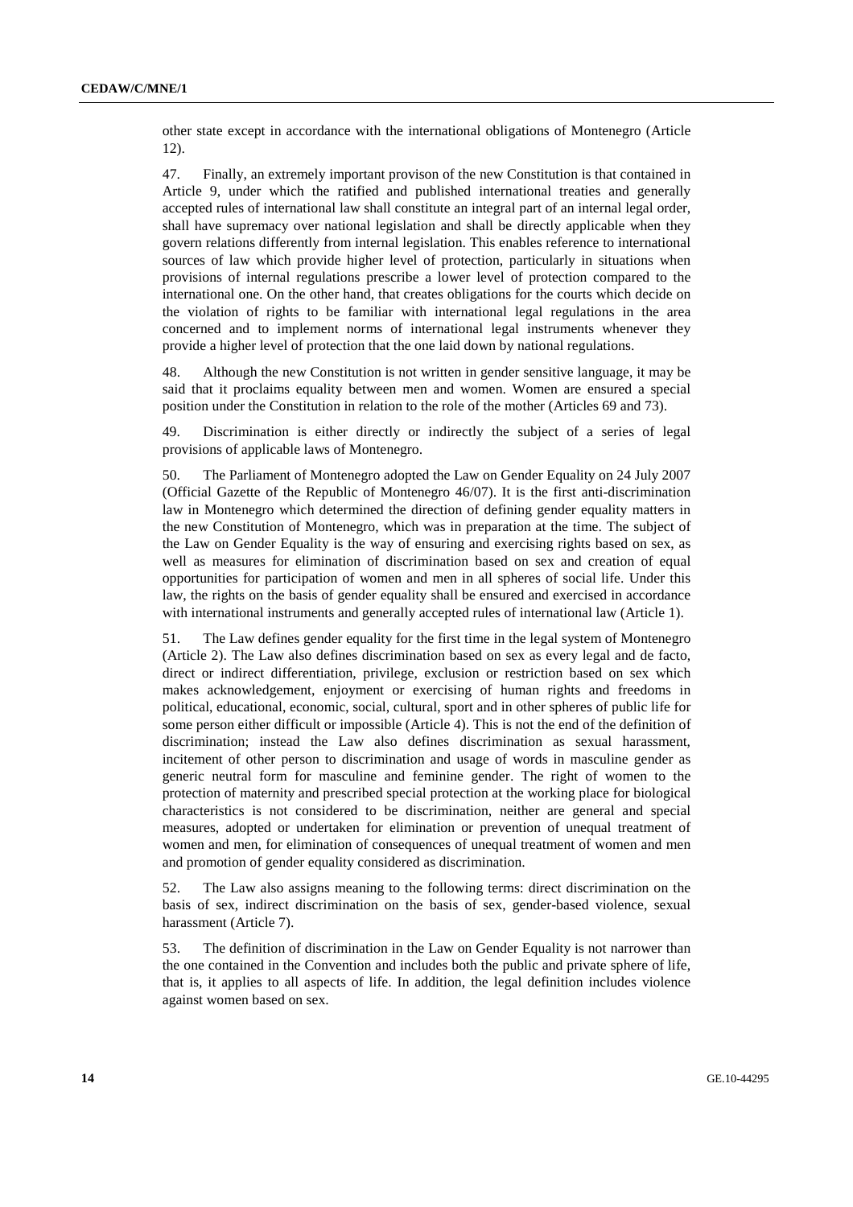other state except in accordance with the international obligations of Montenegro (Article 12).

47. Finally, an extremely important provison of the new Constitution is that contained in Article 9, under which the ratified and published international treaties and generally accepted rules of international law shall constitute an integral part of an internal legal order, shall have supremacy over national legislation and shall be directly applicable when they govern relations differently from internal legislation. This enables reference to international sources of law which provide higher level of protection, particularly in situations when provisions of internal regulations prescribe a lower level of protection compared to the international one. On the other hand, that creates obligations for the courts which decide on the violation of rights to be familiar with international legal regulations in the area concerned and to implement norms of international legal instruments whenever they provide a higher level of protection that the one laid down by national regulations.

48. Although the new Constitution is not written in gender sensitive language, it may be said that it proclaims equality between men and women. Women are ensured a special position under the Constitution in relation to the role of the mother (Articles 69 and 73).

49. Discrimination is either directly or indirectly the subject of a series of legal provisions of applicable laws of Montenegro.

50. The Parliament of Montenegro adopted the Law on Gender Equality on 24 July 2007 (Official Gazette of the Republic of Montenegro 46/07). It is the first anti-discrimination law in Montenegro which determined the direction of defining gender equality matters in the new Constitution of Montenegro, which was in preparation at the time. The subject of the Law on Gender Equality is the way of ensuring and exercising rights based on sex, as well as measures for elimination of discrimination based on sex and creation of equal opportunities for participation of women and men in all spheres of social life. Under this law, the rights on the basis of gender equality shall be ensured and exercised in accordance with international instruments and generally accepted rules of international law (Article 1).

51. The Law defines gender equality for the first time in the legal system of Montenegro (Article 2). The Law also defines discrimination based on sex as every legal and de facto, direct or indirect differentiation, privilege, exclusion or restriction based on sex which makes acknowledgement, enjoyment or exercising of human rights and freedoms in political, educational, economic, social, cultural, sport and in other spheres of public life for some person either difficult or impossible (Article 4). This is not the end of the definition of discrimination; instead the Law also defines discrimination as sexual harassment, incitement of other person to discrimination and usage of words in masculine gender as generic neutral form for masculine and feminine gender. The right of women to the protection of maternity and prescribed special protection at the working place for biological characteristics is not considered to be discrimination, neither are general and special measures, adopted or undertaken for elimination or prevention of unequal treatment of women and men, for elimination of consequences of unequal treatment of women and men and promotion of gender equality considered as discrimination.

52. The Law also assigns meaning to the following terms: direct discrimination on the basis of sex, indirect discrimination on the basis of sex, gender-based violence, sexual harassment (Article 7).

53. The definition of discrimination in the Law on Gender Equality is not narrower than the one contained in the Convention and includes both the public and private sphere of life, that is, it applies to all aspects of life. In addition, the legal definition includes violence against women based on sex.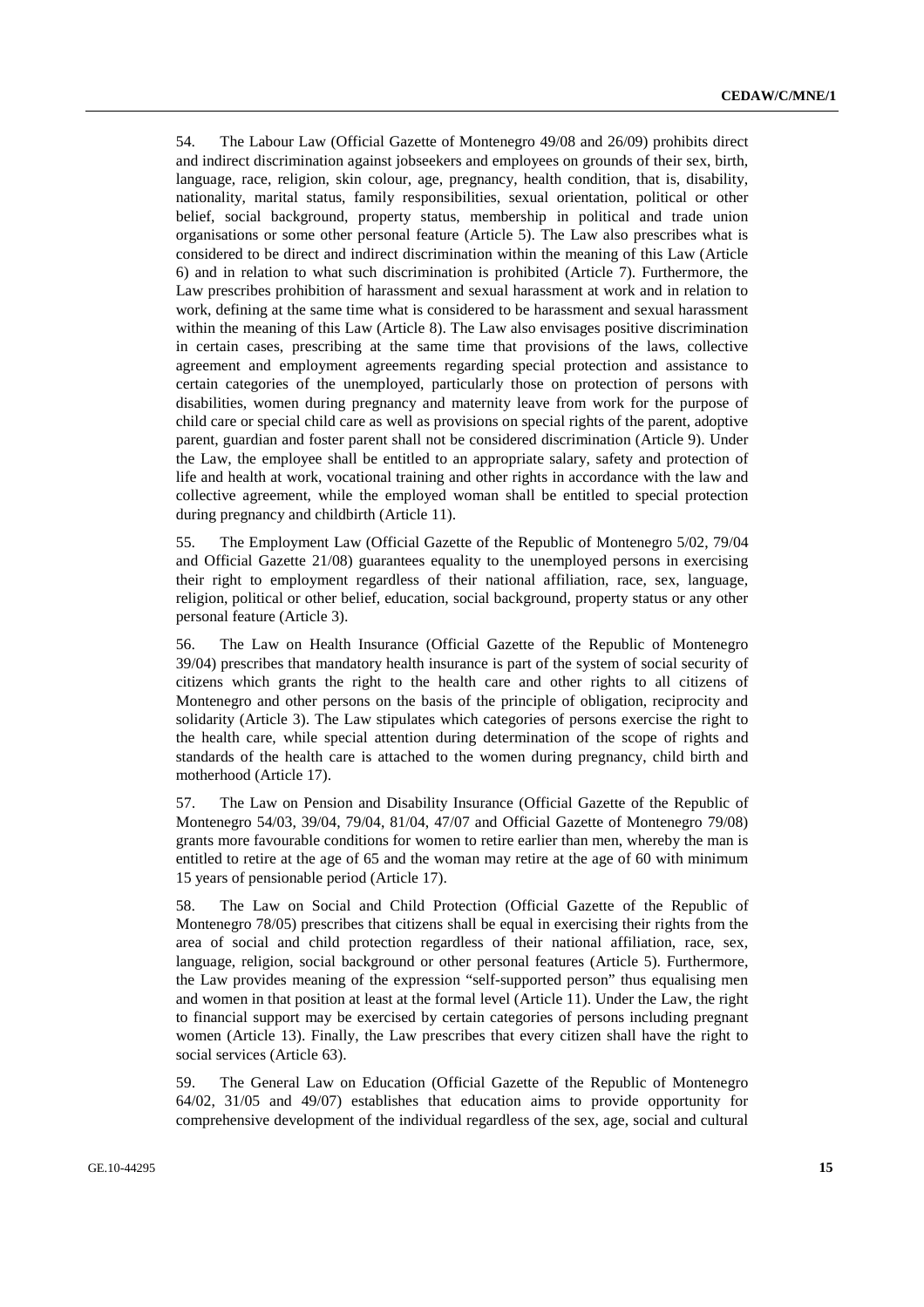54. The Labour Law (Official Gazette of Montenegro 49/08 and 26/09) prohibits direct and indirect discrimination against jobseekers and employees on grounds of their sex, birth, language, race, religion, skin colour, age, pregnancy, health condition, that is, disability, nationality, marital status, family responsibilities, sexual orientation, political or other belief, social background, property status, membership in political and trade union organisations or some other personal feature (Article 5). The Law also prescribes what is considered to be direct and indirect discrimination within the meaning of this Law (Article 6) and in relation to what such discrimination is prohibited (Article 7). Furthermore, the Law prescribes prohibition of harassment and sexual harassment at work and in relation to work, defining at the same time what is considered to be harassment and sexual harassment within the meaning of this Law (Article 8). The Law also envisages positive discrimination in certain cases, prescribing at the same time that provisions of the laws, collective agreement and employment agreements regarding special protection and assistance to certain categories of the unemployed, particularly those on protection of persons with disabilities, women during pregnancy and maternity leave from work for the purpose of child care or special child care as well as provisions on special rights of the parent, adoptive parent, guardian and foster parent shall not be considered discrimination (Article 9). Under the Law, the employee shall be entitled to an appropriate salary, safety and protection of life and health at work, vocational training and other rights in accordance with the law and collective agreement, while the employed woman shall be entitled to special protection during pregnancy and childbirth (Article 11).

55. The Employment Law (Official Gazette of the Republic of Montenegro 5/02, 79/04 and Official Gazette 21/08) guarantees equality to the unemployed persons in exercising their right to employment regardless of their national affiliation, race, sex, language, religion, political or other belief, education, social background, property status or any other personal feature (Article 3).

56. The Law on Health Insurance (Official Gazette of the Republic of Montenegro 39/04) prescribes that mandatory health insurance is part of the system of social security of citizens which grants the right to the health care and other rights to all citizens of Montenegro and other persons on the basis of the principle of obligation, reciprocity and solidarity (Article 3). The Law stipulates which categories of persons exercise the right to the health care, while special attention during determination of the scope of rights and standards of the health care is attached to the women during pregnancy, child birth and motherhood (Article 17).

57. The Law on Pension and Disability Insurance (Official Gazette of the Republic of Montenegro 54/03, 39/04, 79/04, 81/04, 47/07 and Official Gazette of Montenegro 79/08) grants more favourable conditions for women to retire earlier than men, whereby the man is entitled to retire at the age of 65 and the woman may retire at the age of 60 with minimum 15 years of pensionable period (Article 17).

58. The Law on Social and Child Protection (Official Gazette of the Republic of Montenegro 78/05) prescribes that citizens shall be equal in exercising their rights from the area of social and child protection regardless of their national affiliation, race, sex, language, religion, social background or other personal features (Article 5). Furthermore, the Law provides meaning of the expression "self-supported person" thus equalising men and women in that position at least at the formal level (Article 11). Under the Law, the right to financial support may be exercised by certain categories of persons including pregnant women (Article 13). Finally, the Law prescribes that every citizen shall have the right to social services (Article 63).

59. The General Law on Education (Official Gazette of the Republic of Montenegro 64/02, 31/05 and 49/07) establishes that education aims to provide opportunity for comprehensive development of the individual regardless of the sex, age, social and cultural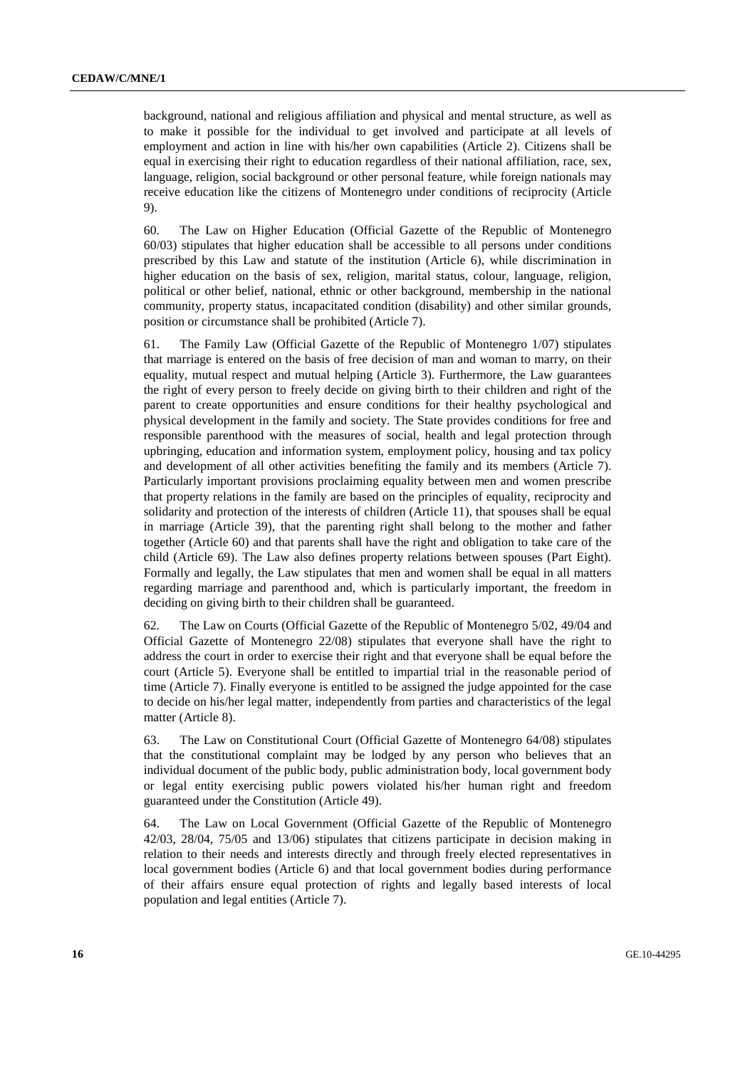background, national and religious affiliation and physical and mental structure, as well as to make it possible for the individual to get involved and participate at all levels of employment and action in line with his/her own capabilities (Article 2). Citizens shall be equal in exercising their right to education regardless of their national affiliation, race, sex, language, religion, social background or other personal feature, while foreign nationals may receive education like the citizens of Montenegro under conditions of reciprocity (Article 9).

60. The Law on Higher Education (Official Gazette of the Republic of Montenegro 60/03) stipulates that higher education shall be accessible to all persons under conditions prescribed by this Law and statute of the institution (Article 6), while discrimination in higher education on the basis of sex, religion, marital status, colour, language, religion, political or other belief, national, ethnic or other background, membership in the national community, property status, incapacitated condition (disability) and other similar grounds, position or circumstance shall be prohibited (Article 7).

61. The Family Law (Official Gazette of the Republic of Montenegro 1/07) stipulates that marriage is entered on the basis of free decision of man and woman to marry, on their equality, mutual respect and mutual helping (Article 3). Furthermore, the Law guarantees the right of every person to freely decide on giving birth to their children and right of the parent to create opportunities and ensure conditions for their healthy psychological and physical development in the family and society. The State provides conditions for free and responsible parenthood with the measures of social, health and legal protection through upbringing, education and information system, employment policy, housing and tax policy and development of all other activities benefiting the family and its members (Article 7). Particularly important provisions proclaiming equality between men and women prescribe that property relations in the family are based on the principles of equality, reciprocity and solidarity and protection of the interests of children (Article 11), that spouses shall be equal in marriage (Article 39), that the parenting right shall belong to the mother and father together (Article 60) and that parents shall have the right and obligation to take care of the child (Article 69). The Law also defines property relations between spouses (Part Eight). Formally and legally, the Law stipulates that men and women shall be equal in all matters regarding marriage and parenthood and, which is particularly important, the freedom in deciding on giving birth to their children shall be guaranteed.

62. The Law on Courts (Official Gazette of the Republic of Montenegro 5/02, 49/04 and Official Gazette of Montenegro 22/08) stipulates that everyone shall have the right to address the court in order to exercise their right and that everyone shall be equal before the court (Article 5). Everyone shall be entitled to impartial trial in the reasonable period of time (Article 7). Finally everyone is entitled to be assigned the judge appointed for the case to decide on his/her legal matter, independently from parties and characteristics of the legal matter (Article 8).

63. The Law on Constitutional Court (Official Gazette of Montenegro 64/08) stipulates that the constitutional complaint may be lodged by any person who believes that an individual document of the public body, public administration body, local government body or legal entity exercising public powers violated his/her human right and freedom guaranteed under the Constitution (Article 49).

64. The Law on Local Government (Official Gazette of the Republic of Montenegro 42/03, 28/04, 75/05 and 13/06) stipulates that citizens participate in decision making in relation to their needs and interests directly and through freely elected representatives in local government bodies (Article 6) and that local government bodies during performance of their affairs ensure equal protection of rights and legally based interests of local population and legal entities (Article 7).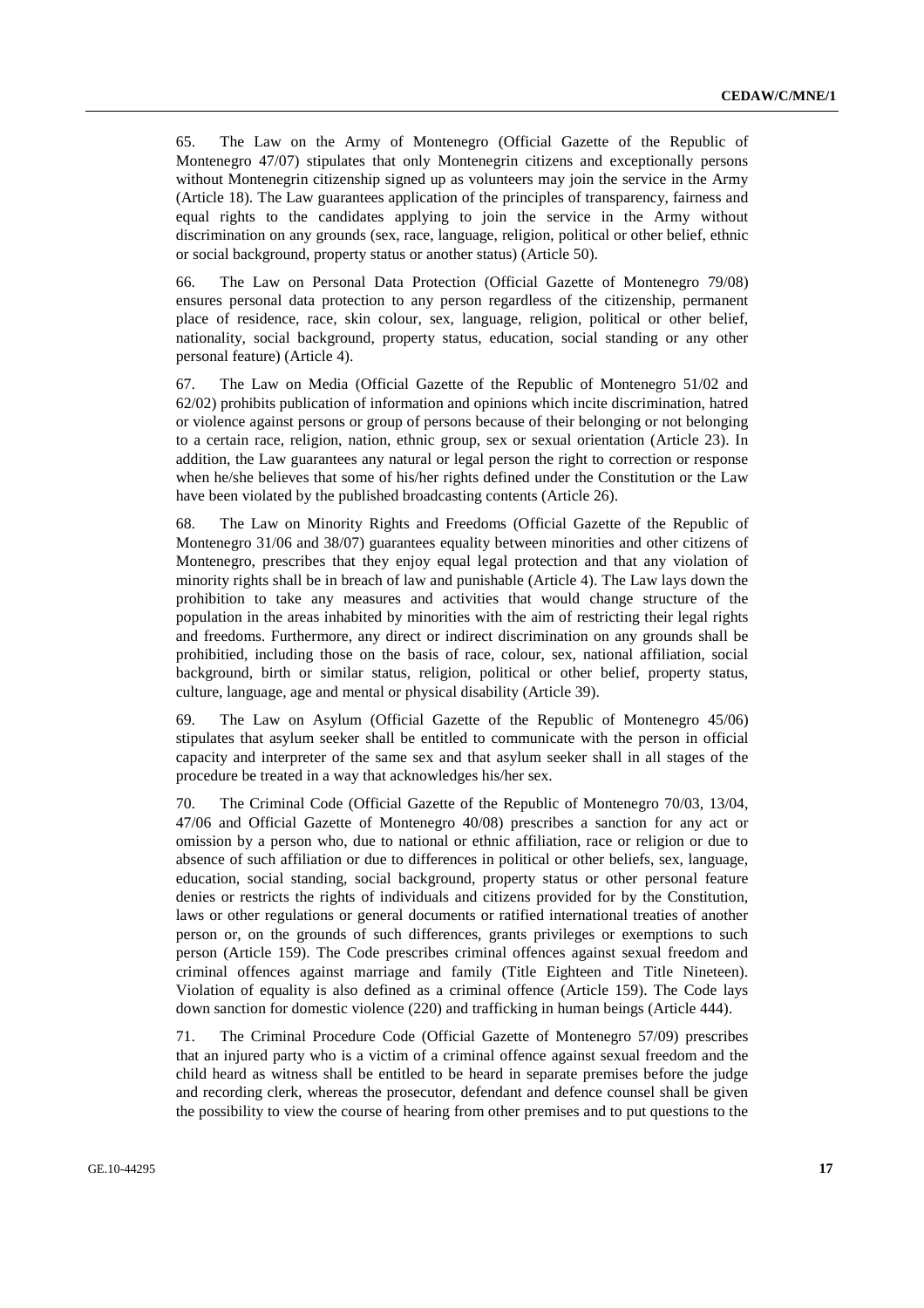65. The Law on the Army of Montenegro (Official Gazette of the Republic of Montenegro 47/07) stipulates that only Montenegrin citizens and exceptionally persons without Montenegrin citizenship signed up as volunteers may join the service in the Army (Article 18). The Law guarantees application of the principles of transparency, fairness and equal rights to the candidates applying to join the service in the Army without discrimination on any grounds (sex, race, language, religion, political or other belief, ethnic or social background, property status or another status) (Article 50).

66. The Law on Personal Data Protection (Official Gazette of Montenegro 79/08) ensures personal data protection to any person regardless of the citizenship, permanent place of residence, race, skin colour, sex, language, religion, political or other belief, nationality, social background, property status, education, social standing or any other personal feature) (Article 4).

67. The Law on Media (Official Gazette of the Republic of Montenegro 51/02 and 62/02) prohibits publication of information and opinions which incite discrimination, hatred or violence against persons or group of persons because of their belonging or not belonging to a certain race, religion, nation, ethnic group, sex or sexual orientation (Article 23). In addition, the Law guarantees any natural or legal person the right to correction or response when he/she believes that some of his/her rights defined under the Constitution or the Law have been violated by the published broadcasting contents (Article 26).

68. The Law on Minority Rights and Freedoms (Official Gazette of the Republic of Montenegro 31/06 and 38/07) guarantees equality between minorities and other citizens of Montenegro, prescribes that they enjoy equal legal protection and that any violation of minority rights shall be in breach of law and punishable (Article 4). The Law lays down the prohibition to take any measures and activities that would change structure of the population in the areas inhabited by minorities with the aim of restricting their legal rights and freedoms. Furthermore, any direct or indirect discrimination on any grounds shall be prohibitied, including those on the basis of race, colour, sex, national affiliation, social background, birth or similar status, religion, political or other belief, property status, culture, language, age and mental or physical disability (Article 39).

69. The Law on Asylum (Official Gazette of the Republic of Montenegro 45/06) stipulates that asylum seeker shall be entitled to communicate with the person in official capacity and interpreter of the same sex and that asylum seeker shall in all stages of the procedure be treated in a way that acknowledges his/her sex.

70. The Criminal Code (Official Gazette of the Republic of Montenegro 70/03, 13/04, 47/06 and Official Gazette of Montenegro 40/08) prescribes a sanction for any act or omission by a person who, due to national or ethnic affiliation, race or religion or due to absence of such affiliation or due to differences in political or other beliefs, sex, language, education, social standing, social background, property status or other personal feature denies or restricts the rights of individuals and citizens provided for by the Constitution, laws or other regulations or general documents or ratified international treaties of another person or, on the grounds of such differences, grants privileges or exemptions to such person (Article 159). The Code prescribes criminal offences against sexual freedom and criminal offences against marriage and family (Title Eighteen and Title Nineteen). Violation of equality is also defined as a criminal offence (Article 159). The Code lays down sanction for domestic violence (220) and trafficking in human beings (Article 444).

71. The Criminal Procedure Code (Official Gazette of Montenegro 57/09) prescribes that an injured party who is a victim of a criminal offence against sexual freedom and the child heard as witness shall be entitled to be heard in separate premises before the judge and recording clerk, whereas the prosecutor, defendant and defence counsel shall be given the possibility to view the course of hearing from other premises and to put questions to the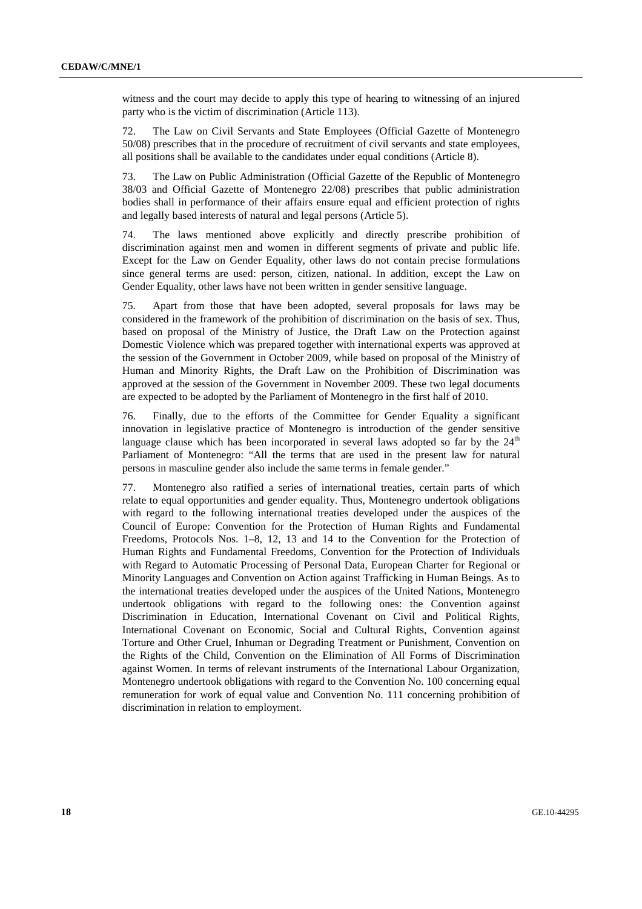witness and the court may decide to apply this type of hearing to witnessing of an injured party who is the victim of discrimination (Article 113).

72. The Law on Civil Servants and State Employees (Official Gazette of Montenegro 50/08) prescribes that in the procedure of recruitment of civil servants and state employees, all positions shall be available to the candidates under equal conditions (Article 8).

73. The Law on Public Administration (Official Gazette of the Republic of Montenegro 38/03 and Official Gazette of Montenegro 22/08) prescribes that public administration bodies shall in performance of their affairs ensure equal and efficient protection of rights and legally based interests of natural and legal persons (Article 5).

74. The laws mentioned above explicitly and directly prescribe prohibition of discrimination against men and women in different segments of private and public life. Except for the Law on Gender Equality, other laws do not contain precise formulations since general terms are used: person, citizen, national. In addition, except the Law on Gender Equality, other laws have not been written in gender sensitive language.

75. Apart from those that have been adopted, several proposals for laws may be considered in the framework of the prohibition of discrimination on the basis of sex. Thus, based on proposal of the Ministry of Justice, the Draft Law on the Protection against Domestic Violence which was prepared together with international experts was approved at the session of the Government in October 2009, while based on proposal of the Ministry of Human and Minority Rights, the Draft Law on the Prohibition of Discrimination was approved at the session of the Government in November 2009. These two legal documents are expected to be adopted by the Parliament of Montenegro in the first half of 2010.

76. Finally, due to the efforts of the Committee for Gender Equality a significant innovation in legislative practice of Montenegro is introduction of the gender sensitive language clause which has been incorporated in several laws adopted so far by the 24th Parliament of Montenegro: "All the terms that are used in the present law for natural persons in masculine gender also include the same terms in female gender."

77. Montenegro also ratified a series of international treaties, certain parts of which relate to equal opportunities and gender equality. Thus, Montenegro undertook obligations with regard to the following international treaties developed under the auspices of the Council of Europe: Convention for the Protection of Human Rights and Fundamental Freedoms, Protocols Nos. 1–8, 12, 13 and 14 to the Convention for the Protection of Human Rights and Fundamental Freedoms, Convention for the Protection of Individuals with Regard to Automatic Processing of Personal Data, European Charter for Regional or Minority Languages and Convention on Action against Trafficking in Human Beings. As to the international treaties developed under the auspices of the United Nations, Montenegro undertook obligations with regard to the following ones: the Convention against Discrimination in Education, International Covenant on Civil and Political Rights, International Covenant on Economic, Social and Cultural Rights, Convention against Torture and Other Cruel, Inhuman or Degrading Treatment or Punishment, Convention on the Rights of the Child, Convention on the Elimination of All Forms of Discrimination against Women. In terms of relevant instruments of the International Labour Organization, Montenegro undertook obligations with regard to the Convention No. 100 concerning equal remuneration for work of equal value and Convention No. 111 concerning prohibition of discrimination in relation to employment.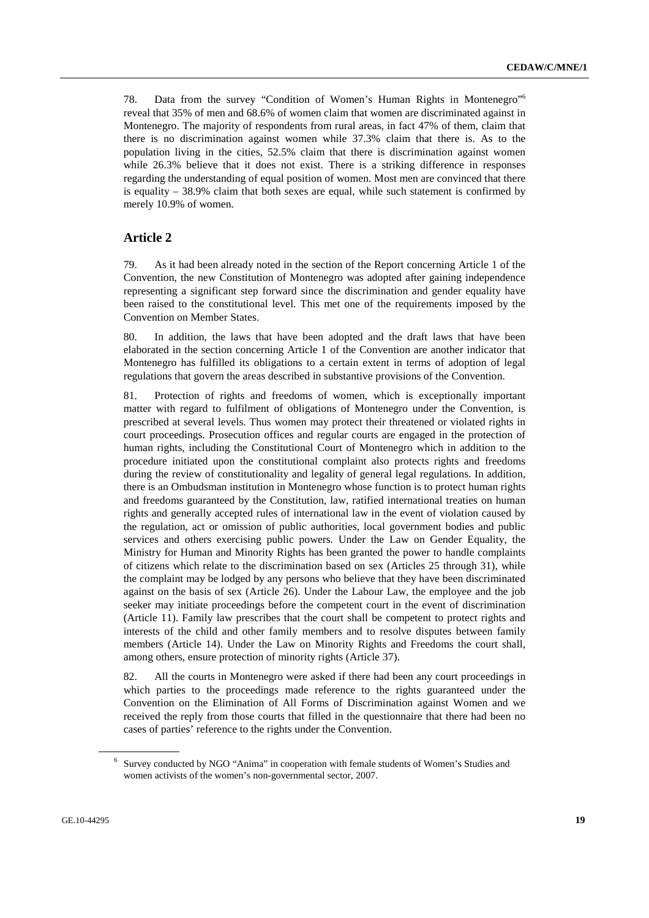78. Data from the survey "Condition of Women's Human Rights in Montenegro"[6] reveal that 35% of men and 68.6% of women claim that women are discriminated against in Montenegro. The majority of respondents from rural areas, in fact 47% of them, claim that there is no discrimination against women while 37.3% claim that there is. As to the population living in the cities, 52.5% claim that there is discrimination against women while 26.3% believe that it does not exist. There is a striking difference in responses regarding the understanding of equal position of women. Most men are convinced that there is equality – 38.9% claim that both sexes are equal, while such statement is confirmed by merely 10.9% of women.

## Article 2

79. As it had been already noted in the section of the Report concerning Article 1 of the Convention, the new Constitution of Montenegro was adopted after gaining independence representing a significant step forward since the discrimination and gender equality have been raised to the constitutional level. This met one of the requirements imposed by the Convention on Member States.

80. In addition, the laws that have been adopted and the draft laws that have been elaborated in the section concerning Article 1 of the Convention are another indicator that Montenegro has fulfilled its obligations to a certain extent in terms of adoption of legal regulations that govern the areas described in substantive provisions of the Convention.

81. Protection of rights and freedoms of women, which is exceptionally important matter with regard to fulfilment of obligations of Montenegro under the Convention, is prescribed at several levels. Thus women may protect their threatened or violated rights in court proceedings. Prosecution offices and regular courts are engaged in the protection of human rights, including the Constitutional Court of Montenegro which in addition to the procedure initiated upon the constitutional complaint also protects rights and freedoms during the review of constitutionality and legality of general legal regulations. In addition, there is an Ombudsman institution in Montenegro whose function is to protect human rights and freedoms guaranteed by the Constitution, law, ratified international treaties on human rights and generally accepted rules of international law in the event of violation caused by the regulation, act or omission of public authorities, local government bodies and public services and others exercising public powers. Under the Law on Gender Equality, the Ministry for Human and Minority Rights has been granted the power to handle complaints of citizens which relate to the discrimination based on sex (Articles 25 through 31), while the complaint may be lodged by any persons who believe that they have been discriminated against on the basis of sex (Article 26). Under the Labour Law, the employee and the job seeker may initiate proceedings before the competent court in the event of discrimination (Article 11). Family law prescribes that the court shall be competent to protect rights and interests of the child and other family members and to resolve disputes between family members (Article 14). Under the Law on Minority Rights and Freedoms the court shall, among others, ensure protection of minority rights (Article 37).

82. All the courts in Montenegro were asked if there had been any court proceedings in which parties to the proceedings made reference to the rights guaranteed under the Convention on the Elimination of All Forms of Discrimination against Women and we received the reply from those courts that filled in the questionnaire that there had been no cases of parties' reference to the rights under the Convention.

[6] Survey conducted by NGO "Anima" in cooperation with female students of Women's Studies and women activists of the women's non-governmental sector, 2007.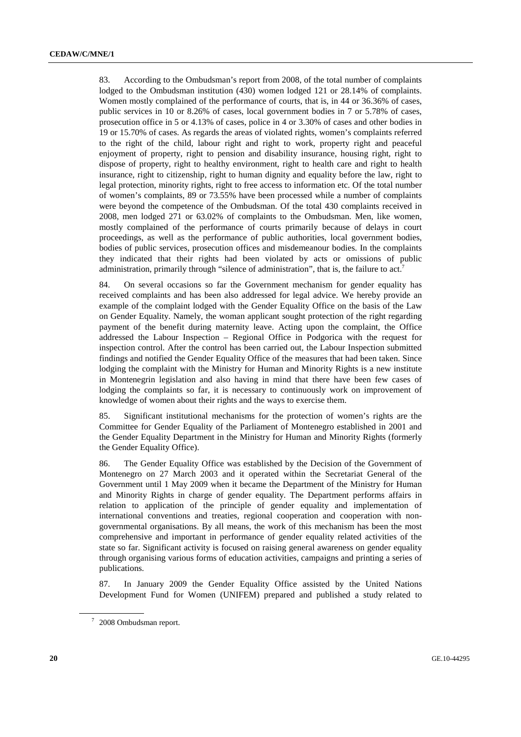83. According to the Ombudsman's report from 2008, of the total number of complaints lodged to the Ombudsman institution (430) women lodged 121 or 28.14% of complaints. Women mostly complained of the performance of courts, that is, in 44 or 36.36% of cases, public services in 10 or 8.26% of cases, local government bodies in 7 or 5.78% of cases, prosecution office in 5 or 4.13% of cases, police in 4 or 3.30% of cases and other bodies in 19 or 15.70% of cases. As regards the areas of violated rights, women's complaints referred to the right of the child, labour right and right to work, property right and peaceful enjoyment of property, right to pension and disability insurance, housing right, right to dispose of property, right to healthy environment, right to health care and right to health insurance, right to citizenship, right to human dignity and equality before the law, right to legal protection, minority rights, right to free access to information etc. Of the total number of women's complaints, 89 or 73.55% have been processed while a number of complaints were beyond the competence of the Ombudsman. Of the total 430 complaints received in 2008, men lodged 271 or 63.02% of complaints to the Ombudsman. Men, like women, mostly complained of the performance of courts primarily because of delays in court proceedings, as well as the performance of public authorities, local government bodies, bodies of public services, prosecution offices and misdemeanour bodies. In the complaints they indicated that their rights had been violated by acts or omissions of public administration, primarily through "silence of administration", that is, the failure to act.[7]

84. On several occasions so far the Government mechanism for gender equality has received complaints and has been also addressed for legal advice. We hereby provide an example of the complaint lodged with the Gender Equality Office on the basis of the Law on Gender Equality. Namely, the woman applicant sought protection of the right regarding payment of the benefit during maternity leave. Acting upon the complaint, the Office addressed the Labour Inspection – Regional Office in Podgorica with the request for inspection control. After the control has been carried out, the Labour Inspection submitted findings and notified the Gender Equality Office of the measures that had been taken. Since lodging the complaint with the Ministry for Human and Minority Rights is a new institute in Montenegrin legislation and also having in mind that there have been few cases of lodging the complaints so far, it is necessary to continuously work on improvement of knowledge of women about their rights and the ways to exercise them.

85. Significant institutional mechanisms for the protection of women's rights are the Committee for Gender Equality of the Parliament of Montenegro established in 2001 and the Gender Equality Department in the Ministry for Human and Minority Rights (formerly the Gender Equality Office).

86. The Gender Equality Office was established by the Decision of the Government of Montenegro on 27 March 2003 and it operated within the Secretariat General of the Government until 1 May 2009 when it became the Department of the Ministry for Human and Minority Rights in charge of gender equality. The Department performs affairs in relation to application of the principle of gender equality and implementation of international conventions and treaties, regional cooperation and cooperation with non-governmental organisations. By all means, the work of this mechanism has been the most comprehensive and important in performance of gender equality related activities of the state so far. Significant activity is focused on raising general awareness on gender equality through organising various forms of education activities, campaigns and printing a series of publications.

87. In January 2009 the Gender Equality Office assisted by the United Nations Development Fund for Women (UNIFEM) prepared and published a study related to

[7] 2008 Ombudsman report.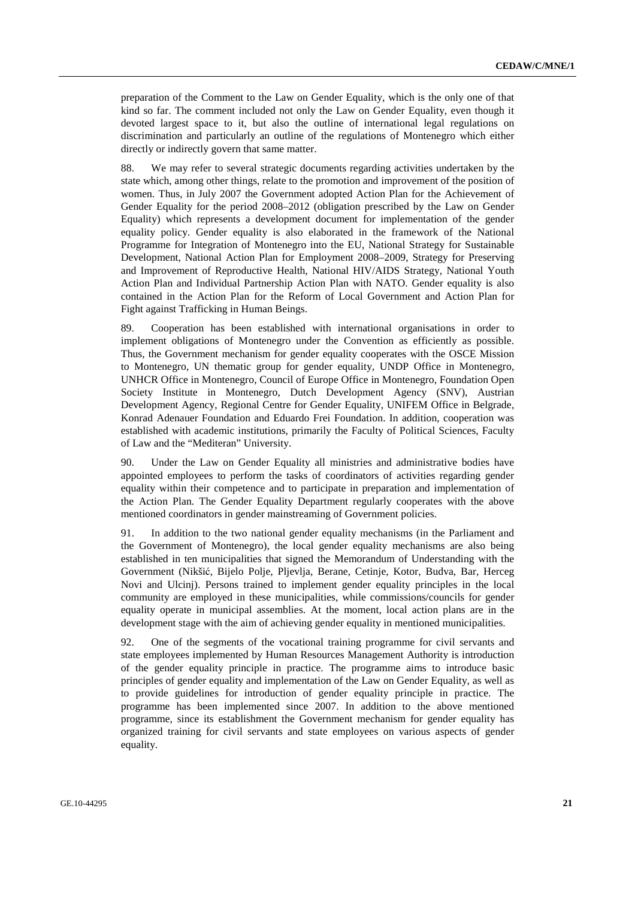preparation of the Comment to the Law on Gender Equality, which is the only one of that kind so far. The comment included not only the Law on Gender Equality, even though it devoted largest space to it, but also the outline of international legal regulations on discrimination and particularly an outline of the regulations of Montenegro which either directly or indirectly govern that same matter.

88. We may refer to several strategic documents regarding activities undertaken by the state which, among other things, relate to the promotion and improvement of the position of women. Thus, in July 2007 the Government adopted Action Plan for the Achievement of Gender Equality for the period 2008–2012 (obligation prescribed by the Law on Gender Equality) which represents a development document for implementation of the gender equality policy. Gender equality is also elaborated in the framework of the National Programme for Integration of Montenegro into the EU, National Strategy for Sustainable Development, National Action Plan for Employment 2008–2009, Strategy for Preserving and Improvement of Reproductive Health, National HIV/AIDS Strategy, National Youth Action Plan and Individual Partnership Action Plan with NATO. Gender equality is also contained in the Action Plan for the Reform of Local Government and Action Plan for Fight against Trafficking in Human Beings.

89. Cooperation has been established with international organisations in order to implement obligations of Montenegro under the Convention as efficiently as possible. Thus, the Government mechanism for gender equality cooperates with the OSCE Mission to Montenegro, UN thematic group for gender equality, UNDP Office in Montenegro, UNHCR Office in Montenegro, Council of Europe Office in Montenegro, Foundation Open Society Institute in Montenegro, Dutch Development Agency (SNV), Austrian Development Agency, Regional Centre for Gender Equality, UNIFEM Office in Belgrade, Konrad Adenauer Foundation and Eduardo Frei Foundation. In addition, cooperation was established with academic institutions, primarily the Faculty of Political Sciences, Faculty of Law and the "Mediteran" University.

90. Under the Law on Gender Equality all ministries and administrative bodies have appointed employees to perform the tasks of coordinators of activities regarding gender equality within their competence and to participate in preparation and implementation of the Action Plan. The Gender Equality Department regularly cooperates with the above mentioned coordinators in gender mainstreaming of Government policies.

91. In addition to the two national gender equality mechanisms (in the Parliament and the Government of Montenegro), the local gender equality mechanisms are also being established in ten municipalities that signed the Memorandum of Understanding with the Government (Nikšić, Bijelo Polje, Pljevlja, Berane, Cetinje, Kotor, Budva, Bar, Herceg Novi and Ulcinj). Persons trained to implement gender equality principles in the local community are employed in these municipalities, while commissions/councils for gender equality operate in municipal assemblies. At the moment, local action plans are in the development stage with the aim of achieving gender equality in mentioned municipalities.

92. One of the segments of the vocational training programme for civil servants and state employees implemented by Human Resources Management Authority is introduction of the gender equality principle in practice. The programme aims to introduce basic principles of gender equality and implementation of the Law on Gender Equality, as well as to provide guidelines for introduction of gender equality principle in practice. The programme has been implemented since 2007. In addition to the above mentioned programme, since its establishment the Government mechanism for gender equality has organized training for civil servants and state employees on various aspects of gender equality.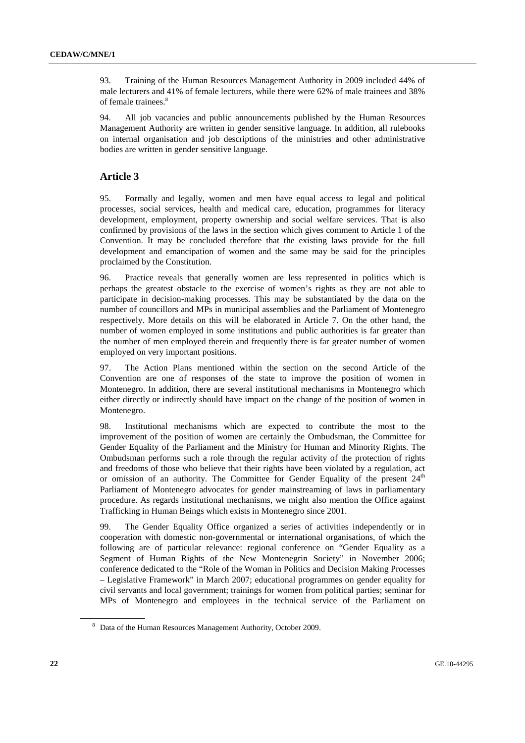93. Training of the Human Resources Management Authority in 2009 included 44% of male lecturers and 41% of female lecturers, while there were 62% of male trainees and 38% of female trainees.[8]

94. All job vacancies and public announcements published by the Human Resources Management Authority are written in gender sensitive language. In addition, all rulebooks on internal organisation and job descriptions of the ministries and other administrative bodies are written in gender sensitive language.

## Article 3

95. Formally and legally, women and men have equal access to legal and political processes, social services, health and medical care, education, programmes for literacy development, employment, property ownership and social welfare services. That is also confirmed by provisions of the laws in the section which gives comment to Article 1 of the Convention. It may be concluded therefore that the existing laws provide for the full development and emancipation of women and the same may be said for the principles proclaimed by the Constitution.

96. Practice reveals that generally women are less represented in politics which is perhaps the greatest obstacle to the exercise of women's rights as they are not able to participate in decision-making processes. This may be substantiated by the data on the number of councillors and MPs in municipal assemblies and the Parliament of Montenegro respectively. More details on this will be elaborated in Article 7. On the other hand, the number of women employed in some institutions and public authorities is far greater than the number of men employed therein and frequently there is far greater number of women employed on very important positions.

97. The Action Plans mentioned within the section on the second Article of the Convention are one of responses of the state to improve the position of women in Montenegro. In addition, there are several institutional mechanisms in Montenegro which either directly or indirectly should have impact on the change of the position of women in Montenegro.

98. Institutional mechanisms which are expected to contribute the most to the improvement of the position of women are certainly the Ombudsman, the Committee for Gender Equality of the Parliament and the Ministry for Human and Minority Rights. The Ombudsman performs such a role through the regular activity of the protection of rights and freedoms of those who believe that their rights have been violated by a regulation, act or omission of an authority. The Committee for Gender Equality of the present 24th Parliament of Montenegro advocates for gender mainstreaming of laws in parliamentary procedure. As regards institutional mechanisms, we might also mention the Office against Trafficking in Human Beings which exists in Montenegro since 2001.

99. The Gender Equality Office organized a series of activities independently or in cooperation with domestic non-governmental or international organisations, of which the following are of particular relevance: regional conference on "Gender Equality as a Segment of Human Rights of the New Montenegrin Society" in November 2006; conference dedicated to the "Role of the Woman in Politics and Decision Making Processes – Legislative Framework" in March 2007; educational programmes on gender equality for civil servants and local government; trainings for women from political parties; seminar for MPs of Montenegro and employees in the technical service of the Parliament on

[8] Data of the Human Resources Management Authority, October 2009.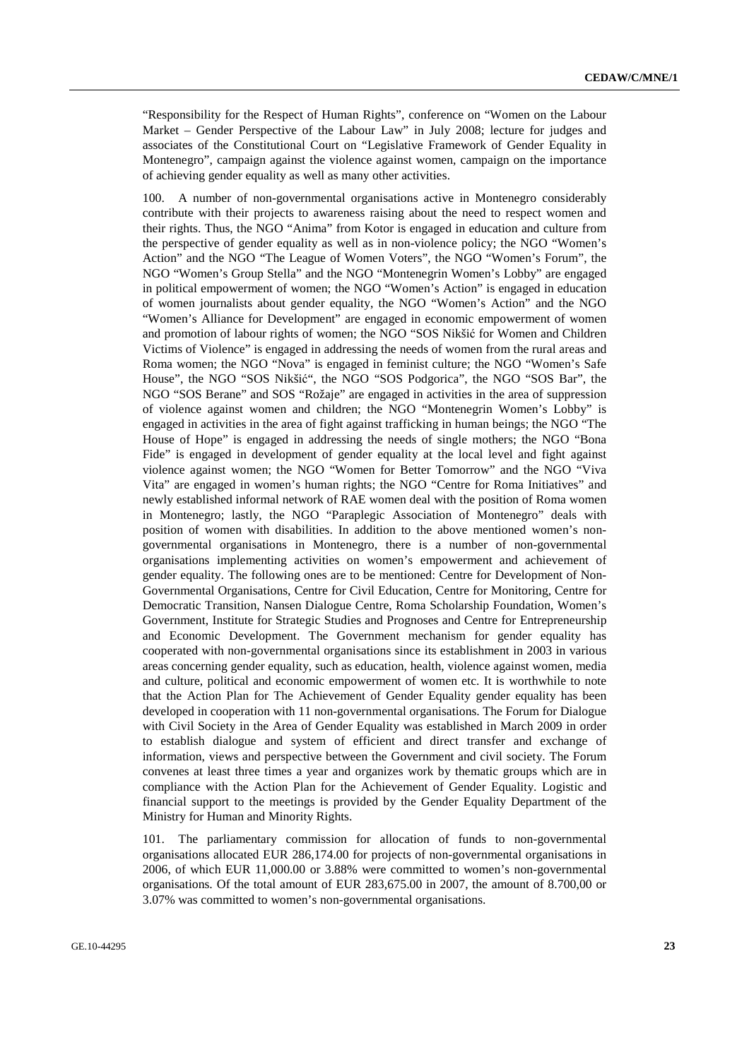"Responsibility for the Respect of Human Rights", conference on "Women on the Labour Market – Gender Perspective of the Labour Law" in July 2008; lecture for judges and associates of the Constitutional Court on "Legislative Framework of Gender Equality in Montenegro", campaign against the violence against women, campaign on the importance of achieving gender equality as well as many other activities.

100. A number of non-governmental organisations active in Montenegro considerably contribute with their projects to awareness raising about the need to respect women and their rights. Thus, the NGO "Anima" from Kotor is engaged in education and culture from the perspective of gender equality as well as in non-violence policy; the NGO "Women's Action" and the NGO "The League of Women Voters", the NGO "Women's Forum", the NGO "Women's Group Stella" and the NGO "Montenegrin Women's Lobby" are engaged in political empowerment of women; the NGO "Women's Action" is engaged in education of women journalists about gender equality, the NGO "Women's Action" and the NGO "Women's Alliance for Development" are engaged in economic empowerment of women and promotion of labour rights of women; the NGO "SOS Nikšić for Women and Children Victims of Violence" is engaged in addressing the needs of women from the rural areas and Roma women; the NGO "Nova" is engaged in feminist culture; the NGO "Women's Safe House", the NGO "SOS Nikšić", the NGO "SOS Podgorica", the NGO "SOS Bar", the NGO "SOS Berane" and SOS "Rožaje" are engaged in activities in the area of suppression of violence against women and children; the NGO "Montenegrin Women's Lobby" is engaged in activities in the area of fight against trafficking in human beings; the NGO "The House of Hope" is engaged in addressing the needs of single mothers; the NGO "Bona Fide" is engaged in development of gender equality at the local level and fight against violence against women; the NGO "Women for Better Tomorrow" and the NGO "Viva Vita" are engaged in women's human rights; the NGO "Centre for Roma Initiatives" and newly established informal network of RAE women deal with the position of Roma women in Montenegro; lastly, the NGO "Paraplegic Association of Montenegro" deals with position of women with disabilities. In addition to the above mentioned women's non-governmental organisations in Montenegro, there is a number of non-governmental organisations implementing activities on women's empowerment and achievement of gender equality. The following ones are to be mentioned: Centre for Development of Non-Governmental Organisations, Centre for Civil Education, Centre for Monitoring, Centre for Democratic Transition, Nansen Dialogue Centre, Roma Scholarship Foundation, Women's Government, Institute for Strategic Studies and Prognoses and Centre for Entrepreneurship and Economic Development. The Government mechanism for gender equality has cooperated with non-governmental organisations since its establishment in 2003 in various areas concerning gender equality, such as education, health, violence against women, media and culture, political and economic empowerment of women etc. It is worthwhile to note that the Action Plan for The Achievement of Gender Equality gender equality has been developed in cooperation with 11 non-governmental organisations. The Forum for Dialogue with Civil Society in the Area of Gender Equality was established in March 2009 in order to establish dialogue and system of efficient and direct transfer and exchange of information, views and perspective between the Government and civil society. The Forum convenes at least three times a year and organizes work by thematic groups which are in compliance with the Action Plan for the Achievement of Gender Equality. Logistic and financial support to the meetings is provided by the Gender Equality Department of the Ministry for Human and Minority Rights.

101. The parliamentary commission for allocation of funds to non-governmental organisations allocated EUR 286,174.00 for projects of non-governmental organisations in 2006, of which EUR 11,000.00 or 3.88% were committed to women's non-governmental organisations. Of the total amount of EUR 283,675.00 in 2007, the amount of 8.700,00 or 3.07% was committed to women's non-governmental organisations.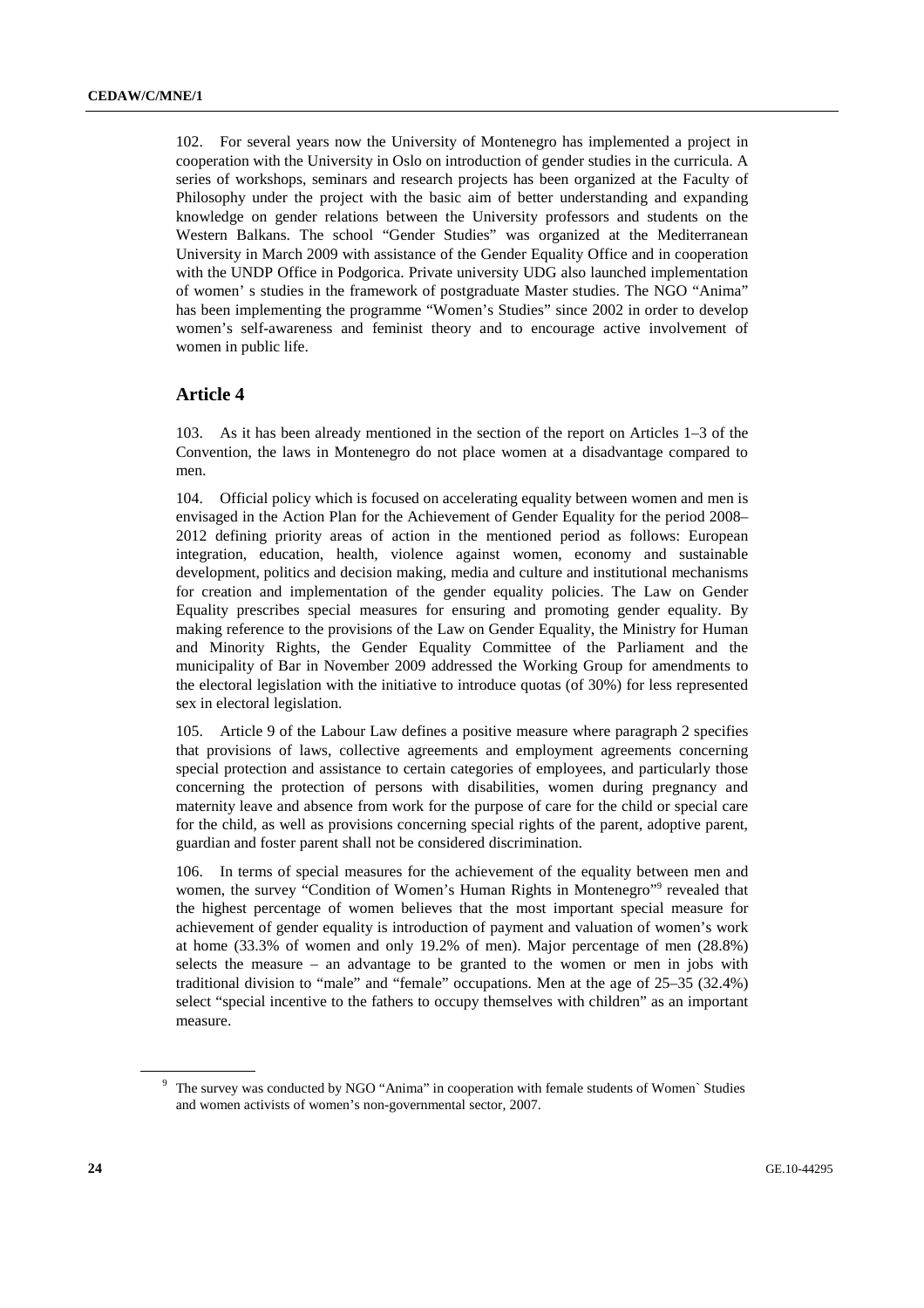102. For several years now the University of Montenegro has implemented a project in cooperation with the University in Oslo on introduction of gender studies in the curricula. A series of workshops, seminars and research projects has been organized at the Faculty of Philosophy under the project with the basic aim of better understanding and expanding knowledge on gender relations between the University professors and students on the Western Balkans. The school "Gender Studies" was organized at the Mediterranean University in March 2009 with assistance of the Gender Equality Office and in cooperation with the UNDP Office in Podgorica. Private university UDG also launched implementation of women' s studies in the framework of postgraduate Master studies. The NGO "Anima" has been implementing the programme "Women's Studies" since 2002 in order to develop women's self-awareness and feminist theory and to encourage active involvement of women in public life.

## Article 4

103. As it has been already mentioned in the section of the report on Articles 1–3 of the Convention, the laws in Montenegro do not place women at a disadvantage compared to men.

104. Official policy which is focused on accelerating equality between women and men is envisaged in the Action Plan for the Achievement of Gender Equality for the period 2008–2012 defining priority areas of action in the mentioned period as follows: European integration, education, health, violence against women, economy and sustainable development, politics and decision making, media and culture and institutional mechanisms for creation and implementation of the gender equality policies. The Law on Gender Equality prescribes special measures for ensuring and promoting gender equality. By making reference to the provisions of the Law on Gender Equality, the Ministry for Human and Minority Rights, the Gender Equality Committee of the Parliament and the municipality of Bar in November 2009 addressed the Working Group for amendments to the electoral legislation with the initiative to introduce quotas (of 30%) for less represented sex in electoral legislation.

105. Article 9 of the Labour Law defines a positive measure where paragraph 2 specifies that provisions of laws, collective agreements and employment agreements concerning special protection and assistance to certain categories of employees, and particularly those concerning the protection of persons with disabilities, women during pregnancy and maternity leave and absence from work for the purpose of care for the child or special care for the child, as well as provisions concerning special rights of the parent, adoptive parent, guardian and foster parent shall not be considered discrimination.

106. In terms of special measures for the achievement of the equality between men and women, the survey "Condition of Women's Human Rights in Montenegro"[9] revealed that the highest percentage of women believes that the most important special measure for achievement of gender equality is introduction of payment and valuation of women's work at home (33.3% of women and only 19.2% of men). Major percentage of men (28.8%) selects the measure – an advantage to be granted to the women or men in jobs with traditional division to "male" and "female" occupations. Men at the age of 25–35 (32.4%) select "special incentive to the fathers to occupy themselves with children" as an important measure.

[9] The survey was conducted by NGO "Anima" in cooperation with female students of Women` Studies and women activists of women's non-governmental sector, 2007.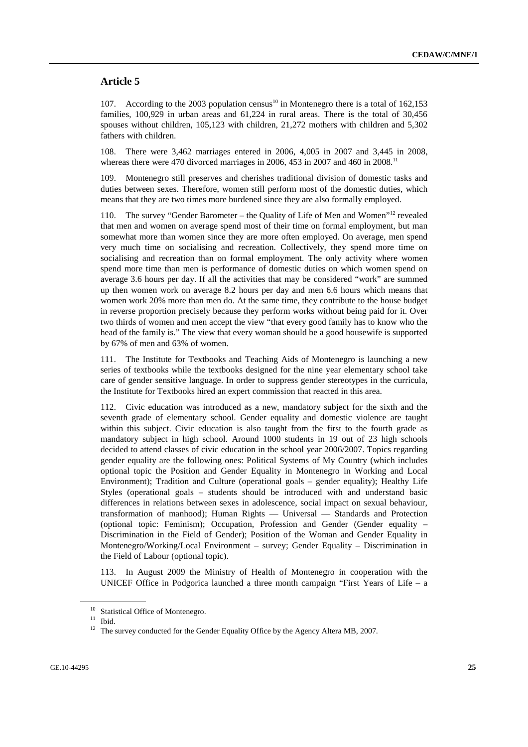## Article 5

107. According to the 2003 population census[10] in Montenegro there is a total of 162,153 families, 100,929 in urban areas and 61,224 in rural areas. There is the total of 30,456 spouses without children, 105,123 with children, 21,272 mothers with children and 5,302 fathers with children.

108. There were 3,462 marriages entered in 2006, 4,005 in 2007 and 3,445 in 2008, whereas there were 470 divorced marriages in 2006, 453 in 2007 and 460 in 2008.[11]

109. Montenegro still preserves and cherishes traditional division of domestic tasks and duties between sexes. Therefore, women still perform most of the domestic duties, which means that they are two times more burdened since they are also formally employed.

110. The survey "Gender Barometer – the Quality of Life of Men and Women"[12] revealed that men and women on average spend most of their time on formal employment, but man somewhat more than women since they are more often employed. On average, men spend very much time on socialising and recreation. Collectively, they spend more time on socialising and recreation than on formal employment. The only activity where women spend more time than men is performance of domestic duties on which women spend on average 3.6 hours per day. If all the activities that may be considered "work" are summed up then women work on average 8.2 hours per day and men 6.6 hours which means that women work 20% more than men do. At the same time, they contribute to the house budget in reverse proportion precisely because they perform works without being paid for it. Over two thirds of women and men accept the view "that every good family has to know who the head of the family is." The view that every woman should be a good housewife is supported by 67% of men and 63% of women.

111. The Institute for Textbooks and Teaching Aids of Montenegro is launching a new series of textbooks while the textbooks designed for the nine year elementary school take care of gender sensitive language. In order to suppress gender stereotypes in the curricula, the Institute for Textbooks hired an expert commission that reacted in this area.

112. Civic education was introduced as a new, mandatory subject for the sixth and the seventh grade of elementary school. Gender equality and domestic violence are taught within this subject. Civic education is also taught from the first to the fourth grade as mandatory subject in high school. Around 1000 students in 19 out of 23 high schools decided to attend classes of civic education in the school year 2006/2007. Topics regarding gender equality are the following ones: Political Systems of My Country (which includes optional topic the Position and Gender Equality in Montenegro in Working and Local Environment); Tradition and Culture (operational goals – gender equality); Healthy Life Styles (operational goals – students should be introduced with and understand basic differences in relations between sexes in adolescence, social impact on sexual behaviour, transformation of manhood); Human Rights — Universal — Standards and Protection (optional topic: Feminism); Occupation, Profession and Gender (Gender equality – Discrimination in the Field of Gender); Position of the Woman and Gender Equality in Montenegro/Working/Local Environment – survey; Gender Equality – Discrimination in the Field of Labour (optional topic).

113. In August 2009 the Ministry of Health of Montenegro in cooperation with the UNICEF Office in Podgorica launched a three month campaign "First Years of Life – a

---

[10] Statistical Office of Montenegro.

[11] Ibid.

[12] The survey conducted for the Gender Equality Office by the Agency Altera MB, 2007.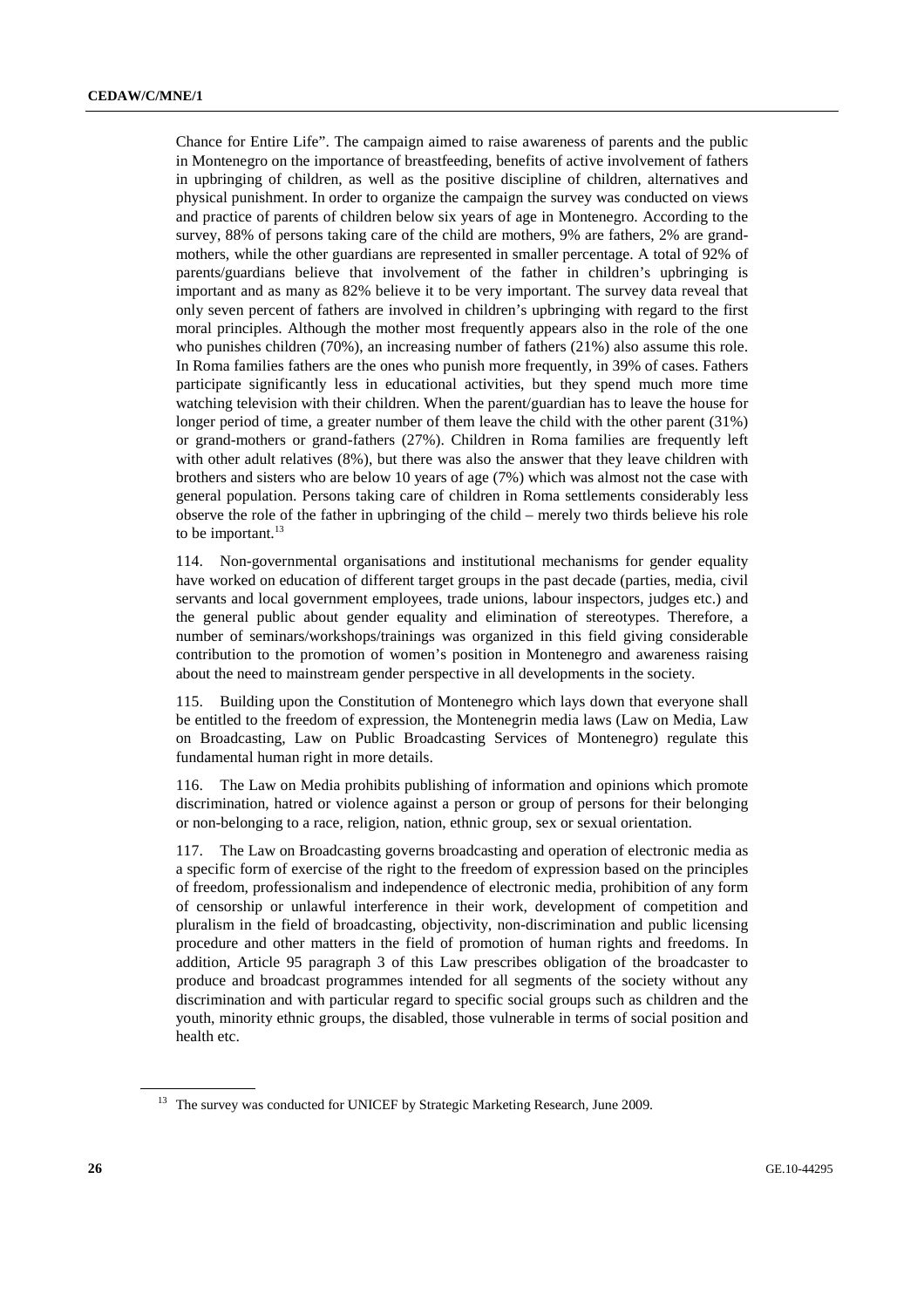Chance for Entire Life". The campaign aimed to raise awareness of parents and the public in Montenegro on the importance of breastfeeding, benefits of active involvement of fathers in upbringing of children, as well as the positive discipline of children, alternatives and physical punishment. In order to organize the campaign the survey was conducted on views and practice of parents of children below six years of age in Montenegro. According to the survey, 88% of persons taking care of the child are mothers, 9% are fathers, 2% are grand-mothers, while the other guardians are represented in smaller percentage. A total of 92% of parents/guardians believe that involvement of the father in children's upbringing is important and as many as 82% believe it to be very important. The survey data reveal that only seven percent of fathers are involved in children's upbringing with regard to the first moral principles. Although the mother most frequently appears also in the role of the one who punishes children (70%), an increasing number of fathers (21%) also assume this role. In Roma families fathers are the ones who punish more frequently, in 39% of cases. Fathers participate significantly less in educational activities, but they spend much more time watching television with their children. When the parent/guardian has to leave the house for longer period of time, a greater number of them leave the child with the other parent (31%) or grand-mothers or grand-fathers (27%). Children in Roma families are frequently left with other adult relatives (8%), but there was also the answer that they leave children with brothers and sisters who are below 10 years of age (7%) which was almost not the case with general population. Persons taking care of children in Roma settlements considerably less observe the role of the father in upbringing of the child – merely two thirds believe his role to be important.[13]

114. Non-governmental organisations and institutional mechanisms for gender equality have worked on education of different target groups in the past decade (parties, media, civil servants and local government employees, trade unions, labour inspectors, judges etc.) and the general public about gender equality and elimination of stereotypes. Therefore, a number of seminars/workshops/trainings was organized in this field giving considerable contribution to the promotion of women's position in Montenegro and awareness raising about the need to mainstream gender perspective in all developments in the society.

115. Building upon the Constitution of Montenegro which lays down that everyone shall be entitled to the freedom of expression, the Montenegrin media laws (Law on Media, Law on Broadcasting, Law on Public Broadcasting Services of Montenegro) regulate this fundamental human right in more details.

116. The Law on Media prohibits publishing of information and opinions which promote discrimination, hatred or violence against a person or group of persons for their belonging or non-belonging to a race, religion, nation, ethnic group, sex or sexual orientation.

117. The Law on Broadcasting governs broadcasting and operation of electronic media as a specific form of exercise of the right to the freedom of expression based on the principles of freedom, professionalism and independence of electronic media, prohibition of any form of censorship or unlawful interference in their work, development of competition and pluralism in the field of broadcasting, objectivity, non-discrimination and public licensing procedure and other matters in the field of promotion of human rights and freedoms. In addition, Article 95 paragraph 3 of this Law prescribes obligation of the broadcaster to produce and broadcast programmes intended for all segments of the society without any discrimination and with particular regard to specific social groups such as children and the youth, minority ethnic groups, the disabled, those vulnerable in terms of social position and health etc.

[13] The survey was conducted for UNICEF by Strategic Marketing Research, June 2009.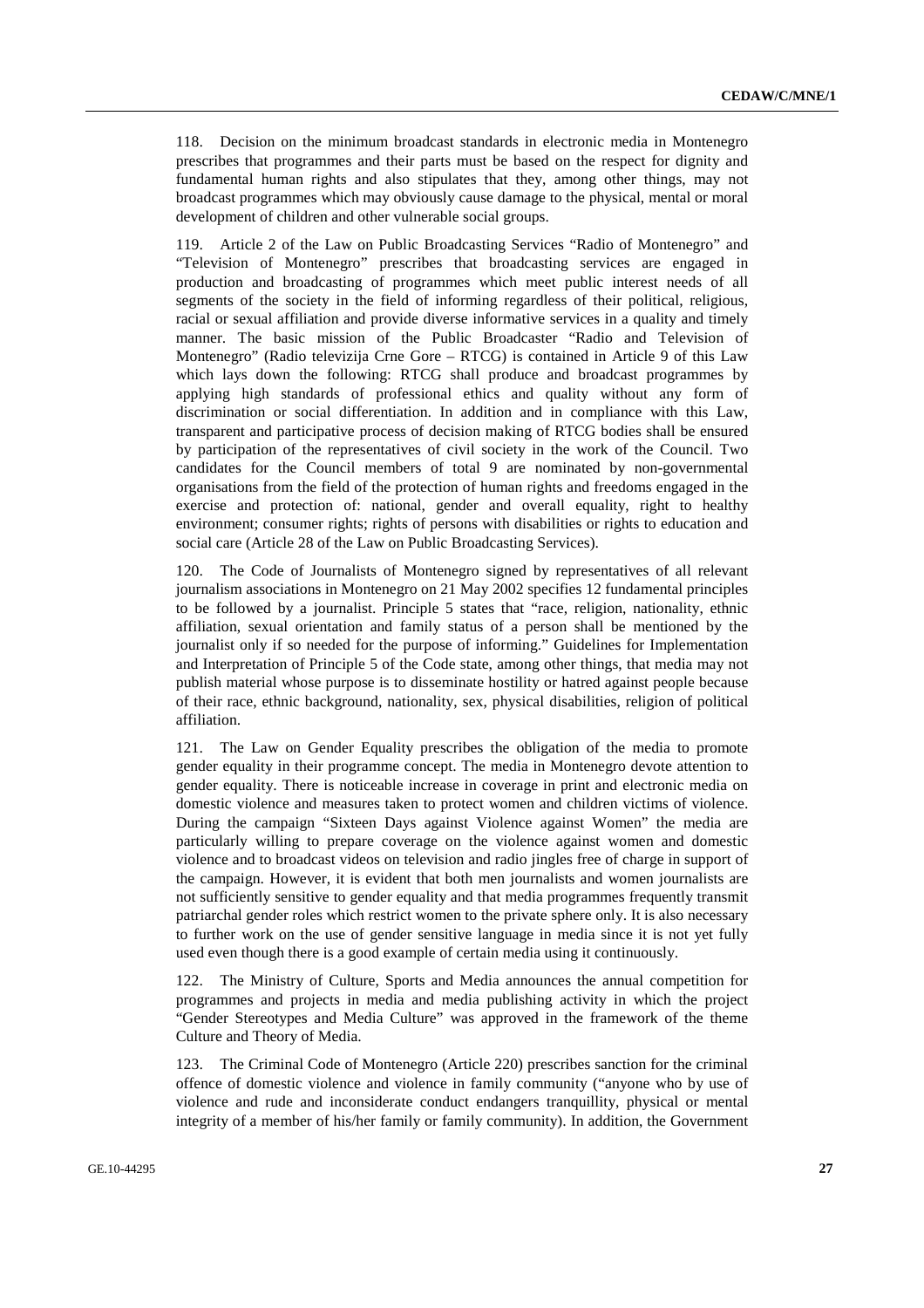118. Decision on the minimum broadcast standards in electronic media in Montenegro prescribes that programmes and their parts must be based on the respect for dignity and fundamental human rights and also stipulates that they, among other things, may not broadcast programmes which may obviously cause damage to the physical, mental or moral development of children and other vulnerable social groups.

119. Article 2 of the Law on Public Broadcasting Services "Radio of Montenegro" and "Television of Montenegro" prescribes that broadcasting services are engaged in production and broadcasting of programmes which meet public interest needs of all segments of the society in the field of informing regardless of their political, religious, racial or sexual affiliation and provide diverse informative services in a quality and timely manner. The basic mission of the Public Broadcaster "Radio and Television of Montenegro" (Radio televizija Crne Gore – RTCG) is contained in Article 9 of this Law which lays down the following: RTCG shall produce and broadcast programmes by applying high standards of professional ethics and quality without any form of discrimination or social differentiation. In addition and in compliance with this Law, transparent and participative process of decision making of RTCG bodies shall be ensured by participation of the representatives of civil society in the work of the Council. Two candidates for the Council members of total 9 are nominated by non-governmental organisations from the field of the protection of human rights and freedoms engaged in the exercise and protection of: national, gender and overall equality, right to healthy environment; consumer rights; rights of persons with disabilities or rights to education and social care (Article 28 of the Law on Public Broadcasting Services).

120. The Code of Journalists of Montenegro signed by representatives of all relevant journalism associations in Montenegro on 21 May 2002 specifies 12 fundamental principles to be followed by a journalist. Principle 5 states that "race, religion, nationality, ethnic affiliation, sexual orientation and family status of a person shall be mentioned by the journalist only if so needed for the purpose of informing." Guidelines for Implementation and Interpretation of Principle 5 of the Code state, among other things, that media may not publish material whose purpose is to disseminate hostility or hatred against people because of their race, ethnic background, nationality, sex, physical disabilities, religion of political affiliation.

121. The Law on Gender Equality prescribes the obligation of the media to promote gender equality in their programme concept. The media in Montenegro devote attention to gender equality. There is noticeable increase in coverage in print and electronic media on domestic violence and measures taken to protect women and children victims of violence. During the campaign "Sixteen Days against Violence against Women" the media are particularly willing to prepare coverage on the violence against women and domestic violence and to broadcast videos on television and radio jingles free of charge in support of the campaign. However, it is evident that both men journalists and women journalists are not sufficiently sensitive to gender equality and that media programmes frequently transmit patriarchal gender roles which restrict women to the private sphere only. It is also necessary to further work on the use of gender sensitive language in media since it is not yet fully used even though there is a good example of certain media using it continuously.

122. The Ministry of Culture, Sports and Media announces the annual competition for programmes and projects in media and media publishing activity in which the project "Gender Stereotypes and Media Culture" was approved in the framework of the theme Culture and Theory of Media.

123. The Criminal Code of Montenegro (Article 220) prescribes sanction for the criminal offence of domestic violence and violence in family community ("anyone who by use of violence and rude and inconsiderate conduct endangers tranquillity, physical or mental integrity of a member of his/her family or family community). In addition, the Government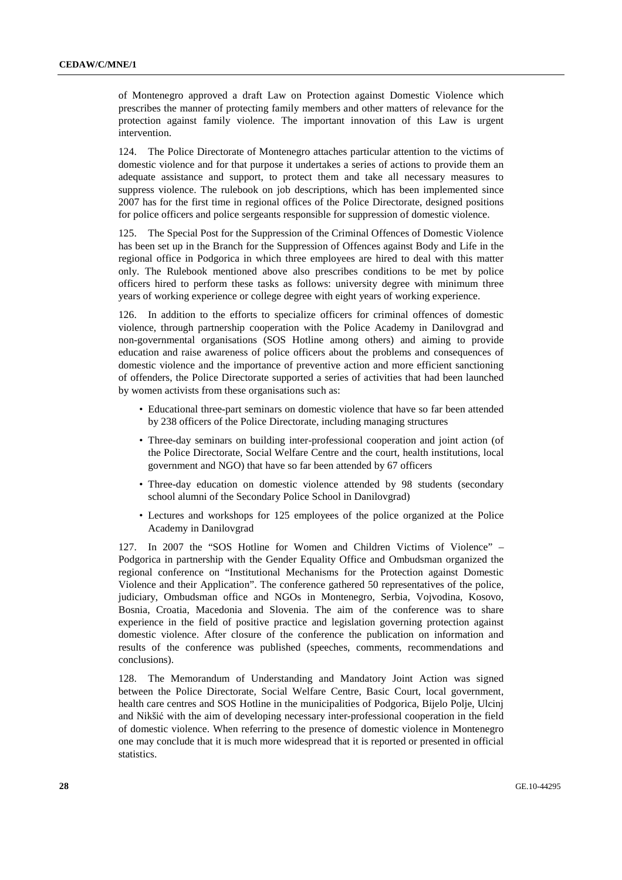of Montenegro approved a draft Law on Protection against Domestic Violence which prescribes the manner of protecting family members and other matters of relevance for the protection against family violence. The important innovation of this Law is urgent intervention.

124. The Police Directorate of Montenegro attaches particular attention to the victims of domestic violence and for that purpose it undertakes a series of actions to provide them an adequate assistance and support, to protect them and take all necessary measures to suppress violence. The rulebook on job descriptions, which has been implemented since 2007 has for the first time in regional offices of the Police Directorate, designed positions for police officers and police sergeants responsible for suppression of domestic violence.

125. The Special Post for the Suppression of the Criminal Offences of Domestic Violence has been set up in the Branch for the Suppression of Offences against Body and Life in the regional office in Podgorica in which three employees are hired to deal with this matter only. The Rulebook mentioned above also prescribes conditions to be met by police officers hired to perform these tasks as follows: university degree with minimum three years of working experience or college degree with eight years of working experience.

126. In addition to the efforts to specialize officers for criminal offences of domestic violence, through partnership cooperation with the Police Academy in Danilovgrad and non-governmental organisations (SOS Hotline among others) and aiming to provide education and raise awareness of police officers about the problems and consequences of domestic violence and the importance of preventive action and more efficient sanctioning of offenders, the Police Directorate supported a series of activities that had been launched by women activists from these organisations such as:

- Educational three-part seminars on domestic violence that have so far been attended by 238 officers of the Police Directorate, including managing structures
- Three-day seminars on building inter-professional cooperation and joint action (of the Police Directorate, Social Welfare Centre and the court, health institutions, local government and NGO) that have so far been attended by 67 officers
- Three-day education on domestic violence attended by 98 students (secondary school alumni of the Secondary Police School in Danilovgrad)
- Lectures and workshops for 125 employees of the police organized at the Police Academy in Danilovgrad

127. In 2007 the "SOS Hotline for Women and Children Victims of Violence" – Podgorica in partnership with the Gender Equality Office and Ombudsman organized the regional conference on "Institutional Mechanisms for the Protection against Domestic Violence and their Application". The conference gathered 50 representatives of the police, judiciary, Ombudsman office and NGOs in Montenegro, Serbia, Vojvodina, Kosovo, Bosnia, Croatia, Macedonia and Slovenia. The aim of the conference was to share experience in the field of positive practice and legislation governing protection against domestic violence. After closure of the conference the publication on information and results of the conference was published (speeches, comments, recommendations and conclusions).

128. The Memorandum of Understanding and Mandatory Joint Action was signed between the Police Directorate, Social Welfare Centre, Basic Court, local government, health care centres and SOS Hotline in the municipalities of Podgorica, Bijelo Polje, Ulcinj and Nikšić with the aim of developing necessary inter-professional cooperation in the field of domestic violence. When referring to the presence of domestic violence in Montenegro one may conclude that it is much more widespread that it is reported or presented in official statistics.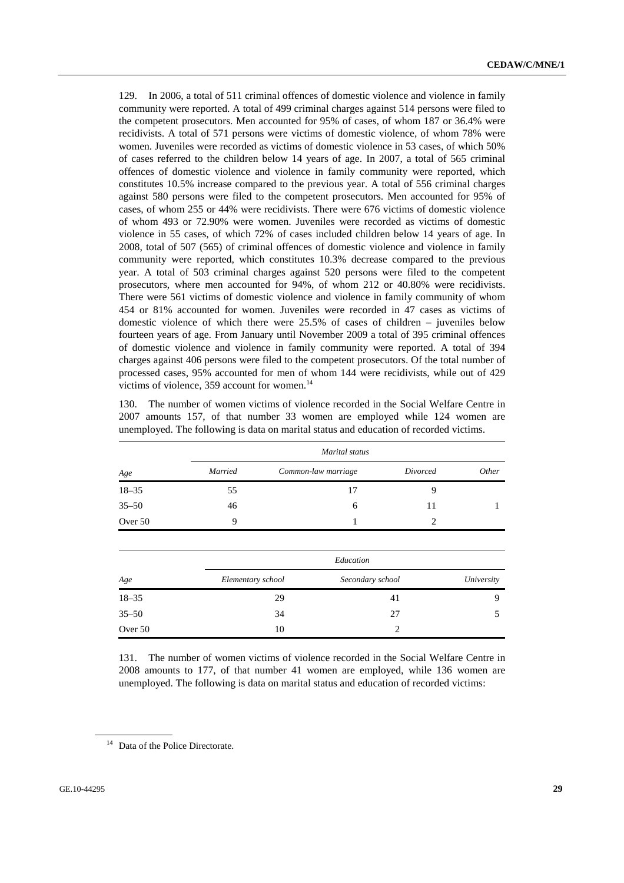129. In 2006, a total of 511 criminal offences of domestic violence and violence in family community were reported. A total of 499 criminal charges against 514 persons were filed to the competent prosecutors. Men accounted for 95% of cases, of whom 187 or 36.4% were recidivists. A total of 571 persons were victims of domestic violence, of whom 78% were women. Juveniles were recorded as victims of domestic violence in 53 cases, of which 50% of cases referred to the children below 14 years of age. In 2007, a total of 565 criminal offences of domestic violence and violence in family community were reported, which constitutes 10.5% increase compared to the previous year. A total of 556 criminal charges against 580 persons were filed to the competent prosecutors. Men accounted for 95% of cases, of whom 255 or 44% were recidivists. There were 676 victims of domestic violence of whom 493 or 72.90% were women. Juveniles were recorded as victims of domestic violence in 55 cases, of which 72% of cases included children below 14 years of age. In 2008, total of 507 (565) of criminal offences of domestic violence and violence in family community were reported, which constitutes 10.3% decrease compared to the previous year. A total of 503 criminal charges against 520 persons were filed to the competent prosecutors, where men accounted for 94%, of whom 212 or 40.80% were recidivists. There were 561 victims of domestic violence and violence in family community of whom 454 or 81% accounted for women. Juveniles were recorded in 47 cases as victims of domestic violence of which there were 25.5% of cases of children – juveniles below fourteen years of age. From January until November 2009 a total of 395 criminal offences of domestic violence and violence in family community were reported. A total of 394 charges against 406 persons were filed to the competent prosecutors. Of the total number of processed cases, 95% accounted for men of whom 144 were recidivists, while out of 429 victims of violence, 359 account for women.[14]

130. The number of women victims of violence recorded in the Social Welfare Centre in 2007 amounts 157, of that number 33 women are employed while 124 women are unemployed. The following is data on marital status and education of recorded victims.

| | *Marital status* | | | |
|---|---|---|---|---|
| *Age* | *Married* | *Common-law marriage* | *Divorced* | *Other* |
| 18–35 | 55 | 17 | 9 | |
| 35–50 | 46 | 6 | 11 | 1 |
| Over 50 | 9 | 1 | 2 | |

| | *Education* | | |
|---|---|---|---|
| *Age* | *Elementary school* | *Secondary school* | *University* |
| 18–35 | 29 | 41 | 9 |
| 35–50 | 34 | 27 | 5 |
| Over 50 | 10 | 2 | |

131. The number of women victims of violence recorded in the Social Welfare Centre in 2008 amounts to 177, of that number 41 women are employed, while 136 women are unemployed. The following is data on marital status and education of recorded victims:

[14] Data of the Police Directorate.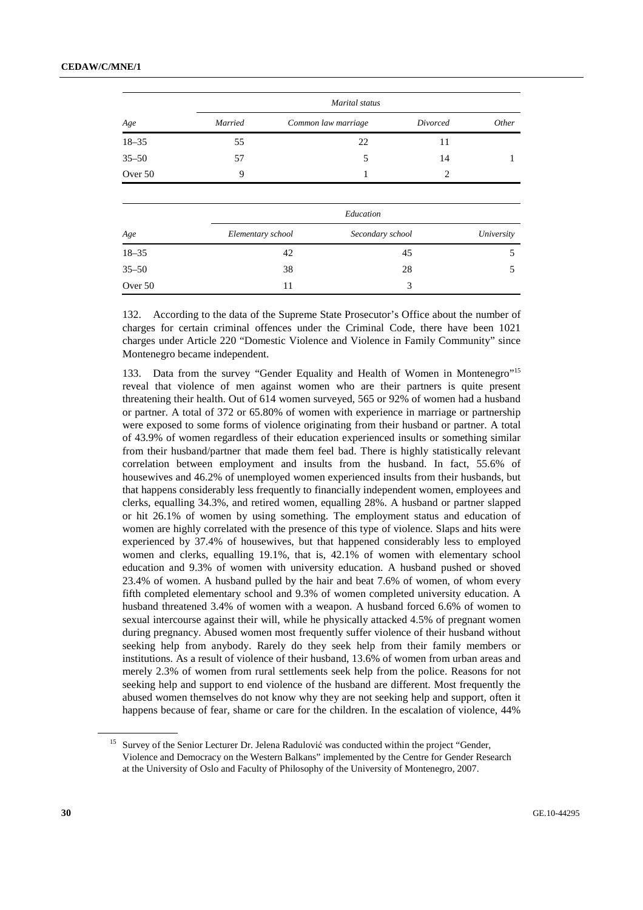| Age | Marital status | | | |
|---|---|---|---|---|
| | *Married* | *Common law marriage* | *Divorced* | *Other* |
| 18–35 | 55 | 22 | 11 | |
| 35–50 | 57 | 5 | 14 | 1 |
| Over 50 | 9 | 1 | 2 | |

| Age | Education | | |
|---|---|---|---|
| | *Elementary school* | *Secondary school* | *University* |
| 18–35 | 42 | 45 | 5 |
| 35–50 | 38 | 28 | 5 |
| Over 50 | 11 | 3 | |

132. According to the data of the Supreme State Prosecutor's Office about the number of charges for certain criminal offences under the Criminal Code, there have been 1021 charges under Article 220 "Domestic Violence and Violence in Family Community" since Montenegro became independent.

133. Data from the survey "Gender Equality and Health of Women in Montenegro"[15] reveal that violence of men against women who are their partners is quite present threatening their health. Out of 614 women surveyed, 565 or 92% of women had a husband or partner. A total of 372 or 65.80% of women with experience in marriage or partnership were exposed to some forms of violence originating from their husband or partner. A total of 43.9% of women regardless of their education experienced insults or something similar from their husband/partner that made them feel bad. There is highly statistically relevant correlation between employment and insults from the husband. In fact, 55.6% of housewives and 46.2% of unemployed women experienced insults from their husbands, but that happens considerably less frequently to financially independent women, employees and clerks, equalling 34.3%, and retired women, equalling 28%. A husband or partner slapped or hit 26.1% of women by using something. The employment status and education of women are highly correlated with the presence of this type of violence. Slaps and hits were experienced by 37.4% of housewives, but that happened considerably less to employed women and clerks, equalling 19.1%, that is, 42.1% of women with elementary school education and 9.3% of women with university education. A husband pushed or shoved 23.4% of women. A husband pulled by the hair and beat 7.6% of women, of whom every fifth completed elementary school and 9.3% of women completed university education. A husband threatened 3.4% of women with a weapon. A husband forced 6.6% of women to sexual intercourse against their will, while he physically attacked 4.5% of pregnant women during pregnancy. Abused women most frequently suffer violence of their husband without seeking help from anybody. Rarely do they seek help from their family members or institutions. As a result of violence of their husband, 13.6% of women from urban areas and merely 2.3% of women from rural settlements seek help from the police. Reasons for not seeking help and support to end violence of the husband are different. Most frequently the abused women themselves do not know why they are not seeking help and support, often it happens because of fear, shame or care for the children. In the escalation of violence, 44%

[15] Survey of the Senior Lecturer Dr. Jelena Radulović was conducted within the project "Gender, Violence and Democracy on the Western Balkans" implemented by the Centre for Gender Research at the University of Oslo and Faculty of Philosophy of the University of Montenegro, 2007.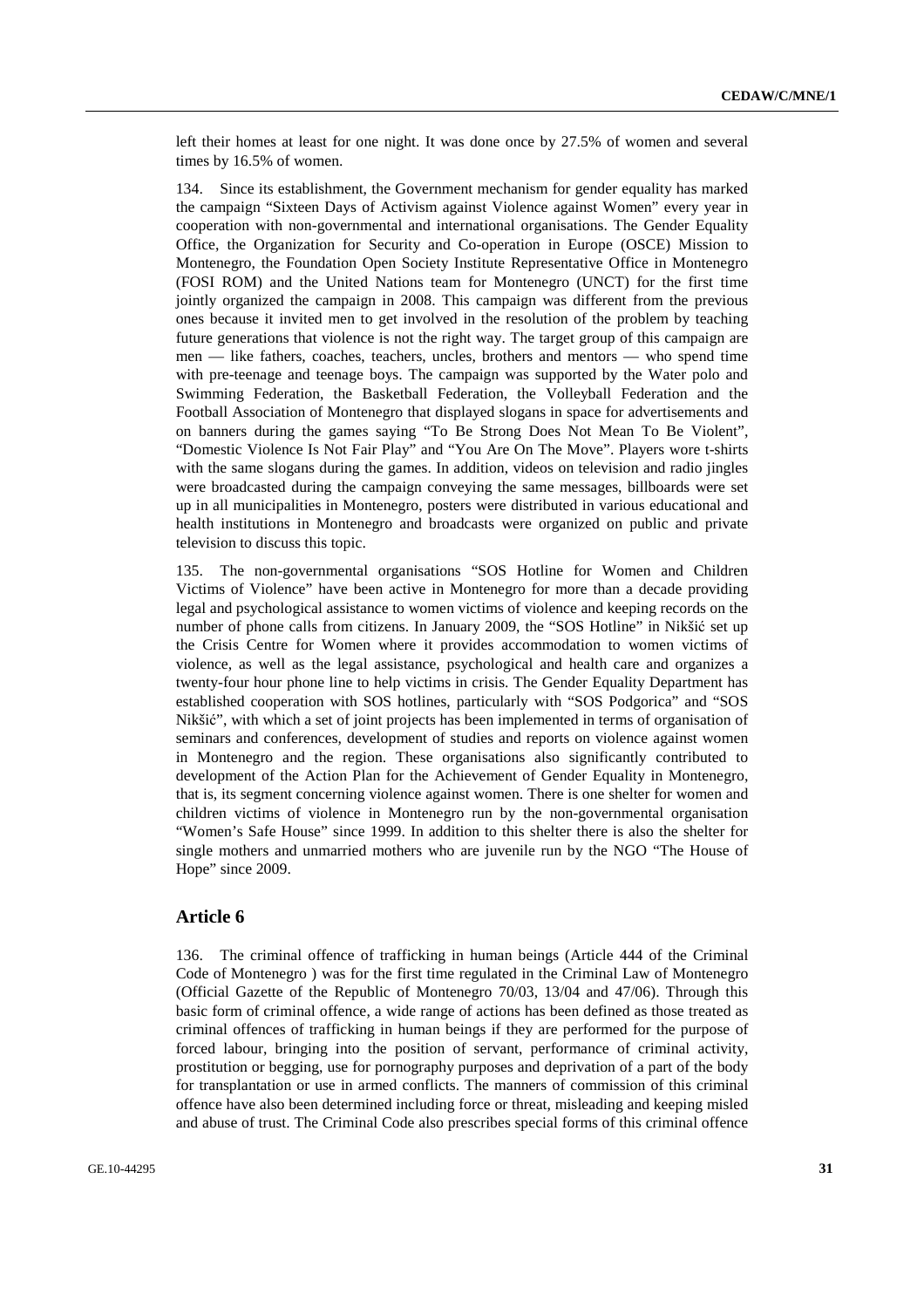left their homes at least for one night. It was done once by 27.5% of women and several times by 16.5% of women.

134. Since its establishment, the Government mechanism for gender equality has marked the campaign "Sixteen Days of Activism against Violence against Women" every year in cooperation with non-governmental and international organisations. The Gender Equality Office, the Organization for Security and Co-operation in Europe (OSCE) Mission to Montenegro, the Foundation Open Society Institute Representative Office in Montenegro (FOSI ROM) and the United Nations team for Montenegro (UNCT) for the first time jointly organized the campaign in 2008. This campaign was different from the previous ones because it invited men to get involved in the resolution of the problem by teaching future generations that violence is not the right way. The target group of this campaign are men — like fathers, coaches, teachers, uncles, brothers and mentors — who spend time with pre-teenage and teenage boys. The campaign was supported by the Water polo and Swimming Federation, the Basketball Federation, the Volleyball Federation and the Football Association of Montenegro that displayed slogans in space for advertisements and on banners during the games saying "To Be Strong Does Not Mean To Be Violent", "Domestic Violence Is Not Fair Play" and "You Are On The Move". Players wore t-shirts with the same slogans during the games. In addition, videos on television and radio jingles were broadcasted during the campaign conveying the same messages, billboards were set up in all municipalities in Montenegro, posters were distributed in various educational and health institutions in Montenegro and broadcasts were organized on public and private television to discuss this topic.

135. The non-governmental organisations "SOS Hotline for Women and Children Victims of Violence" have been active in Montenegro for more than a decade providing legal and psychological assistance to women victims of violence and keeping records on the number of phone calls from citizens. In January 2009, the "SOS Hotline" in Nikšić set up the Crisis Centre for Women where it provides accommodation to women victims of violence, as well as the legal assistance, psychological and health care and organizes a twenty-four hour phone line to help victims in crisis. The Gender Equality Department has established cooperation with SOS hotlines, particularly with "SOS Podgorica" and "SOS Nikšić", with which a set of joint projects has been implemented in terms of organisation of seminars and conferences, development of studies and reports on violence against women in Montenegro and the region. These organisations also significantly contributed to development of the Action Plan for the Achievement of Gender Equality in Montenegro, that is, its segment concerning violence against women. There is one shelter for women and children victims of violence in Montenegro run by the non-governmental organisation "Women's Safe House" since 1999. In addition to this shelter there is also the shelter for single mothers and unmarried mothers who are juvenile run by the NGO "The House of Hope" since 2009.

## Article 6

136. The criminal offence of trafficking in human beings (Article 444 of the Criminal Code of Montenegro ) was for the first time regulated in the Criminal Law of Montenegro (Official Gazette of the Republic of Montenegro 70/03, 13/04 and 47/06). Through this basic form of criminal offence, a wide range of actions has been defined as those treated as criminal offences of trafficking in human beings if they are performed for the purpose of forced labour, bringing into the position of servant, performance of criminal activity, prostitution or begging, use for pornography purposes and deprivation of a part of the body for transplantation or use in armed conflicts. The manners of commission of this criminal offence have also been determined including force or threat, misleading and keeping misled and abuse of trust. The Criminal Code also prescribes special forms of this criminal offence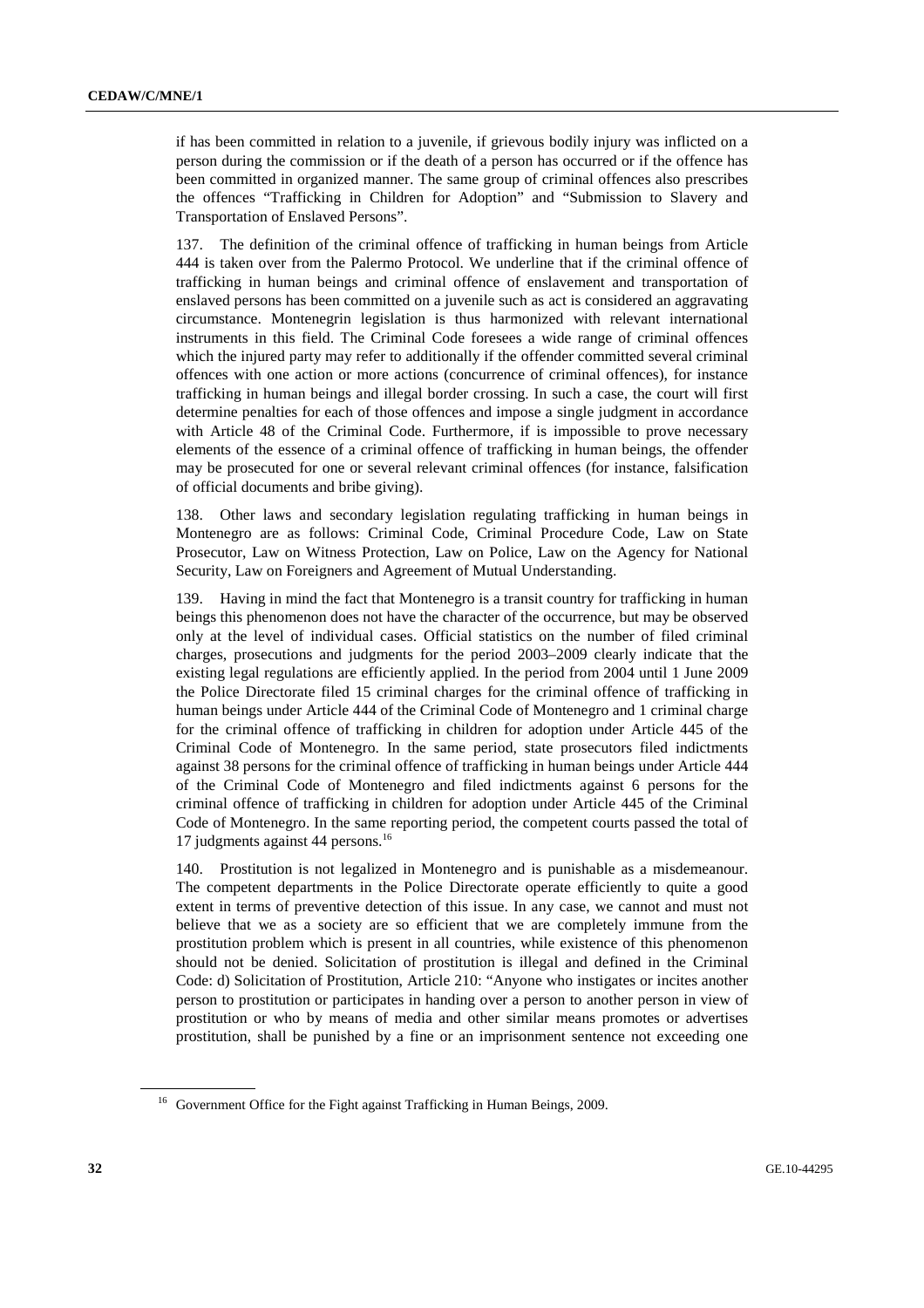if has been committed in relation to a juvenile, if grievous bodily injury was inflicted on a person during the commission or if the death of a person has occurred or if the offence has been committed in organized manner. The same group of criminal offences also prescribes the offences “Trafficking in Children for Adoption” and “Submission to Slavery and Transportation of Enslaved Persons”.

137. The definition of the criminal offence of trafficking in human beings from Article 444 is taken over from the Palermo Protocol. We underline that if the criminal offence of trafficking in human beings and criminal offence of enslavement and transportation of enslaved persons has been committed on a juvenile such as act is considered an aggravating circumstance. Montenegrin legislation is thus harmonized with relevant international instruments in this field. The Criminal Code foresees a wide range of criminal offences which the injured party may refer to additionally if the offender committed several criminal offences with one action or more actions (concurrence of criminal offences), for instance trafficking in human beings and illegal border crossing. In such a case, the court will first determine penalties for each of those offences and impose a single judgment in accordance with Article 48 of the Criminal Code. Furthermore, if is impossible to prove necessary elements of the essence of a criminal offence of trafficking in human beings, the offender may be prosecuted for one or several relevant criminal offences (for instance, falsification of official documents and bribe giving).

138. Other laws and secondary legislation regulating trafficking in human beings in Montenegro are as follows: Criminal Code, Criminal Procedure Code, Law on State Prosecutor, Law on Witness Protection, Law on Police, Law on the Agency for National Security, Law on Foreigners and Agreement of Mutual Understanding.

139. Having in mind the fact that Montenegro is a transit country for trafficking in human beings this phenomenon does not have the character of the occurrence, but may be observed only at the level of individual cases. Official statistics on the number of filed criminal charges, prosecutions and judgments for the period 2003–2009 clearly indicate that the existing legal regulations are efficiently applied. In the period from 2004 until 1 June 2009 the Police Directorate filed 15 criminal charges for the criminal offence of trafficking in human beings under Article 444 of the Criminal Code of Montenegro and 1 criminal charge for the criminal offence of trafficking in children for adoption under Article 445 of the Criminal Code of Montenegro. In the same period, state prosecutors filed indictments against 38 persons for the criminal offence of trafficking in human beings under Article 444 of the Criminal Code of Montenegro and filed indictments against 6 persons for the criminal offence of trafficking in children for adoption under Article 445 of the Criminal Code of Montenegro. In the same reporting period, the competent courts passed the total of 17 judgments against 44 persons.[16]

140. Prostitution is not legalized in Montenegro and is punishable as a misdemeanour. The competent departments in the Police Directorate operate efficiently to quite a good extent in terms of preventive detection of this issue. In any case, we cannot and must not believe that we as a society are so efficient that we are completely immune from the prostitution problem which is present in all countries, while existence of this phenomenon should not be denied. Solicitation of prostitution is illegal and defined in the Criminal Code: d) Solicitation of Prostitution, Article 210: “Anyone who instigates or incites another person to prostitution or participates in handing over a person to another person in view of prostitution or who by means of media and other similar means promotes or advertises prostitution, shall be punished by a fine or an imprisonment sentence not exceeding one

[16] Government Office for the Fight against Trafficking in Human Beings, 2009.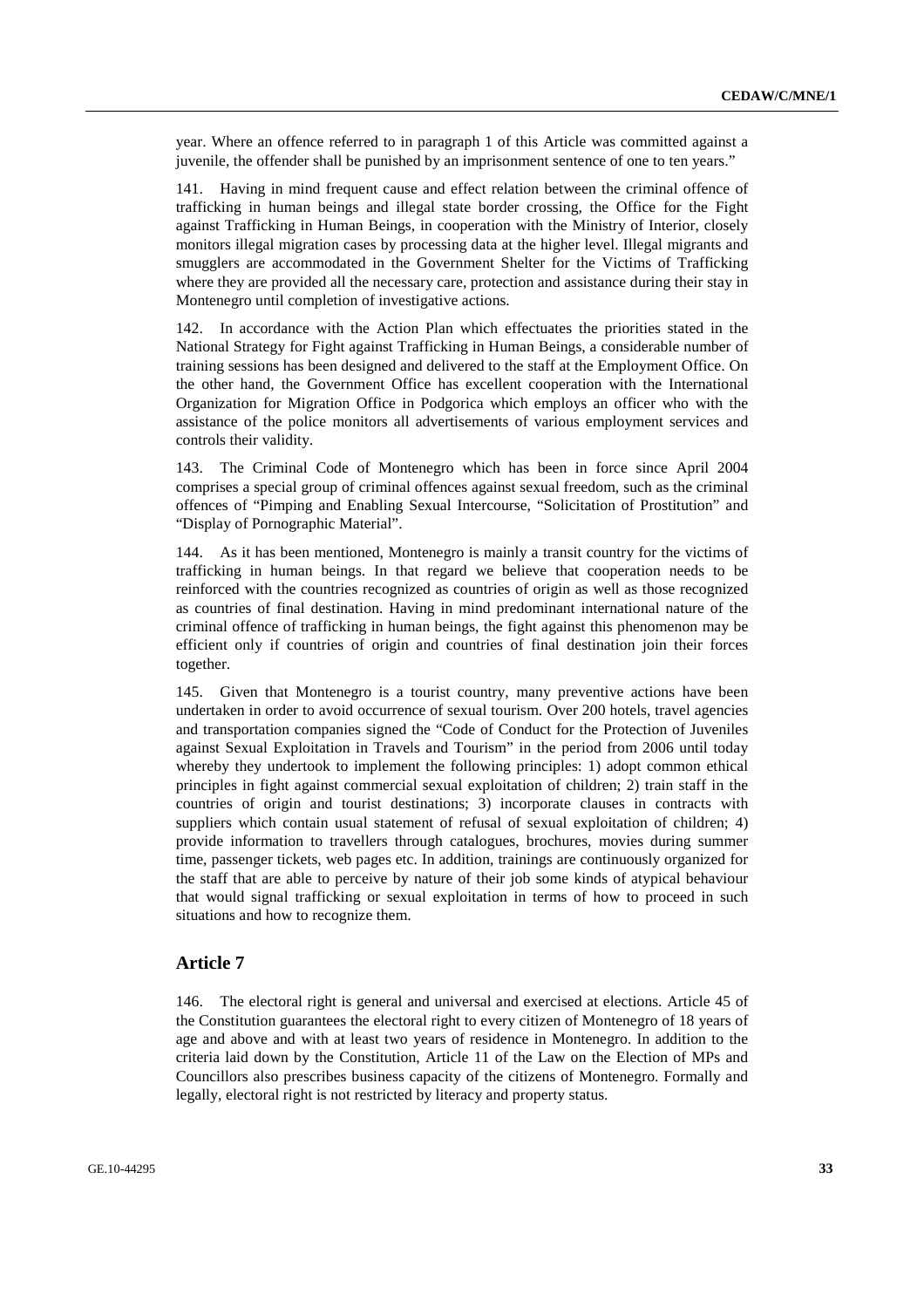year. Where an offence referred to in paragraph 1 of this Article was committed against a juvenile, the offender shall be punished by an imprisonment sentence of one to ten years."

141. Having in mind frequent cause and effect relation between the criminal offence of trafficking in human beings and illegal state border crossing, the Office for the Fight against Trafficking in Human Beings, in cooperation with the Ministry of Interior, closely monitors illegal migration cases by processing data at the higher level. Illegal migrants and smugglers are accommodated in the Government Shelter for the Victims of Trafficking where they are provided all the necessary care, protection and assistance during their stay in Montenegro until completion of investigative actions.

142. In accordance with the Action Plan which effectuates the priorities stated in the National Strategy for Fight against Trafficking in Human Beings, a considerable number of training sessions has been designed and delivered to the staff at the Employment Office. On the other hand, the Government Office has excellent cooperation with the International Organization for Migration Office in Podgorica which employs an officer who with the assistance of the police monitors all advertisements of various employment services and controls their validity.

143. The Criminal Code of Montenegro which has been in force since April 2004 comprises a special group of criminal offences against sexual freedom, such as the criminal offences of "Pimping and Enabling Sexual Intercourse, "Solicitation of Prostitution" and "Display of Pornographic Material".

144. As it has been mentioned, Montenegro is mainly a transit country for the victims of trafficking in human beings. In that regard we believe that cooperation needs to be reinforced with the countries recognized as countries of origin as well as those recognized as countries of final destination. Having in mind predominant international nature of the criminal offence of trafficking in human beings, the fight against this phenomenon may be efficient only if countries of origin and countries of final destination join their forces together.

145. Given that Montenegro is a tourist country, many preventive actions have been undertaken in order to avoid occurrence of sexual tourism. Over 200 hotels, travel agencies and transportation companies signed the "Code of Conduct for the Protection of Juveniles against Sexual Exploitation in Travels and Tourism" in the period from 2006 until today whereby they undertook to implement the following principles: 1) adopt common ethical principles in fight against commercial sexual exploitation of children; 2) train staff in the countries of origin and tourist destinations; 3) incorporate clauses in contracts with suppliers which contain usual statement of refusal of sexual exploitation of children; 4) provide information to travellers through catalogues, brochures, movies during summer time, passenger tickets, web pages etc. In addition, trainings are continuously organized for the staff that are able to perceive by nature of their job some kinds of atypical behaviour that would signal trafficking or sexual exploitation in terms of how to proceed in such situations and how to recognize them.

## Article 7

146. The electoral right is general and universal and exercised at elections. Article 45 of the Constitution guarantees the electoral right to every citizen of Montenegro of 18 years of age and above and with at least two years of residence in Montenegro. In addition to the criteria laid down by the Constitution, Article 11 of the Law on the Election of MPs and Councillors also prescribes business capacity of the citizens of Montenegro. Formally and legally, electoral right is not restricted by literacy and property status.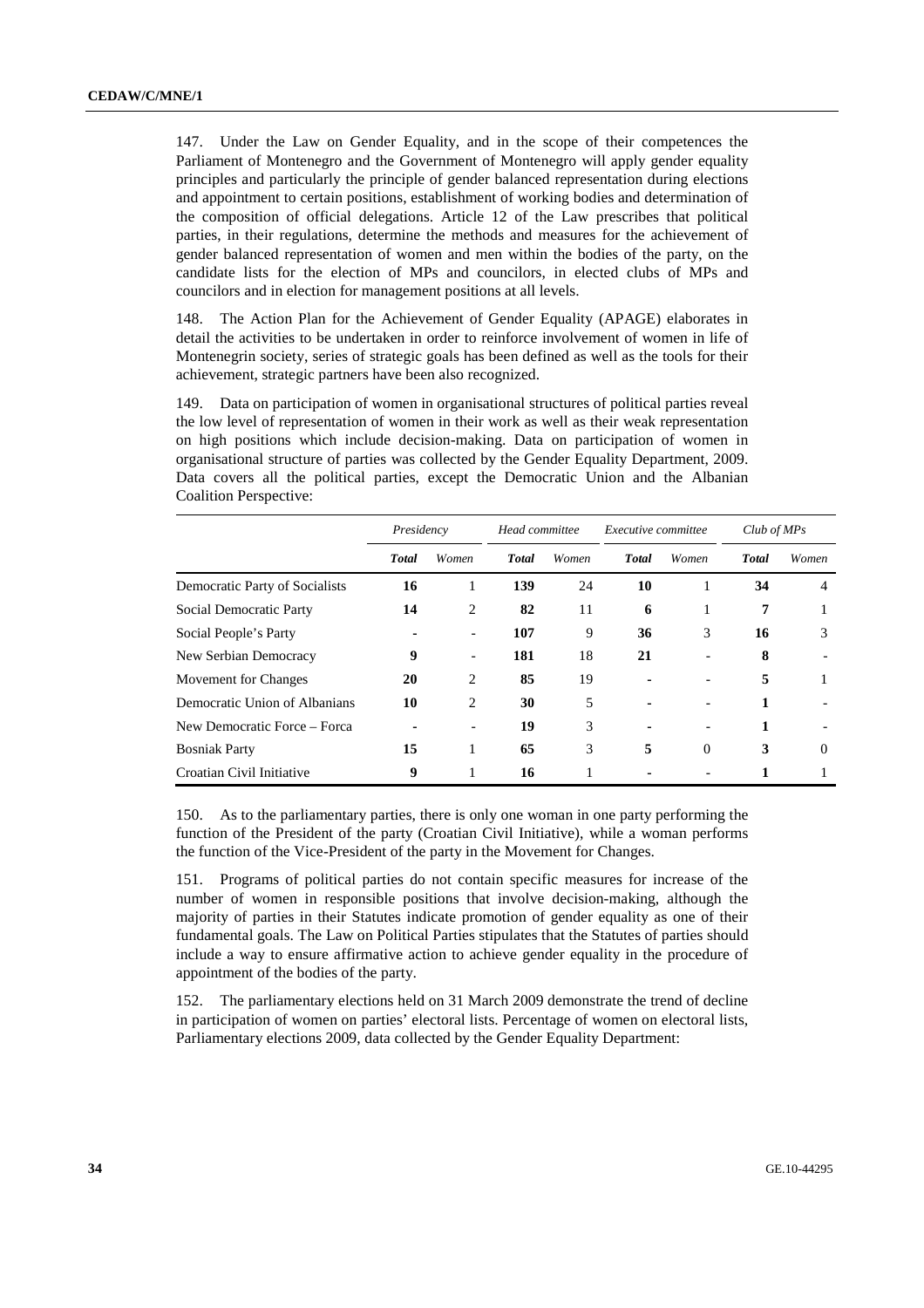147. Under the Law on Gender Equality, and in the scope of their competences the Parliament of Montenegro and the Government of Montenegro will apply gender equality principles and particularly the principle of gender balanced representation during elections and appointment to certain positions, establishment of working bodies and determination of the composition of official delegations. Article 12 of the Law prescribes that political parties, in their regulations, determine the methods and measures for the achievement of gender balanced representation of women and men within the bodies of the party, on the candidate lists for the election of MPs and councilors, in elected clubs of MPs and councilors and in election for management positions at all levels.

148. The Action Plan for the Achievement of Gender Equality (APAGE) elaborates in detail the activities to be undertaken in order to reinforce involvement of women in life of Montenegrin society, series of strategic goals has been defined as well as the tools for their achievement, strategic partners have been also recognized.

149. Data on participation of women in organisational structures of political parties reveal the low level of representation of women in their work as well as their weak representation on high positions which include decision-making. Data on participation of women in organisational structure of parties was collected by the Gender Equality Department, 2009. Data covers all the political parties, except the Democratic Union and the Albanian Coalition Perspective:

| | *Presidency* | | *Head committee* | | *Executive committee* | | *Club of MPs* | |
|---|---|---|---|---|---|---|---|---|
| | ***Total*** | *Women* | ***Total*** | *Women* | ***Total*** | *Women* | ***Total*** | *Women* |
| Democratic Party of Socialists | **16** | 1 | **139** | 24 | **10** | 1 | **34** | 4 |
| Social Democratic Party | **14** | 2 | **82** | 11 | **6** | 1 | **7** | 1 |
| Social People's Party | **-** | - | **107** | 9 | **36** | 3 | **16** | 3 |
| New Serbian Democracy | **9** | - | **181** | 18 | **21** | - | **8** | - |
| Movement for Changes | **20** | 2 | **85** | 19 | **-** | - | **5** | 1 |
| Democratic Union of Albanians | **10** | 2 | **30** | 5 | **-** | - | **1** | - |
| New Democratic Force – Forca | **-** | - | **19** | 3 | **-** | - | **1** | - |
| Bosniak Party | **15** | 1 | **65** | 3 | **5** | 0 | **3** | 0 |
| Croatian Civil Initiative | **9** | 1 | **16** | 1 | **-** | - | **1** | 1 |

150. As to the parliamentary parties, there is only one woman in one party performing the function of the President of the party (Croatian Civil Initiative), while a woman performs the function of the Vice-President of the party in the Movement for Changes.

151. Programs of political parties do not contain specific measures for increase of the number of women in responsible positions that involve decision-making, although the majority of parties in their Statutes indicate promotion of gender equality as one of their fundamental goals. The Law on Political Parties stipulates that the Statutes of parties should include a way to ensure affirmative action to achieve gender equality in the procedure of appointment of the bodies of the party.

152. The parliamentary elections held on 31 March 2009 demonstrate the trend of decline in participation of women on parties' electoral lists. Percentage of women on electoral lists, Parliamentary elections 2009, data collected by the Gender Equality Department: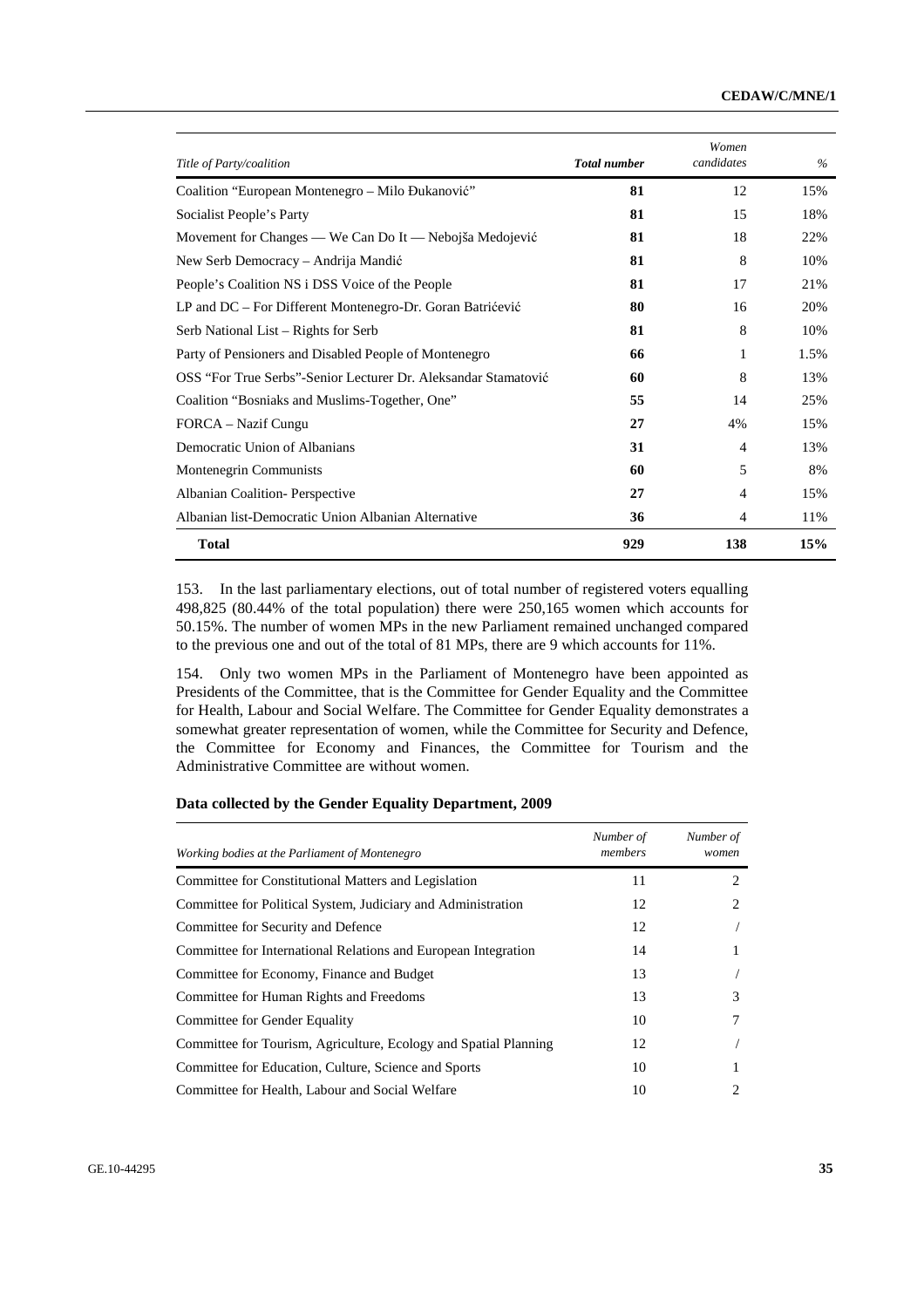| *Title of Party/coalition* | ***Total number*** | *Women candidates* | *%* |
|---|---|---|---|
| Coalition "European Montenegro – Milo Đukanović" | **81** | 12 | 15% |
| Socialist People's Party | **81** | 15 | 18% |
| Movement for Changes — We Can Do It — Nebojša Medojević | **81** | 18 | 22% |
| New Serb Democracy – Andrija Mandić | **81** | 8 | 10% |
| People's Coalition NS i DSS Voice of the People | **81** | 17 | 21% |
| LP and DC – For Different Montenegro-Dr. Goran Batrićević | **80** | 16 | 20% |
| Serb National List – Rights for Serb | **81** | 8 | 10% |
| Party of Pensioners and Disabled People of Montenegro | **66** | 1 | 1.5% |
| OSS "For True Serbs"-Senior Lecturer Dr. Aleksandar Stamatović | **60** | 8 | 13% |
| Coalition "Bosniaks and Muslims-Together, One" | **55** | 14 | 25% |
| FORCA – Nazif Cungu | **27** | 4% | 15% |
| Democratic Union of Albanians | **31** | 4 | 13% |
| Montenegrin Communists | **60** | 5 | 8% |
| Albanian Coalition- Perspective | **27** | 4 | 15% |
| Albanian list-Democratic Union Albanian Alternative | **36** | 4 | 11% |
| **Total** | **929** | **138** | **15%** |

153. In the last parliamentary elections, out of total number of registered voters equalling 498,825 (80.44% of the total population) there were 250,165 women which accounts for 50.15%. The number of women MPs in the new Parliament remained unchanged compared to the previous one and out of the total of 81 MPs, there are 9 which accounts for 11%.

154. Only two women MPs in the Parliament of Montenegro have been appointed as Presidents of the Committee, that is the Committee for Gender Equality and the Committee for Health, Labour and Social Welfare. The Committee for Gender Equality demonstrates a somewhat greater representation of women, while the Committee for Security and Defence, the Committee for Economy and Finances, the Committee for Tourism and the Administrative Committee are without women.

**Data collected by the Gender Equality Department, 2009**

| *Working bodies at the Parliament of Montenegro* | *Number of members* | *Number of women* |
|---|---|---|
| Committee for Constitutional Matters and Legislation | 11 | 2 |
| Committee for Political System, Judiciary and Administration | 12 | 2 |
| Committee for Security and Defence | 12 | / |
| Committee for International Relations and European Integration | 14 | 1 |
| Committee for Economy, Finance and Budget | 13 | / |
| Committee for Human Rights and Freedoms | 13 | 3 |
| Committee for Gender Equality | 10 | 7 |
| Committee for Tourism, Agriculture, Ecology and Spatial Planning | 12 | / |
| Committee for Education, Culture, Science and Sports | 10 | 1 |
| Committee for Health, Labour and Social Welfare | 10 | 2 |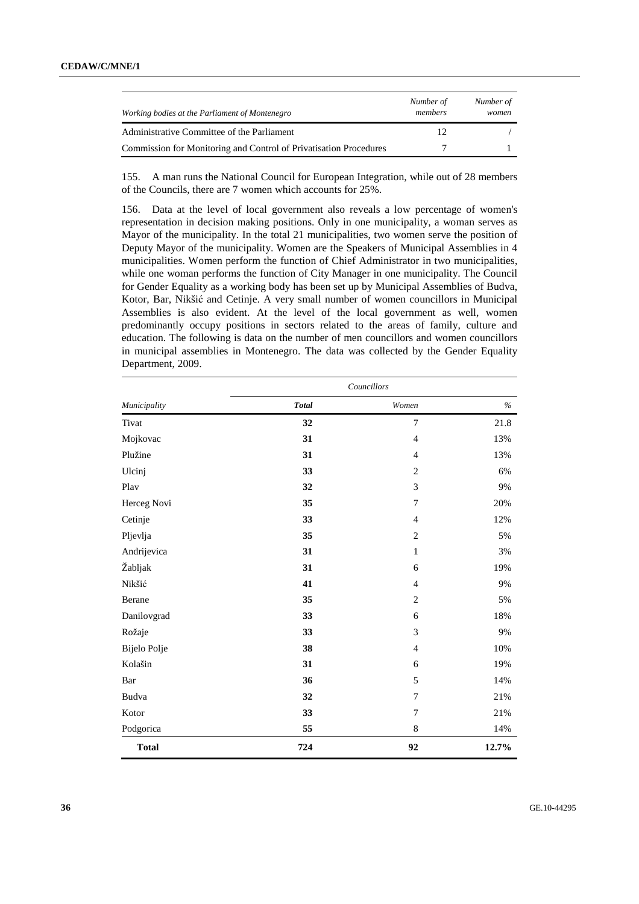| Working bodies at the Parliament of Montenegro | Number of members | Number of women |
|---|---|---|
| Administrative Committee of the Parliament | 12 | / |
| Commission for Monitoring and Control of Privatisation Procedures | 7 | 1 |

155. A man runs the National Council for European Integration, while out of 28 members of the Councils, there are 7 women which accounts for 25%.

156. Data at the level of local government also reveals a low percentage of women's representation in decision making positions. Only in one municipality, a woman serves as Mayor of the municipality. In the total 21 municipalities, two women serve the position of Deputy Mayor of the municipality. Women are the Speakers of Municipal Assemblies in 4 municipalities. Women perform the function of Chief Administrator in two municipalities, while one woman performs the function of City Manager in one municipality. The Council for Gender Equality as a working body has been set up by Municipal Assemblies of Budva, Kotor, Bar, Nikšić and Cetinje. A very small number of women councillors in Municipal Assemblies is also evident. At the level of the local government as well, women predominantly occupy positions in sectors related to the areas of family, culture and education. The following is data on the number of men councillors and women councillors in municipal assemblies in Montenegro. The data was collected by the Gender Equality Department, 2009.

| | Councillors | | |
|---|---|---|---|
| Municipality | **Total** | Women | % |
| Tivat | **32** | 7 | 21.8 |
| Mojkovac | **31** | 4 | 13% |
| Plužine | **31** | 4 | 13% |
| Ulcinj | **33** | 2 | 6% |
| Plav | **32** | 3 | 9% |
| Herceg Novi | **35** | 7 | 20% |
| Cetinje | **33** | 4 | 12% |
| Pljevlja | **35** | 2 | 5% |
| Andrijevica | **31** | 1 | 3% |
| Žabljak | **31** | 6 | 19% |
| Nikšić | **41** | 4 | 9% |
| Berane | **35** | 2 | 5% |
| Danilovgrad | **33** | 6 | 18% |
| Rožaje | **33** | 3 | 9% |
| Bijelo Polje | **38** | 4 | 10% |
| Kolašin | **31** | 6 | 19% |
| Bar | **36** | 5 | 14% |
| Budva | **32** | 7 | 21% |
| Kotor | **33** | 7 | 21% |
| Podgorica | **55** | 8 | 14% |
| **Total** | **724** | **92** | **12.7%** |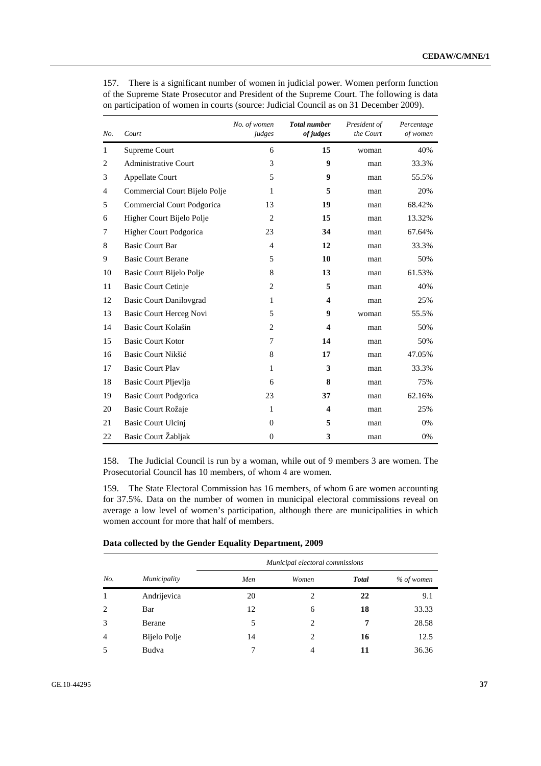157. There is a significant number of women in judicial power. Women perform function of the Supreme State Prosecutor and President of the Supreme Court. The following is data on participation of women in courts (source: Judicial Council as on 31 December 2009).

| *No.* | *Court* | *No. of women judges* | ***Total number of judges*** | *President of the Court* | *Percentage of women* |
|---|---|---|---|---|---|
| 1 | Supreme Court | 6 | **15** | woman | 40% |
| 2 | Administrative Court | 3 | **9** | man | 33.3% |
| 3 | Appellate Court | 5 | **9** | man | 55.5% |
| 4 | Commercial Court Bijelo Polje | 1 | **5** | man | 20% |
| 5 | Commercial Court Podgorica | 13 | **19** | man | 68.42% |
| 6 | Higher Court Bijelo Polje | 2 | **15** | man | 13.32% |
| 7 | Higher Court Podgorica | 23 | **34** | man | 67.64% |
| 8 | Basic Court Bar | 4 | **12** | man | 33.3% |
| 9 | Basic Court Berane | 5 | **10** | man | 50% |
| 10 | Basic Court Bijelo Polje | 8 | **13** | man | 61.53% |
| 11 | Basic Court Cetinje | 2 | **5** | man | 40% |
| 12 | Basic Court Danilovgrad | 1 | **4** | man | 25% |
| 13 | Basic Court Herceg Novi | 5 | **9** | woman | 55.5% |
| 14 | Basic Court Kolašin | 2 | **4** | man | 50% |
| 15 | Basic Court Kotor | 7 | **14** | man | 50% |
| 16 | Basic Court Nikšić | 8 | **17** | man | 47.05% |
| 17 | Basic Court Plav | 1 | **3** | man | 33.3% |
| 18 | Basic Court Pljevlja | 6 | **8** | man | 75% |
| 19 | Basic Court Podgorica | 23 | **37** | man | 62.16% |
| 20 | Basic Court Rožaje | 1 | **4** | man | 25% |
| 21 | Basic Court Ulcinj | 0 | **5** | man | 0% |
| 22 | Basic Court Žabljak | 0 | **3** | man | 0% |

158. The Judicial Council is run by a woman, while out of 9 members 3 are women. The Prosecutorial Council has 10 members, of whom 4 are women.

159. The State Electoral Commission has 16 members, of whom 6 are women accounting for 37.5%. Data on the number of women in municipal electoral commissions reveal on average a low level of women's participation, although there are municipalities in which women account for more that half of members.

**Data collected by the Gender Equality Department, 2009**

| *No.* | *Municipality* | *Municipal electoral commissions* | | | |
|---|---|---|---|---|---|
| | | *Men* | *Women* | ***Total*** | *% of women* |
| 1 | Andrijevica | 20 | 2 | **22** | 9.1 |
| 2 | Bar | 12 | 6 | **18** | 33.33 |
| 3 | Berane | 5 | 2 | **7** | 28.58 |
| 4 | Bijelo Polje | 14 | 2 | **16** | 12.5 |
| 5 | Budva | 7 | 4 | **11** | 36.36 |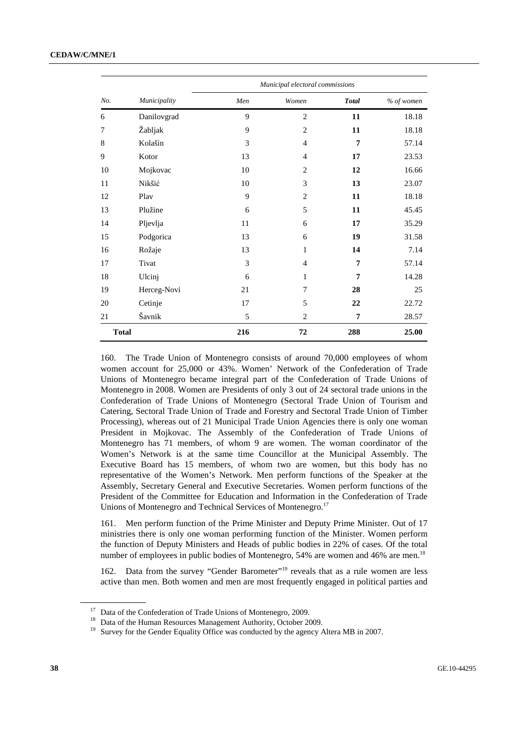| No. | Municipality | Municipal electoral commissions | | | |
|---|---|---|---|---|---|
| | | Men | Women | Total | % of women |
| 6 | Danilovgrad | 9 | 2 | **11** | 18.18 |
| 7 | Žabljak | 9 | 2 | **11** | 18.18 |
| 8 | Kolašin | 3 | 4 | **7** | 57.14 |
| 9 | Kotor | 13 | 4 | **17** | 23.53 |
| 10 | Mojkovac | 10 | 2 | **12** | 16.66 |
| 11 | Nikšić | 10 | 3 | **13** | 23.07 |
| 12 | Plav | 9 | 2 | **11** | 18.18 |
| 13 | Plužine | 6 | 5 | **11** | 45.45 |
| 14 | Pljevlja | 11 | 6 | **17** | 35.29 |
| 15 | Podgorica | 13 | 6 | **19** | 31.58 |
| 16 | Rožaje | 13 | 1 | **14** | 7.14 |
| 17 | Tivat | 3 | 4 | **7** | 57.14 |
| 18 | Ulcinj | 6 | 1 | **7** | 14.28 |
| 19 | Herceg-Novi | 21 | 7 | **28** | 25 |
| 20 | Cetinje | 17 | 5 | **22** | 22.72 |
| 21 | Šavnik | 5 | 2 | **7** | 28.57 |
| **Total** | | **216** | **72** | **288** | **25.00** |

160. The Trade Union of Montenegro consists of around 70,000 employees of whom women account for 25,000 or 43%. Women' Network of the Confederation of Trade Unions of Montenegro became integral part of the Confederation of Trade Unions of Montenegro in 2008. Women are Presidents of only 3 out of 24 sectoral trade unions in the Confederation of Trade Unions of Montenegro (Sectoral Trade Union of Tourism and Catering, Sectoral Trade Union of Trade and Forestry and Sectoral Trade Union of Timber Processing), whereas out of 21 Municipal Trade Union Agencies there is only one woman President in Mojkovac. The Assembly of the Confederation of Trade Unions of Montenegro has 71 members, of whom 9 are women. The woman coordinator of the Women's Network is at the same time Councillor at the Municipal Assembly. The Executive Board has 15 members, of whom two are women, but this body has no representative of the Women's Network. Men perform functions of the Speaker at the Assembly, Secretary General and Executive Secretaries. Women perform functions of the President of the Committee for Education and Information in the Confederation of Trade Unions of Montenegro and Technical Services of Montenegro.[17]

161. Men perform function of the Prime Minister and Deputy Prime Minister. Out of 17 ministries there is only one woman performing function of the Minister. Women perform the function of Deputy Ministers and Heads of public bodies in 22% of cases. Of the total number of employees in public bodies of Montenegro, 54% are women and 46% are men.[18]

162. Data from the survey "Gender Barometer"[19] reveals that as a rule women are less active than men. Both women and men are most frequently engaged in political parties and

[17] Data of the Confederation of Trade Unions of Montenegro, 2009.

[18] Data of the Human Resources Management Authority, October 2009.

[19] Survey for the Gender Equality Office was conducted by the agency Altera MB in 2007.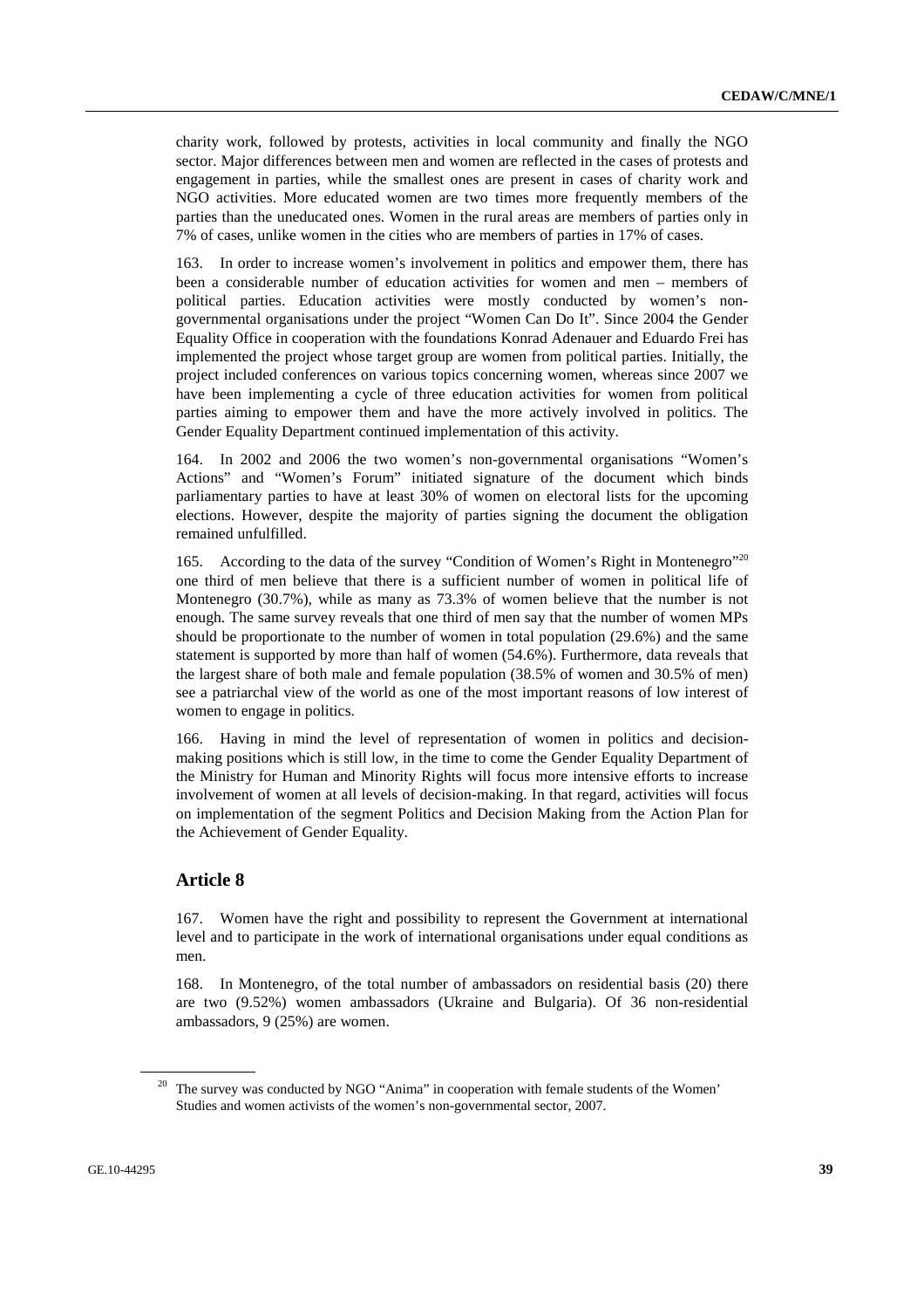charity work, followed by protests, activities in local community and finally the NGO sector. Major differences between men and women are reflected in the cases of protests and engagement in parties, while the smallest ones are present in cases of charity work and NGO activities. More educated women are two times more frequently members of the parties than the uneducated ones. Women in the rural areas are members of parties only in 7% of cases, unlike women in the cities who are members of parties in 17% of cases.

163. In order to increase women's involvement in politics and empower them, there has been a considerable number of education activities for women and men – members of political parties. Education activities were mostly conducted by women's non-governmental organisations under the project "Women Can Do It". Since 2004 the Gender Equality Office in cooperation with the foundations Konrad Adenauer and Eduardo Frei has implemented the project whose target group are women from political parties. Initially, the project included conferences on various topics concerning women, whereas since 2007 we have been implementing a cycle of three education activities for women from political parties aiming to empower them and have the more actively involved in politics. The Gender Equality Department continued implementation of this activity.

164. In 2002 and 2006 the two women's non-governmental organisations "Women's Actions" and "Women's Forum" initiated signature of the document which binds parliamentary parties to have at least 30% of women on electoral lists for the upcoming elections. However, despite the majority of parties signing the document the obligation remained unfulfilled.

165. According to the data of the survey "Condition of Women's Right in Montenegro"[20] one third of men believe that there is a sufficient number of women in political life of Montenegro (30.7%), while as many as 73.3% of women believe that the number is not enough. The same survey reveals that one third of men say that the number of women MPs should be proportionate to the number of women in total population (29.6%) and the same statement is supported by more than half of women (54.6%). Furthermore, data reveals that the largest share of both male and female population (38.5% of women and 30.5% of men) see a patriarchal view of the world as one of the most important reasons of low interest of women to engage in politics.

166. Having in mind the level of representation of women in politics and decision-making positions which is still low, in the time to come the Gender Equality Department of the Ministry for Human and Minority Rights will focus more intensive efforts to increase involvement of women at all levels of decision-making. In that regard, activities will focus on implementation of the segment Politics and Decision Making from the Action Plan for the Achievement of Gender Equality.

## Article 8

167. Women have the right and possibility to represent the Government at international level and to participate in the work of international organisations under equal conditions as men.

168. In Montenegro, of the total number of ambassadors on residential basis (20) there are two (9.52%) women ambassadors (Ukraine and Bulgaria). Of 36 non-residential ambassadors, 9 (25%) are women.

[20] The survey was conducted by NGO "Anima" in cooperation with female students of the Women' Studies and women activists of the women's non-governmental sector, 2007.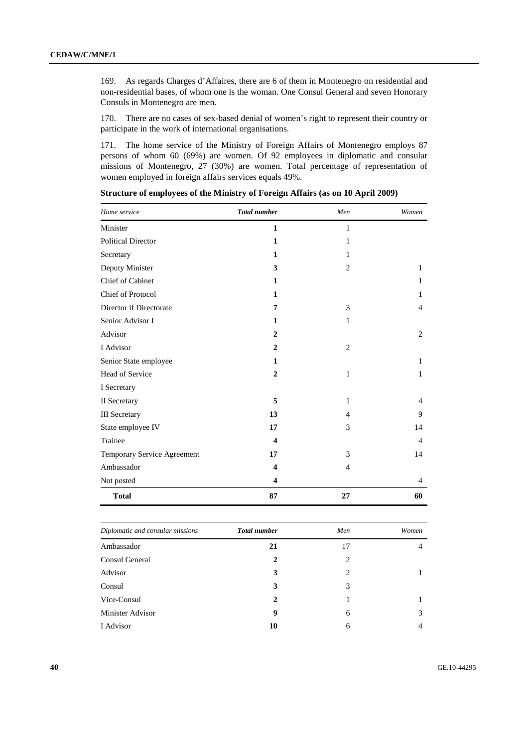169. As regards Charges d'Affaires, there are 6 of them in Montenegro on residential and non-residential bases, of whom one is the woman. One Consul General and seven Honorary Consuls in Montenegro are men.

170. There are no cases of sex-based denial of women's right to represent their country or participate in the work of international organisations.

171. The home service of the Ministry of Foreign Affairs of Montenegro employs 87 persons of whom 60 (69%) are women. Of 92 employees in diplomatic and consular missions of Montenegro, 27 (30%) are women. Total percentage of representation of women employed in foreign affairs services equals 49%.

**Structure of employees of the Ministry of Foreign Affairs (as on 10 April 2009)**

| *Home service* | ***Total number*** | *Men* | *Women* |
|---|---|---|---|
| Minister | **1** | 1 | |
| Political Director | **1** | 1 | |
| Secretary | **1** | 1 | |
| Deputy Minister | **3** | 2 | 1 |
| Chief of Cabinet | **1** | | 1 |
| Chief of Protocol | **1** | | 1 |
| Director if Directorate | **7** | 3 | 4 |
| Senior Advisor I | **1** | 1 | |
| Advisor | **2** | | 2 |
| I Advisor | **2** | 2 | |
| Senior State employee | **1** | | 1 |
| Head of Service | **2** | 1 | 1 |
| I Secretary | | | |
| II Secretary | **5** | 1 | 4 |
| III Secretary | **13** | 4 | 9 |
| State employee IV | **17** | 3 | 14 |
| Trainee | **4** | | 4 |
| Temporary Service Agreement | **17** | 3 | 14 |
| Ambassador | **4** | 4 | |
| Not posted | **4** | | 4 |
| **Total** | **87** | **27** | **60** |

| *Diplomatic and consular missions* | ***Total number*** | *Men* | *Women* |
|---|---|---|---|
| Ambassador | **21** | 17 | 4 |
| Consul General | **2** | 2 | |
| Advisor | **3** | 2 | 1 |
| Consul | **3** | 3 | |
| Vice-Consul | **2** | 1 | 1 |
| Minister Advisor | **9** | 6 | 3 |
| I Advisor | **10** | 6 | 4 |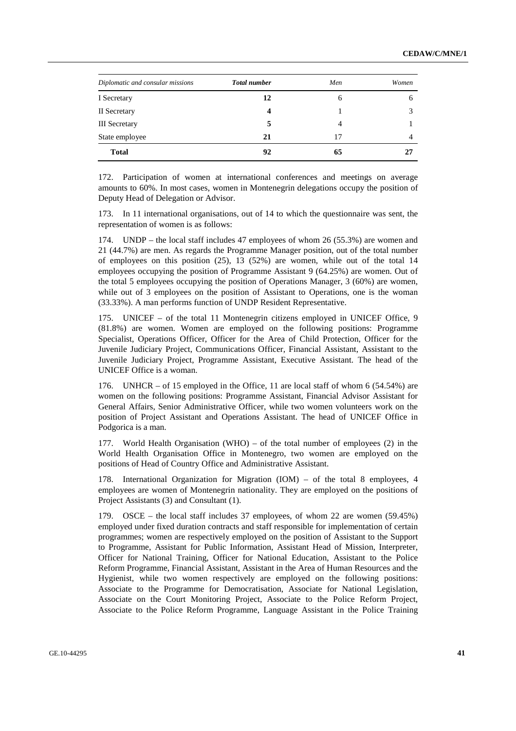| *Diplomatic and consular missions* | ***Total number*** | *Men* | *Women* |
|---|---|---|---|
| I Secretary | **12** | 6 | 6 |
| II Secretary | **4** | 1 | 3 |
| III Secretary | **5** | 4 | 1 |
| State employee | **21** | 17 | 4 |
| **Total** | **92** | **65** | **27** |

172. Participation of women at international conferences and meetings on average amounts to 60%. In most cases, women in Montenegrin delegations occupy the position of Deputy Head of Delegation or Advisor.

173. In 11 international organisations, out of 14 to which the questionnaire was sent, the representation of women is as follows:

174. UNDP – the local staff includes 47 employees of whom 26 (55.3%) are women and 21 (44.7%) are men. As regards the Programme Manager position, out of the total number of employees on this position (25), 13 (52%) are women, while out of the total 14 employees occupying the position of Programme Assistant 9 (64.25%) are women. Out of the total 5 employees occupying the position of Operations Manager, 3 (60%) are women, while out of 3 employees on the position of Assistant to Operations, one is the woman (33.33%). A man performs function of UNDP Resident Representative.

175. UNICEF – of the total 11 Montenegrin citizens employed in UNICEF Office, 9 (81.8%) are women. Women are employed on the following positions: Programme Specialist, Operations Officer, Officer for the Area of Child Protection, Officer for the Juvenile Judiciary Project, Communications Officer, Financial Assistant, Assistant to the Juvenile Judiciary Project, Programme Assistant, Executive Assistant. The head of the UNICEF Office is a woman.

176. UNHCR – of 15 employed in the Office, 11 are local staff of whom 6 (54.54%) are women on the following positions: Programme Assistant, Financial Advisor Assistant for General Affairs, Senior Administrative Officer, while two women volunteers work on the position of Project Assistant and Operations Assistant. The head of UNICEF Office in Podgorica is a man.

177. World Health Organisation (WHO) – of the total number of employees (2) in the World Health Organisation Office in Montenegro, two women are employed on the positions of Head of Country Office and Administrative Assistant.

178. International Organization for Migration (IOM) – of the total 8 employees, 4 employees are women of Montenegrin nationality. They are employed on the positions of Project Assistants (3) and Consultant (1).

179. OSCE – the local staff includes 37 employees, of whom 22 are women (59.45%) employed under fixed duration contracts and staff responsible for implementation of certain programmes; women are respectively employed on the position of Assistant to the Support to Programme, Assistant for Public Information, Assistant Head of Mission, Interpreter, Officer for National Training, Officer for National Education, Assistant to the Police Reform Programme, Financial Assistant, Assistant in the Area of Human Resources and the Hygienist, while two women respectively are employed on the following positions: Associate to the Programme for Democratisation, Associate for National Legislation, Associate on the Court Monitoring Project, Associate to the Police Reform Project, Associate to the Police Reform Programme, Language Assistant in the Police Training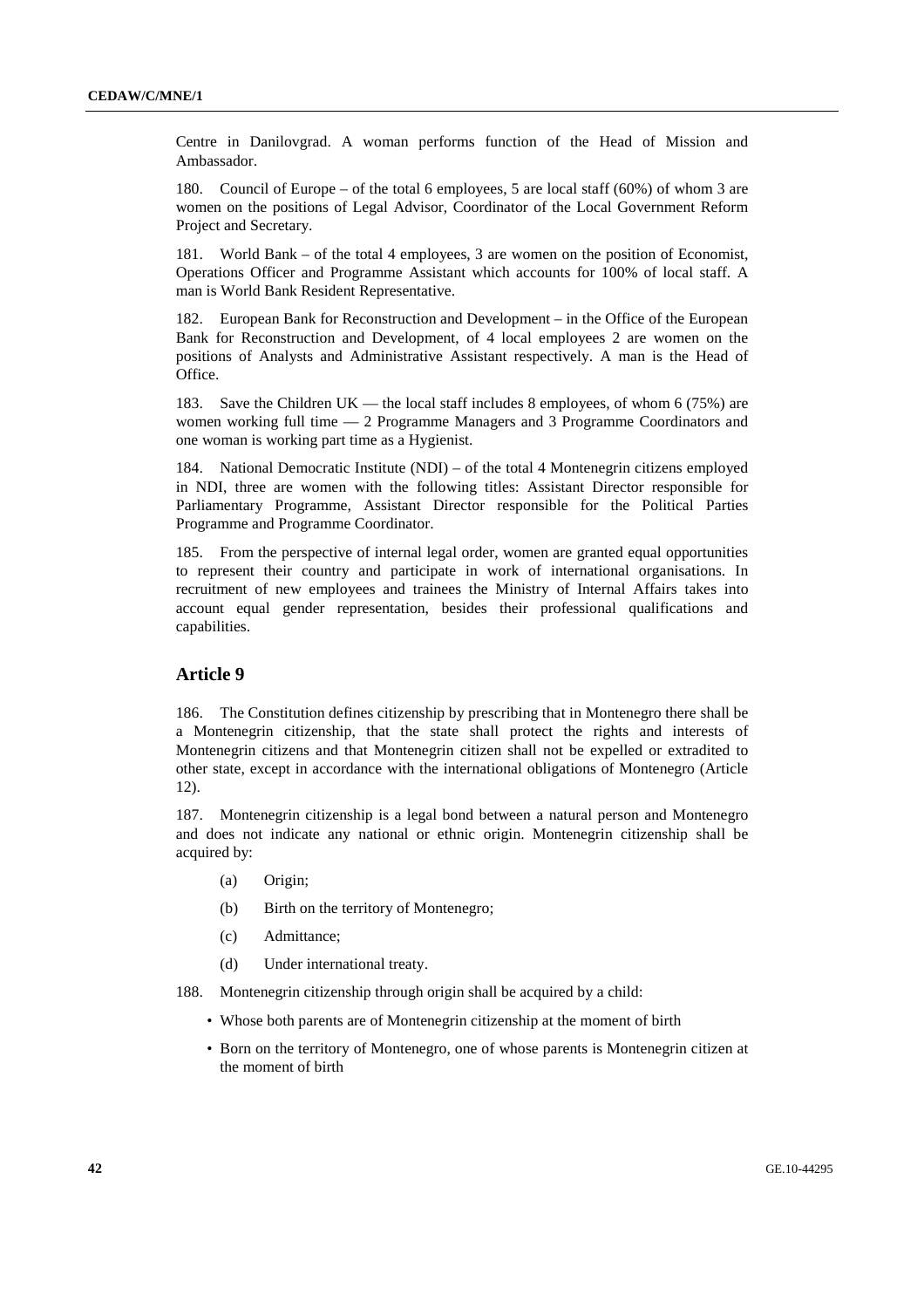Centre in Danilovgrad. A woman performs function of the Head of Mission and Ambassador.

180. Council of Europe – of the total 6 employees, 5 are local staff (60%) of whom 3 are women on the positions of Legal Advisor, Coordinator of the Local Government Reform Project and Secretary.

181. World Bank – of the total 4 employees, 3 are women on the position of Economist, Operations Officer and Programme Assistant which accounts for 100% of local staff. A man is World Bank Resident Representative.

182. European Bank for Reconstruction and Development – in the Office of the European Bank for Reconstruction and Development, of 4 local employees 2 are women on the positions of Analysts and Administrative Assistant respectively. A man is the Head of Office.

183. Save the Children UK — the local staff includes 8 employees, of whom 6 (75%) are women working full time — 2 Programme Managers and 3 Programme Coordinators and one woman is working part time as a Hygienist.

184. National Democratic Institute (NDI) – of the total 4 Montenegrin citizens employed in NDI, three are women with the following titles: Assistant Director responsible for Parliamentary Programme, Assistant Director responsible for the Political Parties Programme and Programme Coordinator.

185. From the perspective of internal legal order, women are granted equal opportunities to represent their country and participate in work of international organisations. In recruitment of new employees and trainees the Ministry of Internal Affairs takes into account equal gender representation, besides their professional qualifications and capabilities.

## Article 9

186. The Constitution defines citizenship by prescribing that in Montenegro there shall be a Montenegrin citizenship, that the state shall protect the rights and interests of Montenegrin citizens and that Montenegrin citizen shall not be expelled or extradited to other state, except in accordance with the international obligations of Montenegro (Article 12).

187. Montenegrin citizenship is a legal bond between a natural person and Montenegro and does not indicate any national or ethnic origin. Montenegrin citizenship shall be acquired by:

(a) Origin;

(b) Birth on the territory of Montenegro;

(c) Admittance;

(d) Under international treaty.

188. Montenegrin citizenship through origin shall be acquired by a child:

- Whose both parents are of Montenegrin citizenship at the moment of birth
- Born on the territory of Montenegro, one of whose parents is Montenegrin citizen at the moment of birth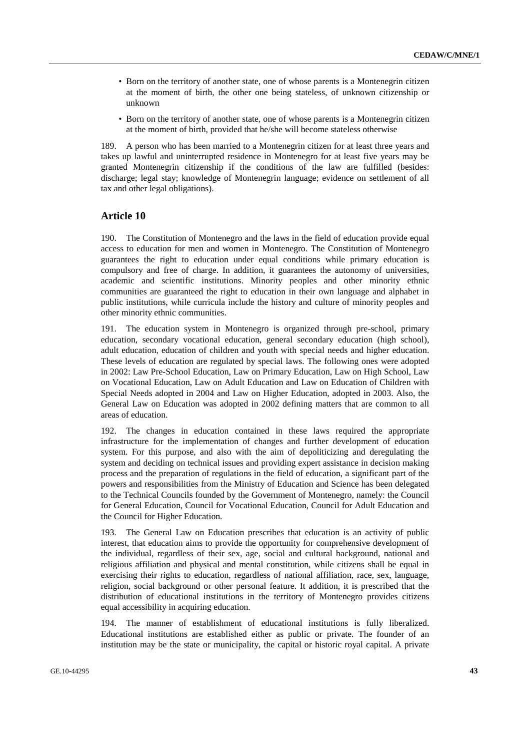- Born on the territory of another state, one of whose parents is a Montenegrin citizen at the moment of birth, the other one being stateless, of unknown citizenship or unknown
- Born on the territory of another state, one of whose parents is a Montenegrin citizen at the moment of birth, provided that he/she will become stateless otherwise

189. A person who has been married to a Montenegrin citizen for at least three years and takes up lawful and uninterrupted residence in Montenegro for at least five years may be granted Montenegrin citizenship if the conditions of the law are fulfilled (besides: discharge; legal stay; knowledge of Montenegrin language; evidence on settlement of all tax and other legal obligations).

## Article 10

190. The Constitution of Montenegro and the laws in the field of education provide equal access to education for men and women in Montenegro. The Constitution of Montenegro guarantees the right to education under equal conditions while primary education is compulsory and free of charge. In addition, it guarantees the autonomy of universities, academic and scientific institutions. Minority peoples and other minority ethnic communities are guaranteed the right to education in their own language and alphabet in public institutions, while curricula include the history and culture of minority peoples and other minority ethnic communities.

191. The education system in Montenegro is organized through pre-school, primary education, secondary vocational education, general secondary education (high school), adult education, education of children and youth with special needs and higher education. These levels of education are regulated by special laws. The following ones were adopted in 2002: Law Pre-School Education, Law on Primary Education, Law on High School, Law on Vocational Education, Law on Adult Education and Law on Education of Children with Special Needs adopted in 2004 and Law on Higher Education, adopted in 2003. Also, the General Law on Education was adopted in 2002 defining matters that are common to all areas of education.

192. The changes in education contained in these laws required the appropriate infrastructure for the implementation of changes and further development of education system. For this purpose, and also with the aim of depoliticizing and deregulating the system and deciding on technical issues and providing expert assistance in decision making process and the preparation of regulations in the field of education, a significant part of the powers and responsibilities from the Ministry of Education and Science has been delegated to the Technical Councils founded by the Government of Montenegro, namely: the Council for General Education, Council for Vocational Education, Council for Adult Education and the Council for Higher Education.

193. The General Law on Education prescribes that education is an activity of public interest, that education aims to provide the opportunity for comprehensive development of the individual, regardless of their sex, age, social and cultural background, national and religious affiliation and physical and mental constitution, while citizens shall be equal in exercising their rights to education, regardless of national affiliation, race, sex, language, religion, social background or other personal feature. It addition, it is prescribed that the distribution of educational institutions in the territory of Montenegro provides citizens equal accessibility in acquiring education.

194. The manner of establishment of educational institutions is fully liberalized. Educational institutions are established either as public or private. The founder of an institution may be the state or municipality, the capital or historic royal capital. A private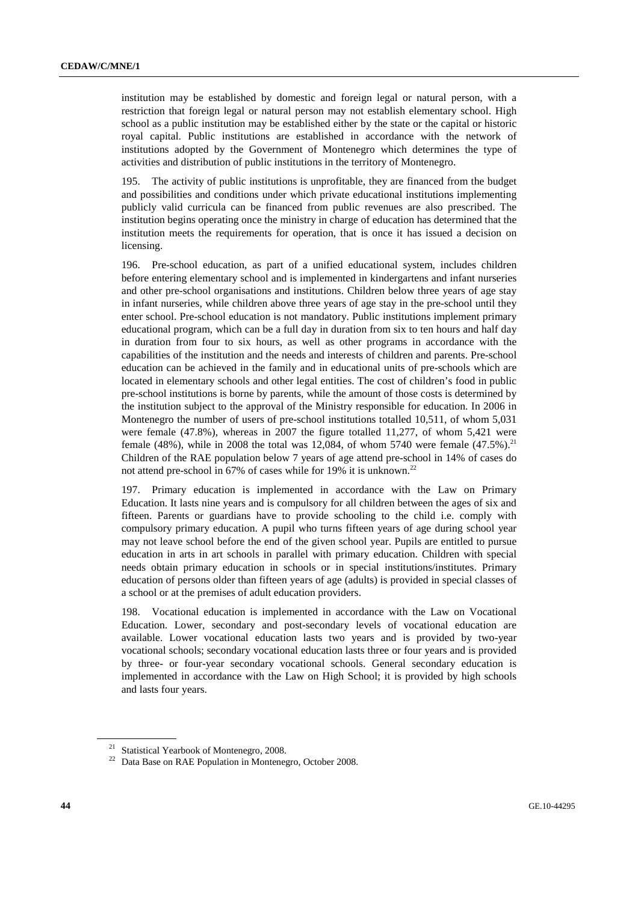institution may be established by domestic and foreign legal or natural person, with a restriction that foreign legal or natural person may not establish elementary school. High school as a public institution may be established either by the state or the capital or historic royal capital. Public institutions are established in accordance with the network of institutions adopted by the Government of Montenegro which determines the type of activities and distribution of public institutions in the territory of Montenegro.

195. The activity of public institutions is unprofitable, they are financed from the budget and possibilities and conditions under which private educational institutions implementing publicly valid curricula can be financed from public revenues are also prescribed. The institution begins operating once the ministry in charge of education has determined that the institution meets the requirements for operation, that is once it has issued a decision on licensing.

196. Pre-school education, as part of a unified educational system, includes children before entering elementary school and is implemented in kindergartens and infant nurseries and other pre-school organisations and institutions. Children below three years of age stay in infant nurseries, while children above three years of age stay in the pre-school until they enter school. Pre-school education is not mandatory. Public institutions implement primary educational program, which can be a full day in duration from six to ten hours and half day in duration from four to six hours, as well as other programs in accordance with the capabilities of the institution and the needs and interests of children and parents. Pre-school education can be achieved in the family and in educational units of pre-schools which are located in elementary schools and other legal entities. The cost of children's food in public pre-school institutions is borne by parents, while the amount of those costs is determined by the institution subject to the approval of the Ministry responsible for education. In 2006 in Montenegro the number of users of pre-school institutions totalled 10,511, of whom 5,031 were female (47.8%), whereas in 2007 the figure totalled 11,277, of whom 5,421 were female (48%), while in 2008 the total was 12,084, of whom 5740 were female (47.5%).[21] Children of the RAE population below 7 years of age attend pre-school in 14% of cases do not attend pre-school in 67% of cases while for 19% it is unknown.[22]

197. Primary education is implemented in accordance with the Law on Primary Education. It lasts nine years and is compulsory for all children between the ages of six and fifteen. Parents or guardians have to provide schooling to the child i.e. comply with compulsory primary education. A pupil who turns fifteen years of age during school year may not leave school before the end of the given school year. Pupils are entitled to pursue education in arts in art schools in parallel with primary education. Children with special needs obtain primary education in schools or in special institutions/institutes. Primary education of persons older than fifteen years of age (adults) is provided in special classes of a school or at the premises of adult education providers.

198. Vocational education is implemented in accordance with the Law on Vocational Education. Lower, secondary and post-secondary levels of vocational education are available. Lower vocational education lasts two years and is provided by two-year vocational schools; secondary vocational education lasts three or four years and is provided by three- or four-year secondary vocational schools. General secondary education is implemented in accordance with the Law on High School; it is provided by high schools and lasts four years.

---

[21] Statistical Yearbook of Montenegro, 2008.

[22] Data Base on RAE Population in Montenegro, October 2008.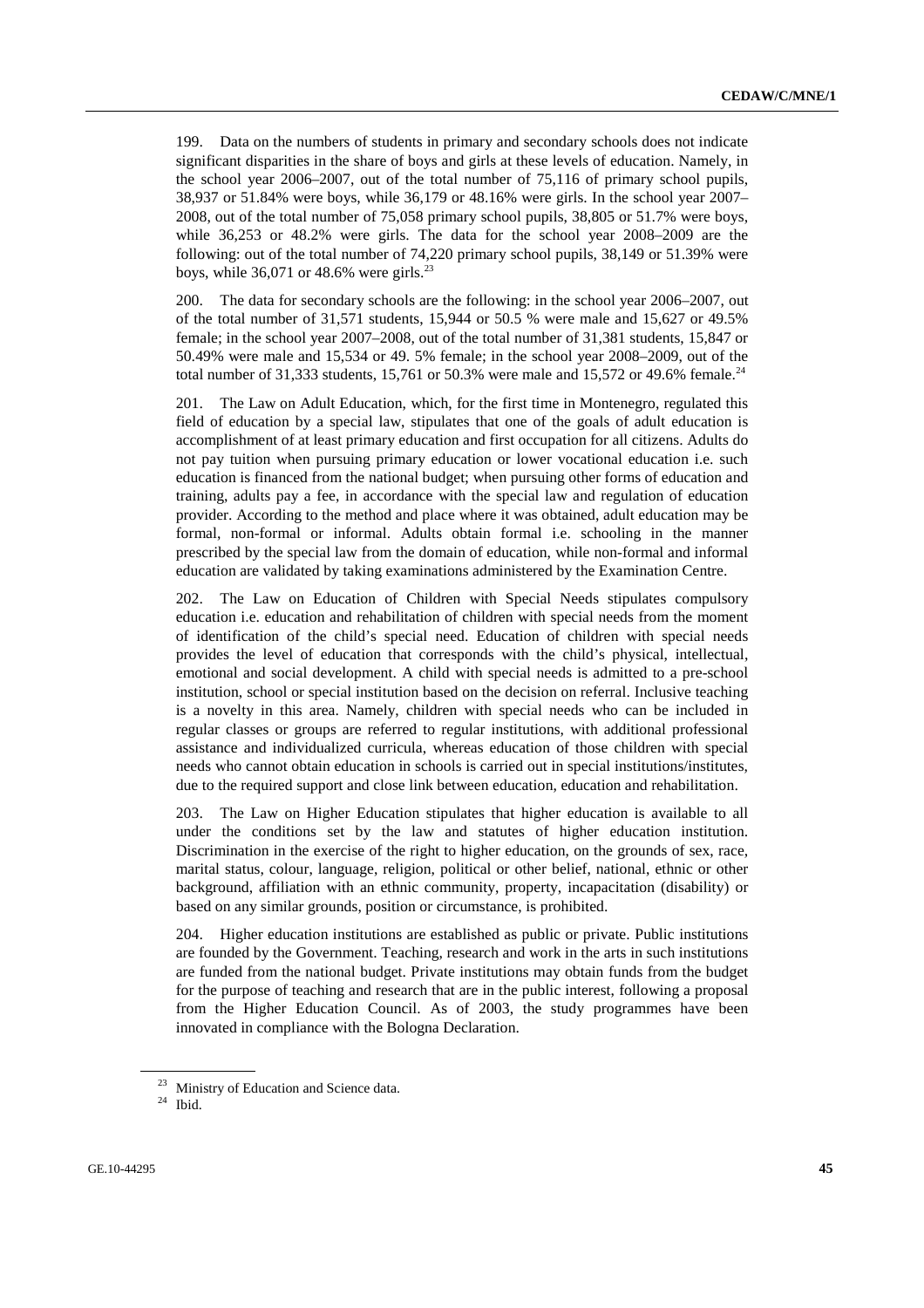199. Data on the numbers of students in primary and secondary schools does not indicate significant disparities in the share of boys and girls at these levels of education. Namely, in the school year 2006–2007, out of the total number of 75,116 of primary school pupils, 38,937 or 51.84% were boys, while 36,179 or 48.16% were girls. In the school year 2007–2008, out of the total number of 75,058 primary school pupils, 38,805 or 51.7% were boys, while 36,253 or 48.2% were girls. The data for the school year 2008–2009 are the following: out of the total number of 74,220 primary school pupils, 38,149 or 51.39% were boys, while 36,071 or 48.6% were girls.[23]

200. The data for secondary schools are the following: in the school year 2006–2007, out of the total number of 31,571 students, 15,944 or 50.5 % were male and 15,627 or 49.5% female; in the school year 2007–2008, out of the total number of 31,381 students, 15,847 or 50.49% were male and 15,534 or 49. 5% female; in the school year 2008–2009, out of the total number of 31,333 students, 15,761 or 50.3% were male and 15,572 or 49.6% female.[24]

201. The Law on Adult Education, which, for the first time in Montenegro, regulated this field of education by a special law, stipulates that one of the goals of adult education is accomplishment of at least primary education and first occupation for all citizens. Adults do not pay tuition when pursuing primary education or lower vocational education i.e. such education is financed from the national budget; when pursuing other forms of education and training, adults pay a fee, in accordance with the special law and regulation of education provider. According to the method and place where it was obtained, adult education may be formal, non-formal or informal. Adults obtain formal i.e. schooling in the manner prescribed by the special law from the domain of education, while non-formal and informal education are validated by taking examinations administered by the Examination Centre.

202. The Law on Education of Children with Special Needs stipulates compulsory education i.e. education and rehabilitation of children with special needs from the moment of identification of the child's special need. Education of children with special needs provides the level of education that corresponds with the child's physical, intellectual, emotional and social development. A child with special needs is admitted to a pre-school institution, school or special institution based on the decision on referral. Inclusive teaching is a novelty in this area. Namely, children with special needs who can be included in regular classes or groups are referred to regular institutions, with additional professional assistance and individualized curricula, whereas education of those children with special needs who cannot obtain education in schools is carried out in special institutions/institutes, due to the required support and close link between education, education and rehabilitation.

203. The Law on Higher Education stipulates that higher education is available to all under the conditions set by the law and statutes of higher education institution. Discrimination in the exercise of the right to higher education, on the grounds of sex, race, marital status, colour, language, religion, political or other belief, national, ethnic or other background, affiliation with an ethnic community, property, incapacitation (disability) or based on any similar grounds, position or circumstance, is prohibited.

204. Higher education institutions are established as public or private. Public institutions are founded by the Government. Teaching, research and work in the arts in such institutions are funded from the national budget. Private institutions may obtain funds from the budget for the purpose of teaching and research that are in the public interest, following a proposal from the Higher Education Council. As of 2003, the study programmes have been innovated in compliance with the Bologna Declaration.

---

[23] Ministry of Education and Science data.

[24] Ibid.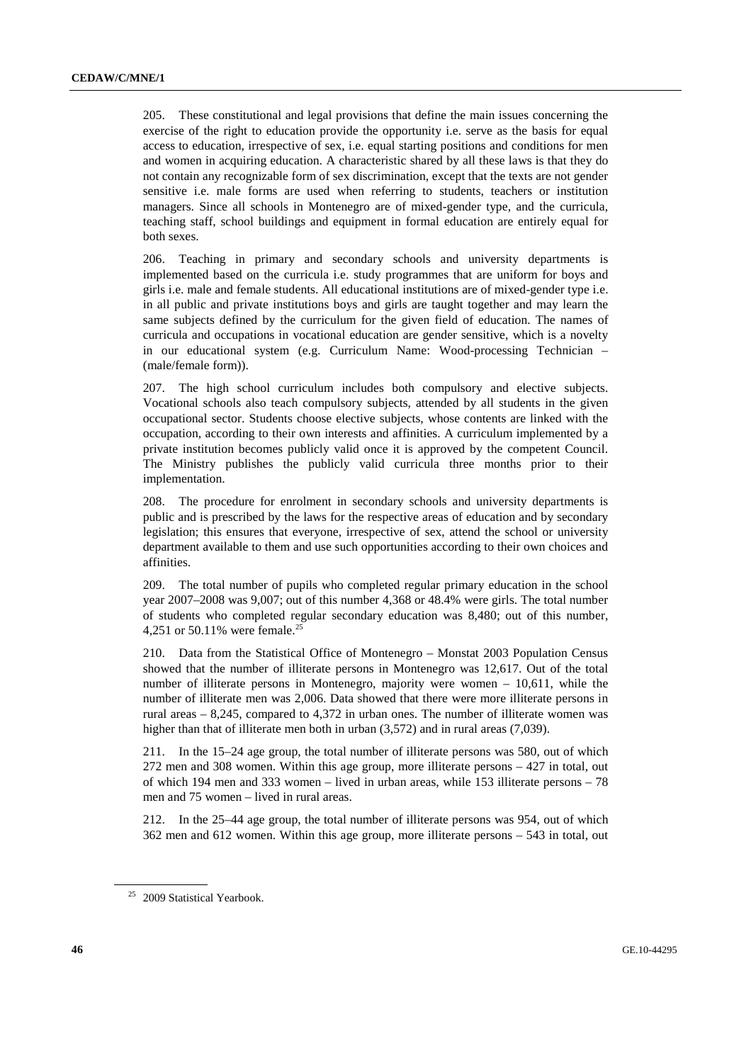205. These constitutional and legal provisions that define the main issues concerning the exercise of the right to education provide the opportunity i.e. serve as the basis for equal access to education, irrespective of sex, i.e. equal starting positions and conditions for men and women in acquiring education. A characteristic shared by all these laws is that they do not contain any recognizable form of sex discrimination, except that the texts are not gender sensitive i.e. male forms are used when referring to students, teachers or institution managers. Since all schools in Montenegro are of mixed-gender type, and the curricula, teaching staff, school buildings and equipment in formal education are entirely equal for both sexes.

206. Teaching in primary and secondary schools and university departments is implemented based on the curricula i.e. study programmes that are uniform for boys and girls i.e. male and female students. All educational institutions are of mixed-gender type i.e. in all public and private institutions boys and girls are taught together and may learn the same subjects defined by the curriculum for the given field of education. The names of curricula and occupations in vocational education are gender sensitive, which is a novelty in our educational system (e.g. Curriculum Name: Wood-processing Technician – (male/female form)).

207. The high school curriculum includes both compulsory and elective subjects. Vocational schools also teach compulsory subjects, attended by all students in the given occupational sector. Students choose elective subjects, whose contents are linked with the occupation, according to their own interests and affinities. A curriculum implemented by a private institution becomes publicly valid once it is approved by the competent Council. The Ministry publishes the publicly valid curricula three months prior to their implementation.

208. The procedure for enrolment in secondary schools and university departments is public and is prescribed by the laws for the respective areas of education and by secondary legislation; this ensures that everyone, irrespective of sex, attend the school or university department available to them and use such opportunities according to their own choices and affinities.

209. The total number of pupils who completed regular primary education in the school year 2007–2008 was 9,007; out of this number 4,368 or 48.4% were girls. The total number of students who completed regular secondary education was 8,480; out of this number, 4,251 or 50.11% were female.[25]

210. Data from the Statistical Office of Montenegro – Monstat 2003 Population Census showed that the number of illiterate persons in Montenegro was 12,617. Out of the total number of illiterate persons in Montenegro, majority were women – 10,611, while the number of illiterate men was 2,006. Data showed that there were more illiterate persons in rural areas – 8,245, compared to 4,372 in urban ones. The number of illiterate women was higher than that of illiterate men both in urban (3,572) and in rural areas (7,039).

211. In the 15–24 age group, the total number of illiterate persons was 580, out of which 272 men and 308 women. Within this age group, more illiterate persons – 427 in total, out of which 194 men and 333 women – lived in urban areas, while 153 illiterate persons – 78 men and 75 women – lived in rural areas.

212. In the 25–44 age group, the total number of illiterate persons was 954, out of which 362 men and 612 women. Within this age group, more illiterate persons – 543 in total, out

[25] 2009 Statistical Yearbook.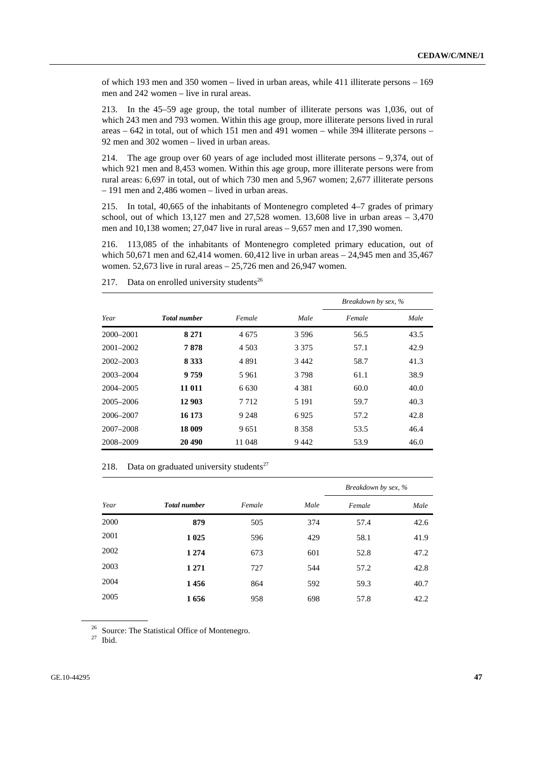of which 193 men and 350 women – lived in urban areas, while 411 illiterate persons – 169 men and 242 women – live in rural areas.

213. In the 45–59 age group, the total number of illiterate persons was 1,036, out of which 243 men and 793 women. Within this age group, more illiterate persons lived in rural areas – 642 in total, out of which 151 men and 491 women – while 394 illiterate persons – 92 men and 302 women – lived in urban areas.

214. The age group over 60 years of age included most illiterate persons – 9,374, out of which 921 men and 8,453 women. Within this age group, more illiterate persons were from rural areas: 6,697 in total, out of which 730 men and 5,967 women; 2,677 illiterate persons – 191 men and 2,486 women – lived in urban areas.

215. In total, 40,665 of the inhabitants of Montenegro completed 4–7 grades of primary school, out of which 13,127 men and 27,528 women. 13,608 live in urban areas – 3,470 men and 10,138 women; 27,047 live in rural areas – 9,657 men and 17,390 women.

216. 113,085 of the inhabitants of Montenegro completed primary education, out of which 50,671 men and 62,414 women. 60,412 live in urban areas – 24,945 men and 35,467 women. 52,673 live in rural areas – 25,726 men and 26,947 women.

217. Data on enrolled university students[26]

| Year | Total number | Female | Male | Breakdown by sex, % | |
|---|---|---|---|---|---|
| | | | | Female | Male |
| 2000–2001 | **8 271** | 4 675 | 3 596 | 56.5 | 43.5 |
| 2001–2002 | **7 878** | 4 503 | 3 375 | 57.1 | 42.9 |
| 2002–2003 | **8 333** | 4 891 | 3 442 | 58.7 | 41.3 |
| 2003–2004 | **9 759** | 5 961 | 3 798 | 61.1 | 38.9 |
| 2004–2005 | **11 011** | 6 630 | 4 381 | 60.0 | 40.0 |
| 2005–2006 | **12 903** | 7 712 | 5 191 | 59.7 | 40.3 |
| 2006–2007 | **16 173** | 9 248 | 6 925 | 57.2 | 42.8 |
| 2007–2008 | **18 009** | 9 651 | 8 358 | 53.5 | 46.4 |
| 2008–2009 | **20 490** | 11 048 | 9 442 | 53.9 | 46.0 |

218. Data on graduated university students[27]

| Year | Total number | Female | Male | Breakdown by sex, % | |
|---|---|---|---|---|---|
| | | | | Female | Male |
| 2000 | **879** | 505 | 374 | 57.4 | 42.6 |
| 2001 | **1 025** | 596 | 429 | 58.1 | 41.9 |
| 2002 | **1 274** | 673 | 601 | 52.8 | 47.2 |
| 2003 | **1 271** | 727 | 544 | 57.2 | 42.8 |
| 2004 | **1 456** | 864 | 592 | 59.3 | 40.7 |
| 2005 | **1 656** | 958 | 698 | 57.8 | 42.2 |

[26] Source: The Statistical Office of Montenegro.

[27] Ibid.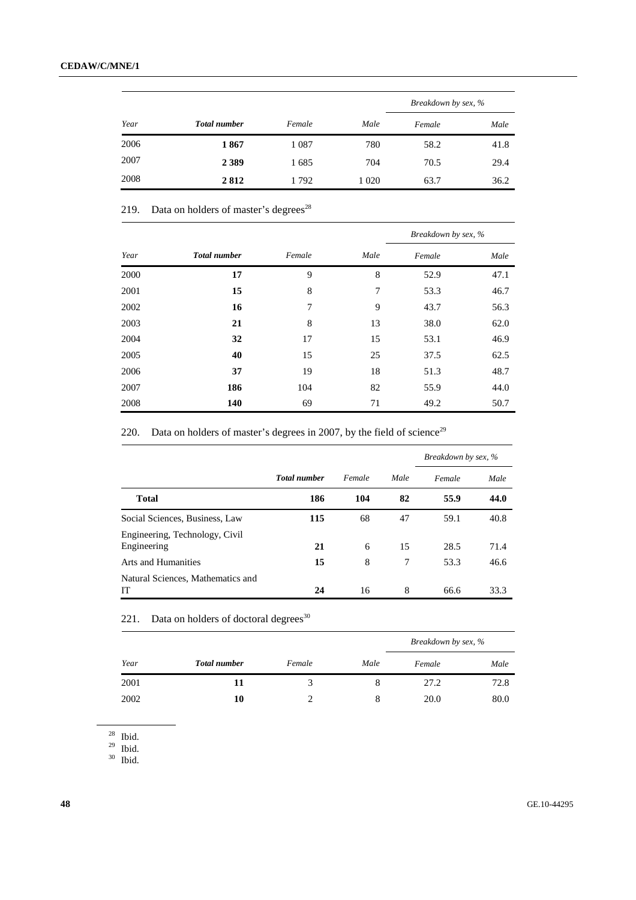| Year | Total number | Female | Male | Breakdown by sex, % | |
|---|---|---|---|---|---|
| | | | | Female | Male |
| 2006 | **1 867** | 1 087 | 780 | 58.2 | 41.8 |
| 2007 | **2 389** | 1 685 | 704 | 70.5 | 29.4 |
| 2008 | **2 812** | 1 792 | 1 020 | 63.7 | 36.2 |

219. Data on holders of master's degrees[28]

| Year | Total number | Female | Male | Breakdown by sex, % | |
|---|---|---|---|---|---|
| | | | | Female | Male |
| 2000 | **17** | 9 | 8 | 52.9 | 47.1 |
| 2001 | **15** | 8 | 7 | 53.3 | 46.7 |
| 2002 | **16** | 7 | 9 | 43.7 | 56.3 |
| 2003 | **21** | 8 | 13 | 38.0 | 62.0 |
| 2004 | **32** | 17 | 15 | 53.1 | 46.9 |
| 2005 | **40** | 15 | 25 | 37.5 | 62.5 |
| 2006 | **37** | 19 | 18 | 51.3 | 48.7 |
| 2007 | **186** | 104 | 82 | 55.9 | 44.0 |
| 2008 | **140** | 69 | 71 | 49.2 | 50.7 |

220. Data on holders of master's degrees in 2007, by the field of science[29]

| | Total number | Female | Male | Breakdown by sex, % | |
|---|---|---|---|---|---|
| | | | | Female | Male |
| **Total** | **186** | **104** | **82** | **55.9** | **44.0** |
| Social Sciences, Business, Law | **115** | 68 | 47 | 59.1 | 40.8 |
| Engineering, Technology, Civil Engineering | **21** | 6 | 15 | 28.5 | 71.4 |
| Arts and Humanities | **15** | 8 | 7 | 53.3 | 46.6 |
| Natural Sciences, Mathematics and IT | **24** | 16 | 8 | 66.6 | 33.3 |

221. Data on holders of doctoral degrees[30]

| Year | Total number | Female | Male | Breakdown by sex, % | |
|---|---|---|---|---|---|
| | | | | Female | Male |
| 2001 | **11** | 3 | 8 | 27.2 | 72.8 |
| 2002 | **10** | 2 | 8 | 20.0 | 80.0 |

[28] Ibid.
[29] Ibid.
[30] Ibid.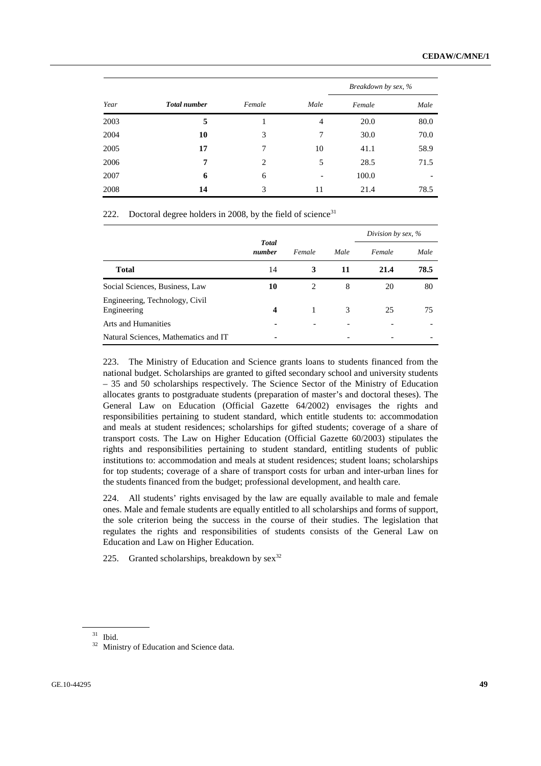| Year | Total number | Female | Male | Breakdown by sex, % | |
|---|---|---|---|---|---|
| | | | | Female | Male |
| 2003 | **5** | 1 | 4 | 20.0 | 80.0 |
| 2004 | **10** | 3 | 7 | 30.0 | 70.0 |
| 2005 | **17** | 7 | 10 | 41.1 | 58.9 |
| 2006 | **7** | 2 | 5 | 28.5 | 71.5 |
| 2007 | **6** | 6 | - | 100.0 | - |
| 2008 | **14** | 3 | 11 | 21.4 | 78.5 |

222. Doctoral degree holders in 2008, by the field of science[31]

| | Total number | Female | Male | Division by sex, % | |
|---|---|---|---|---|---|
| | | | | Female | Male |
| **Total** | 14 | **3** | **11** | **21.4** | **78.5** |
| Social Sciences, Business, Law | **10** | 2 | 8 | 20 | 80 |
| Engineering, Technology, Civil Engineering | **4** | 1 | 3 | 25 | 75 |
| Arts and Humanities | - | - | - | - | - |
| Natural Sciences, Mathematics and IT | - | | - | - | - |

223. The Ministry of Education and Science grants loans to students financed from the national budget. Scholarships are granted to gifted secondary school and university students – 35 and 50 scholarships respectively. The Science Sector of the Ministry of Education allocates grants to postgraduate students (preparation of master's and doctoral theses). The General Law on Education (Official Gazette 64/2002) envisages the rights and responsibilities pertaining to student standard, which entitle students to: accommodation and meals at student residences; scholarships for gifted students; coverage of a share of transport costs. The Law on Higher Education (Official Gazette 60/2003) stipulates the rights and responsibilities pertaining to student standard, entitling students of public institutions to: accommodation and meals at student residences; student loans; scholarships for top students; coverage of a share of transport costs for urban and inter-urban lines for the students financed from the budget; professional development, and health care.

224. All students' rights envisaged by the law are equally available to male and female ones. Male and female students are equally entitled to all scholarships and forms of support, the sole criterion being the success in the course of their studies. The legislation that regulates the rights and responsibilities of students consists of the General Law on Education and Law on Higher Education.

225. Granted scholarships, breakdown by sex[32]

[31] Ibid.

[32] Ministry of Education and Science data.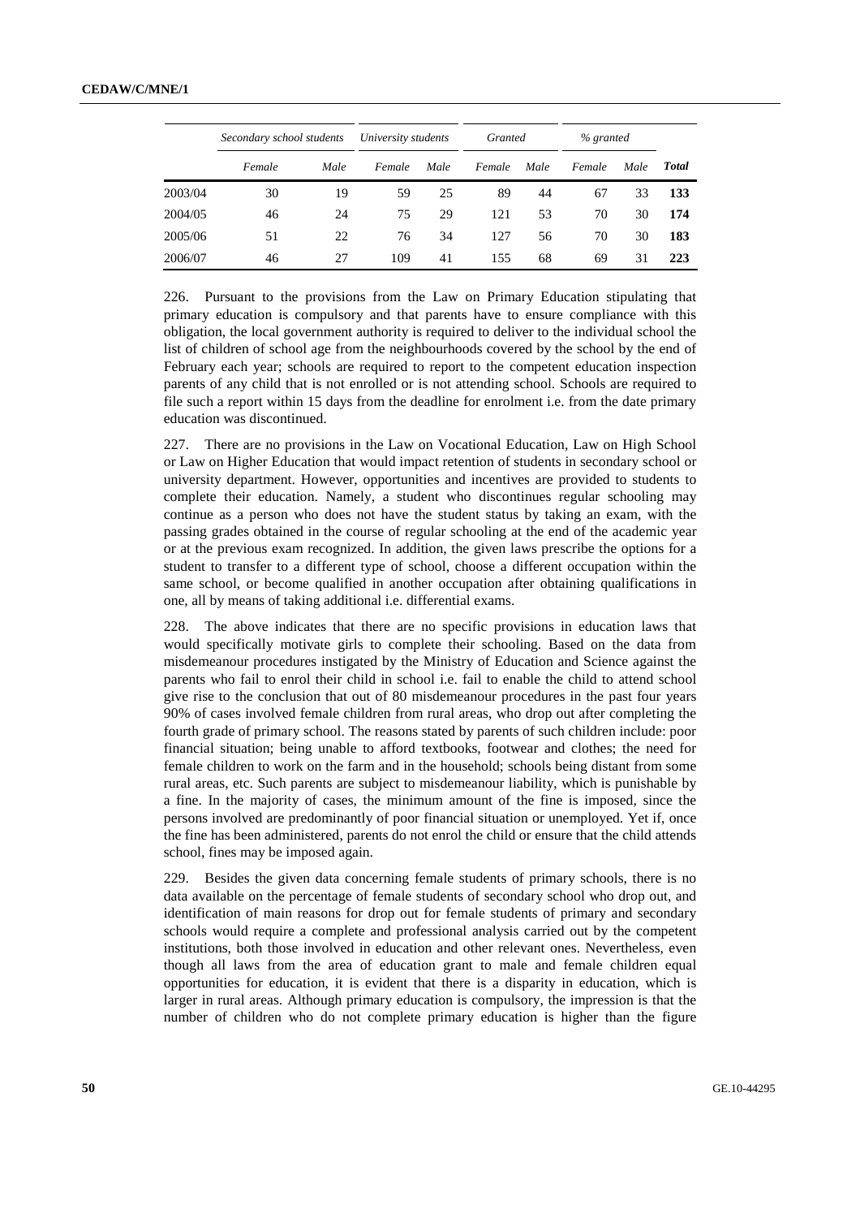| | Secondary school students | | University students | | Granted | | % granted | | |
|---|---|---|---|---|---|---|---|---|---|
| | Female | Male | Female | Male | Female | Male | Female | Male | **Total** |
| 2003/04 | 30 | 19 | 59 | 25 | 89 | 44 | 67 | 33 | **133** |
| 2004/05 | 46 | 24 | 75 | 29 | 121 | 53 | 70 | 30 | **174** |
| 2005/06 | 51 | 22 | 76 | 34 | 127 | 56 | 70 | 30 | **183** |
| 2006/07 | 46 | 27 | 109 | 41 | 155 | 68 | 69 | 31 | **223** |

226. Pursuant to the provisions from the Law on Primary Education stipulating that primary education is compulsory and that parents have to ensure compliance with this obligation, the local government authority is required to deliver to the individual school the list of children of school age from the neighbourhoods covered by the school by the end of February each year; schools are required to report to the competent education inspection parents of any child that is not enrolled or is not attending school. Schools are required to file such a report within 15 days from the deadline for enrolment i.e. from the date primary education was discontinued.

227. There are no provisions in the Law on Vocational Education, Law on High School or Law on Higher Education that would impact retention of students in secondary school or university department. However, opportunities and incentives are provided to students to complete their education. Namely, a student who discontinues regular schooling may continue as a person who does not have the student status by taking an exam, with the passing grades obtained in the course of regular schooling at the end of the academic year or at the previous exam recognized. In addition, the given laws prescribe the options for a student to transfer to a different type of school, choose a different occupation within the same school, or become qualified in another occupation after obtaining qualifications in one, all by means of taking additional i.e. differential exams.

228. The above indicates that there are no specific provisions in education laws that would specifically motivate girls to complete their schooling. Based on the data from misdemeanour procedures instigated by the Ministry of Education and Science against the parents who fail to enrol their child in school i.e. fail to enable the child to attend school give rise to the conclusion that out of 80 misdemeanour procedures in the past four years 90% of cases involved female children from rural areas, who drop out after completing the fourth grade of primary school. The reasons stated by parents of such children include: poor financial situation; being unable to afford textbooks, footwear and clothes; the need for female children to work on the farm and in the household; schools being distant from some rural areas, etc. Such parents are subject to misdemeanour liability, which is punishable by a fine. In the majority of cases, the minimum amount of the fine is imposed, since the persons involved are predominantly of poor financial situation or unemployed. Yet if, once the fine has been administered, parents do not enrol the child or ensure that the child attends school, fines may be imposed again.

229. Besides the given data concerning female students of primary schools, there is no data available on the percentage of female students of secondary school who drop out, and identification of main reasons for drop out for female students of primary and secondary schools would require a complete and professional analysis carried out by the competent institutions, both those involved in education and other relevant ones. Nevertheless, even though all laws from the area of education grant to male and female children equal opportunities for education, it is evident that there is a disparity in education, which is larger in rural areas. Although primary education is compulsory, the impression is that the number of children who do not complete primary education is higher than the figure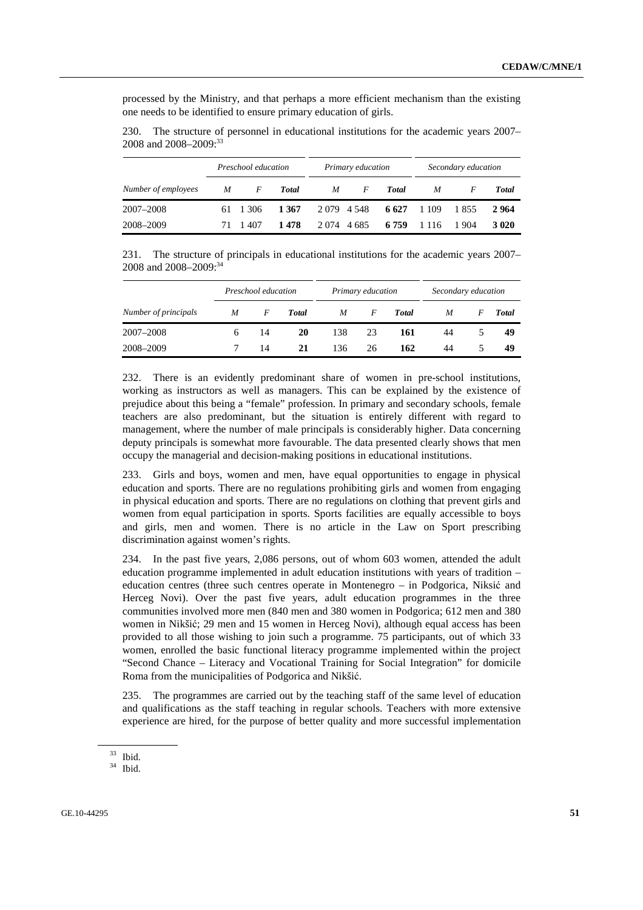processed by the Ministry, and that perhaps a more efficient mechanism than the existing one needs to be identified to ensure primary education of girls.

230. The structure of personnel in educational institutions for the academic years 2007–2008 and 2008–2009:[33]

| | *Preschool education* | | | *Primary education* | | | *Secondary education* | | |
|---|---|---|---|---|---|---|---|---|---|
| *Number of employees* | *M* | *F* | ***Total*** | *M* | *F* | ***Total*** | *M* | *F* | ***Total*** |
| 2007–2008 | 61 | 1 306 | **1 367** | 2 079 | 4 548 | **6 627** | 1 109 | 1 855 | **2 964** |
| 2008–2009 | 71 | 1 407 | **1 478** | 2 074 | 4 685 | **6 759** | 1 116 | 1 904 | **3 020** |

231. The structure of principals in educational institutions for the academic years 2007–2008 and 2008–2009:[34]

| | *Preschool education* | | | *Primary education* | | | *Secondary education* | | |
|---|---|---|---|---|---|---|---|---|---|
| *Number of principals* | *M* | *F* | ***Total*** | *M* | *F* | ***Total*** | *M* | *F* | ***Total*** |
| 2007–2008 | 6 | 14 | **20** | 138 | 23 | **161** | 44 | 5 | **49** |
| 2008–2009 | 7 | 14 | **21** | 136 | 26 | **162** | 44 | 5 | **49** |

232. There is an evidently predominant share of women in pre-school institutions, working as instructors as well as managers. This can be explained by the existence of prejudice about this being a "female" profession. In primary and secondary schools, female teachers are also predominant, but the situation is entirely different with regard to management, where the number of male principals is considerably higher. Data concerning deputy principals is somewhat more favourable. The data presented clearly shows that men occupy the managerial and decision-making positions in educational institutions.

233. Girls and boys, women and men, have equal opportunities to engage in physical education and sports. There are no regulations prohibiting girls and women from engaging in physical education and sports. There are no regulations on clothing that prevent girls and women from equal participation in sports. Sports facilities are equally accessible to boys and girls, men and women. There is no article in the Law on Sport prescribing discrimination against women's rights.

234. In the past five years, 2,086 persons, out of whom 603 women, attended the adult education programme implemented in adult education institutions with years of tradition – education centres (three such centres operate in Montenegro – in Podgorica, Niksić and Herceg Novi). Over the past five years, adult education programmes in the three communities involved more men (840 men and 380 women in Podgorica; 612 men and 380 women in Nikšić; 29 men and 15 women in Herceg Novi), although equal access has been provided to all those wishing to join such a programme. 75 participants, out of which 33 women, enrolled the basic functional literacy programme implemented within the project "Second Chance – Literacy and Vocational Training for Social Integration" for domicile Roma from the municipalities of Podgorica and Nikšić.

235. The programmes are carried out by the teaching staff of the same level of education and qualifications as the staff teaching in regular schools. Teachers with more extensive experience are hired, for the purpose of better quality and more successful implementation

[33] Ibid.

[34] Ibid.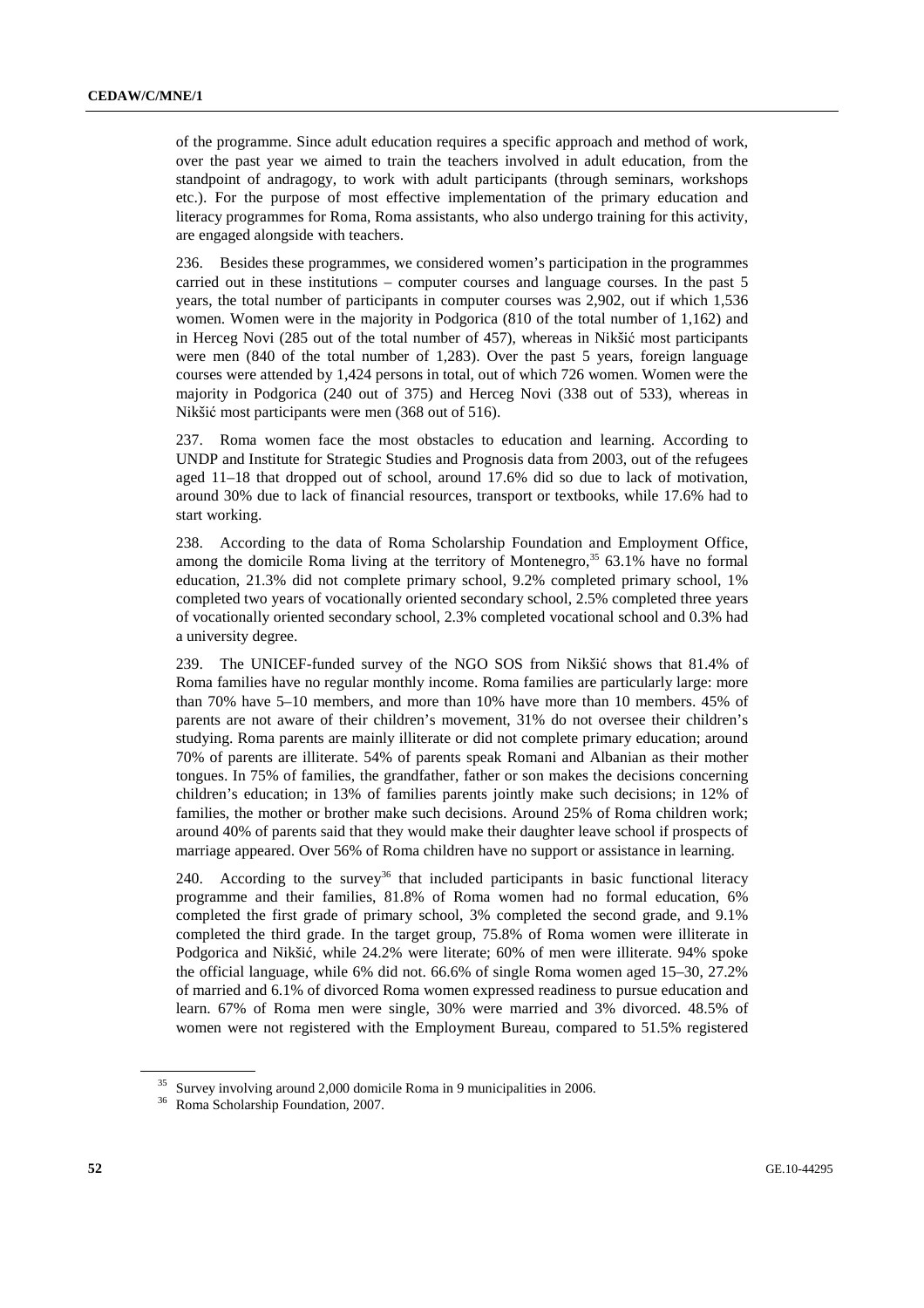of the programme. Since adult education requires a specific approach and method of work, over the past year we aimed to train the teachers involved in adult education, from the standpoint of andragogy, to work with adult participants (through seminars, workshops etc.). For the purpose of most effective implementation of the primary education and literacy programmes for Roma, Roma assistants, who also undergo training for this activity, are engaged alongside with teachers.

236. Besides these programmes, we considered women's participation in the programmes carried out in these institutions – computer courses and language courses. In the past 5 years, the total number of participants in computer courses was 2,902, out if which 1,536 women. Women were in the majority in Podgorica (810 of the total number of 1,162) and in Herceg Novi (285 out of the total number of 457), whereas in Nikšić most participants were men (840 of the total number of 1,283). Over the past 5 years, foreign language courses were attended by 1,424 persons in total, out of which 726 women. Women were the majority in Podgorica (240 out of 375) and Herceg Novi (338 out of 533), whereas in Nikšić most participants were men (368 out of 516).

237. Roma women face the most obstacles to education and learning. According to UNDP and Institute for Strategic Studies and Prognosis data from 2003, out of the refugees aged 11–18 that dropped out of school, around 17.6% did so due to lack of motivation, around 30% due to lack of financial resources, transport or textbooks, while 17.6% had to start working.

238. According to the data of Roma Scholarship Foundation and Employment Office, among the domicile Roma living at the territory of Montenegro,[35] 63.1% have no formal education, 21.3% did not complete primary school, 9.2% completed primary school, 1% completed two years of vocationally oriented secondary school, 2.5% completed three years of vocationally oriented secondary school, 2.3% completed vocational school and 0.3% had a university degree.

239. The UNICEF-funded survey of the NGO SOS from Nikšić shows that 81.4% of Roma families have no regular monthly income. Roma families are particularly large: more than 70% have 5–10 members, and more than 10% have more than 10 members. 45% of parents are not aware of their children's movement, 31% do not oversee their children's studying. Roma parents are mainly illiterate or did not complete primary education; around 70% of parents are illiterate. 54% of parents speak Romani and Albanian as their mother tongues. In 75% of families, the grandfather, father or son makes the decisions concerning children's education; in 13% of families parents jointly make such decisions; in 12% of families, the mother or brother make such decisions. Around 25% of Roma children work; around 40% of parents said that they would make their daughter leave school if prospects of marriage appeared. Over 56% of Roma children have no support or assistance in learning.

240. According to the survey[36] that included participants in basic functional literacy programme and their families, 81.8% of Roma women had no formal education, 6% completed the first grade of primary school, 3% completed the second grade, and 9.1% completed the third grade. In the target group, 75.8% of Roma women were illiterate in Podgorica and Nikšić, while 24.2% were literate; 60% of men were illiterate. 94% spoke the official language, while 6% did not. 66.6% of single Roma women aged 15–30, 27.2% of married and 6.1% of divorced Roma women expressed readiness to pursue education and learn. 67% of Roma men were single, 30% were married and 3% divorced. 48.5% of women were not registered with the Employment Bureau, compared to 51.5% registered

[35] Survey involving around 2,000 domicile Roma in 9 municipalities in 2006.

[36] Roma Scholarship Foundation, 2007.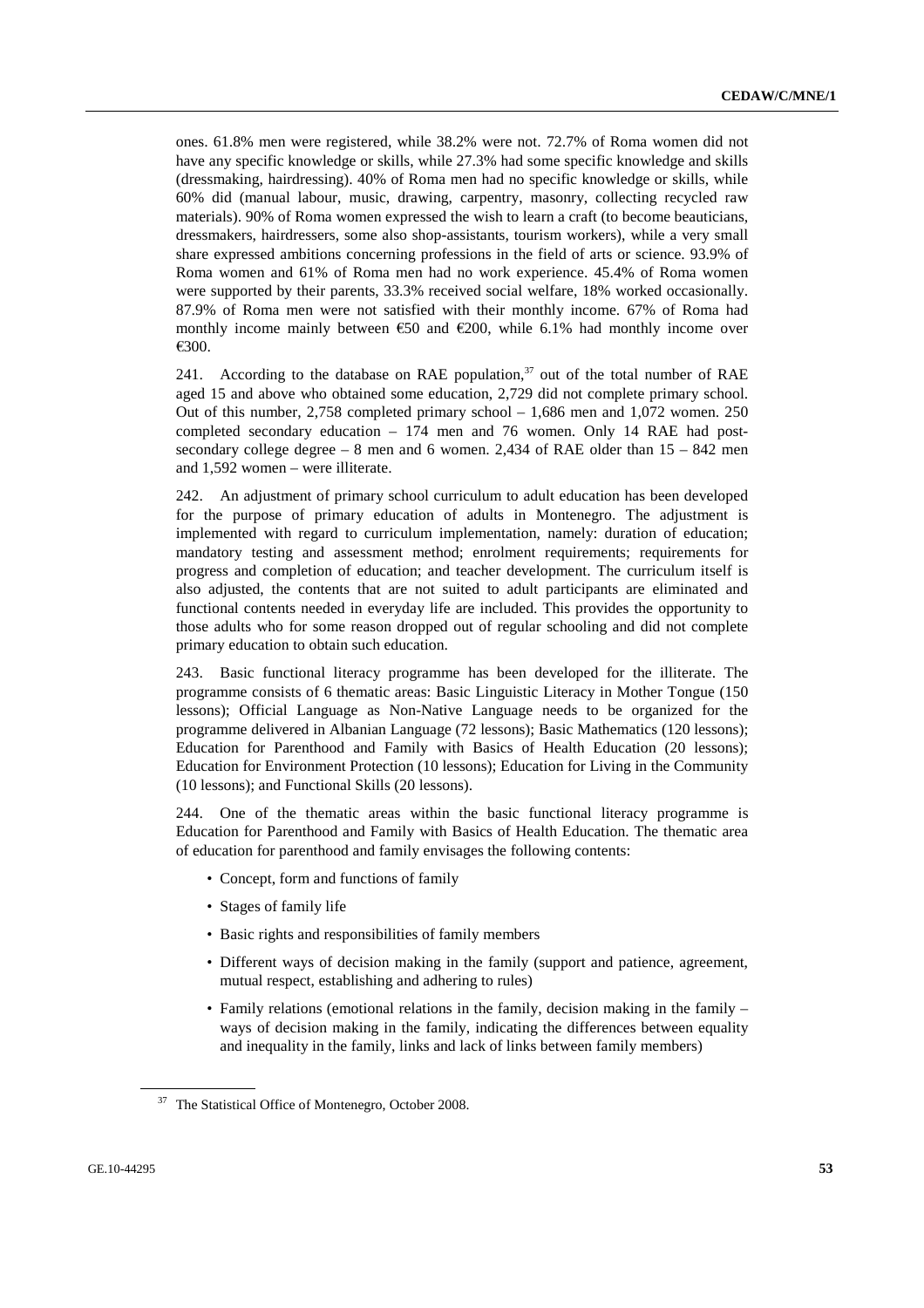ones. 61.8% men were registered, while 38.2% were not. 72.7% of Roma women did not have any specific knowledge or skills, while 27.3% had some specific knowledge and skills (dressmaking, hairdressing). 40% of Roma men had no specific knowledge or skills, while 60% did (manual labour, music, drawing, carpentry, masonry, collecting recycled raw materials). 90% of Roma women expressed the wish to learn a craft (to become beauticians, dressmakers, hairdressers, some also shop-assistants, tourism workers), while a very small share expressed ambitions concerning professions in the field of arts or science. 93.9% of Roma women and 61% of Roma men had no work experience. 45.4% of Roma women were supported by their parents, 33.3% received social welfare, 18% worked occasionally. 87.9% of Roma men were not satisfied with their monthly income. 67% of Roma had monthly income mainly between €50 and €200, while 6.1% had monthly income over €300.

241. According to the database on RAE population,[37] out of the total number of RAE aged 15 and above who obtained some education, 2,729 did not complete primary school. Out of this number, 2,758 completed primary school – 1,686 men and 1,072 women. 250 completed secondary education – 174 men and 76 women. Only 14 RAE had post-secondary college degree – 8 men and 6 women. 2,434 of RAE older than 15 – 842 men and 1,592 women – were illiterate.

242. An adjustment of primary school curriculum to adult education has been developed for the purpose of primary education of adults in Montenegro. The adjustment is implemented with regard to curriculum implementation, namely: duration of education; mandatory testing and assessment method; enrolment requirements; requirements for progress and completion of education; and teacher development. The curriculum itself is also adjusted, the contents that are not suited to adult participants are eliminated and functional contents needed in everyday life are included. This provides the opportunity to those adults who for some reason dropped out of regular schooling and did not complete primary education to obtain such education.

243. Basic functional literacy programme has been developed for the illiterate. The programme consists of 6 thematic areas: Basic Linguistic Literacy in Mother Tongue (150 lessons); Official Language as Non-Native Language needs to be organized for the programme delivered in Albanian Language (72 lessons); Basic Mathematics (120 lessons); Education for Parenthood and Family with Basics of Health Education (20 lessons); Education for Environment Protection (10 lessons); Education for Living in the Community (10 lessons); and Functional Skills (20 lessons).

244. One of the thematic areas within the basic functional literacy programme is Education for Parenthood and Family with Basics of Health Education. The thematic area of education for parenthood and family envisages the following contents:

- Concept, form and functions of family
- Stages of family life
- Basic rights and responsibilities of family members
- Different ways of decision making in the family (support and patience, agreement, mutual respect, establishing and adhering to rules)
- Family relations (emotional relations in the family, decision making in the family – ways of decision making in the family, indicating the differences between equality and inequality in the family, links and lack of links between family members)

[37] The Statistical Office of Montenegro, October 2008.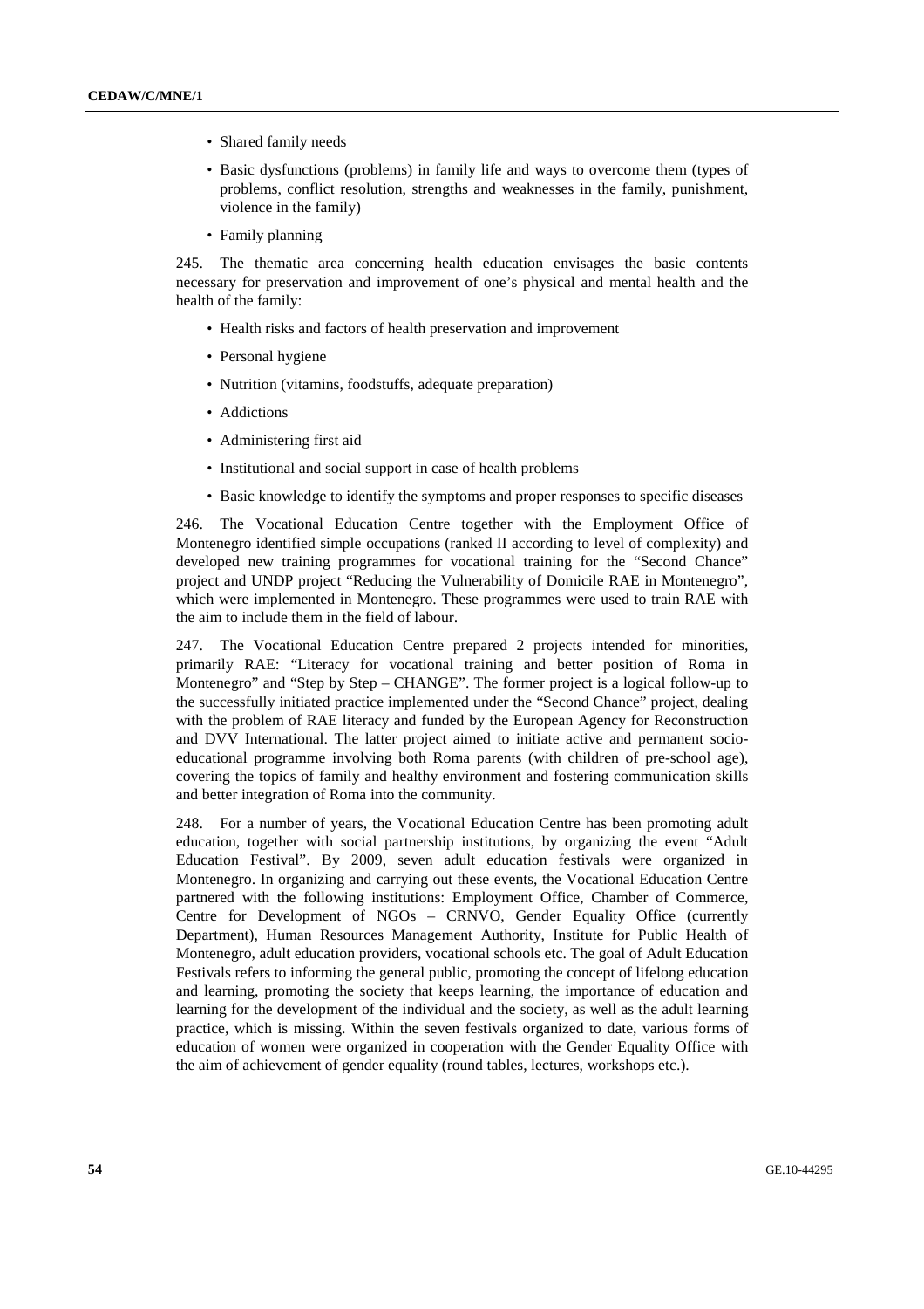- Shared family needs
- Basic dysfunctions (problems) in family life and ways to overcome them (types of problems, conflict resolution, strengths and weaknesses in the family, punishment, violence in the family)
- Family planning

245. The thematic area concerning health education envisages the basic contents necessary for preservation and improvement of one's physical and mental health and the health of the family:

- Health risks and factors of health preservation and improvement
- Personal hygiene
- Nutrition (vitamins, foodstuffs, adequate preparation)
- Addictions
- Administering first aid
- Institutional and social support in case of health problems
- Basic knowledge to identify the symptoms and proper responses to specific diseases

246. The Vocational Education Centre together with the Employment Office of Montenegro identified simple occupations (ranked II according to level of complexity) and developed new training programmes for vocational training for the "Second Chance" project and UNDP project "Reducing the Vulnerability of Domicile RAE in Montenegro", which were implemented in Montenegro. These programmes were used to train RAE with the aim to include them in the field of labour.

247. The Vocational Education Centre prepared 2 projects intended for minorities, primarily RAE: "Literacy for vocational training and better position of Roma in Montenegro" and "Step by Step – CHANGE". The former project is a logical follow-up to the successfully initiated practice implemented under the "Second Chance" project, dealing with the problem of RAE literacy and funded by the European Agency for Reconstruction and DVV International. The latter project aimed to initiate active and permanent socio-educational programme involving both Roma parents (with children of pre-school age), covering the topics of family and healthy environment and fostering communication skills and better integration of Roma into the community.

248. For a number of years, the Vocational Education Centre has been promoting adult education, together with social partnership institutions, by organizing the event "Adult Education Festival". By 2009, seven adult education festivals were organized in Montenegro. In organizing and carrying out these events, the Vocational Education Centre partnered with the following institutions: Employment Office, Chamber of Commerce, Centre for Development of NGOs – CRNVO, Gender Equality Office (currently Department), Human Resources Management Authority, Institute for Public Health of Montenegro, adult education providers, vocational schools etc. The goal of Adult Education Festivals refers to informing the general public, promoting the concept of lifelong education and learning, promoting the society that keeps learning, the importance of education and learning for the development of the individual and the society, as well as the adult learning practice, which is missing. Within the seven festivals organized to date, various forms of education of women were organized in cooperation with the Gender Equality Office with the aim of achievement of gender equality (round tables, lectures, workshops etc.).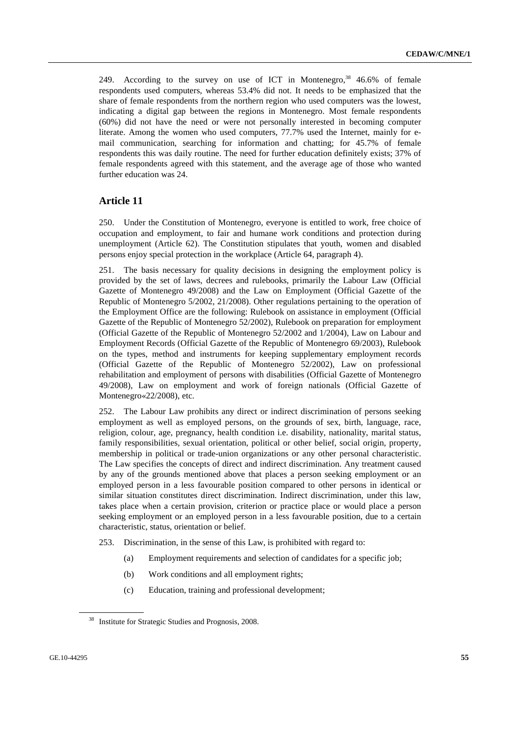249. According to the survey on use of ICT in Montenegro,[38] 46.6% of female respondents used computers, whereas 53.4% did not. It needs to be emphasized that the share of female respondents from the northern region who used computers was the lowest, indicating a digital gap between the regions in Montenegro. Most female respondents (60%) did not have the need or were not personally interested in becoming computer literate. Among the women who used computers, 77.7% used the Internet, mainly for e-mail communication, searching for information and chatting; for 45.7% of female respondents this was daily routine. The need for further education definitely exists; 37% of female respondents agreed with this statement, and the average age of those who wanted further education was 24.

## Article 11

250. Under the Constitution of Montenegro, everyone is entitled to work, free choice of occupation and employment, to fair and humane work conditions and protection during unemployment (Article 62). The Constitution stipulates that youth, women and disabled persons enjoy special protection in the workplace (Article 64, paragraph 4).

251. The basis necessary for quality decisions in designing the employment policy is provided by the set of laws, decrees and rulebooks, primarily the Labour Law (Official Gazette of Montenegro 49/2008) and the Law on Employment (Official Gazette of the Republic of Montenegro 5/2002, 21/2008). Other regulations pertaining to the operation of the Employment Office are the following: Rulebook on assistance in employment (Official Gazette of the Republic of Montenegro 52/2002), Rulebook on preparation for employment (Official Gazette of the Republic of Montenegro 52/2002 and 1/2004), Law on Labour and Employment Records (Official Gazette of the Republic of Montenegro 69/2003), Rulebook on the types, method and instruments for keeping supplementary employment records (Official Gazette of the Republic of Montenegro 52/2002), Law on professional rehabilitation and employment of persons with disabilities (Official Gazette of Montenegro 49/2008), Law on employment and work of foreign nationals (Official Gazette of Montenegro«22/2008), etc.

252. The Labour Law prohibits any direct or indirect discrimination of persons seeking employment as well as employed persons, on the grounds of sex, birth, language, race, religion, colour, age, pregnancy, health condition i.e. disability, nationality, marital status, family responsibilities, sexual orientation, political or other belief, social origin, property, membership in political or trade-union organizations or any other personal characteristic. The Law specifies the concepts of direct and indirect discrimination. Any treatment caused by any of the grounds mentioned above that places a person seeking employment or an employed person in a less favourable position compared to other persons in identical or similar situation constitutes direct discrimination. Indirect discrimination, under this law, takes place when a certain provision, criterion or practice place or would place a person seeking employment or an employed person in a less favourable position, due to a certain characteristic, status, orientation or belief.

253. Discrimination, in the sense of this Law, is prohibited with regard to:

(a) Employment requirements and selection of candidates for a specific job;

(b) Work conditions and all employment rights;

(c) Education, training and professional development;

[38] Institute for Strategic Studies and Prognosis, 2008.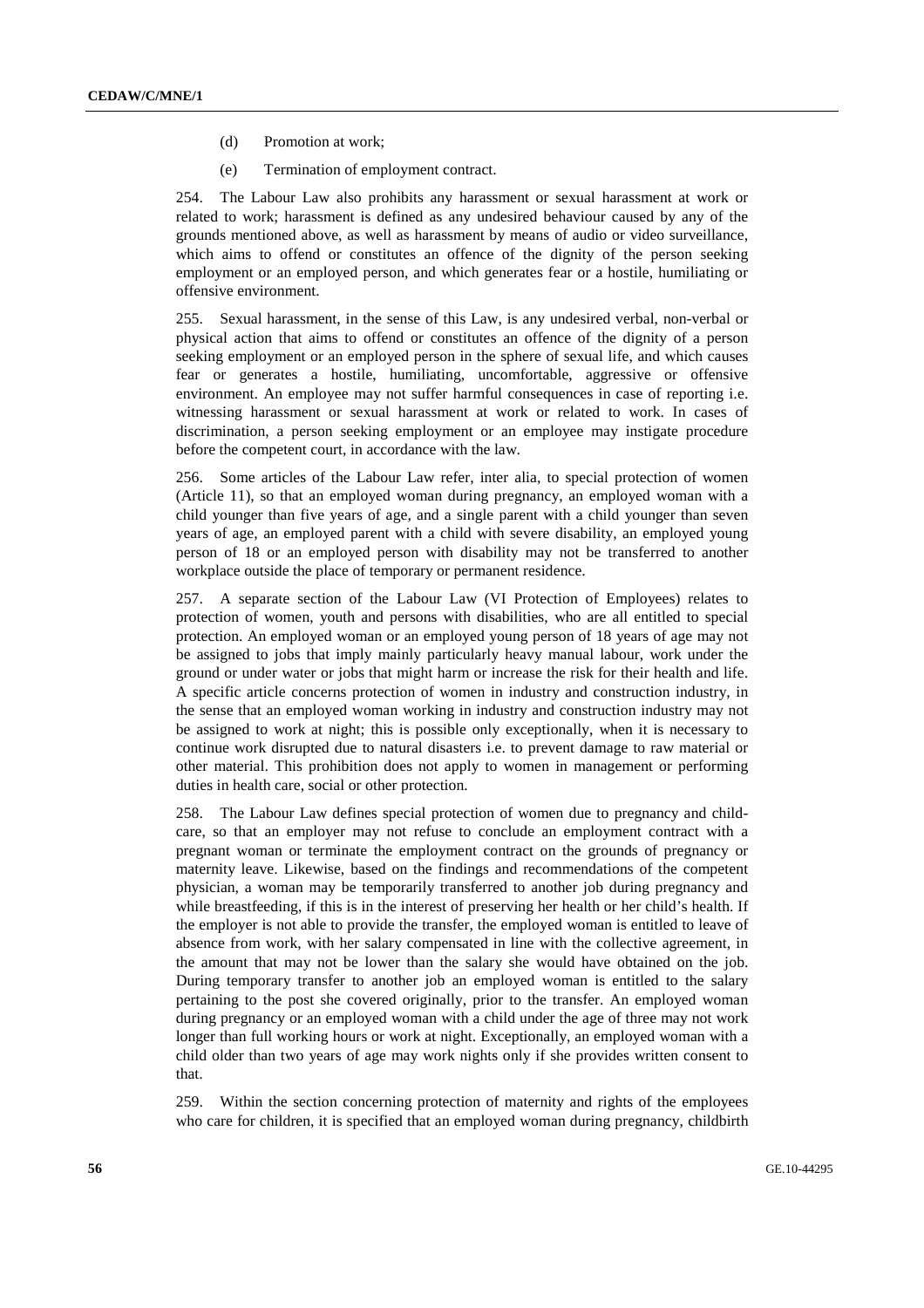(d) Promotion at work;

(e) Termination of employment contract.

254. The Labour Law also prohibits any harassment or sexual harassment at work or related to work; harassment is defined as any undesired behaviour caused by any of the grounds mentioned above, as well as harassment by means of audio or video surveillance, which aims to offend or constitutes an offence of the dignity of the person seeking employment or an employed person, and which generates fear or a hostile, humiliating or offensive environment.

255. Sexual harassment, in the sense of this Law, is any undesired verbal, non-verbal or physical action that aims to offend or constitutes an offence of the dignity of a person seeking employment or an employed person in the sphere of sexual life, and which causes fear or generates a hostile, humiliating, uncomfortable, aggressive or offensive environment. An employee may not suffer harmful consequences in case of reporting i.e. witnessing harassment or sexual harassment at work or related to work. In cases of discrimination, a person seeking employment or an employee may instigate procedure before the competent court, in accordance with the law.

256. Some articles of the Labour Law refer, inter alia, to special protection of women (Article 11), so that an employed woman during pregnancy, an employed woman with a child younger than five years of age, and a single parent with a child younger than seven years of age, an employed parent with a child with severe disability, an employed young person of 18 or an employed person with disability may not be transferred to another workplace outside the place of temporary or permanent residence.

257. A separate section of the Labour Law (VI Protection of Employees) relates to protection of women, youth and persons with disabilities, who are all entitled to special protection. An employed woman or an employed young person of 18 years of age may not be assigned to jobs that imply mainly particularly heavy manual labour, work under the ground or under water or jobs that might harm or increase the risk for their health and life. A specific article concerns protection of women in industry and construction industry, in the sense that an employed woman working in industry and construction industry may not be assigned to work at night; this is possible only exceptionally, when it is necessary to continue work disrupted due to natural disasters i.e. to prevent damage to raw material or other material. This prohibition does not apply to women in management or performing duties in health care, social or other protection.

258. The Labour Law defines special protection of women due to pregnancy and child-care, so that an employer may not refuse to conclude an employment contract with a pregnant woman or terminate the employment contract on the grounds of pregnancy or maternity leave. Likewise, based on the findings and recommendations of the competent physician, a woman may be temporarily transferred to another job during pregnancy and while breastfeeding, if this is in the interest of preserving her health or her child's health. If the employer is not able to provide the transfer, the employed woman is entitled to leave of absence from work, with her salary compensated in line with the collective agreement, in the amount that may not be lower than the salary she would have obtained on the job. During temporary transfer to another job an employed woman is entitled to the salary pertaining to the post she covered originally, prior to the transfer. An employed woman during pregnancy or an employed woman with a child under the age of three may not work longer than full working hours or work at night. Exceptionally, an employed woman with a child older than two years of age may work nights only if she provides written consent to that.

259. Within the section concerning protection of maternity and rights of the employees who care for children, it is specified that an employed woman during pregnancy, childbirth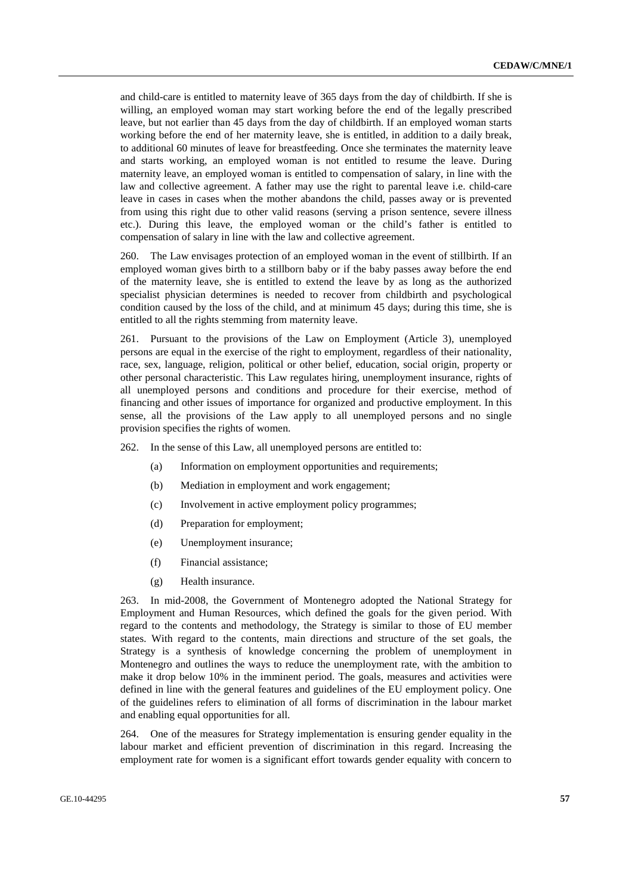and child-care is entitled to maternity leave of 365 days from the day of childbirth. If she is willing, an employed woman may start working before the end of the legally prescribed leave, but not earlier than 45 days from the day of childbirth. If an employed woman starts working before the end of her maternity leave, she is entitled, in addition to a daily break, to additional 60 minutes of leave for breastfeeding. Once she terminates the maternity leave and starts working, an employed woman is not entitled to resume the leave. During maternity leave, an employed woman is entitled to compensation of salary, in line with the law and collective agreement. A father may use the right to parental leave i.e. child-care leave in cases in cases when the mother abandons the child, passes away or is prevented from using this right due to other valid reasons (serving a prison sentence, severe illness etc.). During this leave, the employed woman or the child's father is entitled to compensation of salary in line with the law and collective agreement.

260. The Law envisages protection of an employed woman in the event of stillbirth. If an employed woman gives birth to a stillborn baby or if the baby passes away before the end of the maternity leave, she is entitled to extend the leave by as long as the authorized specialist physician determines is needed to recover from childbirth and psychological condition caused by the loss of the child, and at minimum 45 days; during this time, she is entitled to all the rights stemming from maternity leave.

261. Pursuant to the provisions of the Law on Employment (Article 3), unemployed persons are equal in the exercise of the right to employment, regardless of their nationality, race, sex, language, religion, political or other belief, education, social origin, property or other personal characteristic. This Law regulates hiring, unemployment insurance, rights of all unemployed persons and conditions and procedure for their exercise, method of financing and other issues of importance for organized and productive employment. In this sense, all the provisions of the Law apply to all unemployed persons and no single provision specifies the rights of women.

262. In the sense of this Law, all unemployed persons are entitled to:

(a) Information on employment opportunities and requirements;

(b) Mediation in employment and work engagement;

(c) Involvement in active employment policy programmes;

(d) Preparation for employment;

(e) Unemployment insurance;

(f) Financial assistance;

(g) Health insurance.

263. In mid-2008, the Government of Montenegro adopted the National Strategy for Employment and Human Resources, which defined the goals for the given period. With regard to the contents and methodology, the Strategy is similar to those of EU member states. With regard to the contents, main directions and structure of the set goals, the Strategy is a synthesis of knowledge concerning the problem of unemployment in Montenegro and outlines the ways to reduce the unemployment rate, with the ambition to make it drop below 10% in the imminent period. The goals, measures and activities were defined in line with the general features and guidelines of the EU employment policy. One of the guidelines refers to elimination of all forms of discrimination in the labour market and enabling equal opportunities for all.

264. One of the measures for Strategy implementation is ensuring gender equality in the labour market and efficient prevention of discrimination in this regard. Increasing the employment rate for women is a significant effort towards gender equality with concern to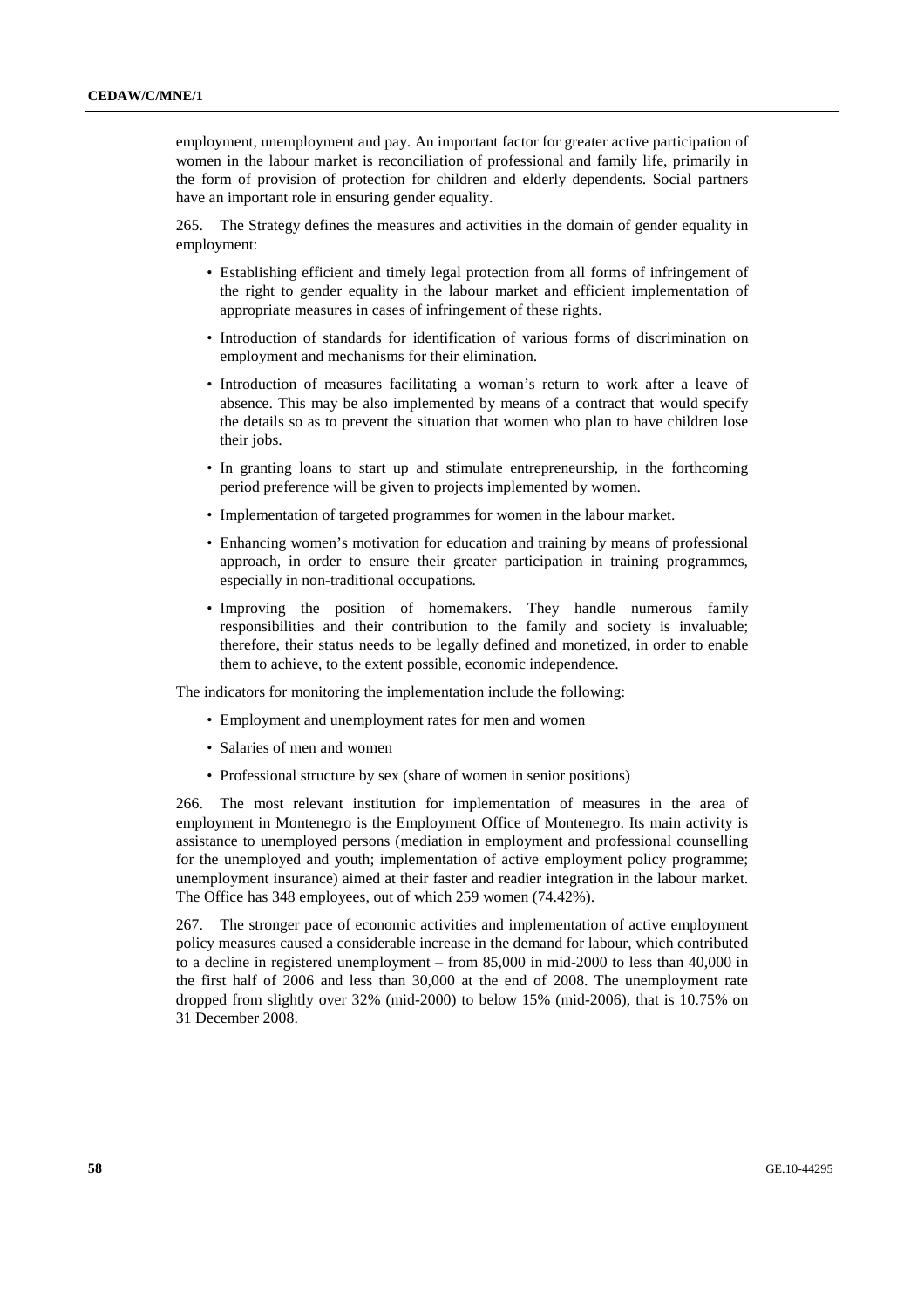employment, unemployment and pay. An important factor for greater active participation of women in the labour market is reconciliation of professional and family life, primarily in the form of provision of protection for children and elderly dependents. Social partners have an important role in ensuring gender equality.

265. The Strategy defines the measures and activities in the domain of gender equality in employment:

- Establishing efficient and timely legal protection from all forms of infringement of the right to gender equality in the labour market and efficient implementation of appropriate measures in cases of infringement of these rights.
- Introduction of standards for identification of various forms of discrimination on employment and mechanisms for their elimination.
- Introduction of measures facilitating a woman's return to work after a leave of absence. This may be also implemented by means of a contract that would specify the details so as to prevent the situation that women who plan to have children lose their jobs.
- In granting loans to start up and stimulate entrepreneurship, in the forthcoming period preference will be given to projects implemented by women.
- Implementation of targeted programmes for women in the labour market.
- Enhancing women's motivation for education and training by means of professional approach, in order to ensure their greater participation in training programmes, especially in non-traditional occupations.
- Improving the position of homemakers. They handle numerous family responsibilities and their contribution to the family and society is invaluable; therefore, their status needs to be legally defined and monetized, in order to enable them to achieve, to the extent possible, economic independence.

The indicators for monitoring the implementation include the following:

- Employment and unemployment rates for men and women
- Salaries of men and women
- Professional structure by sex (share of women in senior positions)

266. The most relevant institution for implementation of measures in the area of employment in Montenegro is the Employment Office of Montenegro. Its main activity is assistance to unemployed persons (mediation in employment and professional counselling for the unemployed and youth; implementation of active employment policy programme; unemployment insurance) aimed at their faster and readier integration in the labour market. The Office has 348 employees, out of which 259 women (74.42%).

267. The stronger pace of economic activities and implementation of active employment policy measures caused a considerable increase in the demand for labour, which contributed to a decline in registered unemployment – from 85,000 in mid-2000 to less than 40,000 in the first half of 2006 and less than 30,000 at the end of 2008. The unemployment rate dropped from slightly over 32% (mid-2000) to below 15% (mid-2006), that is 10.75% on 31 December 2008.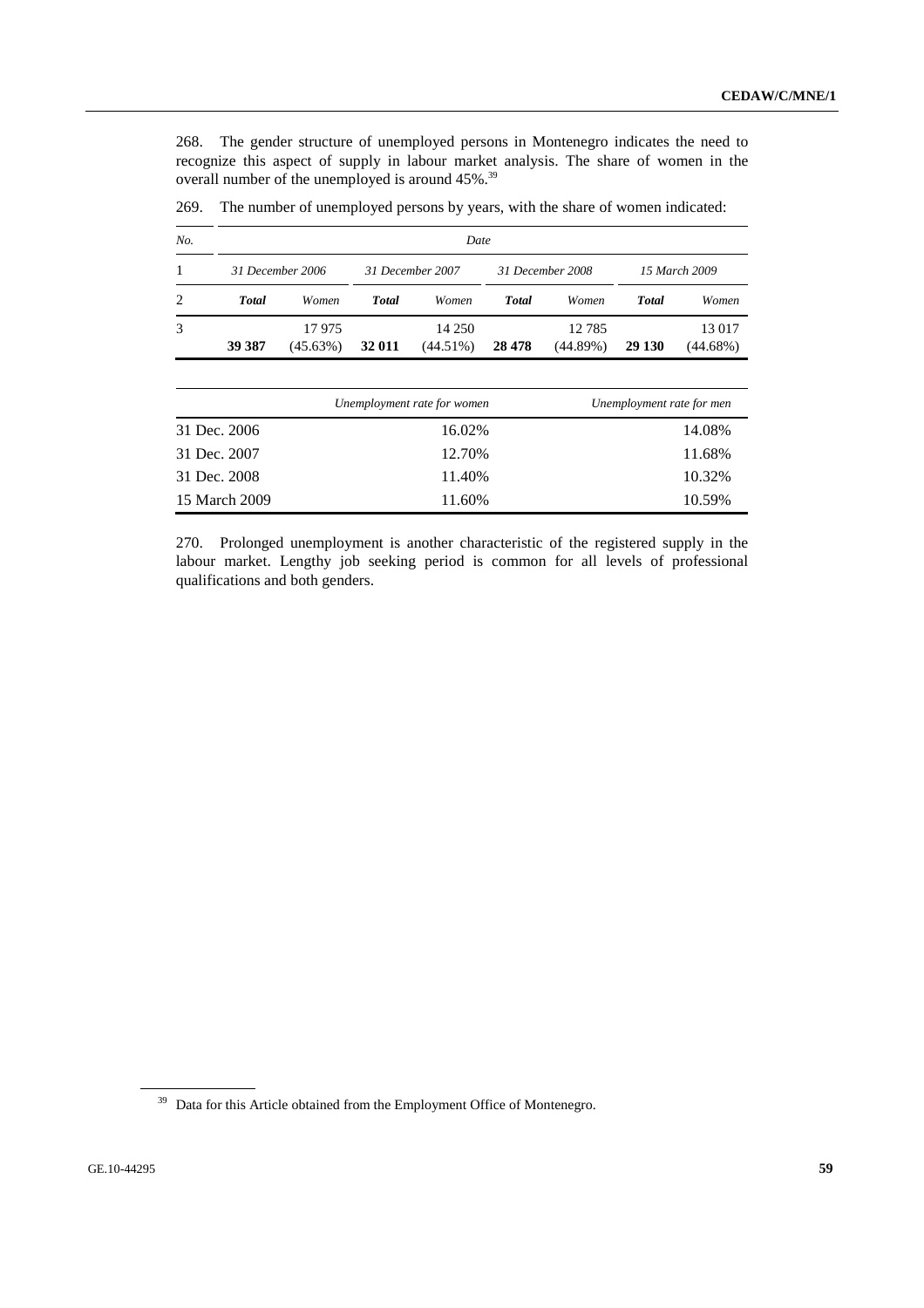268. The gender structure of unemployed persons in Montenegro indicates the need to recognize this aspect of supply in labour market analysis. The share of women in the overall number of the unemployed is around 45%.[39]

269. The number of unemployed persons by years, with the share of women indicated:

| *No.* | *Date* | | | | | | | |
|---|---|---|---|---|---|---|---|---|
| 1 | *31 December 2006* | | *31 December 2007* | | *31 December 2008* | | *15 March 2009* | |
| 2 | ***Total*** | *Women* | ***Total*** | *Women* | ***Total*** | *Women* | ***Total*** | *Women* |
| 3 | **39 387** | 17 975 (45.63%) | **32 011** | 14 250 (44.51%) | **28 478** | 12 785 (44.89%) | **29 130** | 13 017 (44.68%) |

| | *Unemployment rate for women* | *Unemployment rate for men* |
|---|---|---|
| 31 Dec. 2006 | 16.02% | 14.08% |
| 31 Dec. 2007 | 12.70% | 11.68% |
| 31 Dec. 2008 | 11.40% | 10.32% |
| 15 March 2009 | 11.60% | 10.59% |

270. Prolonged unemployment is another characteristic of the registered supply in the labour market. Lengthy job seeking period is common for all levels of professional qualifications and both genders.

[39] Data for this Article obtained from the Employment Office of Montenegro.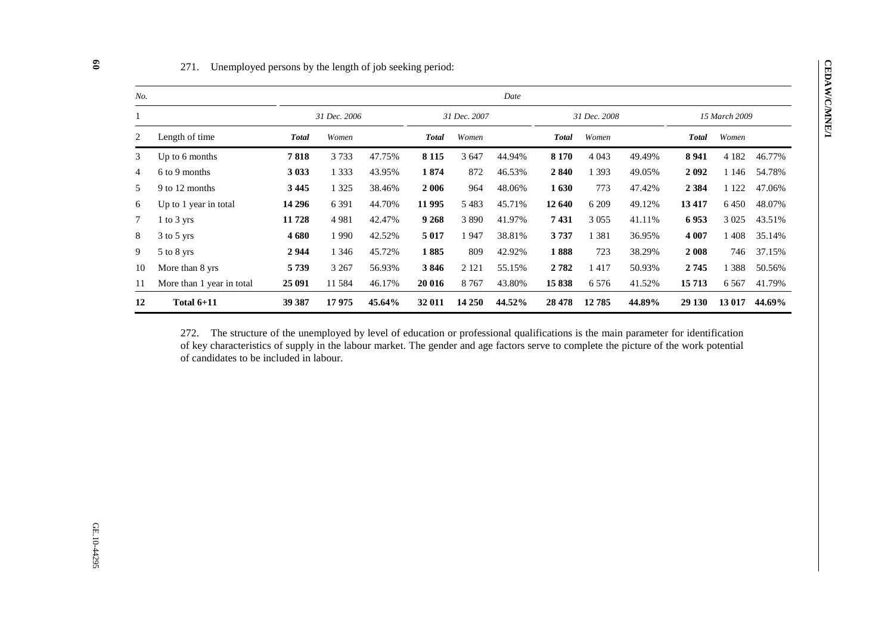271. Unemployed persons by the length of job seeking period:

| *No.* | | *Date* | | | | | | | | | | | |
|---|---|---|---|---|---|---|---|---|---|---|---|---|---|
| 1 | | *31 Dec. 2006* | | | *31 Dec. 2007* | | | *31 Dec. 2008* | | | *15 March 2009* | | |
| 2 | Length of time | ***Total*** | *Women* | | ***Total*** | *Women* | | ***Total*** | *Women* | | ***Total*** | *Women* | |
| 3 | Up to 6 months | **7 818** | 3 733 | 47.75% | **8 115** | 3 647 | 44.94% | **8 170** | 4 043 | 49.49% | **8 941** | 4 182 | 46.77% |
| 4 | 6 to 9 months | **3 033** | 1 333 | 43.95% | **1 874** | 872 | 46.53% | **2 840** | 1 393 | 49.05% | **2 092** | 1 146 | 54.78% |
| 5 | 9 to 12 months | **3 445** | 1 325 | 38.46% | **2 006** | 964 | 48.06% | **1 630** | 773 | 47.42% | **2 384** | 1 122 | 47.06% |
| 6 | Up to 1 year in total | **14 296** | 6 391 | 44.70% | **11 995** | 5 483 | 45.71% | **12 640** | 6 209 | 49.12% | **13 417** | 6 450 | 48.07% |
| 7 | 1 to 3 yrs | **11 728** | 4 981 | 42.47% | **9 268** | 3 890 | 41.97% | **7 431** | 3 055 | 41.11% | **6 953** | 3 025 | 43.51% |
| 8 | 3 to 5 yrs | **4 680** | 1 990 | 42.52% | **5 017** | 1 947 | 38.81% | **3 737** | 1 381 | 36.95% | **4 007** | 1 408 | 35.14% |
| 9 | 5 to 8 yrs | **2 944** | 1 346 | 45.72% | **1 885** | 809 | 42.92% | **1 888** | 723 | 38.29% | **2 008** | 746 | 37.15% |
| 10 | More than 8 yrs | **5 739** | 3 267 | 56.93% | **3 846** | 2 121 | 55.15% | **2 782** | 1 417 | 50.93% | **2 745** | 1 388 | 50.56% |
| 11 | More than 1 year in total | **25 091** | 11 584 | 46.17% | **20 016** | 8 767 | 43.80% | **15 838** | 6 576 | 41.52% | **15 713** | 6 567 | 41.79% |
| **12** | **Total 6+11** | **39 387** | **17 975** | **45.64%** | **32 011** | **14 250** | **44.52%** | **28 478** | **12 785** | **44.89%** | **29 130** | **13 017** | **44.69%** |

272. The structure of the unemployed by level of education or professional qualifications is the main parameter for identification of key characteristics of supply in the labour market. The gender and age factors serve to complete the picture of the work potential of candidates to be included in labour.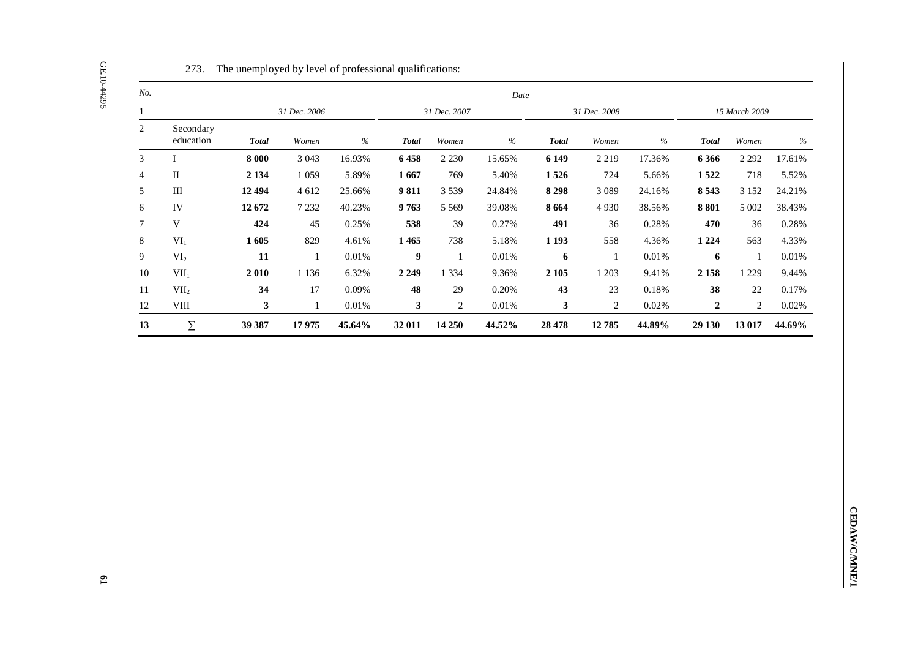273. The unemployed by level of professional qualifications:

| *No.* | | *Date* | | | | | | | | | | | |
|---|---|---|---|---|---|---|---|---|---|---|---|---|---|
| 1 | | *31 Dec. 2006* | | | *31 Dec. 2007* | | | *31 Dec. 2008* | | | *15 March 2009* | | |
| 2 | Secondary education | ***Total*** | *Women* | *%* | ***Total*** | *Women* | *%* | ***Total*** | *Women* | *%* | ***Total*** | *Women* | *%* |
| 3 | I | **8 000** | 3 043 | 16.93% | **6 458** | 2 230 | 15.65% | **6 149** | 2 219 | 17.36% | **6 366** | 2 292 | 17.61% |
| 4 | II | **2 134** | 1 059 | 5.89% | **1 667** | 769 | 5.40% | **1 526** | 724 | 5.66% | **1 522** | 718 | 5.52% |
| 5 | III | **12 494** | 4 612 | 25.66% | **9 811** | 3 539 | 24.84% | **8 298** | 3 089 | 24.16% | **8 543** | 3 152 | 24.21% |
| 6 | IV | **12 672** | 7 232 | 40.23% | **9 763** | 5 569 | 39.08% | **8 664** | 4 930 | 38.56% | **8 801** | 5 002 | 38.43% |
| 7 | V | **424** | 45 | 0.25% | **538** | 39 | 0.27% | **491** | 36 | 0.28% | **470** | 36 | 0.28% |
| 8 | $VI_1$ | **1 605** | 829 | 4.61% | **1 465** | 738 | 5.18% | **1 193** | 558 | 4.36% | **1 224** | 563 | 4.33% |
| 9 | $VI_2$ | **11** | 1 | 0.01% | **9** | 1 | 0.01% | **6** | 1 | 0.01% | **6** | 1 | 0.01% |
| 10 | $VII_1$ | **2 010** | 1 136 | 6.32% | **2 249** | 1 334 | 9.36% | **2 105** | 1 203 | 9.41% | **2 158** | 1 229 | 9.44% |
| 11 | $VII_2$ | **34** | 17 | 0.09% | **48** | 29 | 0.20% | **43** | 23 | 0.18% | **38** | 22 | 0.17% |
| 12 | VIII | **3** | 1 | 0.01% | **3** | 2 | 0.01% | **3** | 2 | 0.02% | **2** | 2 | 0.02% |
| **13** | ∑ | **39 387** | **17 975** | **45.64%** | **32 011** | **14 250** | **44.52%** | **28 478** | **12 785** | **44.89%** | **29 130** | **13 017** | **44.69%** |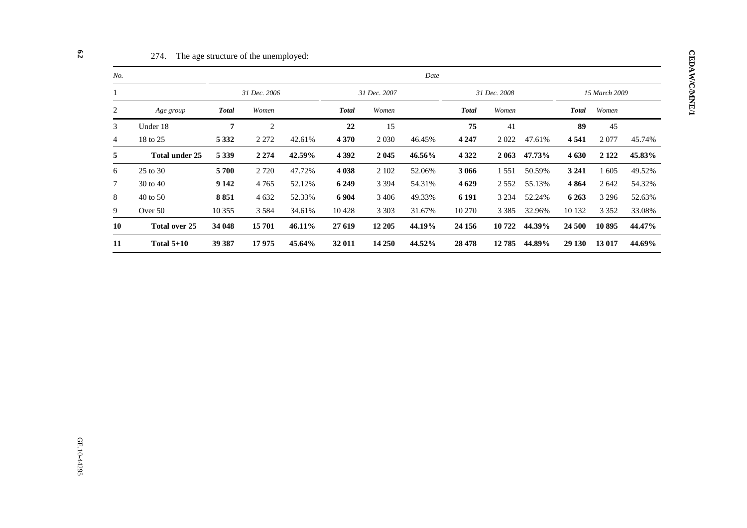274. The age structure of the unemployed:

| *No.* | | *Date* | | | | | | | | | | | |
|---|---|---|---|---|---|---|---|---|---|---|---|---|---|
| 1 | | *31 Dec. 2006* | | | *31 Dec. 2007* | | | *31 Dec. 2008* | | | *15 March 2009* | | |
| 2 | *Age group* | ***Total*** | *Women* | | ***Total*** | *Women* | | ***Total*** | *Women* | | ***Total*** | *Women* | |
| 3 | Under 18 | **7** | 2 | | **22** | 15 | | **75** | 41 | | **89** | 45 | |
| 4 | 18 to 25 | **5 332** | 2 272 | 42.61% | **4 370** | 2 030 | 46.45% | **4 247** | 2 022 | 47.61% | **4 541** | 2 077 | 45.74% |
| **5** | **Total under 25** | **5 339** | **2 274** | **42.59%** | **4 392** | **2 045** | **46.56%** | **4 322** | **2 063** | **47.73%** | **4 630** | **2 122** | **45.83%** |
| 6 | 25 to 30 | **5 700** | 2 720 | 47.72% | **4 038** | 2 102 | 52.06% | **3 066** | 1 551 | 50.59% | **3 241** | 1 605 | 49.52% |
| 7 | 30 to 40 | **9 142** | 4 765 | 52.12% | **6 249** | 3 394 | 54.31% | **4 629** | 2 552 | 55.13% | **4 864** | 2 642 | 54.32% |
| 8 | 40 to 50 | **8 851** | 4 632 | 52.33% | **6 904** | 3 406 | 49.33% | **6 191** | 3 234 | 52.24% | **6 263** | 3 296 | 52.63% |
| 9 | Over 50 | 10 355 | 3 584 | 34.61% | 10 428 | 3 303 | 31.67% | 10 270 | 3 385 | 32.96% | 10 132 | 3 352 | 33.08% |
| **10** | **Total over 25** | **34 048** | **15 701** | **46.11%** | **27 619** | **12 205** | **44.19%** | **24 156** | **10 722** | **44.39%** | **24 500** | **10 895** | **44.47%** |
| **11** | **Total 5+10** | **39 387** | **17 975** | **45.64%** | **32 011** | **14 250** | **44.52%** | **28 478** | **12 785** | **44.89%** | **29 130** | **13 017** | **44.69%** |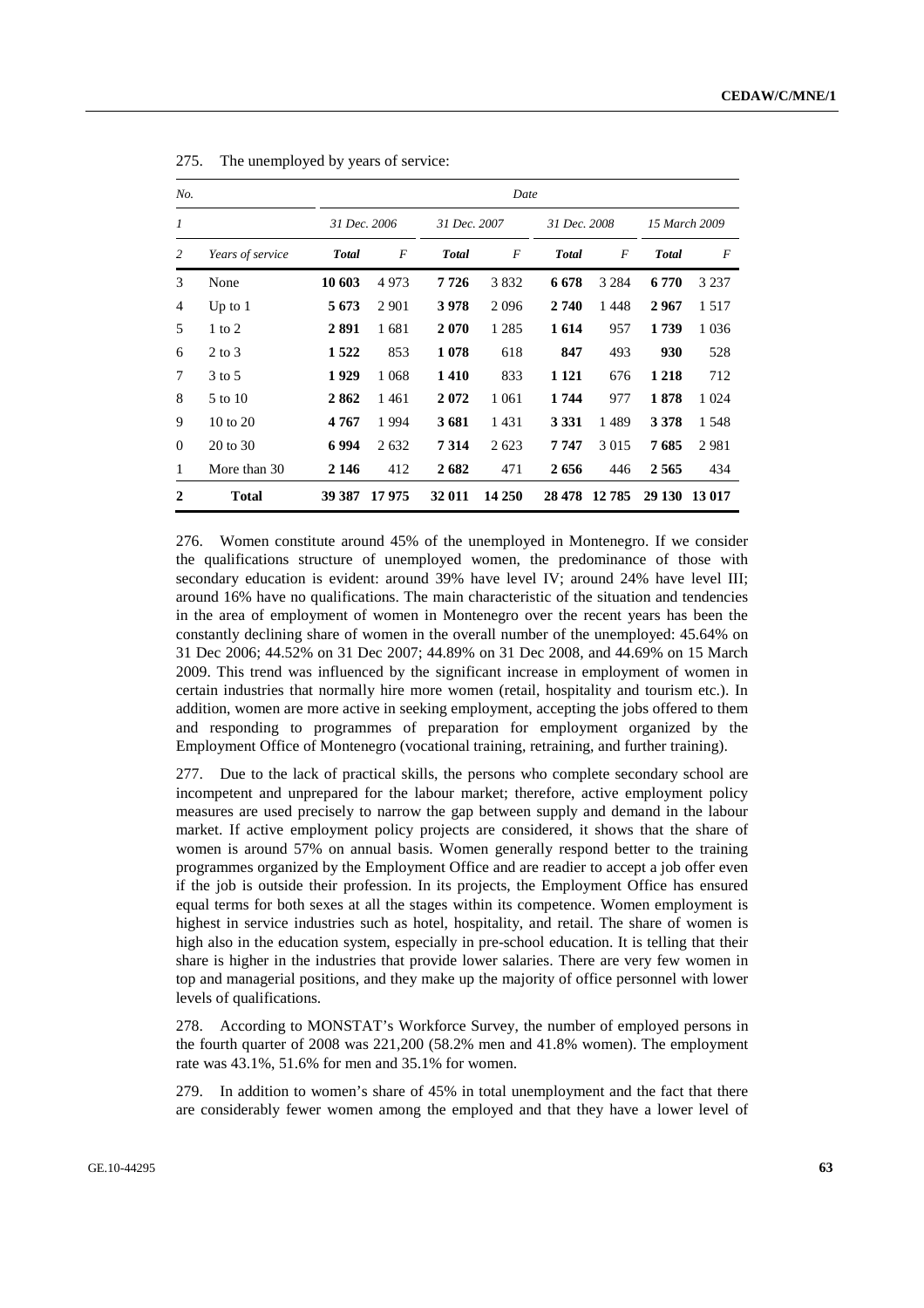275. The unemployed by years of service:

| *No.* | | *Date* | | | | | | | |
|---|---|---|---|---|---|---|---|---|---|
| *1* | | *31 Dec. 2006* | | *31 Dec. 2007* | | *31 Dec. 2008* | | *15 March 2009* | |
| *2* | *Years of service* | ***Total*** | ***F*** | ***Total*** | ***F*** | ***Total*** | ***F*** | ***Total*** | ***F*** |
| 3 | None | **10 603** | 4 973 | **7 726** | 3 832 | **6 678** | 3 284 | **6 770** | 3 237 |
| 4 | Up to 1 | **5 673** | 2 901 | **3 978** | 2 096 | **2 740** | 1 448 | **2 967** | 1 517 |
| 5 | 1 to 2 | **2 891** | 1 681 | **2 070** | 1 285 | **1 614** | 957 | **1 739** | 1 036 |
| 6 | 2 to 3 | **1 522** | 853 | **1 078** | 618 | **847** | 493 | **930** | 528 |
| 7 | 3 to 5 | **1 929** | 1 068 | **1 410** | 833 | **1 121** | 676 | **1 218** | 712 |
| 8 | 5 to 10 | **2 862** | 1 461 | **2 072** | 1 061 | **1 744** | 977 | **1 878** | 1 024 |
| 9 | 10 to 20 | **4 767** | 1 994 | **3 681** | 1 431 | **3 331** | 1 489 | **3 378** | 1 548 |
| 0 | 20 to 30 | **6 994** | 2 632 | **7 314** | 2 623 | **7 747** | 3 015 | **7 685** | 2 981 |
| 1 | More than 30 | **2 146** | 412 | **2 682** | 471 | **2 656** | 446 | **2 565** | 434 |
| **2** | **Total** | **39 387** | **17 975** | **32 011** | **14 250** | **28 478** | **12 785** | **29 130** | **13 017** |

276. Women constitute around 45% of the unemployed in Montenegro. If we consider the qualifications structure of unemployed women, the predominance of those with secondary education is evident: around 39% have level IV; around 24% have level III; around 16% have no qualifications. The main characteristic of the situation and tendencies in the area of employment of women in Montenegro over the recent years has been the constantly declining share of women in the overall number of the unemployed: 45.64% on 31 Dec 2006; 44.52% on 31 Dec 2007; 44.89% on 31 Dec 2008, and 44.69% on 15 March 2009. This trend was influenced by the significant increase in employment of women in certain industries that normally hire more women (retail, hospitality and tourism etc.). In addition, women are more active in seeking employment, accepting the jobs offered to them and responding to programmes of preparation for employment organized by the Employment Office of Montenegro (vocational training, retraining, and further training).

277. Due to the lack of practical skills, the persons who complete secondary school are incompetent and unprepared for the labour market; therefore, active employment policy measures are used precisely to narrow the gap between supply and demand in the labour market. If active employment policy projects are considered, it shows that the share of women is around 57% on annual basis. Women generally respond better to the training programmes organized by the Employment Office and are readier to accept a job offer even if the job is outside their profession. In its projects, the Employment Office has ensured equal terms for both sexes at all the stages within its competence. Women employment is highest in service industries such as hotel, hospitality, and retail. The share of women is high also in the education system, especially in pre-school education. It is telling that their share is higher in the industries that provide lower salaries. There are very few women in top and managerial positions, and they make up the majority of office personnel with lower levels of qualifications.

278. According to MONSTAT's Workforce Survey, the number of employed persons in the fourth quarter of 2008 was 221,200 (58.2% men and 41.8% women). The employment rate was 43.1%, 51.6% for men and 35.1% for women.

279. In addition to women's share of 45% in total unemployment and the fact that there are considerably fewer women among the employed and that they have a lower level of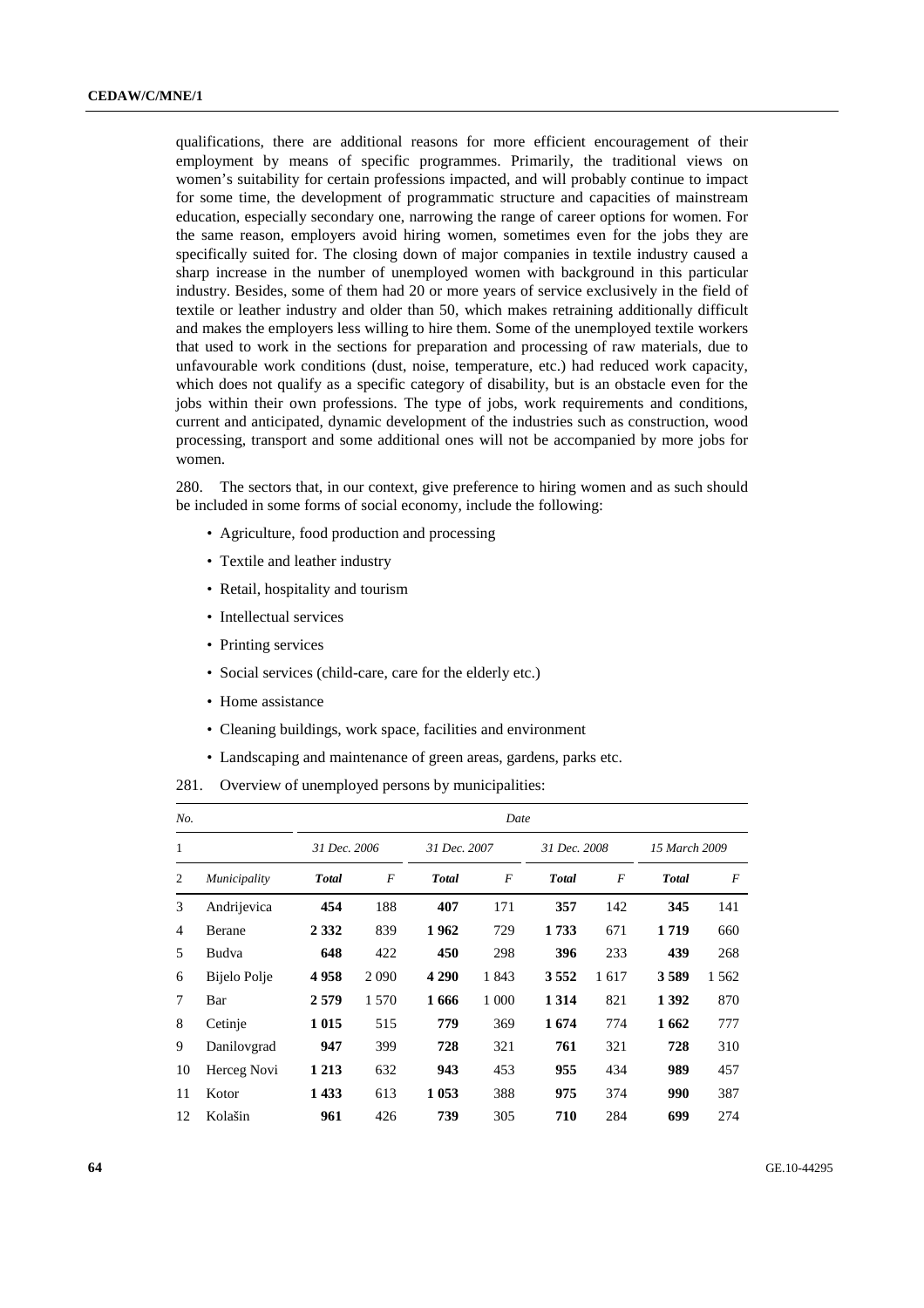qualifications, there are additional reasons for more efficient encouragement of their employment by means of specific programmes. Primarily, the traditional views on women's suitability for certain professions impacted, and will probably continue to impact for some time, the development of programmatic structure and capacities of mainstream education, especially secondary one, narrowing the range of career options for women. For the same reason, employers avoid hiring women, sometimes even for the jobs they are specifically suited for. The closing down of major companies in textile industry caused a sharp increase in the number of unemployed women with background in this particular industry. Besides, some of them had 20 or more years of service exclusively in the field of textile or leather industry and older than 50, which makes retraining additionally difficult and makes the employers less willing to hire them. Some of the unemployed textile workers that used to work in the sections for preparation and processing of raw materials, due to unfavourable work conditions (dust, noise, temperature, etc.) had reduced work capacity, which does not qualify as a specific category of disability, but is an obstacle even for the jobs within their own professions. The type of jobs, work requirements and conditions, current and anticipated, dynamic development of the industries such as construction, wood processing, transport and some additional ones will not be accompanied by more jobs for women.

280. The sectors that, in our context, give preference to hiring women and as such should be included in some forms of social economy, include the following:

- Agriculture, food production and processing
- Textile and leather industry
- Retail, hospitality and tourism
- Intellectual services
- Printing services
- Social services (child-care, care for the elderly etc.)
- Home assistance
- Cleaning buildings, work space, facilities and environment
- Landscaping and maintenance of green areas, gardens, parks etc.

281. Overview of unemployed persons by municipalities:

| *No.* | | *Date* | | | | | | | |
|---|---|---|---|---|---|---|---|---|---|
| 1 | | *31 Dec. 2006* | | *31 Dec. 2007* | | *31 Dec. 2008* | | *15 March 2009* | |
| 2 | *Municipality* | ***Total*** | *F* | ***Total*** | *F* | ***Total*** | *F* | ***Total*** | *F* |
| 3 | Andrijevica | **454** | 188 | **407** | 171 | **357** | 142 | **345** | 141 |
| 4 | Berane | **2 332** | 839 | **1 962** | 729 | **1 733** | 671 | **1 719** | 660 |
| 5 | Budva | **648** | 422 | **450** | 298 | **396** | 233 | **439** | 268 |
| 6 | Bijelo Polje | **4 958** | 2 090 | **4 290** | 1 843 | **3 552** | 1 617 | **3 589** | 1 562 |
| 7 | Bar | **2 579** | 1 570 | **1 666** | 1 000 | **1 314** | 821 | **1 392** | 870 |
| 8 | Cetinje | **1 015** | 515 | **779** | 369 | **1 674** | 774 | **1 662** | 777 |
| 9 | Danilovgrad | **947** | 399 | **728** | 321 | **761** | 321 | **728** | 310 |
| 10 | Herceg Novi | **1 213** | 632 | **943** | 453 | **955** | 434 | **989** | 457 |
| 11 | Kotor | **1 433** | 613 | **1 053** | 388 | **975** | 374 | **990** | 387 |
| 12 | Kolašin | **961** | 426 | **739** | 305 | **710** | 284 | **699** | 274 |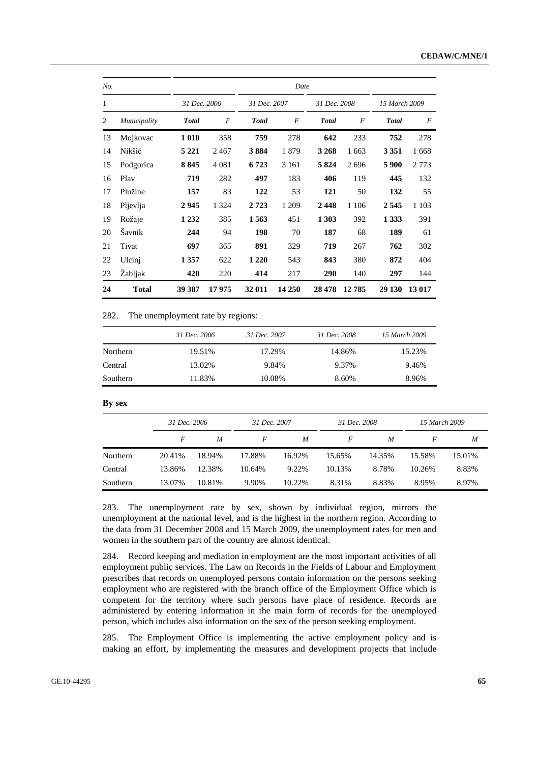| No. | | Date | | | | | | | |
|---|---|---|---|---|---|---|---|---|---|
| 1 | | 31 Dec. 2006 | | 31 Dec. 2007 | | 31 Dec. 2008 | | 15 March 2009 | |
| 2 | *Municipality* | **Total** | *F* | **Total** | *F* | **Total** | *F* | **Total** | *F* |
| 13 | Mojkovac | **1 010** | 358 | **759** | 278 | **642** | 233 | **752** | 278 |
| 14 | Nikšić | **5 221** | 2 467 | **3 884** | 1 879 | **3 268** | 1 663 | **3 351** | 1 668 |
| 15 | Podgorica | **8 845** | 4 081 | **6 723** | 3 161 | **5 824** | 2 696 | **5 900** | 2 773 |
| 16 | Plav | **719** | 282 | **497** | 183 | **406** | 119 | **445** | 132 |
| 17 | Plužine | **157** | 83 | **122** | 53 | **121** | 50 | **132** | 55 |
| 18 | Pljevlja | **2 945** | 1 324 | **2 723** | 1 209 | **2 448** | 1 106 | **2 545** | 1 103 |
| 19 | Rožaje | **1 232** | 385 | **1 563** | 451 | **1 303** | 392 | **1 333** | 391 |
| 20 | Šavnik | **244** | 94 | **198** | 70 | **187** | 68 | **189** | 61 |
| 21 | Tivat | **697** | 365 | **891** | 329 | **719** | 267 | **762** | 302 |
| 22 | Ulcinj | **1 357** | 622 | **1 220** | 543 | **843** | 380 | **872** | 404 |
| 23 | Žabljak | **420** | 220 | **414** | 217 | **290** | 140 | **297** | 144 |
| **24** | **Total** | **39 387** | **17 975** | **32 011** | **14 250** | **28 478** | **12 785** | **29 130** | **13 017** |

282. The unemployment rate by regions:

| | *31 Dec. 2006* | *31 Dec. 2007* | *31 Dec. 2008* | *15 March 2009* |
|---|---|---|---|---|
| Northern | 19.51% | 17.29% | 14.86% | 15.23% |
| Central | 13.02% | 9.84% | 9.37% | 9.46% |
| Southern | 11.83% | 10.08% | 8.60% | 8.96% |

**By sex**

| | *31 Dec. 2006* | | *31 Dec. 2007* | | *31 Dec. 2008* | | *15 March 2009* | |
|---|---|---|---|---|---|---|---|---|
| | *F* | *M* | *F* | *M* | *F* | *M* | *F* | *M* |
| Northern | 20.41% | 18.94% | 17.88% | 16.92% | 15.65% | 14.35% | 15.58% | 15.01% |
| Central | 13.86% | 12.38% | 10.64% | 9.22% | 10.13% | 8.78% | 10.26% | 8.83% |
| Southern | 13.07% | 10.81% | 9.90% | 10.22% | 8.31% | 8.83% | 8.95% | 8.97% |

283. The unemployment rate by sex, shown by individual region, mirrors the unemployment at the national level, and is the highest in the northern region. According to the data from 31 December 2008 and 15 March 2009, the unemployment rates for men and women in the southern part of the country are almost identical.

284. Record keeping and mediation in employment are the most important activities of all employment public services. The Law on Records in the Fields of Labour and Employment prescribes that records on unemployed persons contain information on the persons seeking employment who are registered with the branch office of the Employment Office which is competent for the territory where such persons have place of residence. Records are administered by entering information in the main form of records for the unemployed person, which includes also information on the sex of the person seeking employment.

285. The Employment Office is implementing the active employment policy and is making an effort, by implementing the measures and development projects that include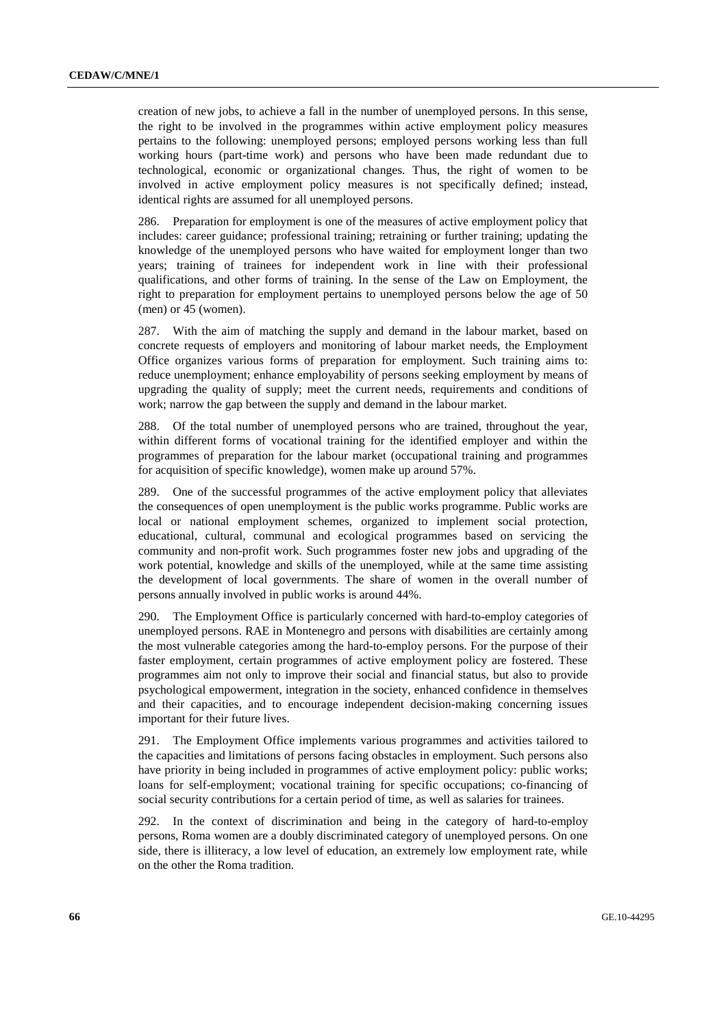creation of new jobs, to achieve a fall in the number of unemployed persons. In this sense, the right to be involved in the programmes within active employment policy measures pertains to the following: unemployed persons; employed persons working less than full working hours (part-time work) and persons who have been made redundant due to technological, economic or organizational changes. Thus, the right of women to be involved in active employment policy measures is not specifically defined; instead, identical rights are assumed for all unemployed persons.

286. Preparation for employment is one of the measures of active employment policy that includes: career guidance; professional training; retraining or further training; updating the knowledge of the unemployed persons who have waited for employment longer than two years; training of trainees for independent work in line with their professional qualifications, and other forms of training. In the sense of the Law on Employment, the right to preparation for employment pertains to unemployed persons below the age of 50 (men) or 45 (women).

287. With the aim of matching the supply and demand in the labour market, based on concrete requests of employers and monitoring of labour market needs, the Employment Office organizes various forms of preparation for employment. Such training aims to: reduce unemployment; enhance employability of persons seeking employment by means of upgrading the quality of supply; meet the current needs, requirements and conditions of work; narrow the gap between the supply and demand in the labour market.

288. Of the total number of unemployed persons who are trained, throughout the year, within different forms of vocational training for the identified employer and within the programmes of preparation for the labour market (occupational training and programmes for acquisition of specific knowledge), women make up around 57%.

289. One of the successful programmes of the active employment policy that alleviates the consequences of open unemployment is the public works programme. Public works are local or national employment schemes, organized to implement social protection, educational, cultural, communal and ecological programmes based on servicing the community and non-profit work. Such programmes foster new jobs and upgrading of the work potential, knowledge and skills of the unemployed, while at the same time assisting the development of local governments. The share of women in the overall number of persons annually involved in public works is around 44%.

290. The Employment Office is particularly concerned with hard-to-employ categories of unemployed persons. RAE in Montenegro and persons with disabilities are certainly among the most vulnerable categories among the hard-to-employ persons. For the purpose of their faster employment, certain programmes of active employment policy are fostered. These programmes aim not only to improve their social and financial status, but also to provide psychological empowerment, integration in the society, enhanced confidence in themselves and their capacities, and to encourage independent decision-making concerning issues important for their future lives.

291. The Employment Office implements various programmes and activities tailored to the capacities and limitations of persons facing obstacles in employment. Such persons also have priority in being included in programmes of active employment policy: public works; loans for self-employment; vocational training for specific occupations; co-financing of social security contributions for a certain period of time, as well as salaries for trainees.

292. In the context of discrimination and being in the category of hard-to-employ persons, Roma women are a doubly discriminated category of unemployed persons. On one side, there is illiteracy, a low level of education, an extremely low employment rate, while on the other the Roma tradition.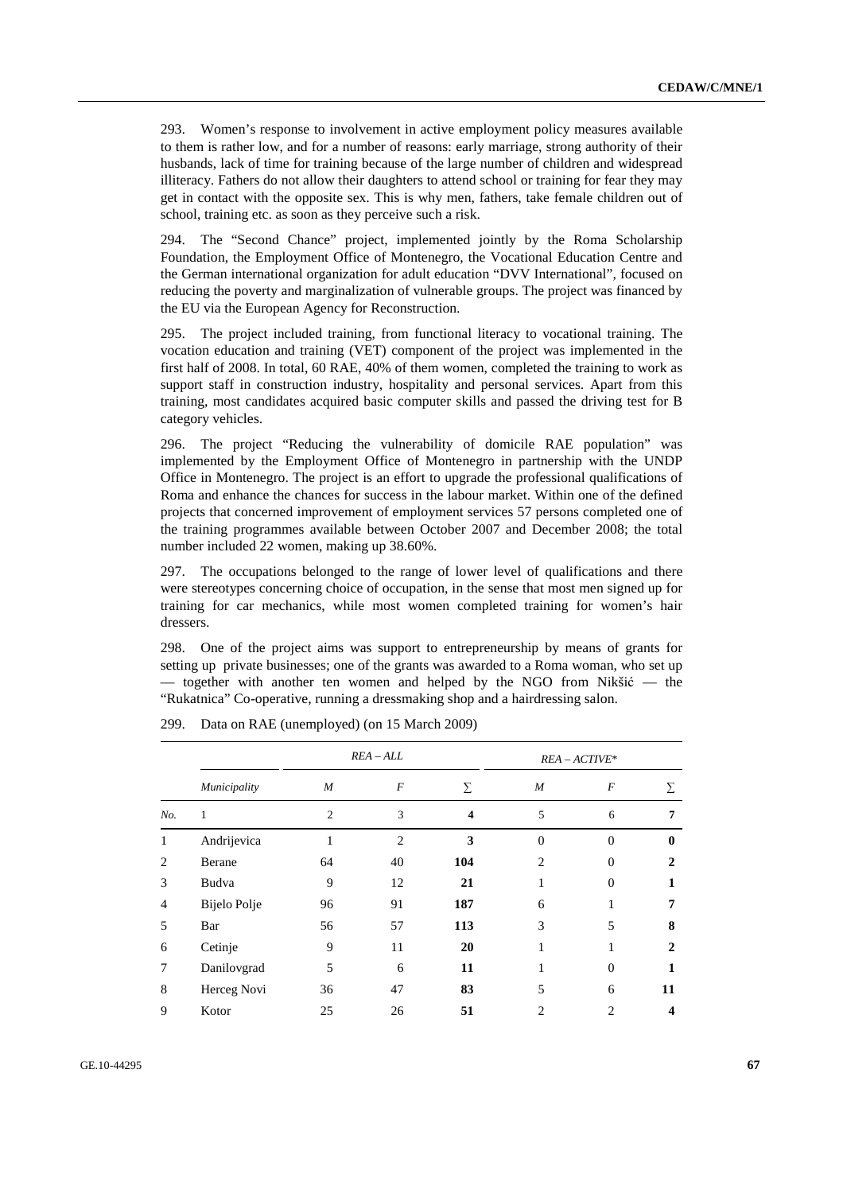293. Women's response to involvement in active employment policy measures available to them is rather low, and for a number of reasons: early marriage, strong authority of their husbands, lack of time for training because of the large number of children and widespread illiteracy. Fathers do not allow their daughters to attend school or training for fear they may get in contact with the opposite sex. This is why men, fathers, take female children out of school, training etc. as soon as they perceive such a risk.

294. The "Second Chance" project, implemented jointly by the Roma Scholarship Foundation, the Employment Office of Montenegro, the Vocational Education Centre and the German international organization for adult education "DVV International", focused on reducing the poverty and marginalization of vulnerable groups. The project was financed by the EU via the European Agency for Reconstruction.

295. The project included training, from functional literacy to vocational training. The vocation education and training (VET) component of the project was implemented in the first half of 2008. In total, 60 RAE, 40% of them women, completed the training to work as support staff in construction industry, hospitality and personal services. Apart from this training, most candidates acquired basic computer skills and passed the driving test for B category vehicles.

296. The project "Reducing the vulnerability of domicile RAE population" was implemented by the Employment Office of Montenegro in partnership with the UNDP Office in Montenegro. The project is an effort to upgrade the professional qualifications of Roma and enhance the chances for success in the labour market. Within one of the defined projects that concerned improvement of employment services 57 persons completed one of the training programmes available between October 2007 and December 2008; the total number included 22 women, making up 38.60%.

297. The occupations belonged to the range of lower level of qualifications and there were stereotypes concerning choice of occupation, in the sense that most men signed up for training for car mechanics, while most women completed training for women's hair dressers.

298. One of the project aims was support to entrepreneurship by means of grants for setting up private businesses; one of the grants was awarded to a Roma woman, who set up — together with another ten women and helped by the NGO from Nikšić — the "Rukatnica" Co-operative, running a dressmaking shop and a hairdressing salon.

299. Data on RAE (unemployed) (on 15 March 2009)

| | | *REA – ALL* | | | *REA – ACTIVE\** | | |
|---|---|---|---|---|---|---|---|
| | *Municipality* | *M* | *F* | ∑ | *M* | *F* | ∑ |
| *No.* | 1 | 2 | 3 | **4** | 5 | 6 | **7** |
| 1 | Andrijevica | 1 | 2 | **3** | 0 | 0 | **0** |
| 2 | Berane | 64 | 40 | **104** | 2 | 0 | **2** |
| 3 | Budva | 9 | 12 | **21** | 1 | 0 | **1** |
| 4 | Bijelo Polje | 96 | 91 | **187** | 6 | 1 | **7** |
| 5 | Bar | 56 | 57 | **113** | 3 | 5 | **8** |
| 6 | Cetinje | 9 | 11 | **20** | 1 | 1 | **2** |
| 7 | Danilovgrad | 5 | 6 | **11** | 1 | 0 | **1** |
| 8 | Herceg Novi | 36 | 47 | **83** | 5 | 6 | **11** |
| 9 | Kotor | 25 | 26 | **51** | 2 | 2 | **4** |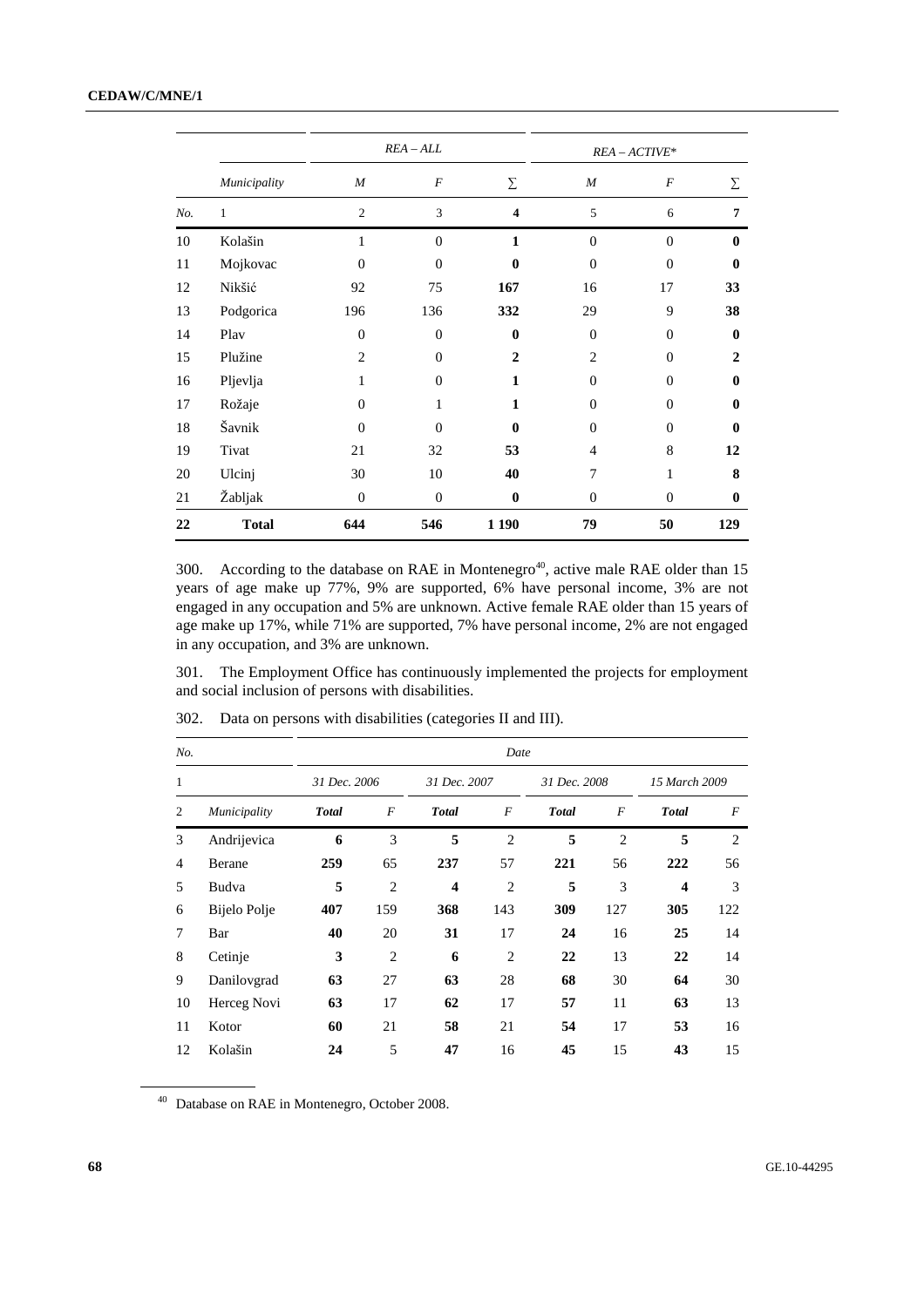| | | REA – ALL | | | REA – ACTIVE* | | |
|---|---|---|---|---|---|---|---|
| | *Municipality* | *M* | *F* | ∑ | *M* | *F* | ∑ |
| *No.* | 1 | 2 | 3 | **4** | 5 | 6 | **7** |
| 10 | Kolašin | 1 | 0 | **1** | 0 | 0 | **0** |
| 11 | Mojkovac | 0 | 0 | **0** | 0 | 0 | **0** |
| 12 | Nikšić | 92 | 75 | **167** | 16 | 17 | **33** |
| 13 | Podgorica | 196 | 136 | **332** | 29 | 9 | **38** |
| 14 | Plav | 0 | 0 | **0** | 0 | 0 | **0** |
| 15 | Plužine | 2 | 0 | **2** | 2 | 0 | **2** |
| 16 | Pljevlja | 1 | 0 | **1** | 0 | 0 | **0** |
| 17 | Rožaje | 0 | 1 | **1** | 0 | 0 | **0** |
| 18 | Šavnik | 0 | 0 | **0** | 0 | 0 | **0** |
| 19 | Tivat | 21 | 32 | **53** | 4 | 8 | **12** |
| 20 | Ulcinj | 30 | 10 | **40** | 7 | 1 | **8** |
| 21 | Žabljak | 0 | 0 | **0** | 0 | 0 | **0** |
| **22** | **Total** | **644** | **546** | **1 190** | **79** | **50** | **129** |

300. According to the database on RAE in Montenegro[40], active male RAE older than 15 years of age make up 77%, 9% are supported, 6% have personal income, 3% are not engaged in any occupation and 5% are unknown. Active female RAE older than 15 years of age make up 17%, while 71% are supported, 7% have personal income, 2% are not engaged in any occupation, and 3% are unknown.

301. The Employment Office has continuously implemented the projects for employment and social inclusion of persons with disabilities.

302. Data on persons with disabilities (categories II and III).

| *No.* | | *Date* | | | | | | | |
|---|---|---|---|---|---|---|---|---|---|
| 1 | | *31 Dec. 2006* | | *31 Dec. 2007* | | *31 Dec. 2008* | | *15 March 2009* | |
| 2 | *Municipality* | ***Total*** | *F* | ***Total*** | *F* | ***Total*** | *F* | ***Total*** | *F* |
| 3 | Andrijevica | **6** | 3 | **5** | 2 | **5** | 2 | **5** | 2 |
| 4 | Berane | **259** | 65 | **237** | 57 | **221** | 56 | **222** | 56 |
| 5 | Budva | **5** | 2 | **4** | 2 | **5** | 3 | **4** | 3 |
| 6 | Bijelo Polje | **407** | 159 | **368** | 143 | **309** | 127 | **305** | 122 |
| 7 | Bar | **40** | 20 | **31** | 17 | **24** | 16 | **25** | 14 |
| 8 | Cetinje | **3** | 2 | **6** | 2 | **22** | 13 | **22** | 14 |
| 9 | Danilovgrad | **63** | 27 | **63** | 28 | **68** | 30 | **64** | 30 |
| 10 | Herceg Novi | **63** | 17 | **62** | 17 | **57** | 11 | **63** | 13 |
| 11 | Kotor | **60** | 21 | **58** | 21 | **54** | 17 | **53** | 16 |
| 12 | Kolašin | **24** | 5 | **47** | 16 | **45** | 15 | **43** | 15 |

[40] Database on RAE in Montenegro, October 2008.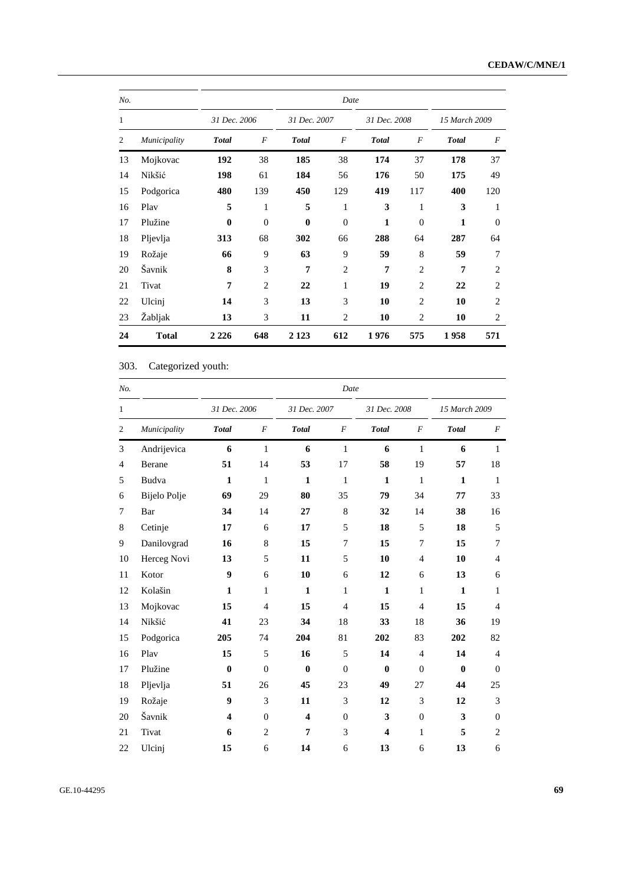| No. | | Date | | | | | | | |
|---|---|---|---|---|---|---|---|---|---|
| 1 | | 31 Dec. 2006 | | 31 Dec. 2007 | | 31 Dec. 2008 | | 15 March 2009 | |
| 2 | Municipality | Total | F | Total | F | Total | F | Total | F |
| 13 | Mojkovac | **192** | 38 | **185** | 38 | **174** | 37 | **178** | 37 |
| 14 | Nikšić | **198** | 61 | **184** | 56 | **176** | 50 | **175** | 49 |
| 15 | Podgorica | **480** | 139 | **450** | 129 | **419** | 117 | **400** | 120 |
| 16 | Plav | **5** | 1 | **5** | 1 | **3** | 1 | **3** | 1 |
| 17 | Plužine | **0** | 0 | **0** | 0 | **1** | 0 | **1** | 0 |
| 18 | Pljevlja | **313** | 68 | **302** | 66 | **288** | 64 | **287** | 64 |
| 19 | Rožaje | **66** | 9 | **63** | 9 | **59** | 8 | **59** | 7 |
| 20 | Šavnik | **8** | 3 | **7** | 2 | **7** | 2 | **7** | 2 |
| 21 | Tivat | **7** | 2 | **22** | 1 | **19** | 2 | **22** | 2 |
| 22 | Ulcinj | **14** | 3 | **13** | 3 | **10** | 2 | **10** | 2 |
| 23 | Žabljak | **13** | 3 | **11** | 2 | **10** | 2 | **10** | 2 |
| **24** | **Total** | **2 226** | **648** | **2 123** | **612** | **1 976** | **575** | **1 958** | **571** |

303. Categorized youth:

| No. | | Date | | | | | | | |
|---|---|---|---|---|---|---|---|---|---|
| 1 | | 31 Dec. 2006 | | 31 Dec. 2007 | | 31 Dec. 2008 | | 15 March 2009 | |
| 2 | Municipality | Total | F | Total | F | Total | F | Total | F |
| 3 | Andrijevica | **6** | 1 | **6** | 1 | **6** | 1 | **6** | 1 |
| 4 | Berane | **51** | 14 | **53** | 17 | **58** | 19 | **57** | 18 |
| 5 | Budva | **1** | 1 | **1** | 1 | **1** | 1 | **1** | 1 |
| 6 | Bijelo Polje | **69** | 29 | **80** | 35 | **79** | 34 | **77** | 33 |
| 7 | Bar | **34** | 14 | **27** | 8 | **32** | 14 | **38** | 16 |
| 8 | Cetinje | **17** | 6 | **17** | 5 | **18** | 5 | **18** | 5 |
| 9 | Danilovgrad | **16** | 8 | **15** | 7 | **15** | 7 | **15** | 7 |
| 10 | Herceg Novi | **13** | 5 | **11** | 5 | **10** | 4 | **10** | 4 |
| 11 | Kotor | **9** | 6 | **10** | 6 | **12** | 6 | **13** | 6 |
| 12 | Kolašin | **1** | 1 | **1** | 1 | **1** | 1 | **1** | 1 |
| 13 | Mojkovac | **15** | 4 | **15** | 4 | **15** | 4 | **15** | 4 |
| 14 | Nikšić | **41** | 23 | **34** | 18 | **33** | 18 | **36** | 19 |
| 15 | Podgorica | **205** | 74 | **204** | 81 | **202** | 83 | **202** | 82 |
| 16 | Plav | **15** | 5 | **16** | 5 | **14** | 4 | **14** | 4 |
| 17 | Plužine | **0** | 0 | **0** | 0 | **0** | 0 | **0** | 0 |
| 18 | Pljevlja | **51** | 26 | **45** | 23 | **49** | 27 | **44** | 25 |
| 19 | Rožaje | **9** | 3 | **11** | 3 | **12** | 3 | **12** | 3 |
| 20 | Šavnik | **4** | 0 | **4** | 0 | **3** | 0 | **3** | 0 |
| 21 | Tivat | **6** | 2 | **7** | 3 | **4** | 1 | **5** | 2 |
| 22 | Ulcinj | **15** | 6 | **14** | 6 | **13** | 6 | **13** | 6 |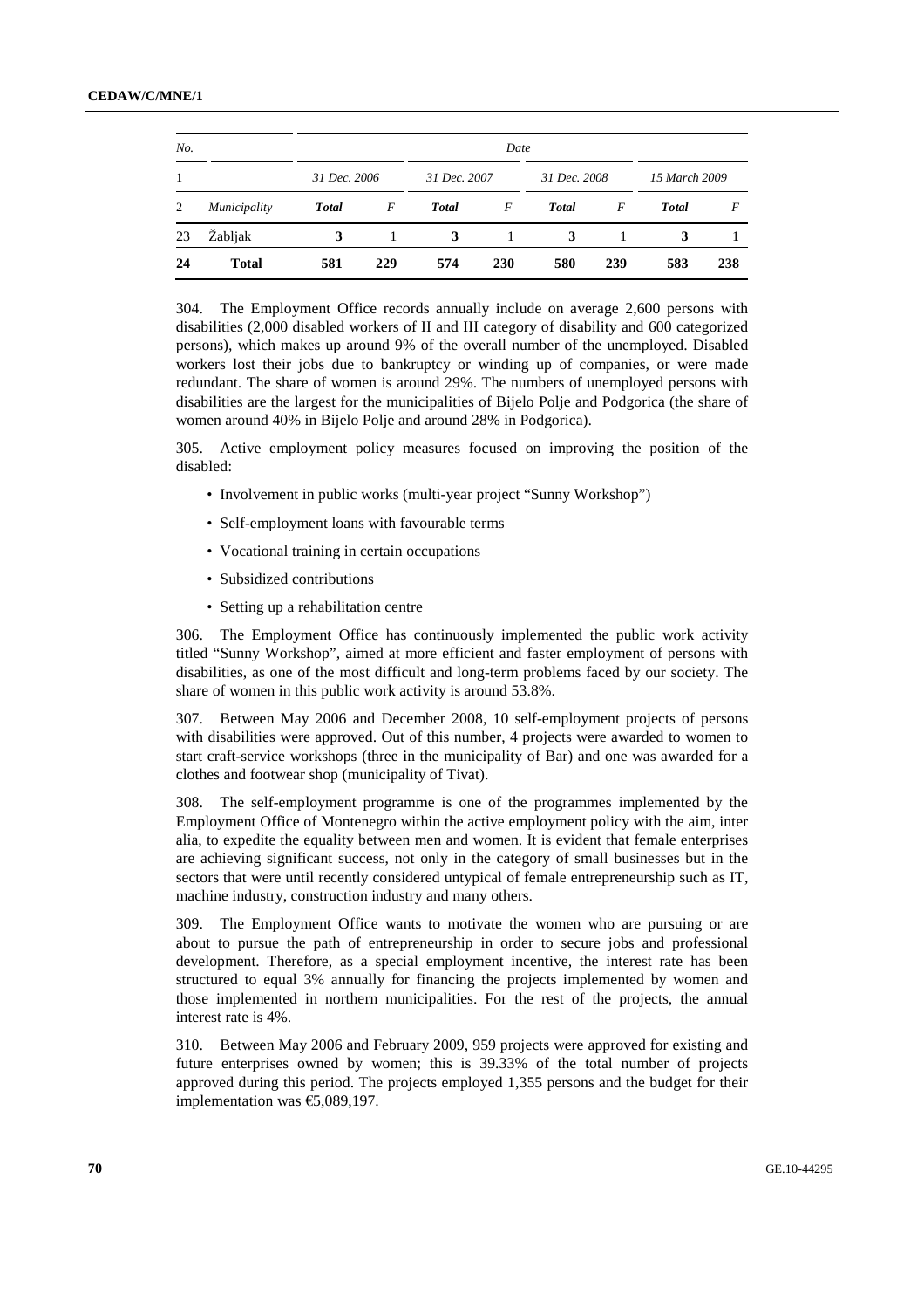| No. | | Date | | | | | | | |
|---|---|---|---|---|---|---|---|---|---|
| 1 | | 31 Dec. 2006 | | 31 Dec. 2007 | | 31 Dec. 2008 | | 15 March 2009 | |
| 2 | *Municipality* | ***Total*** | *F* | ***Total*** | *F* | ***Total*** | *F* | ***Total*** | *F* |
| 23 | Žabljak | **3** | 1 | **3** | 1 | **3** | 1 | **3** | 1 |
| **24** | **Total** | **581** | **229** | **574** | **230** | **580** | **239** | **583** | **238** |

304. The Employment Office records annually include on average 2,600 persons with disabilities (2,000 disabled workers of II and III category of disability and 600 categorized persons), which makes up around 9% of the overall number of the unemployed. Disabled workers lost their jobs due to bankruptcy or winding up of companies, or were made redundant. The share of women is around 29%. The numbers of unemployed persons with disabilities are the largest for the municipalities of Bijelo Polje and Podgorica (the share of women around 40% in Bijelo Polje and around 28% in Podgorica).

305. Active employment policy measures focused on improving the position of the disabled:

- Involvement in public works (multi-year project "Sunny Workshop")
- Self-employment loans with favourable terms
- Vocational training in certain occupations
- Subsidized contributions
- Setting up a rehabilitation centre

306. The Employment Office has continuously implemented the public work activity titled "Sunny Workshop", aimed at more efficient and faster employment of persons with disabilities, as one of the most difficult and long-term problems faced by our society. The share of women in this public work activity is around 53.8%.

307. Between May 2006 and December 2008, 10 self-employment projects of persons with disabilities were approved. Out of this number, 4 projects were awarded to women to start craft-service workshops (three in the municipality of Bar) and one was awarded for a clothes and footwear shop (municipality of Tivat).

308. The self-employment programme is one of the programmes implemented by the Employment Office of Montenegro within the active employment policy with the aim, inter alia, to expedite the equality between men and women. It is evident that female enterprises are achieving significant success, not only in the category of small businesses but in the sectors that were until recently considered untypical of female entrepreneurship such as IT, machine industry, construction industry and many others.

309. The Employment Office wants to motivate the women who are pursuing or are about to pursue the path of entrepreneurship in order to secure jobs and professional development. Therefore, as a special employment incentive, the interest rate has been structured to equal 3% annually for financing the projects implemented by women and those implemented in northern municipalities. For the rest of the projects, the annual interest rate is 4%.

310. Between May 2006 and February 2009, 959 projects were approved for existing and future enterprises owned by women; this is 39.33% of the total number of projects approved during this period. The projects employed 1,355 persons and the budget for their implementation was €5,089,197.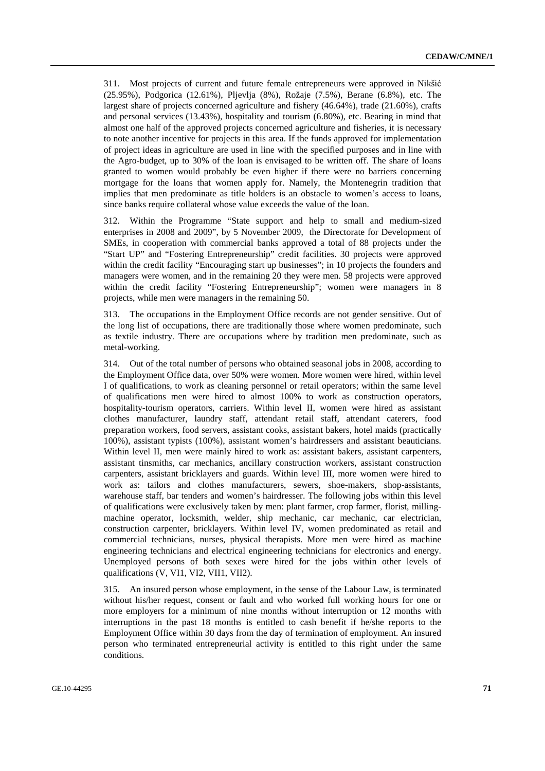311. Most projects of current and future female entrepreneurs were approved in Nikšić (25.95%), Podgorica (12.61%), Pljevlja (8%), Rožaje (7.5%), Berane (6.8%), etc. The largest share of projects concerned agriculture and fishery (46.64%), trade (21.60%), crafts and personal services (13.43%), hospitality and tourism (6.80%), etc. Bearing in mind that almost one half of the approved projects concerned agriculture and fisheries, it is necessary to note another incentive for projects in this area. If the funds approved for implementation of project ideas in agriculture are used in line with the specified purposes and in line with the Agro-budget, up to 30% of the loan is envisaged to be written off. The share of loans granted to women would probably be even higher if there were no barriers concerning mortgage for the loans that women apply for. Namely, the Montenegrin tradition that implies that men predominate as title holders is an obstacle to women's access to loans, since banks require collateral whose value exceeds the value of the loan.

312. Within the Programme "State support and help to small and medium-sized enterprises in 2008 and 2009", by 5 November 2009, the Directorate for Development of SMEs, in cooperation with commercial banks approved a total of 88 projects under the "Start UP" and "Fostering Entrepreneurship" credit facilities. 30 projects were approved within the credit facility "Encouraging start up businesses"; in 10 projects the founders and managers were women, and in the remaining 20 they were men. 58 projects were approved within the credit facility "Fostering Entrepreneurship"; women were managers in 8 projects, while men were managers in the remaining 50.

313. The occupations in the Employment Office records are not gender sensitive. Out of the long list of occupations, there are traditionally those where women predominate, such as textile industry. There are occupations where by tradition men predominate, such as metal-working.

314. Out of the total number of persons who obtained seasonal jobs in 2008, according to the Employment Office data, over 50% were women. More women were hired, within level I of qualifications, to work as cleaning personnel or retail operators; within the same level of qualifications men were hired to almost 100% to work as construction operators, hospitality-tourism operators, carriers. Within level II, women were hired as assistant clothes manufacturer, laundry staff, attendant retail staff, attendant caterers, food preparation workers, food servers, assistant cooks, assistant bakers, hotel maids (practically 100%), assistant typists (100%), assistant women's hairdressers and assistant beauticians. Within level II, men were mainly hired to work as: assistant bakers, assistant carpenters, assistant tinsmiths, car mechanics, ancillary construction workers, assistant construction carpenters, assistant bricklayers and guards. Within level III, more women were hired to work as: tailors and clothes manufacturers, sewers, shoe-makers, shop-assistants, warehouse staff, bar tenders and women's hairdresser. The following jobs within this level of qualifications were exclusively taken by men: plant farmer, crop farmer, florist, milling-machine operator, locksmith, welder, ship mechanic, car mechanic, car electrician, construction carpenter, bricklayers. Within level IV, women predominated as retail and commercial technicians, nurses, physical therapists. More men were hired as machine engineering technicians and electrical engineering technicians for electronics and energy. Unemployed persons of both sexes were hired for the jobs within other levels of qualifications (V, VI1, VI2, VII1, VII2).

315. An insured person whose employment, in the sense of the Labour Law, is terminated without his/her request, consent or fault and who worked full working hours for one or more employers for a minimum of nine months without interruption or 12 months with interruptions in the past 18 months is entitled to cash benefit if he/she reports to the Employment Office within 30 days from the day of termination of employment. An insured person who terminated entrepreneurial activity is entitled to this right under the same conditions.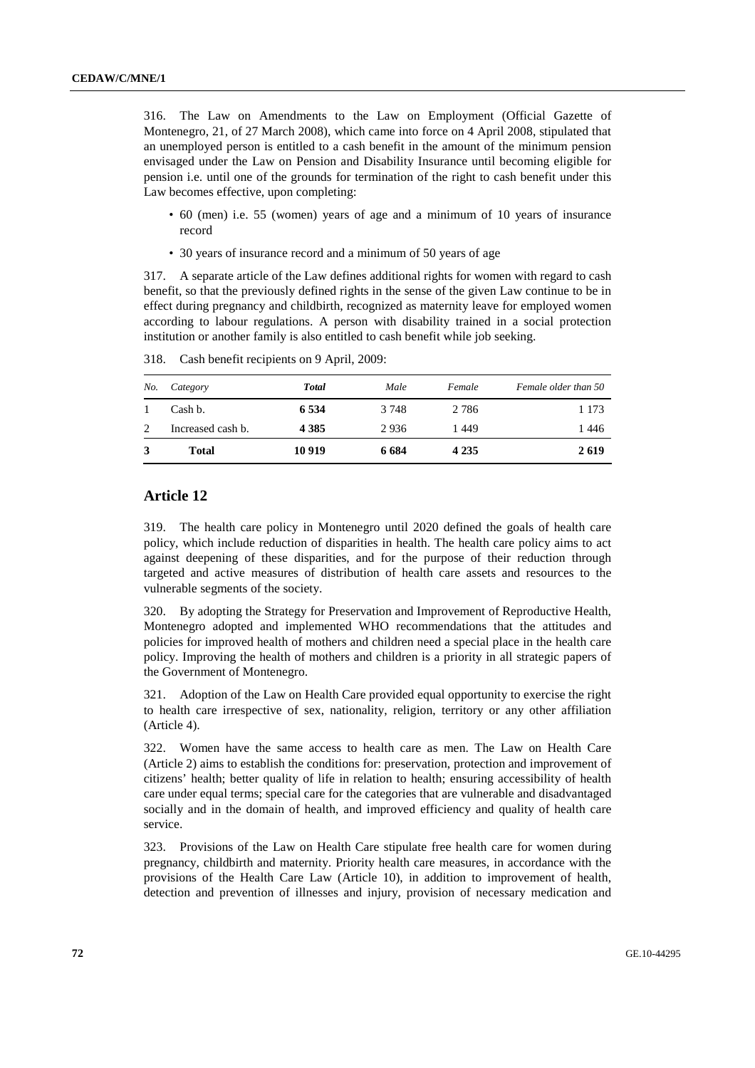316. The Law on Amendments to the Law on Employment (Official Gazette of Montenegro, 21, of 27 March 2008), which came into force on 4 April 2008, stipulated that an unemployed person is entitled to a cash benefit in the amount of the minimum pension envisaged under the Law on Pension and Disability Insurance until becoming eligible for pension i.e. until one of the grounds for termination of the right to cash benefit under this Law becomes effective, upon completing:

- 60 (men) i.e. 55 (women) years of age and a minimum of 10 years of insurance record
- 30 years of insurance record and a minimum of 50 years of age

317. A separate article of the Law defines additional rights for women with regard to cash benefit, so that the previously defined rights in the sense of the given Law continue to be in effect during pregnancy and childbirth, recognized as maternity leave for employed women according to labour regulations. A person with disability trained in a social protection institution or another family is also entitled to cash benefit while job seeking.

318. Cash benefit recipients on 9 April, 2009:

| *No.* | *Category* | ***Total*** | *Male* | *Female* | *Female older than 50* |
|---|---|---|---|---|---|
| 1 | Cash b. | **6 534** | 3 748 | 2 786 | 1 173 |
| 2 | Increased cash b. | **4 385** | 2 936 | 1 449 | 1 446 |
| **3** | **Total** | **10 919** | **6 684** | **4 235** | **2 619** |

## Article 12

319. The health care policy in Montenegro until 2020 defined the goals of health care policy, which include reduction of disparities in health. The health care policy aims to act against deepening of these disparities, and for the purpose of their reduction through targeted and active measures of distribution of health care assets and resources to the vulnerable segments of the society.

320. By adopting the Strategy for Preservation and Improvement of Reproductive Health, Montenegro adopted and implemented WHO recommendations that the attitudes and policies for improved health of mothers and children need a special place in the health care policy. Improving the health of mothers and children is a priority in all strategic papers of the Government of Montenegro.

321. Adoption of the Law on Health Care provided equal opportunity to exercise the right to health care irrespective of sex, nationality, religion, territory or any other affiliation (Article 4).

322. Women have the same access to health care as men. The Law on Health Care (Article 2) aims to establish the conditions for: preservation, protection and improvement of citizens' health; better quality of life in relation to health; ensuring accessibility of health care under equal terms; special care for the categories that are vulnerable and disadvantaged socially and in the domain of health, and improved efficiency and quality of health care service.

323. Provisions of the Law on Health Care stipulate free health care for women during pregnancy, childbirth and maternity. Priority health care measures, in accordance with the provisions of the Health Care Law (Article 10), in addition to improvement of health, detection and prevention of illnesses and injury, provision of necessary medication and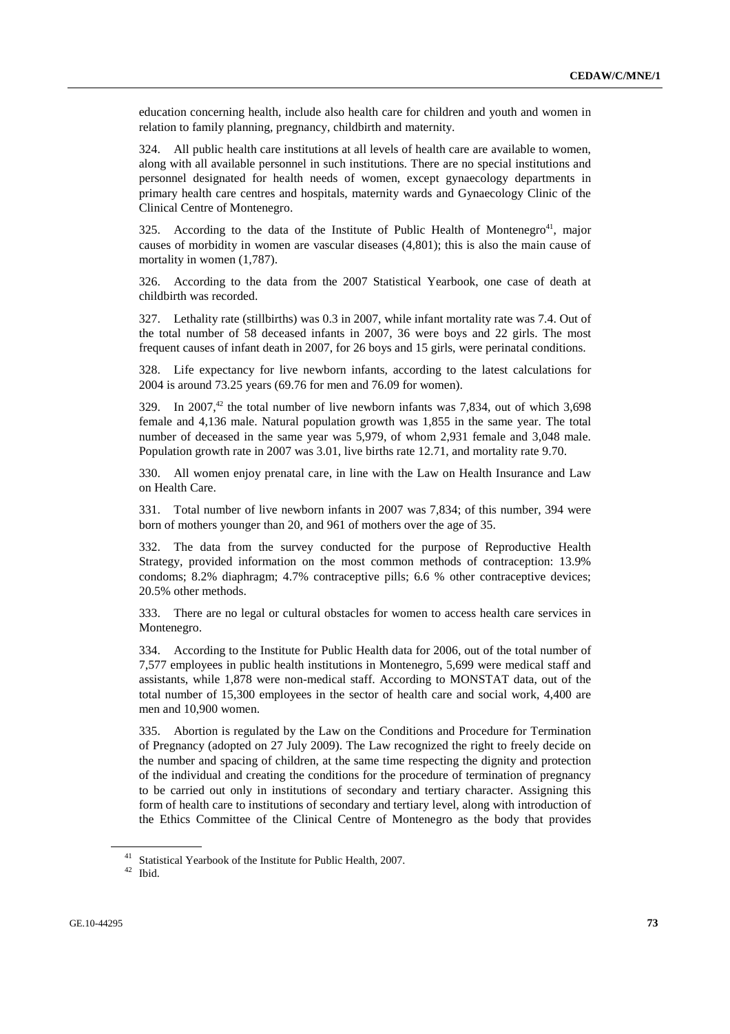education concerning health, include also health care for children and youth and women in relation to family planning, pregnancy, childbirth and maternity.

324. All public health care institutions at all levels of health care are available to women, along with all available personnel in such institutions. There are no special institutions and personnel designated for health needs of women, except gynaecology departments in primary health care centres and hospitals, maternity wards and Gynaecology Clinic of the Clinical Centre of Montenegro.

325. According to the data of the Institute of Public Health of Montenegro[41], major causes of morbidity in women are vascular diseases (4,801); this is also the main cause of mortality in women (1,787).

326. According to the data from the 2007 Statistical Yearbook, one case of death at childbirth was recorded.

327. Lethality rate (stillbirths) was 0.3 in 2007, while infant mortality rate was 7.4. Out of the total number of 58 deceased infants in 2007, 36 were boys and 22 girls. The most frequent causes of infant death in 2007, for 26 boys and 15 girls, were perinatal conditions.

328. Life expectancy for live newborn infants, according to the latest calculations for 2004 is around 73.25 years (69.76 for men and 76.09 for women).

329. In 2007,[42] the total number of live newborn infants was 7,834, out of which 3,698 female and 4,136 male. Natural population growth was 1,855 in the same year. The total number of deceased in the same year was 5,979, of whom 2,931 female and 3,048 male. Population growth rate in 2007 was 3.01, live births rate 12.71, and mortality rate 9.70.

330. All women enjoy prenatal care, in line with the Law on Health Insurance and Law on Health Care.

331. Total number of live newborn infants in 2007 was 7,834; of this number, 394 were born of mothers younger than 20, and 961 of mothers over the age of 35.

332. The data from the survey conducted for the purpose of Reproductive Health Strategy, provided information on the most common methods of contraception: 13.9% condoms; 8.2% diaphragm; 4.7% contraceptive pills; 6.6 % other contraceptive devices; 20.5% other methods.

333. There are no legal or cultural obstacles for women to access health care services in Montenegro.

334. According to the Institute for Public Health data for 2006, out of the total number of 7,577 employees in public health institutions in Montenegro, 5,699 were medical staff and assistants, while 1,878 were non-medical staff. According to MONSTAT data, out of the total number of 15,300 employees in the sector of health care and social work, 4,400 are men and 10,900 women.

335. Abortion is regulated by the Law on the Conditions and Procedure for Termination of Pregnancy (adopted on 27 July 2009). The Law recognized the right to freely decide on the number and spacing of children, at the same time respecting the dignity and protection of the individual and creating the conditions for the procedure of termination of pregnancy to be carried out only in institutions of secondary and tertiary character. Assigning this form of health care to institutions of secondary and tertiary level, along with introduction of the Ethics Committee of the Clinical Centre of Montenegro as the body that provides

[41] Statistical Yearbook of the Institute for Public Health, 2007.

[42] Ibid.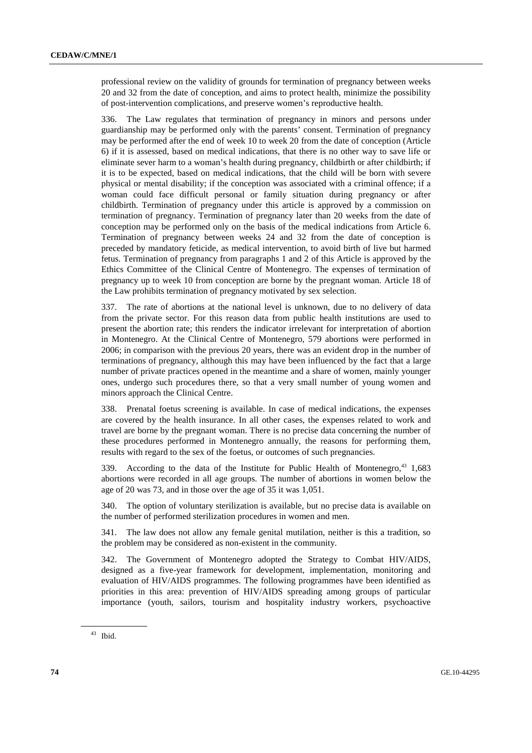professional review on the validity of grounds for termination of pregnancy between weeks 20 and 32 from the date of conception, and aims to protect health, minimize the possibility of post-intervention complications, and preserve women's reproductive health.

336. The Law regulates that termination of pregnancy in minors and persons under guardianship may be performed only with the parents' consent. Termination of pregnancy may be performed after the end of week 10 to week 20 from the date of conception (Article 6) if it is assessed, based on medical indications, that there is no other way to save life or eliminate sever harm to a woman's health during pregnancy, childbirth or after childbirth; if it is to be expected, based on medical indications, that the child will be born with severe physical or mental disability; if the conception was associated with a criminal offence; if a woman could face difficult personal or family situation during pregnancy or after childbirth. Termination of pregnancy under this article is approved by a commission on termination of pregnancy. Termination of pregnancy later than 20 weeks from the date of conception may be performed only on the basis of the medical indications from Article 6. Termination of pregnancy between weeks 24 and 32 from the date of conception is preceded by mandatory feticide, as medical intervention, to avoid birth of live but harmed fetus. Termination of pregnancy from paragraphs 1 and 2 of this Article is approved by the Ethics Committee of the Clinical Centre of Montenegro. The expenses of termination of pregnancy up to week 10 from conception are borne by the pregnant woman. Article 18 of the Law prohibits termination of pregnancy motivated by sex selection.

337. The rate of abortions at the national level is unknown, due to no delivery of data from the private sector. For this reason data from public health institutions are used to present the abortion rate; this renders the indicator irrelevant for interpretation of abortion in Montenegro. At the Clinical Centre of Montenegro, 579 abortions were performed in 2006; in comparison with the previous 20 years, there was an evident drop in the number of terminations of pregnancy, although this may have been influenced by the fact that a large number of private practices opened in the meantime and a share of women, mainly younger ones, undergo such procedures there, so that a very small number of young women and minors approach the Clinical Centre.

338. Prenatal foetus screening is available. In case of medical indications, the expenses are covered by the health insurance. In all other cases, the expenses related to work and travel are borne by the pregnant woman. There is no precise data concerning the number of these procedures performed in Montenegro annually, the reasons for performing them, results with regard to the sex of the foetus, or outcomes of such pregnancies.

339. According to the data of the Institute for Public Health of Montenegro,[43] 1,683 abortions were recorded in all age groups. The number of abortions in women below the age of 20 was 73, and in those over the age of 35 it was 1,051.

340. The option of voluntary sterilization is available, but no precise data is available on the number of performed sterilization procedures in women and men.

341. The law does not allow any female genital mutilation, neither is this a tradition, so the problem may be considered as non-existent in the community.

342. The Government of Montenegro adopted the Strategy to Combat HIV/AIDS, designed as a five-year framework for development, implementation, monitoring and evaluation of HIV/AIDS programmes. The following programmes have been identified as priorities in this area: prevention of HIV/AIDS spreading among groups of particular importance (youth, sailors, tourism and hospitality industry workers, psychoactive

---

[43] Ibid.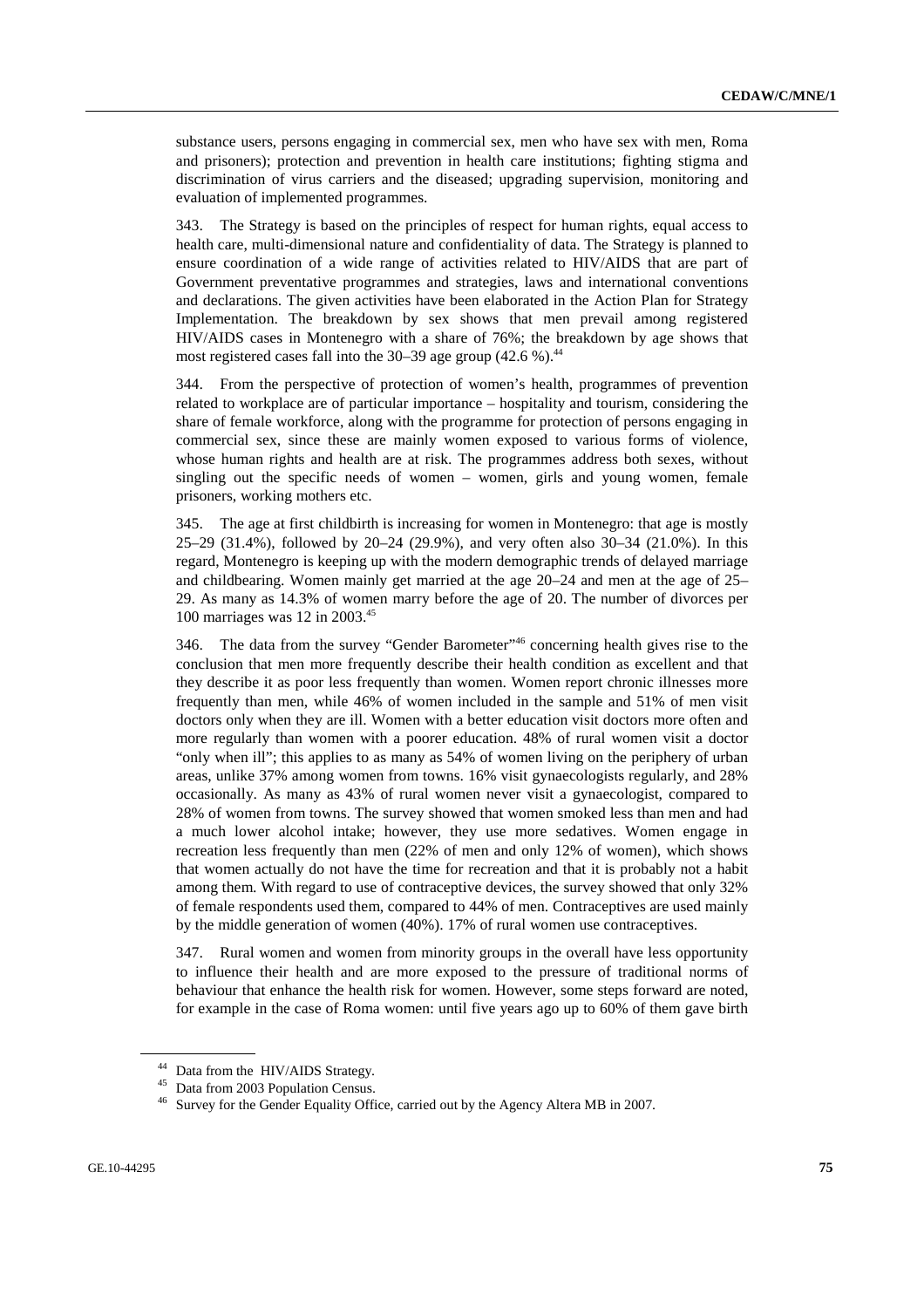substance users, persons engaging in commercial sex, men who have sex with men, Roma and prisoners); protection and prevention in health care institutions; fighting stigma and discrimination of virus carriers and the diseased; upgrading supervision, monitoring and evaluation of implemented programmes.

343. The Strategy is based on the principles of respect for human rights, equal access to health care, multi-dimensional nature and confidentiality of data. The Strategy is planned to ensure coordination of a wide range of activities related to HIV/AIDS that are part of Government preventative programmes and strategies, laws and international conventions and declarations. The given activities have been elaborated in the Action Plan for Strategy Implementation. The breakdown by sex shows that men prevail among registered HIV/AIDS cases in Montenegro with a share of 76%; the breakdown by age shows that most registered cases fall into the 30–39 age group (42.6 %).[44]

344. From the perspective of protection of women's health, programmes of prevention related to workplace are of particular importance – hospitality and tourism, considering the share of female workforce, along with the programme for protection of persons engaging in commercial sex, since these are mainly women exposed to various forms of violence, whose human rights and health are at risk. The programmes address both sexes, without singling out the specific needs of women – women, girls and young women, female prisoners, working mothers etc.

345. The age at first childbirth is increasing for women in Montenegro: that age is mostly 25–29 (31.4%), followed by 20–24 (29.9%), and very often also 30–34 (21.0%). In this regard, Montenegro is keeping up with the modern demographic trends of delayed marriage and childbearing. Women mainly get married at the age 20–24 and men at the age of 25–29. As many as 14.3% of women marry before the age of 20. The number of divorces per 100 marriages was 12 in 2003.[45]

346. The data from the survey "Gender Barometer"[46] concerning health gives rise to the conclusion that men more frequently describe their health condition as excellent and that they describe it as poor less frequently than women. Women report chronic illnesses more frequently than men, while 46% of women included in the sample and 51% of men visit doctors only when they are ill. Women with a better education visit doctors more often and more regularly than women with a poorer education. 48% of rural women visit a doctor "only when ill"; this applies to as many as 54% of women living on the periphery of urban areas, unlike 37% among women from towns. 16% visit gynaecologists regularly, and 28% occasionally. As many as 43% of rural women never visit a gynaecologist, compared to 28% of women from towns. The survey showed that women smoked less than men and had a much lower alcohol intake; however, they use more sedatives. Women engage in recreation less frequently than men (22% of men and only 12% of women), which shows that women actually do not have the time for recreation and that it is probably not a habit among them. With regard to use of contraceptive devices, the survey showed that only 32% of female respondents used them, compared to 44% of men. Contraceptives are used mainly by the middle generation of women (40%). 17% of rural women use contraceptives.

347. Rural women and women from minority groups in the overall have less opportunity to influence their health and are more exposed to the pressure of traditional norms of behaviour that enhance the health risk for women. However, some steps forward are noted, for example in the case of Roma women: until five years ago up to 60% of them gave birth

[44] Data from the HIV/AIDS Strategy.

[45] Data from 2003 Population Census.

[46] Survey for the Gender Equality Office, carried out by the Agency Altera MB in 2007.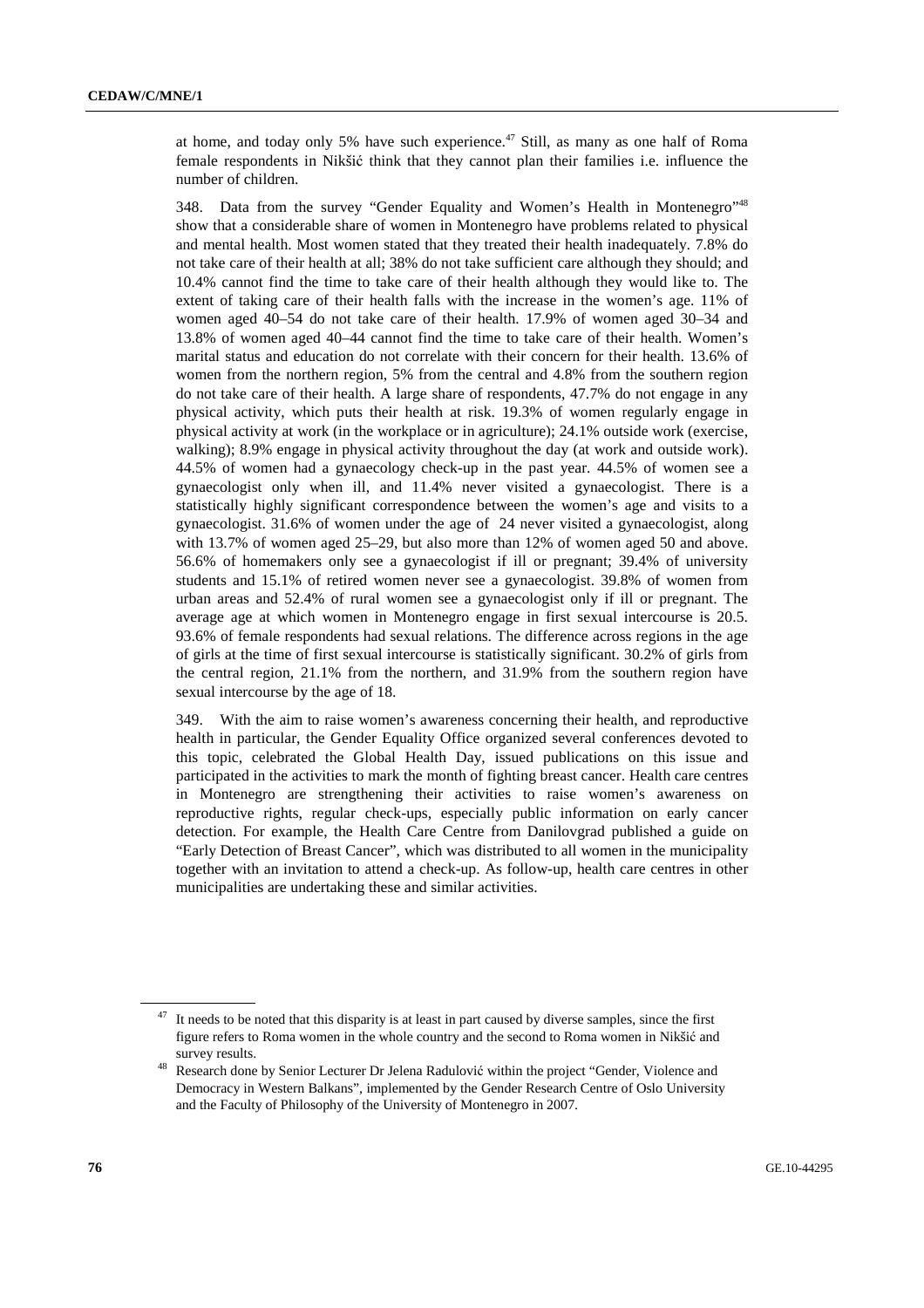at home, and today only 5% have such experience.[47] Still, as many as one half of Roma female respondents in Nikšić think that they cannot plan their families i.e. influence the number of children.

348. Data from the survey "Gender Equality and Women's Health in Montenegro"[48] show that a considerable share of women in Montenegro have problems related to physical and mental health. Most women stated that they treated their health inadequately. 7.8% do not take care of their health at all; 38% do not take sufficient care although they should; and 10.4% cannot find the time to take care of their health although they would like to. The extent of taking care of their health falls with the increase in the women's age. 11% of women aged 40–54 do not take care of their health. 17.9% of women aged 30–34 and 13.8% of women aged 40–44 cannot find the time to take care of their health. Women's marital status and education do not correlate with their concern for their health. 13.6% of women from the northern region, 5% from the central and 4.8% from the southern region do not take care of their health. A large share of respondents, 47.7% do not engage in any physical activity, which puts their health at risk. 19.3% of women regularly engage in physical activity at work (in the workplace or in agriculture); 24.1% outside work (exercise, walking); 8.9% engage in physical activity throughout the day (at work and outside work). 44.5% of women had a gynaecology check-up in the past year. 44.5% of women see a gynaecologist only when ill, and 11.4% never visited a gynaecologist. There is a statistically highly significant correspondence between the women's age and visits to a gynaecologist. 31.6% of women under the age of 24 never visited a gynaecologist, along with 13.7% of women aged 25–29, but also more than 12% of women aged 50 and above. 56.6% of homemakers only see a gynaecologist if ill or pregnant; 39.4% of university students and 15.1% of retired women never see a gynaecologist. 39.8% of women from urban areas and 52.4% of rural women see a gynaecologist only if ill or pregnant. The average age at which women in Montenegro engage in first sexual intercourse is 20.5. 93.6% of female respondents had sexual relations. The difference across regions in the age of girls at the time of first sexual intercourse is statistically significant. 30.2% of girls from the central region, 21.1% from the northern, and 31.9% from the southern region have sexual intercourse by the age of 18.

349. With the aim to raise women's awareness concerning their health, and reproductive health in particular, the Gender Equality Office organized several conferences devoted to this topic, celebrated the Global Health Day, issued publications on this issue and participated in the activities to mark the month of fighting breast cancer. Health care centres in Montenegro are strengthening their activities to raise women's awareness on reproductive rights, regular check-ups, especially public information on early cancer detection. For example, the Health Care Centre from Danilovgrad published a guide on "Early Detection of Breast Cancer", which was distributed to all women in the municipality together with an invitation to attend a check-up. As follow-up, health care centres in other municipalities are undertaking these and similar activities.

---

[47] It needs to be noted that this disparity is at least in part caused by diverse samples, since the first figure refers to Roma women in the whole country and the second to Roma women in Nikšić and survey results.

[48] Research done by Senior Lecturer Dr Jelena Radulović within the project "Gender, Violence and Democracy in Western Balkans", implemented by the Gender Research Centre of Oslo University and the Faculty of Philosophy of the University of Montenegro in 2007.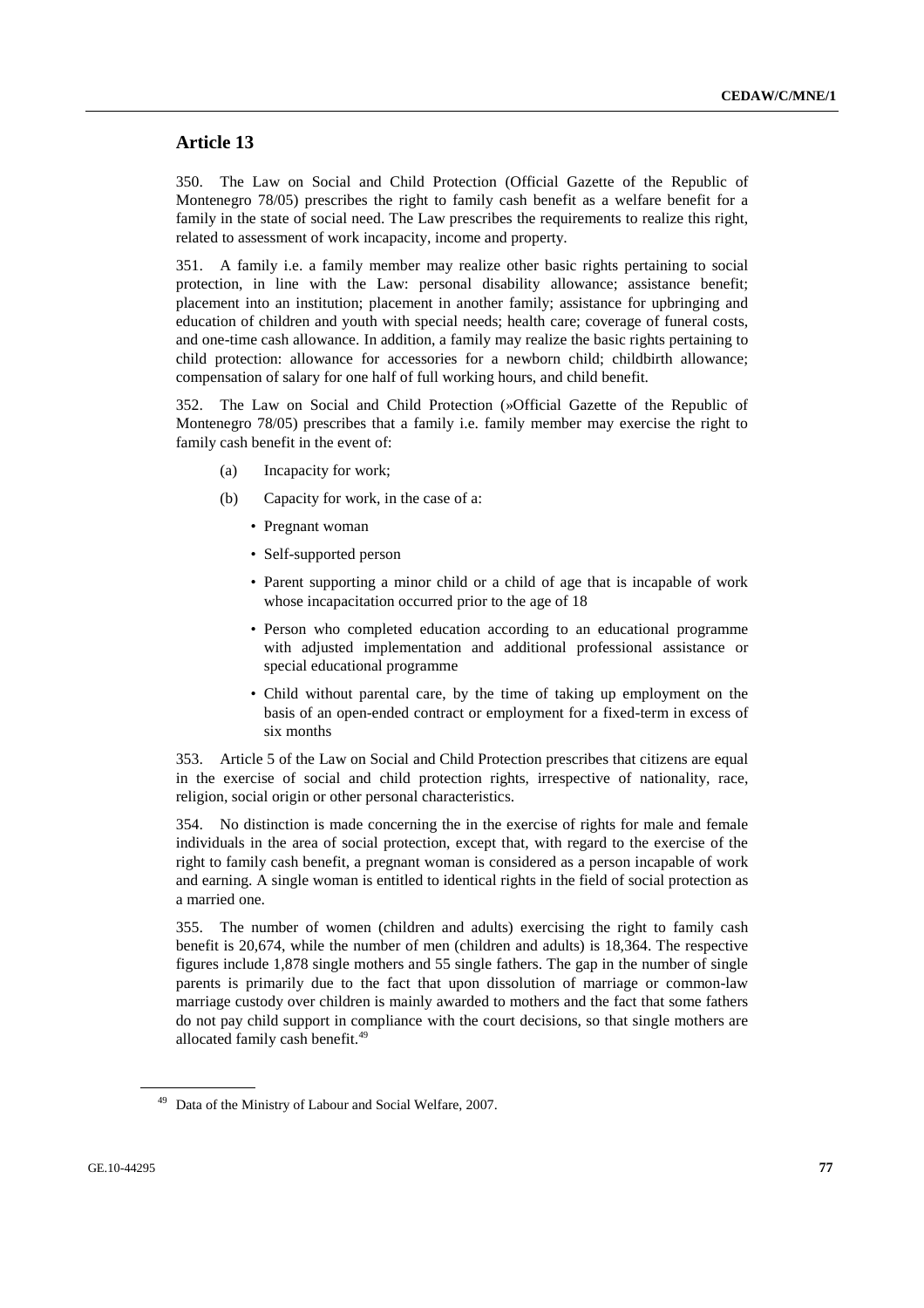## Article 13

350. The Law on Social and Child Protection (Official Gazette of the Republic of Montenegro 78/05) prescribes the right to family cash benefit as a welfare benefit for a family in the state of social need. The Law prescribes the requirements to realize this right, related to assessment of work incapacity, income and property.

351. A family i.e. a family member may realize other basic rights pertaining to social protection, in line with the Law: personal disability allowance; assistance benefit; placement into an institution; placement in another family; assistance for upbringing and education of children and youth with special needs; health care; coverage of funeral costs, and one-time cash allowance. In addition, a family may realize the basic rights pertaining to child protection: allowance for accessories for a newborn child; childbirth allowance; compensation of salary for one half of full working hours, and child benefit.

352. The Law on Social and Child Protection (»Official Gazette of the Republic of Montenegro 78/05) prescribes that a family i.e. family member may exercise the right to family cash benefit in the event of:

(a) Incapacity for work;

(b) Capacity for work, in the case of a:

- Pregnant woman
- Self-supported person
- Parent supporting a minor child or a child of age that is incapable of work whose incapacitation occurred prior to the age of 18
- Person who completed education according to an educational programme with adjusted implementation and additional professional assistance or special educational programme
- Child without parental care, by the time of taking up employment on the basis of an open-ended contract or employment for a fixed-term in excess of six months

353. Article 5 of the Law on Social and Child Protection prescribes that citizens are equal in the exercise of social and child protection rights, irrespective of nationality, race, religion, social origin or other personal characteristics.

354. No distinction is made concerning the in the exercise of rights for male and female individuals in the area of social protection, except that, with regard to the exercise of the right to family cash benefit, a pregnant woman is considered as a person incapable of work and earning. A single woman is entitled to identical rights in the field of social protection as a married one.

355. The number of women (children and adults) exercising the right to family cash benefit is 20,674, while the number of men (children and adults) is 18,364. The respective figures include 1,878 single mothers and 55 single fathers. The gap in the number of single parents is primarily due to the fact that upon dissolution of marriage or common-law marriage custody over children is mainly awarded to mothers and the fact that some fathers do not pay child support in compliance with the court decisions, so that single mothers are allocated family cash benefit.[49]

[49] Data of the Ministry of Labour and Social Welfare, 2007.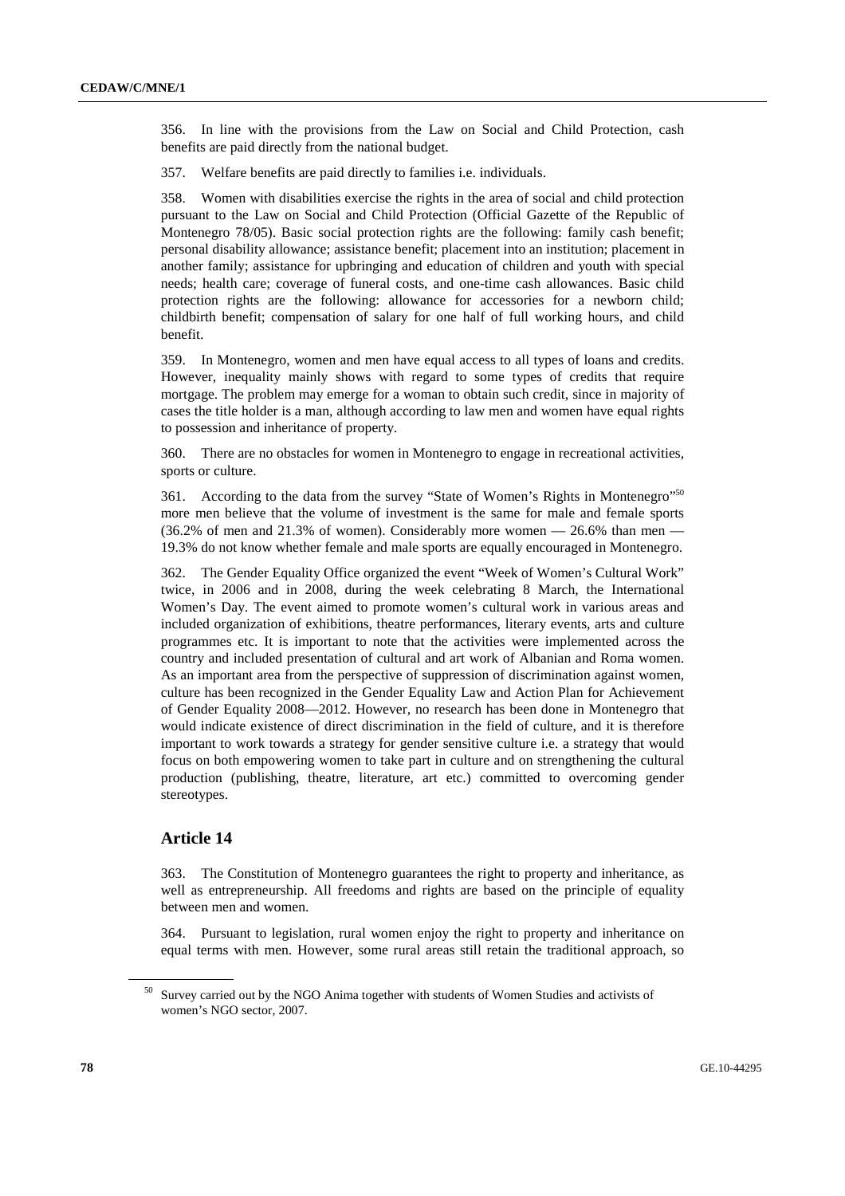356. In line with the provisions from the Law on Social and Child Protection, cash benefits are paid directly from the national budget.

357. Welfare benefits are paid directly to families i.e. individuals.

358. Women with disabilities exercise the rights in the area of social and child protection pursuant to the Law on Social and Child Protection (Official Gazette of the Republic of Montenegro 78/05). Basic social protection rights are the following: family cash benefit; personal disability allowance; assistance benefit; placement into an institution; placement in another family; assistance for upbringing and education of children and youth with special needs; health care; coverage of funeral costs, and one-time cash allowances. Basic child protection rights are the following: allowance for accessories for a newborn child; childbirth benefit; compensation of salary for one half of full working hours, and child benefit.

359. In Montenegro, women and men have equal access to all types of loans and credits. However, inequality mainly shows with regard to some types of credits that require mortgage. The problem may emerge for a woman to obtain such credit, since in majority of cases the title holder is a man, although according to law men and women have equal rights to possession and inheritance of property.

360. There are no obstacles for women in Montenegro to engage in recreational activities, sports or culture.

361. According to the data from the survey "State of Women's Rights in Montenegro"[50] more men believe that the volume of investment is the same for male and female sports (36.2% of men and 21.3% of women). Considerably more women — 26.6% than men — 19.3% do not know whether female and male sports are equally encouraged in Montenegro.

362. The Gender Equality Office organized the event "Week of Women's Cultural Work" twice, in 2006 and in 2008, during the week celebrating 8 March, the International Women's Day. The event aimed to promote women's cultural work in various areas and included organization of exhibitions, theatre performances, literary events, arts and culture programmes etc. It is important to note that the activities were implemented across the country and included presentation of cultural and art work of Albanian and Roma women. As an important area from the perspective of suppression of discrimination against women, culture has been recognized in the Gender Equality Law and Action Plan for Achievement of Gender Equality 2008—2012. However, no research has been done in Montenegro that would indicate existence of direct discrimination in the field of culture, and it is therefore important to work towards a strategy for gender sensitive culture i.e. a strategy that would focus on both empowering women to take part in culture and on strengthening the cultural production (publishing, theatre, literature, art etc.) committed to overcoming gender stereotypes.

## Article 14

363. The Constitution of Montenegro guarantees the right to property and inheritance, as well as entrepreneurship. All freedoms and rights are based on the principle of equality between men and women.

364. Pursuant to legislation, rural women enjoy the right to property and inheritance on equal terms with men. However, some rural areas still retain the traditional approach, so

[50] Survey carried out by the NGO Anima together with students of Women Studies and activists of women's NGO sector, 2007.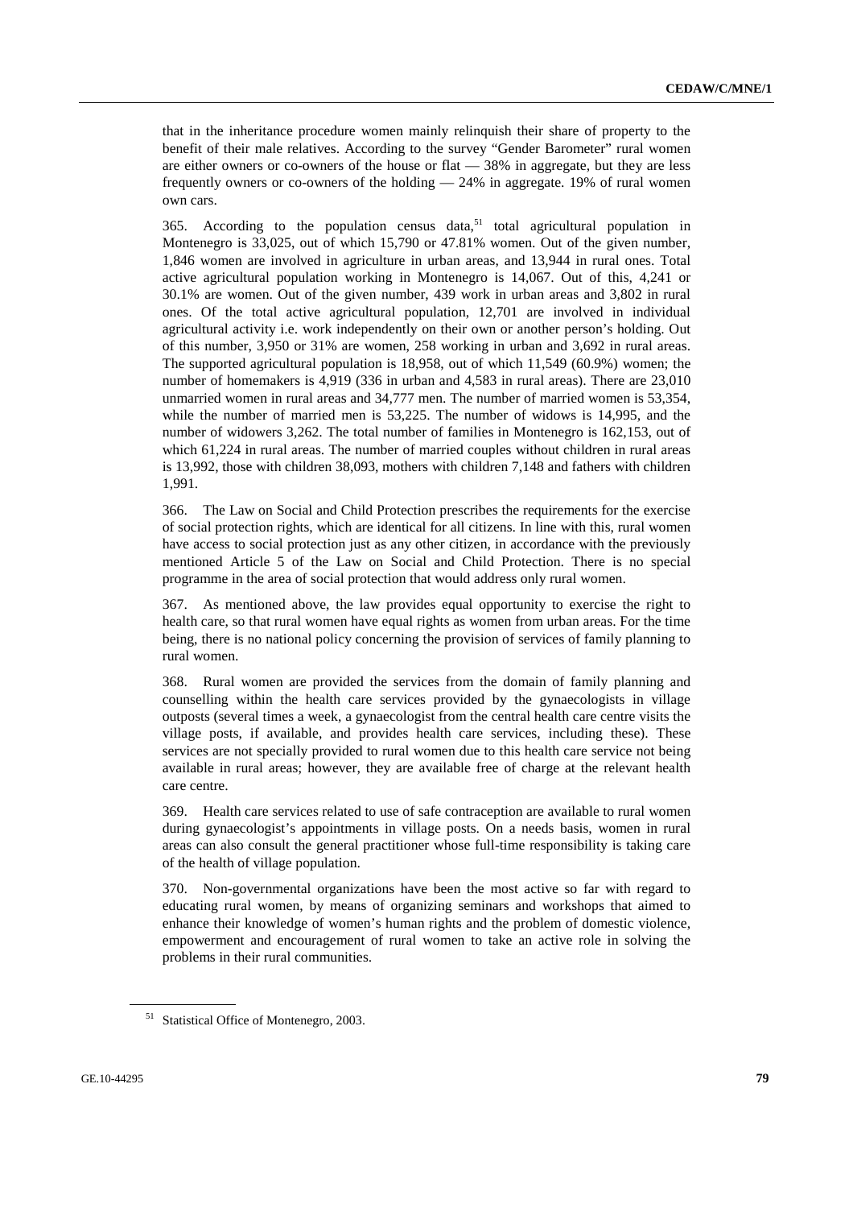that in the inheritance procedure women mainly relinquish their share of property to the benefit of their male relatives. According to the survey "Gender Barometer" rural women are either owners or co-owners of the house or flat — 38% in aggregate, but they are less frequently owners or co-owners of the holding — 24% in aggregate. 19% of rural women own cars.

365. According to the population census data,[51] total agricultural population in Montenegro is 33,025, out of which 15,790 or 47.81% women. Out of the given number, 1,846 women are involved in agriculture in urban areas, and 13,944 in rural ones. Total active agricultural population working in Montenegro is 14,067. Out of this, 4,241 or 30.1% are women. Out of the given number, 439 work in urban areas and 3,802 in rural ones. Of the total active agricultural population, 12,701 are involved in individual agricultural activity i.e. work independently on their own or another person's holding. Out of this number, 3,950 or 31% are women, 258 working in urban and 3,692 in rural areas. The supported agricultural population is 18,958, out of which 11,549 (60.9%) women; the number of homemakers is 4,919 (336 in urban and 4,583 in rural areas). There are 23,010 unmarried women in rural areas and 34,777 men. The number of married women is 53,354, while the number of married men is 53,225. The number of widows is 14,995, and the number of widowers 3,262. The total number of families in Montenegro is 162,153, out of which 61,224 in rural areas. The number of married couples without children in rural areas is 13,992, those with children 38,093, mothers with children 7,148 and fathers with children 1,991.

366. The Law on Social and Child Protection prescribes the requirements for the exercise of social protection rights, which are identical for all citizens. In line with this, rural women have access to social protection just as any other citizen, in accordance with the previously mentioned Article 5 of the Law on Social and Child Protection. There is no special programme in the area of social protection that would address only rural women.

367. As mentioned above, the law provides equal opportunity to exercise the right to health care, so that rural women have equal rights as women from urban areas. For the time being, there is no national policy concerning the provision of services of family planning to rural women.

368. Rural women are provided the services from the domain of family planning and counselling within the health care services provided by the gynaecologists in village outposts (several times a week, a gynaecologist from the central health care centre visits the village posts, if available, and provides health care services, including these). These services are not specially provided to rural women due to this health care service not being available in rural areas; however, they are available free of charge at the relevant health care centre.

369. Health care services related to use of safe contraception are available to rural women during gynaecologist's appointments in village posts. On a needs basis, women in rural areas can also consult the general practitioner whose full-time responsibility is taking care of the health of village population.

370. Non-governmental organizations have been the most active so far with regard to educating rural women, by means of organizing seminars and workshops that aimed to enhance their knowledge of women's human rights and the problem of domestic violence, empowerment and encouragement of rural women to take an active role in solving the problems in their rural communities.

[51] Statistical Office of Montenegro, 2003.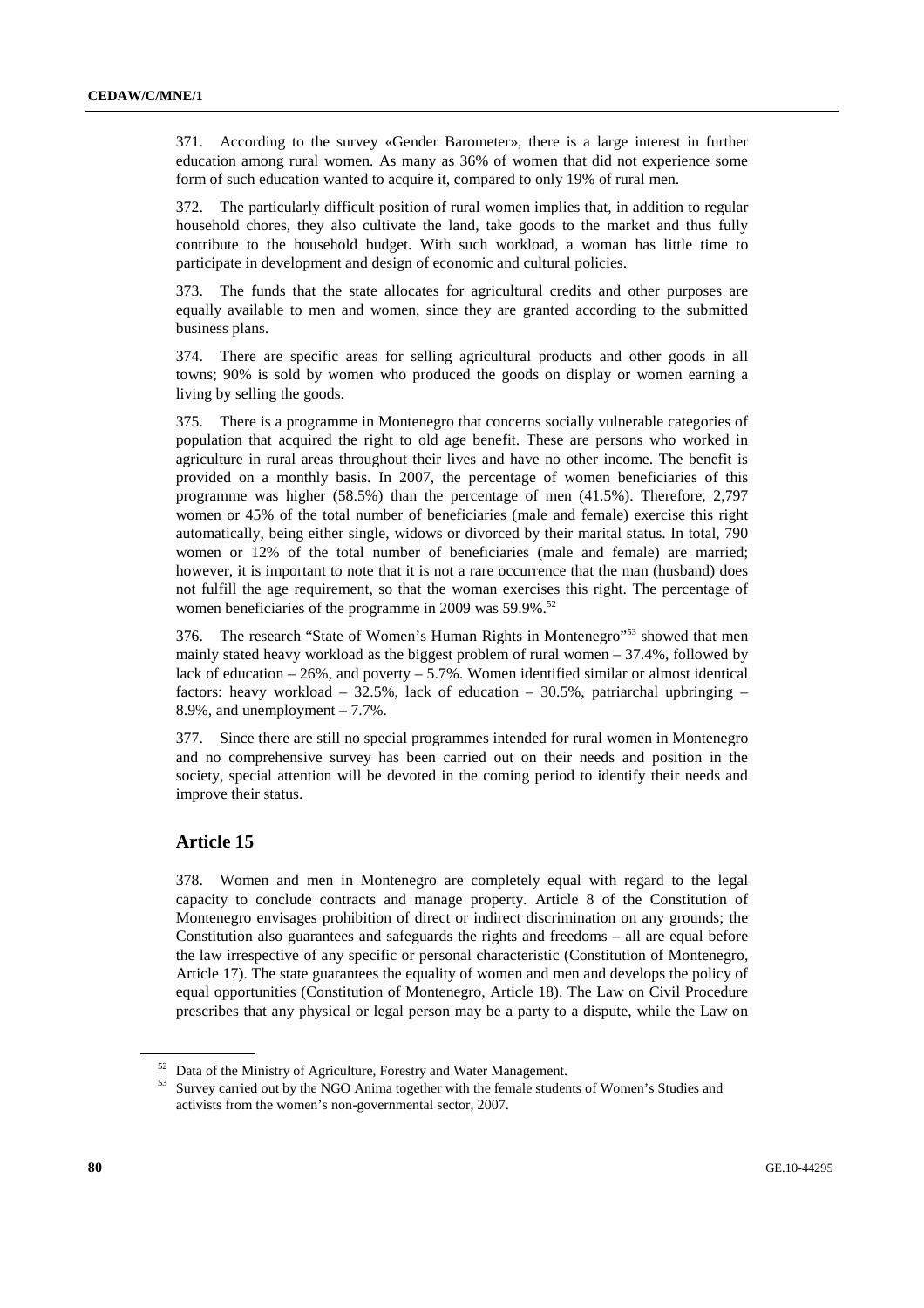371. According to the survey «Gender Barometer», there is a large interest in further education among rural women. As many as 36% of women that did not experience some form of such education wanted to acquire it, compared to only 19% of rural men.

372. The particularly difficult position of rural women implies that, in addition to regular household chores, they also cultivate the land, take goods to the market and thus fully contribute to the household budget. With such workload, a woman has little time to participate in development and design of economic and cultural policies.

373. The funds that the state allocates for agricultural credits and other purposes are equally available to men and women, since they are granted according to the submitted business plans.

374. There are specific areas for selling agricultural products and other goods in all towns; 90% is sold by women who produced the goods on display or women earning a living by selling the goods.

375. There is a programme in Montenegro that concerns socially vulnerable categories of population that acquired the right to old age benefit. These are persons who worked in agriculture in rural areas throughout their lives and have no other income. The benefit is provided on a monthly basis. In 2007, the percentage of women beneficiaries of this programme was higher (58.5%) than the percentage of men (41.5%). Therefore, 2,797 women or 45% of the total number of beneficiaries (male and female) exercise this right automatically, being either single, widows or divorced by their marital status. In total, 790 women or 12% of the total number of beneficiaries (male and female) are married; however, it is important to note that it is not a rare occurrence that the man (husband) does not fulfill the age requirement, so that the woman exercises this right. The percentage of women beneficiaries of the programme in 2009 was 59.9%.[52]

376. The research "State of Women's Human Rights in Montenegro"[53] showed that men mainly stated heavy workload as the biggest problem of rural women – 37.4%, followed by lack of education – 26%, and poverty – 5.7%. Women identified similar or almost identical factors: heavy workload – 32.5%, lack of education – 30.5%, patriarchal upbringing – 8.9%, and unemployment – 7.7%.

377. Since there are still no special programmes intended for rural women in Montenegro and no comprehensive survey has been carried out on their needs and position in the society, special attention will be devoted in the coming period to identify their needs and improve their status.

## Article 15

378. Women and men in Montenegro are completely equal with regard to the legal capacity to conclude contracts and manage property. Article 8 of the Constitution of Montenegro envisages prohibition of direct or indirect discrimination on any grounds; the Constitution also guarantees and safeguards the rights and freedoms – all are equal before the law irrespective of any specific or personal characteristic (Constitution of Montenegro, Article 17). The state guarantees the equality of women and men and develops the policy of equal opportunities (Constitution of Montenegro, Article 18). The Law on Civil Procedure prescribes that any physical or legal person may be a party to a dispute, while the Law on

---

[52] Data of the Ministry of Agriculture, Forestry and Water Management.

[53] Survey carried out by the NGO Anima together with the female students of Women's Studies and activists from the women's non-governmental sector, 2007.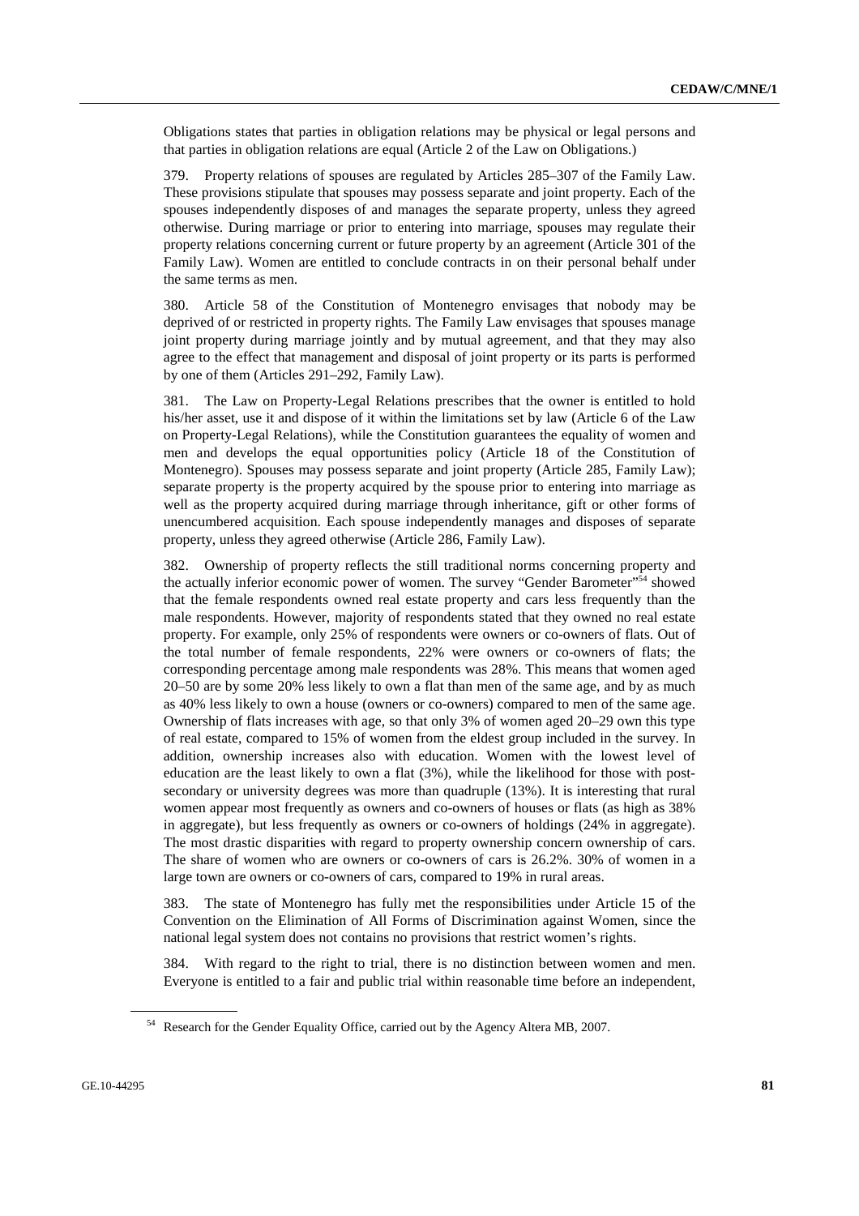Obligations states that parties in obligation relations may be physical or legal persons and that parties in obligation relations are equal (Article 2 of the Law on Obligations.)

379. Property relations of spouses are regulated by Articles 285–307 of the Family Law. These provisions stipulate that spouses may possess separate and joint property. Each of the spouses independently disposes of and manages the separate property, unless they agreed otherwise. During marriage or prior to entering into marriage, spouses may regulate their property relations concerning current or future property by an agreement (Article 301 of the Family Law). Women are entitled to conclude contracts in on their personal behalf under the same terms as men.

380. Article 58 of the Constitution of Montenegro envisages that nobody may be deprived of or restricted in property rights. The Family Law envisages that spouses manage joint property during marriage jointly and by mutual agreement, and that they may also agree to the effect that management and disposal of joint property or its parts is performed by one of them (Articles 291–292, Family Law).

381. The Law on Property-Legal Relations prescribes that the owner is entitled to hold his/her asset, use it and dispose of it within the limitations set by law (Article 6 of the Law on Property-Legal Relations), while the Constitution guarantees the equality of women and men and develops the equal opportunities policy (Article 18 of the Constitution of Montenegro). Spouses may possess separate and joint property (Article 285, Family Law); separate property is the property acquired by the spouse prior to entering into marriage as well as the property acquired during marriage through inheritance, gift or other forms of unencumbered acquisition. Each spouse independently manages and disposes of separate property, unless they agreed otherwise (Article 286, Family Law).

382. Ownership of property reflects the still traditional norms concerning property and the actually inferior economic power of women. The survey "Gender Barometer"[54] showed that the female respondents owned real estate property and cars less frequently than the male respondents. However, majority of respondents stated that they owned no real estate property. For example, only 25% of respondents were owners or co-owners of flats. Out of the total number of female respondents, 22% were owners or co-owners of flats; the corresponding percentage among male respondents was 28%. This means that women aged 20–50 are by some 20% less likely to own a flat than men of the same age, and by as much as 40% less likely to own a house (owners or co-owners) compared to men of the same age. Ownership of flats increases with age, so that only 3% of women aged 20–29 own this type of real estate, compared to 15% of women from the eldest group included in the survey. In addition, ownership increases also with education. Women with the lowest level of education are the least likely to own a flat (3%), while the likelihood for those with post-secondary or university degrees was more than quadruple (13%). It is interesting that rural women appear most frequently as owners and co-owners of houses or flats (as high as 38% in aggregate), but less frequently as owners or co-owners of holdings (24% in aggregate). The most drastic disparities with regard to property ownership concern ownership of cars. The share of women who are owners or co-owners of cars is 26.2%. 30% of women in a large town are owners or co-owners of cars, compared to 19% in rural areas.

383. The state of Montenegro has fully met the responsibilities under Article 15 of the Convention on the Elimination of All Forms of Discrimination against Women, since the national legal system does not contains no provisions that restrict women's rights.

384. With regard to the right to trial, there is no distinction between women and men. Everyone is entitled to a fair and public trial within reasonable time before an independent,

[54] Research for the Gender Equality Office, carried out by the Agency Altera MB, 2007.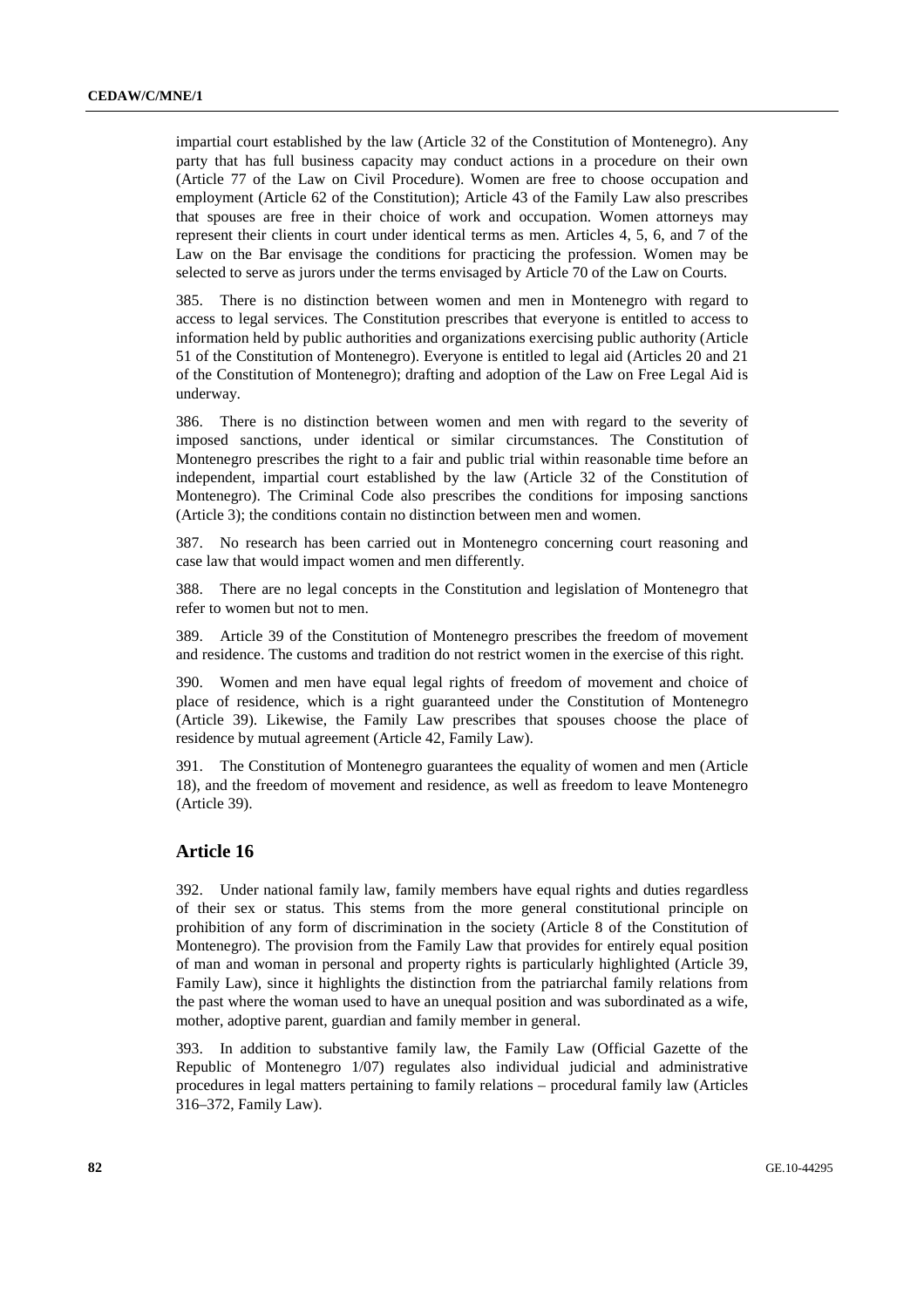impartial court established by the law (Article 32 of the Constitution of Montenegro). Any party that has full business capacity may conduct actions in a procedure on their own (Article 77 of the Law on Civil Procedure). Women are free to choose occupation and employment (Article 62 of the Constitution); Article 43 of the Family Law also prescribes that spouses are free in their choice of work and occupation. Women attorneys may represent their clients in court under identical terms as men. Articles 4, 5, 6, and 7 of the Law on the Bar envisage the conditions for practicing the profession. Women may be selected to serve as jurors under the terms envisaged by Article 70 of the Law on Courts.

385. There is no distinction between women and men in Montenegro with regard to access to legal services. The Constitution prescribes that everyone is entitled to access to information held by public authorities and organizations exercising public authority (Article 51 of the Constitution of Montenegro). Everyone is entitled to legal aid (Articles 20 and 21 of the Constitution of Montenegro); drafting and adoption of the Law on Free Legal Aid is underway.

386. There is no distinction between women and men with regard to the severity of imposed sanctions, under identical or similar circumstances. The Constitution of Montenegro prescribes the right to a fair and public trial within reasonable time before an independent, impartial court established by the law (Article 32 of the Constitution of Montenegro). The Criminal Code also prescribes the conditions for imposing sanctions (Article 3); the conditions contain no distinction between men and women.

387. No research has been carried out in Montenegro concerning court reasoning and case law that would impact women and men differently.

388. There are no legal concepts in the Constitution and legislation of Montenegro that refer to women but not to men.

389. Article 39 of the Constitution of Montenegro prescribes the freedom of movement and residence. The customs and tradition do not restrict women in the exercise of this right.

390. Women and men have equal legal rights of freedom of movement and choice of place of residence, which is a right guaranteed under the Constitution of Montenegro (Article 39). Likewise, the Family Law prescribes that spouses choose the place of residence by mutual agreement (Article 42, Family Law).

391. The Constitution of Montenegro guarantees the equality of women and men (Article 18), and the freedom of movement and residence, as well as freedom to leave Montenegro (Article 39).

## Article 16

392. Under national family law, family members have equal rights and duties regardless of their sex or status. This stems from the more general constitutional principle on prohibition of any form of discrimination in the society (Article 8 of the Constitution of Montenegro). The provision from the Family Law that provides for entirely equal position of man and woman in personal and property rights is particularly highlighted (Article 39, Family Law), since it highlights the distinction from the patriarchal family relations from the past where the woman used to have an unequal position and was subordinated as a wife, mother, adoptive parent, guardian and family member in general.

393. In addition to substantive family law, the Family Law (Official Gazette of the Republic of Montenegro 1/07) regulates also individual judicial and administrative procedures in legal matters pertaining to family relations – procedural family law (Articles 316–372, Family Law).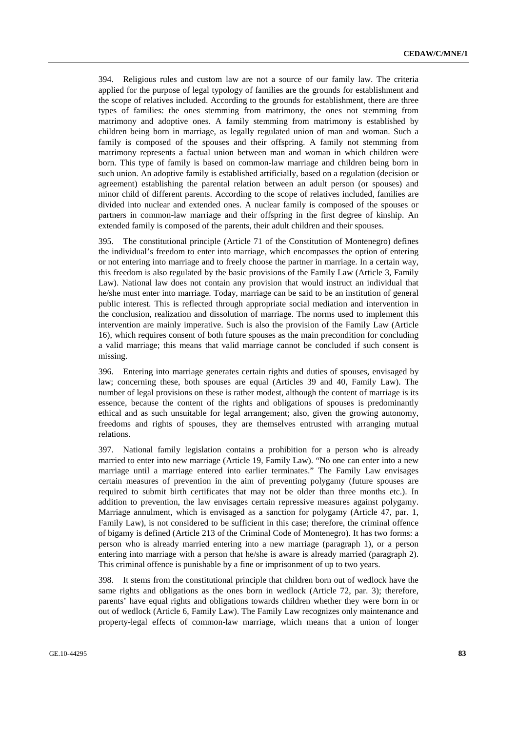394. Religious rules and custom law are not a source of our family law. The criteria applied for the purpose of legal typology of families are the grounds for establishment and the scope of relatives included. According to the grounds for establishment, there are three types of families: the ones stemming from matrimony, the ones not stemming from matrimony and adoptive ones. A family stemming from matrimony is established by children being born in marriage, as legally regulated union of man and woman. Such a family is composed of the spouses and their offspring. A family not stemming from matrimony represents a factual union between man and woman in which children were born. This type of family is based on common-law marriage and children being born in such union. An adoptive family is established artificially, based on a regulation (decision or agreement) establishing the parental relation between an adult person (or spouses) and minor child of different parents. According to the scope of relatives included, families are divided into nuclear and extended ones. A nuclear family is composed of the spouses or partners in common-law marriage and their offspring in the first degree of kinship. An extended family is composed of the parents, their adult children and their spouses.

395. The constitutional principle (Article 71 of the Constitution of Montenegro) defines the individual's freedom to enter into marriage, which encompasses the option of entering or not entering into marriage and to freely choose the partner in marriage. In a certain way, this freedom is also regulated by the basic provisions of the Family Law (Article 3, Family Law). National law does not contain any provision that would instruct an individual that he/she must enter into marriage. Today, marriage can be said to be an institution of general public interest. This is reflected through appropriate social mediation and intervention in the conclusion, realization and dissolution of marriage. The norms used to implement this intervention are mainly imperative. Such is also the provision of the Family Law (Article 16), which requires consent of both future spouses as the main precondition for concluding a valid marriage; this means that valid marriage cannot be concluded if such consent is missing.

396. Entering into marriage generates certain rights and duties of spouses, envisaged by law; concerning these, both spouses are equal (Articles 39 and 40, Family Law). The number of legal provisions on these is rather modest, although the content of marriage is its essence, because the content of the rights and obligations of spouses is predominantly ethical and as such unsuitable for legal arrangement; also, given the growing autonomy, freedoms and rights of spouses, they are themselves entrusted with arranging mutual relations.

397. National family legislation contains a prohibition for a person who is already married to enter into new marriage (Article 19, Family Law). "No one can enter into a new marriage until a marriage entered into earlier terminates." The Family Law envisages certain measures of prevention in the aim of preventing polygamy (future spouses are required to submit birth certificates that may not be older than three months etc.). In addition to prevention, the law envisages certain repressive measures against polygamy. Marriage annulment, which is envisaged as a sanction for polygamy (Article 47, par. 1, Family Law), is not considered to be sufficient in this case; therefore, the criminal offence of bigamy is defined (Article 213 of the Criminal Code of Montenegro). It has two forms: a person who is already married entering into a new marriage (paragraph 1), or a person entering into marriage with a person that he/she is aware is already married (paragraph 2). This criminal offence is punishable by a fine or imprisonment of up to two years.

398. It stems from the constitutional principle that children born out of wedlock have the same rights and obligations as the ones born in wedlock (Article 72, par. 3); therefore, parents' have equal rights and obligations towards children whether they were born in or out of wedlock (Article 6, Family Law). The Family Law recognizes only maintenance and property-legal effects of common-law marriage, which means that a union of longer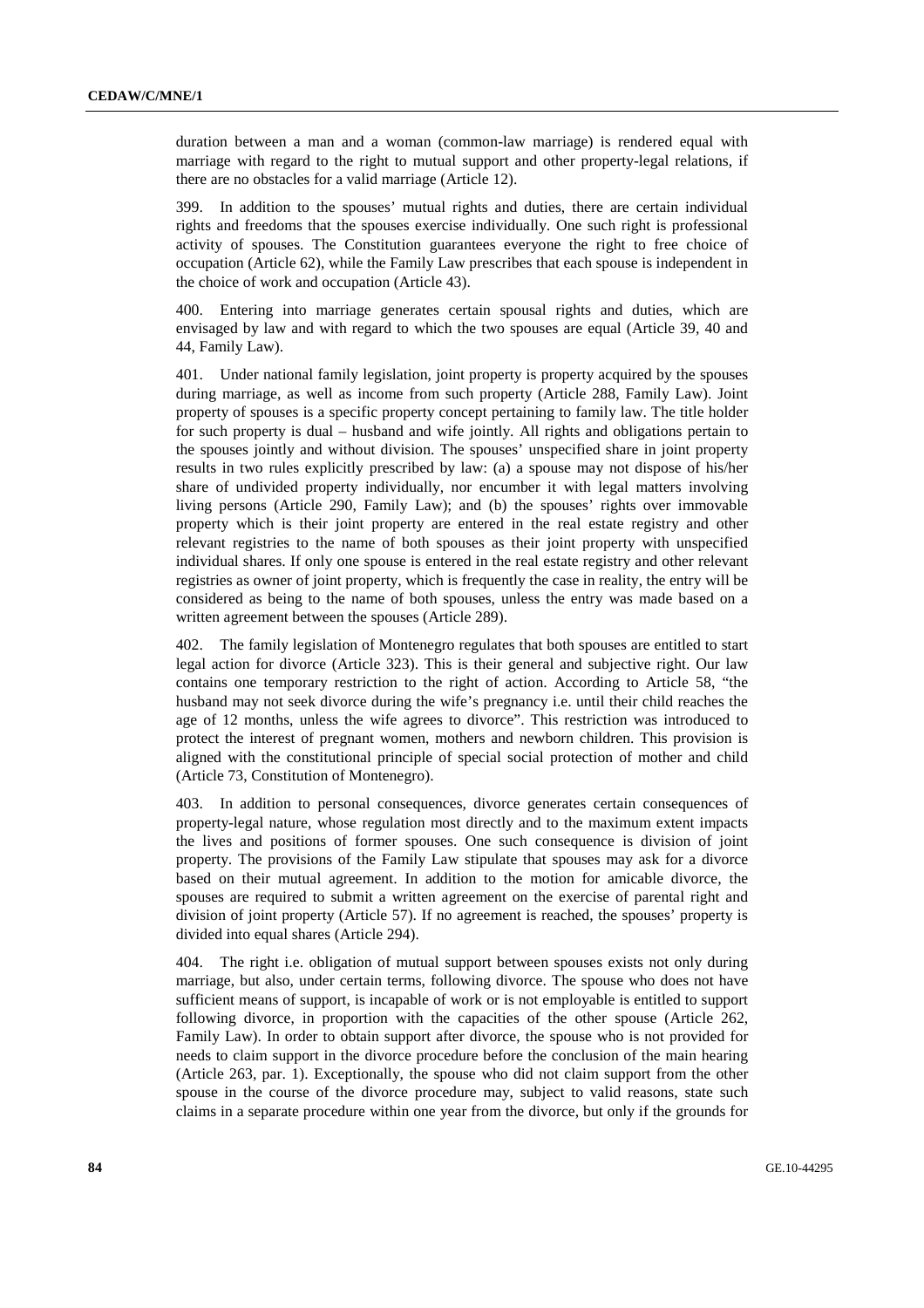duration between a man and a woman (common-law marriage) is rendered equal with marriage with regard to the right to mutual support and other property-legal relations, if there are no obstacles for a valid marriage (Article 12).

399. In addition to the spouses' mutual rights and duties, there are certain individual rights and freedoms that the spouses exercise individually. One such right is professional activity of spouses. The Constitution guarantees everyone the right to free choice of occupation (Article 62), while the Family Law prescribes that each spouse is independent in the choice of work and occupation (Article 43).

400. Entering into marriage generates certain spousal rights and duties, which are envisaged by law and with regard to which the two spouses are equal (Article 39, 40 and 44, Family Law).

401. Under national family legislation, joint property is property acquired by the spouses during marriage, as well as income from such property (Article 288, Family Law). Joint property of spouses is a specific property concept pertaining to family law. The title holder for such property is dual – husband and wife jointly. All rights and obligations pertain to the spouses jointly and without division. The spouses' unspecified share in joint property results in two rules explicitly prescribed by law: (a) a spouse may not dispose of his/her share of undivided property individually, nor encumber it with legal matters involving living persons (Article 290, Family Law); and (b) the spouses' rights over immovable property which is their joint property are entered in the real estate registry and other relevant registries to the name of both spouses as their joint property with unspecified individual shares. If only one spouse is entered in the real estate registry and other relevant registries as owner of joint property, which is frequently the case in reality, the entry will be considered as being to the name of both spouses, unless the entry was made based on a written agreement between the spouses (Article 289).

402. The family legislation of Montenegro regulates that both spouses are entitled to start legal action for divorce (Article 323). This is their general and subjective right. Our law contains one temporary restriction to the right of action. According to Article 58, "the husband may not seek divorce during the wife's pregnancy i.e. until their child reaches the age of 12 months, unless the wife agrees to divorce". This restriction was introduced to protect the interest of pregnant women, mothers and newborn children. This provision is aligned with the constitutional principle of special social protection of mother and child (Article 73, Constitution of Montenegro).

403. In addition to personal consequences, divorce generates certain consequences of property-legal nature, whose regulation most directly and to the maximum extent impacts the lives and positions of former spouses. One such consequence is division of joint property. The provisions of the Family Law stipulate that spouses may ask for a divorce based on their mutual agreement. In addition to the motion for amicable divorce, the spouses are required to submit a written agreement on the exercise of parental right and division of joint property (Article 57). If no agreement is reached, the spouses' property is divided into equal shares (Article 294).

404. The right i.e. obligation of mutual support between spouses exists not only during marriage, but also, under certain terms, following divorce. The spouse who does not have sufficient means of support, is incapable of work or is not employable is entitled to support following divorce, in proportion with the capacities of the other spouse (Article 262, Family Law). In order to obtain support after divorce, the spouse who is not provided for needs to claim support in the divorce procedure before the conclusion of the main hearing (Article 263, par. 1). Exceptionally, the spouse who did not claim support from the other spouse in the course of the divorce procedure may, subject to valid reasons, state such claims in a separate procedure within one year from the divorce, but only if the grounds for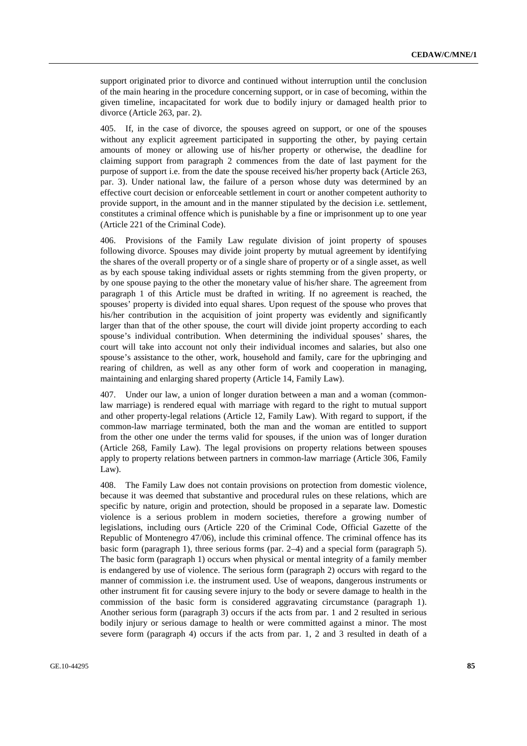support originated prior to divorce and continued without interruption until the conclusion of the main hearing in the procedure concerning support, or in case of becoming, within the given timeline, incapacitated for work due to bodily injury or damaged health prior to divorce (Article 263, par. 2).

405. If, in the case of divorce, the spouses agreed on support, or one of the spouses without any explicit agreement participated in supporting the other, by paying certain amounts of money or allowing use of his/her property or otherwise, the deadline for claiming support from paragraph 2 commences from the date of last payment for the purpose of support i.e. from the date the spouse received his/her property back (Article 263, par. 3). Under national law, the failure of a person whose duty was determined by an effective court decision or enforceable settlement in court or another competent authority to provide support, in the amount and in the manner stipulated by the decision i.e. settlement, constitutes a criminal offence which is punishable by a fine or imprisonment up to one year (Article 221 of the Criminal Code).

406. Provisions of the Family Law regulate division of joint property of spouses following divorce. Spouses may divide joint property by mutual agreement by identifying the shares of the overall property or of a single share of property or of a single asset, as well as by each spouse taking individual assets or rights stemming from the given property, or by one spouse paying to the other the monetary value of his/her share. The agreement from paragraph 1 of this Article must be drafted in writing. If no agreement is reached, the spouses' property is divided into equal shares. Upon request of the spouse who proves that his/her contribution in the acquisition of joint property was evidently and significantly larger than that of the other spouse, the court will divide joint property according to each spouse's individual contribution. When determining the individual spouses' shares, the court will take into account not only their individual incomes and salaries, but also one spouse's assistance to the other, work, household and family, care for the upbringing and rearing of children, as well as any other form of work and cooperation in managing, maintaining and enlarging shared property (Article 14, Family Law).

407. Under our law, a union of longer duration between a man and a woman (common-law marriage) is rendered equal with marriage with regard to the right to mutual support and other property-legal relations (Article 12, Family Law). With regard to support, if the common-law marriage terminated, both the man and the woman are entitled to support from the other one under the terms valid for spouses, if the union was of longer duration (Article 268, Family Law). The legal provisions on property relations between spouses apply to property relations between partners in common-law marriage (Article 306, Family Law).

408. The Family Law does not contain provisions on protection from domestic violence, because it was deemed that substantive and procedural rules on these relations, which are specific by nature, origin and protection, should be proposed in a separate law. Domestic violence is a serious problem in modern societies, therefore a growing number of legislations, including ours (Article 220 of the Criminal Code, Official Gazette of the Republic of Montenegro 47/06), include this criminal offence. The criminal offence has its basic form (paragraph 1), three serious forms (par. 2–4) and a special form (paragraph 5). The basic form (paragraph 1) occurs when physical or mental integrity of a family member is endangered by use of violence. The serious form (paragraph 2) occurs with regard to the manner of commission i.e. the instrument used. Use of weapons, dangerous instruments or other instrument fit for causing severe injury to the body or severe damage to health in the commission of the basic form is considered aggravating circumstance (paragraph 1). Another serious form (paragraph 3) occurs if the acts from par. 1 and 2 resulted in serious bodily injury or serious damage to health or were committed against a minor. The most severe form (paragraph 4) occurs if the acts from par. 1, 2 and 3 resulted in death of a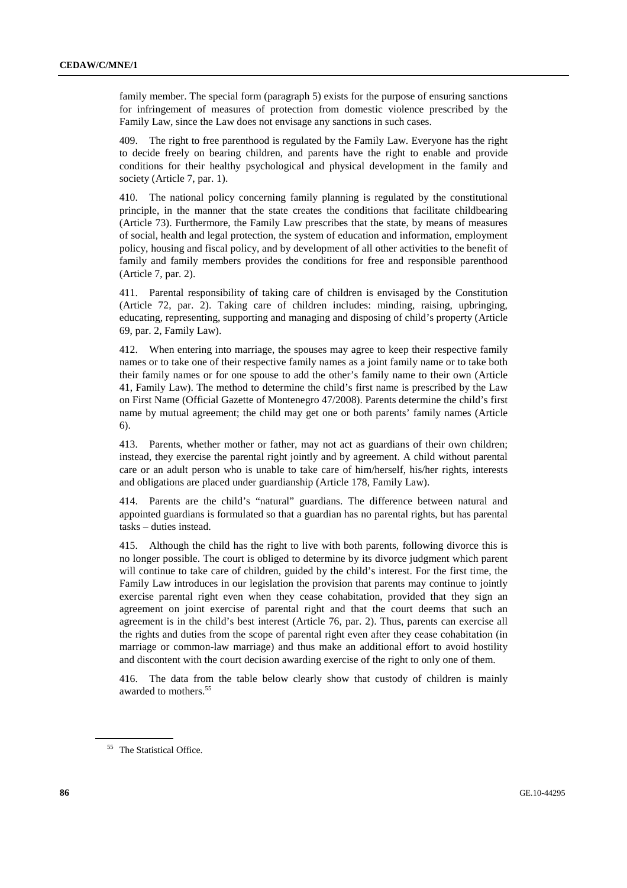family member. The special form (paragraph 5) exists for the purpose of ensuring sanctions for infringement of measures of protection from domestic violence prescribed by the Family Law, since the Law does not envisage any sanctions in such cases.

409. The right to free parenthood is regulated by the Family Law. Everyone has the right to decide freely on bearing children, and parents have the right to enable and provide conditions for their healthy psychological and physical development in the family and society (Article 7, par. 1).

410. The national policy concerning family planning is regulated by the constitutional principle, in the manner that the state creates the conditions that facilitate childbearing (Article 73). Furthermore, the Family Law prescribes that the state, by means of measures of social, health and legal protection, the system of education and information, employment policy, housing and fiscal policy, and by development of all other activities to the benefit of family and family members provides the conditions for free and responsible parenthood (Article 7, par. 2).

411. Parental responsibility of taking care of children is envisaged by the Constitution (Article 72, par. 2). Taking care of children includes: minding, raising, upbringing, educating, representing, supporting and managing and disposing of child's property (Article 69, par. 2, Family Law).

412. When entering into marriage, the spouses may agree to keep their respective family names or to take one of their respective family names as a joint family name or to take both their family names or for one spouse to add the other's family name to their own (Article 41, Family Law). The method to determine the child's first name is prescribed by the Law on First Name (Official Gazette of Montenegro 47/2008). Parents determine the child's first name by mutual agreement; the child may get one or both parents' family names (Article 6).

413. Parents, whether mother or father, may not act as guardians of their own children; instead, they exercise the parental right jointly and by agreement. A child without parental care or an adult person who is unable to take care of him/herself, his/her rights, interests and obligations are placed under guardianship (Article 178, Family Law).

414. Parents are the child's "natural" guardians. The difference between natural and appointed guardians is formulated so that a guardian has no parental rights, but has parental tasks – duties instead.

415. Although the child has the right to live with both parents, following divorce this is no longer possible. The court is obliged to determine by its divorce judgment which parent will continue to take care of children, guided by the child's interest. For the first time, the Family Law introduces in our legislation the provision that parents may continue to jointly exercise parental right even when they cease cohabitation, provided that they sign an agreement on joint exercise of parental right and that the court deems that such an agreement is in the child's best interest (Article 76, par. 2). Thus, parents can exercise all the rights and duties from the scope of parental right even after they cease cohabitation (in marriage or common-law marriage) and thus make an additional effort to avoid hostility and discontent with the court decision awarding exercise of the right to only one of them.

416. The data from the table below clearly show that custody of children is mainly awarded to mothers.[55]

[55] The Statistical Office.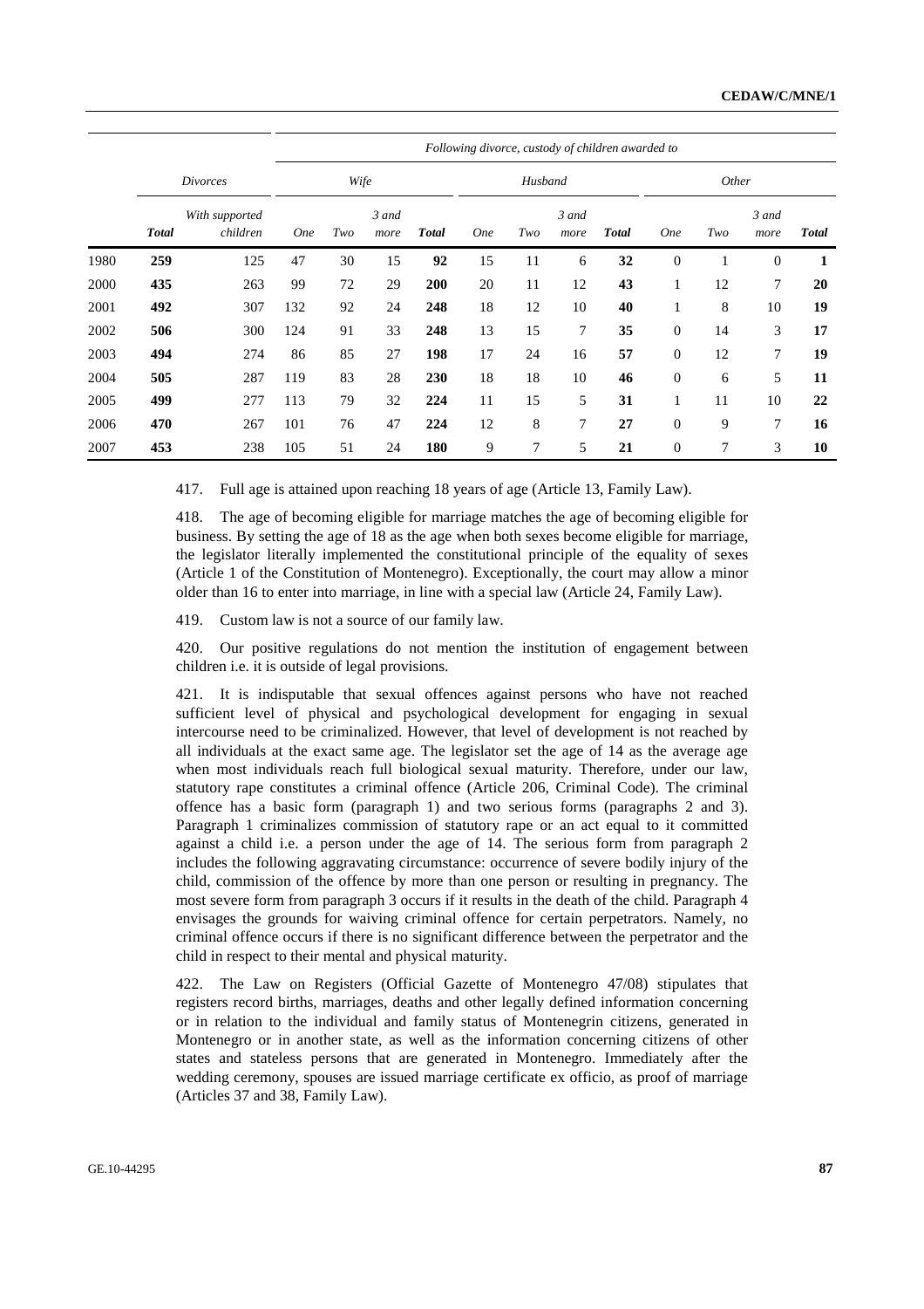| | Divorces | | Following divorce, custody of children awarded to | | | | | | | | | | | |
|---|---|---|---|---|---|---|---|---|---|---|---|---|---|---|
| | | | Wife | | | | Husband | | | | Other | | | |
| | **Total** | With supported children | One | Two | 3 and more | **Total** | One | Two | 3 and more | **Total** | One | Two | 3 and more | **Total** |
| 1980 | **259** | 125 | 47 | 30 | 15 | **92** | 15 | 11 | 6 | **32** | 0 | 1 | 0 | **1** |
| 2000 | **435** | 263 | 99 | 72 | 29 | **200** | 20 | 11 | 12 | **43** | 1 | 12 | 7 | **20** |
| 2001 | **492** | 307 | 132 | 92 | 24 | **248** | 18 | 12 | 10 | **40** | 1 | 8 | 10 | **19** |
| 2002 | **506** | 300 | 124 | 91 | 33 | **248** | 13 | 15 | 7 | **35** | 0 | 14 | 3 | **17** |
| 2003 | **494** | 274 | 86 | 85 | 27 | **198** | 17 | 24 | 16 | **57** | 0 | 12 | 7 | **19** |
| 2004 | **505** | 287 | 119 | 83 | 28 | **230** | 18 | 18 | 10 | **46** | 0 | 6 | 5 | **11** |
| 2005 | **499** | 277 | 113 | 79 | 32 | **224** | 11 | 15 | 5 | **31** | 1 | 11 | 10 | **22** |
| 2006 | **470** | 267 | 101 | 76 | 47 | **224** | 12 | 8 | 7 | **27** | 0 | 9 | 7 | **16** |
| 2007 | **453** | 238 | 105 | 51 | 24 | **180** | 9 | 7 | 5 | **21** | 0 | 7 | 3 | **10** |

417. Full age is attained upon reaching 18 years of age (Article 13, Family Law).

418. The age of becoming eligible for marriage matches the age of becoming eligible for business. By setting the age of 18 as the age when both sexes become eligible for marriage, the legislator literally implemented the constitutional principle of the equality of sexes (Article 1 of the Constitution of Montenegro). Exceptionally, the court may allow a minor older than 16 to enter into marriage, in line with a special law (Article 24, Family Law).

419. Custom law is not a source of our family law.

420. Our positive regulations do not mention the institution of engagement between children i.e. it is outside of legal provisions.

421. It is indisputable that sexual offences against persons who have not reached sufficient level of physical and psychological development for engaging in sexual intercourse need to be criminalized. However, that level of development is not reached by all individuals at the exact same age. The legislator set the age of 14 as the average age when most individuals reach full biological sexual maturity. Therefore, under our law, statutory rape constitutes a criminal offence (Article 206, Criminal Code). The criminal offence has a basic form (paragraph 1) and two serious forms (paragraphs 2 and 3). Paragraph 1 criminalizes commission of statutory rape or an act equal to it committed against a child i.e. a person under the age of 14. The serious form from paragraph 2 includes the following aggravating circumstance: occurrence of severe bodily injury of the child, commission of the offence by more than one person or resulting in pregnancy. The most severe form from paragraph 3 occurs if it results in the death of the child. Paragraph 4 envisages the grounds for waiving criminal offence for certain perpetrators. Namely, no criminal offence occurs if there is no significant difference between the perpetrator and the child in respect to their mental and physical maturity.

422. The Law on Registers (Official Gazette of Montenegro 47/08) stipulates that registers record births, marriages, deaths and other legally defined information concerning or in relation to the individual and family status of Montenegrin citizens, generated in Montenegro or in another state, as well as the information concerning citizens of other states and stateless persons that are generated in Montenegro. Immediately after the wedding ceremony, spouses are issued marriage certificate ex officio, as proof of marriage (Articles 37 and 38, Family Law).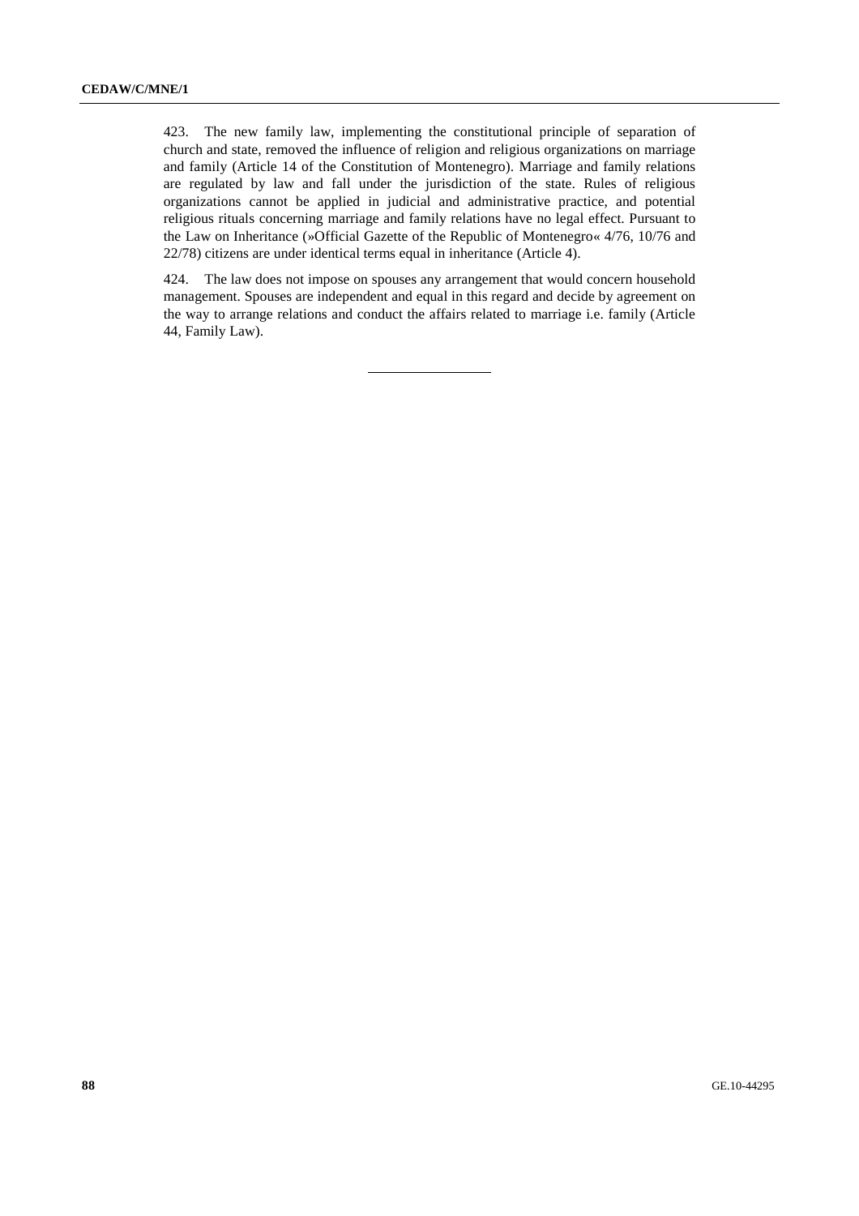423. The new family law, implementing the constitutional principle of separation of church and state, removed the influence of religion and religious organizations on marriage and family (Article 14 of the Constitution of Montenegro). Marriage and family relations are regulated by law and fall under the jurisdiction of the state. Rules of religious organizations cannot be applied in judicial and administrative practice, and potential religious rituals concerning marriage and family relations have no legal effect. Pursuant to the Law on Inheritance (»Official Gazette of the Republic of Montenegro« 4/76, 10/76 and 22/78) citizens are under identical terms equal in inheritance (Article 4).

424. The law does not impose on spouses any arrangement that would concern household management. Spouses are independent and equal in this regard and decide by agreement on the way to arrange relations and conduct the affairs related to marriage i.e. family (Article 44, Family Law).